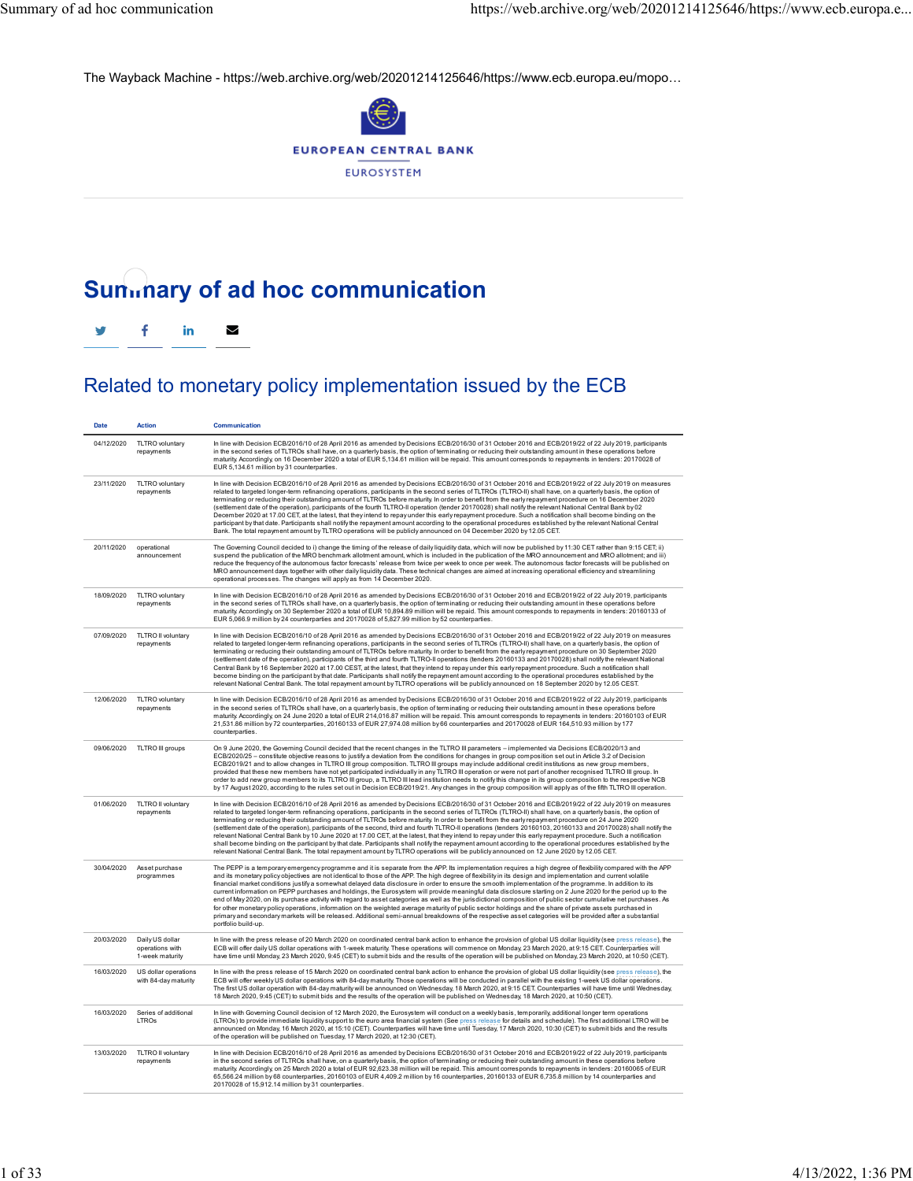The Wayback Machine - https://web.archive.org/web/20201214125646/https://www.ecb.europa.eu/mopo…

EUROPEAN CENTRAL BANK

EUROSYSTEM

# Summary of ad hoc communication

## Related to monetary policy implementation issued by the ECB

| Date | Action | Communication |
|---|---|---|
| 04/12/2020 | TLTRO voluntary repayments | In line with Decision ECB/2016/10 of 28 April 2016 as amended by Decisions ECB/2016/30 of 31 October 2016 and ECB/2019/22 of 22 July 2019, participants in the second series of TLTROs shall have, on a quarterly basis, the option of terminating or reducing their outstanding amount in these operations before maturity. Accordingly, on 16 December 2020 a total of EUR 5,134.61 million will be repaid. This amount corresponds to repayments in tenders: 20170028 of EUR 5,134.61 million by 31 counterparties. |
| 23/11/2020 | TLTRO voluntary repayments | In line with Decision ECB/2016/10 of 28 April 2016 as amended by Decisions ECB/2016/30 of 31 October 2016 and ECB/2019/22 of 22 July 2019 on measures related to targeted longer-term refinancing operations, participants in the second series of TLTROs (TLTRO-II) shall have, on a quarterly basis, the option of terminating or reducing their outstanding amount of TLTROs before maturity. In order to benefit from the early repayment procedure on 16 December 2020 (settlement date of the operation), participants of the fourth TLTRO-II operation (tender 20170028) shall notify the relevant National Central Bank by 02 December 2020 at 17.00 CET, at the latest, that they intend to repay under this early repayment procedure. Such a notification shall become binding on the participant by that date. Participants shall notify the repayment amount according to the operational procedures established by the relevant National Central Bank. The total repayment amount by TLTRO operations will be publicly announced on 04 December 2020 by 12.05 CET. |
| 20/11/2020 | operational announcement | The Governing Council decided to i) change the timing of the release of daily liquidity data, which will now be published by 11:30 CET rather than 9:15 CET; ii) suspend the publication of the MRO benchmark allotment amount, which is included in the publication of the MRO announcement and MRO allotment; and iii) reduce the frequency of the autonomous factor forecasts' release from twice per week to once per week. The autonomous factor forecasts will be published on MRO announcement days together with other daily liquidity data. These technical changes are aimed at increasing operational efficiency and streamlining operational processes. The changes will apply as from 14 December 2020. |
| 18/09/2020 | TLTRO voluntary repayments | In line with Decision ECB/2016/10 of 28 April 2016 as amended by Decisions ECB/2016/30 of 31 October 2016 and ECB/2019/22 of 22 July 2019, participants in the second series of TLTROs shall have, on a quarterly basis, the option of terminating or reducing their outstanding amount in these operations before maturity. Accordingly, on 30 September 2020 a total of EUR 10,894.89 million will be repaid. This amount corresponds to repayments in tenders: 20160133 of EUR 5,066.9 million by 24 counterparties and 20170028 of 5,827.99 million by 52 counterparties. |
| 07/09/2020 | TLTRO II voluntary repayments | In line with Decision ECB/2016/10 of 28 April 2016 as amended by Decisions ECB/2016/30 of 31 October 2016 and ECB/2019/22 of 22 July 2019 on measures related to targeted longer-term refinancing operations, participants in the second series of TLTROs (TLTRO-II) shall have, on a quarterly basis, the option of terminating or reducing their outstanding amount of TLTROs before maturity. In order to benefit from the early repayment procedure on 30 September 2020 (settlement date of the operation), participants of the third and fourth TLTRO-II operations (tenders 20160133 and 20170028) shall notify the relevant National Central Bank by 16 September 2020 at 17.00 CEST, at the latest, that they intend to repay under this early repayment procedure. Such a notification shall become binding on the participant by that date. Participants shall notify the repayment amount according to the operational procedures established by the relevant National Central Bank. The total repayment amount by TLTRO operations will be publicly announced on 18 September 2020 by 12.05 CEST. |
| 12/06/2020 | TLTRO voluntary repayments | In line with Decision ECB/2016/10 of 28 April 2016 as amended by Decisions ECB/2016/30 of 31 October 2016 and ECB/2019/22 of 22 July 2019, participants in the second series of TLTROs shall have, on a quarterly basis, the option of terminating or reducing their outstanding amount in these operations before maturity. Accordingly, on 24 June 2020 a total of EUR 214,016.87 million will be repaid. This amount corresponds to repayments in tenders: 20160103 of EUR 21,531.86 million by 72 counterparties, 20160133 of EUR 27,974.08 million by 66 counterparties and 20170028 of EUR 164,510.93 million by 177 counterparties. |
| 09/06/2020 | TLTRO III groups | On 9 June 2020, the Governing Council decided that the recent changes in the TLTRO III parameters – implemented via Decisions ECB/2020/13 and ECB/2020/25 – constitute objective reasons to justify a deviation from the conditions for changes in group composition set out in Article 3.2 of Decision ECB/2019/21 and to allow changes in TLTRO III group composition. TLTRO III groups may include additional credit institutions as new group members, provided that these new members have not yet participated individually in any TLTRO III operation or were not part of another recognised TLTRO III group. In order to add new group members to its TLTRO III group, a TLTRO III lead institution needs to notify this change in its group composition to the respective NCB by 17 August 2020, according to the rules set out in Decision ECB/2019/21. Any changes in the group composition will apply as of the fifth TLTRO III operation. |
| 01/06/2020 | TLTRO II voluntary repayments | In line with Decision ECB/2016/10 of 28 April 2016 as amended by Decisions ECB/2016/30 of 31 October 2016 and ECB/2019/22 of 22 July 2019 on measures related to targeted longer-term refinancing operations, participants in the second series of TLTROs (TLTRO-II) shall have, on a quarterly basis, the option of terminating or reducing their outstanding amount of TLTROs before maturity. In order to benefit from the early repayment procedure on 24 June 2020 (settlement date of the operation), participants of the second, third and fourth TLTRO-II operations (tenders 20160103, 20160133 and 20170028) shall notify the relevant National Central Bank by 10 June 2020 at 17.00 CET, at the latest, that they intend to repay under this early repayment procedure. Such a notification shall become binding on the participant by that date. Participants shall notify the repayment amount according to the operational procedures established by the relevant National Central Bank. The total repayment amount by TLTRO operations will be publicly announced on 12 June 2020 by 12.05 CET. |
| 30/04/2020 | Asset purchase programmes | The PEPP is a temporary emergency programme and it is separate from the APP. Its implementation requires a high degree of flexibility compared with the APP and its monetary policy objectives are not identical to those of the APP. The high degree of flexibility in its design and implementation and current volatile financial market conditions justify a somewhat delayed data disclosure in order to ensure the smooth implementation of the programme. In addition to its current information on PEPP purchases and holdings, the Eurosystem will provide meaningful data disclosure starting on 2 June 2020 for the period up to the end of May 2020, on its purchase activity with regard to asset categories as well as the jurisdictional composition of public sector cumulative net purchases. As for other monetary policy operations, information on the weighted average maturity of public sector holdings and the share of private assets purchased in primary and secondary markets will be released. Additional semi-annual breakdowns of the respective asset categories will be provided after a substantial portfolio build-up. |
| 20/03/2020 | Daily US dollar operations with 1-week maturity | In line with the press release of 20 March 2020 on coordinated central bank action to enhance the provision of global US dollar liquidity (see press release), the ECB will offer daily US dollar operations with 1-week maturity. These operations will commence on Monday, 23 March 2020, at 9:15 CET. Counterparties will have time until Monday, 23 March 2020, 9:45 (CET) to submit bids and the results of the operation will be published on Monday, 23 March 2020, at 10:50 (CET). |
| 16/03/2020 | US dollar operations with 84-day maturity | In line with the press release of 15 March 2020 on coordinated central bank action to enhance the provision of global US dollar liquidity (see press release), the ECB will offer weekly US dollar operations with 84-day maturity. Those operations will be conducted in parallel with the existing 1-week US dollar operations. The first US dollar operation with 84-day maturity will be announced on Wednesday, 18 March 2020, at 9:15 CET. Counterparties will have time until Wednesday, 18 March 2020, 9:45 (CET) to submit bids and the results of the operation will be published on Wednesday, 18 March 2020, at 10:50 (CET). |
| 16/03/2020 | Series of additional LTROs | In line with Governing Council decision of 12 March 2020, the Eurosystem will conduct on a weekly basis, temporarily, additional longer term operations (LTROs) to provide immediate liquidity support to the euro area financial system (See press release for details and schedule). The first additional LTRO will be announced on Monday, 16 March 2020, at 15:10 (CET). Counterparties will have time until Tuesday, 17 March 2020, 10:30 (CET) to submit bids and the results of the operation will be published on Tuesday, 17 March 2020, at 12:30 (CET). |
| 13/03/2020 | TLTRO II voluntary repayments | In line with Decision ECB/2016/10 of 28 April 2016 as amended by Decisions ECB/2016/30 of 31 October 2016 and ECB/2019/22 of 22 July 2019, participants in the second series of TLTROs shall have, on a quarterly basis, the option of terminating or reducing their outstanding amount in these operations before maturity. Accordingly, on 25 March 2020 a total of EUR 92,623.38 million will be repaid. This amount corresponds to repayments in tenders: 20160065 of EUR 65,566.24 million by 68 counterparties, 20160103 of EUR 4,409.2 million by 16 counterparties, 20160133 of EUR 6,735.8 million by 14 counterparties and 20170028 of 15,912.14 million by 31 counterparties. |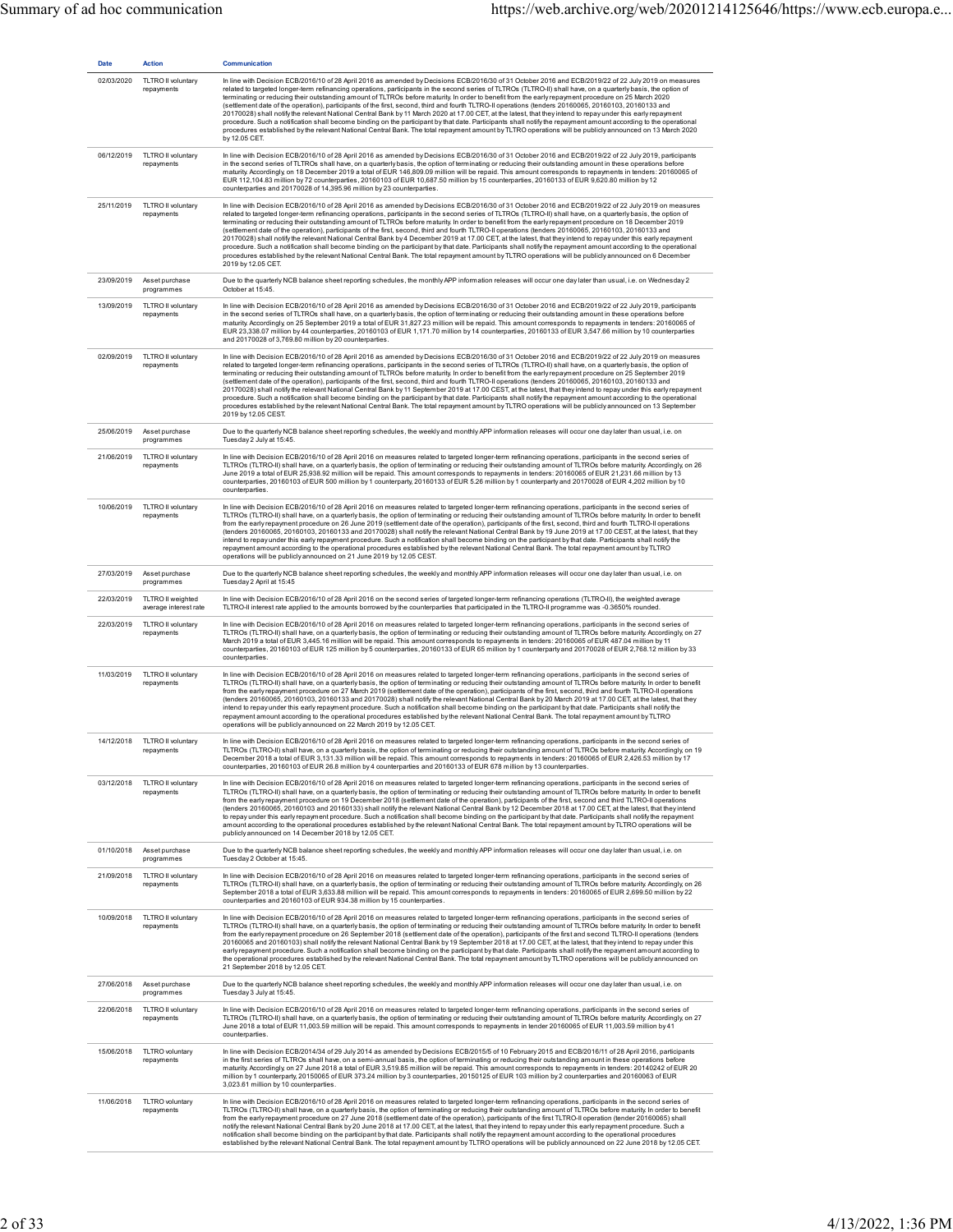| Date | Action | Communication |
|---|---|---|
| 02/03/2020 | TLTRO II voluntary repayments | In line with Decision ECB/2016/10 of 28 April 2016 as amended by Decisions ECB/2016/30 of 31 October 2016 and ECB/2019/22 of 22 July 2019 on measures related to targeted longer-term refinancing operations, participants in the second series of TLTROs (TLTRO-II) shall have, on a quarterly basis, the option of terminating or reducing their outstanding amount of TLTROs before maturity. In order to benefit from the early repayment procedure on 25 March 2020 (settlement date of the operation), participants of the first, second, third and fourth TLTRO-II operations (tenders 20160065, 20160103, 20160133 and 20170028) shall notify the relevant National Central Bank by 11 March 2020 at 17.00 CET, at the latest, that they intend to repay under this early repayment procedure. Such a notification shall become binding on the participant by that date. Participants shall notify the repayment amount according to the operational procedures established by the relevant National Central Bank. The total repayment amount by TLTRO operations will be publicly announced on 13 March 2020 by 12.05 CET. |
| 06/12/2019 | TLTRO II voluntary repayments | In line with Decision ECB/2016/10 of 28 April 2016 as amended by Decisions ECB/2016/30 of 31 October 2016 and ECB/2019/22 of 22 July 2019, participants in the second series of TLTROs shall have, on a quarterly basis, the option of terminating or reducing their outstanding amount in these operations before maturity. Accordingly, on 18 December 2019 a total of EUR 146,809.09 million will be repaid. This amount corresponds to repayments in tenders: 20160065 of EUR 112,104.83 million by 72 counterparties, 20160103 of EUR 10,687.50 million by 15 counterparties, 20160133 of EUR 9,620.80 million by 12 counterparties and 20170028 of 14,395.96 million by 23 counterparties. |
| 25/11/2019 | TLTRO II voluntary repayments | In line with Decision ECB/2016/10 of 28 April 2016 as amended by Decisions ECB/2016/30 of 31 October 2016 and ECB/2019/22 of 22 July 2019 on measures related to targeted longer-term refinancing operations, participants in the second series of TLTROs (TLTRO-II) shall have, on a quarterly basis, the option of terminating or reducing their outstanding amount of TLTROs before maturity. In order to benefit from the early repayment procedure on 18 December 2019 (settlement date of the operation), participants of the first, second, third and fourth TLTRO-II operations (tenders 20160065, 20160103, 20160133 and 20170028) shall notify the relevant National Central Bank by 4 December 2019 at 17.00 CET, at the latest, that they intend to repay under this early repayment procedure. Such a notification shall become binding on the participant by that date. Participants shall notify the repayment amount according to the operational procedures established by the relevant National Central Bank. The total repayment amount by TLTRO operations will be publicly announced on 6 December 2019 by 12.05 CET. |
| 23/09/2019 | Asset purchase programmes | Due to the quarterly NCB balance sheet reporting schedules, the monthly APP information releases will occur one day later than usual, i.e. on Wednesday 2 October at 15:45. |
| 13/09/2019 | TLTRO II voluntary repayments | In line with Decision ECB/2016/10 of 28 April 2016 as amended by Decisions ECB/2016/30 of 31 October 2016 and ECB/2019/22 of 22 July 2019, participants in the second series of TLTROs shall have, on a quarterly basis, the option of terminating or reducing their outstanding amount in these operations before maturity. Accordingly, on 25 September 2019 a total of EUR 31,827.23 million will be repaid. This amount corresponds to repayments in tenders: 20160065 of EUR 23,338.07 million by 44 counterparties, 20160103 of EUR 1,171.70 million by 14 counterparties, 20160133 of EUR 3,547.66 million by 10 counterparties and 20170028 of 3,769.80 million by 20 counterparties. |
| 02/09/2019 | TLTRO II voluntary repayments | In line with Decision ECB/2016/10 of 28 April 2016 as amended by Decisions ECB/2016/30 of 31 October 2016 and ECB/2019/22 of 22 July 2019 on measures related to targeted longer-term refinancing operations, participants in the second series of TLTROs (TLTRO-II) shall have, on a quarterly basis, the option of terminating or reducing their outstanding amount of TLTROs before maturity. In order to benefit from the early repayment procedure on 25 September 2019 (settlement date of the operation), participants of the first, second, third and fourth TLTRO-II operations (tenders 20160065, 20160103, 20160133 and 20170028) shall notify the relevant National Central Bank by 11 September 2019 at 17.00 CEST, at the latest, that they intend to repay under this early repayment procedure. Such a notification shall become binding on the participant by that date. Participants shall notify the repayment amount according to the operational procedures established by the relevant National Central Bank. The total repayment amount by TLTRO operations will be publicly announced on 13 September 2019 by 12.05 CEST. |
| 25/06/2019 | Asset purchase programmes | Due to the quarterly NCB balance sheet reporting schedules, the weekly and monthly APP information releases will occur one day later than usual, i.e. on Tuesday 2 July at 15:45. |
| 21/06/2019 | TLTRO II voluntary repayments | In line with Decision ECB/2016/10 of 28 April 2016 on measures related to targeted longer-term refinancing operations, participants in the second series of TLTROs (TLTRO-II) shall have, on a quarterly basis, the option of terminating or reducing their outstanding amount of TLTROs before maturity. Accordingly, on 26 June 2019 a total of EUR 25,938.92 million will be repaid. This amount corresponds to repayments in tenders: 20160065 of EUR 21,231.66 million by 13 counterparties, 20160103 of EUR 500 million by 1 counterparty, 20160133 of EUR 5.26 million by 1 counterparty and 20170028 of EUR 4,202 million by 10 counterparties. |
| 10/06/2019 | TLTRO II voluntary repayments | In line with Decision ECB/2016/10 of 28 April 2016 on measures related to targeted longer-term refinancing operations, participants in the second series of TLTROs (TLTRO-II) shall have, on a quarterly basis, the option of terminating or reducing their outstanding amount of TLTROs before maturity. In order to benefit from the early repayment procedure on 26 June 2019 (settlement date of the operation), participants of the first, second, third and fourth TLTRO-II operations (tenders 20160065, 20160103, 20160133 and 20170028) shall notify the relevant National Central Bank by 19 June 2019 at 17.00 CEST, at the latest, that they intend to repay under this early repayment procedure. Such a notification shall become binding on the participant by that date. Participants shall notify the repayment amount according to the operational procedures established by the relevant National Central Bank. The total repayment amount by TLTRO operations will be publicly announced on 21 June 2019 by 12.05 CEST. |
| 27/03/2019 | Asset purchase programmes | Due to the quarterly NCB balance sheet reporting schedules, the weekly and monthly APP information releases will occur one day later than usual, i.e. on Tuesday 2 April at 15:45 |
| 22/03/2019 | TLTRO II weighted average interest rate | In line with Decision ECB/2016/10 of 28 April 2016 on the second series of targeted longer-term refinancing operations (TLTRO-II), the weighted average TLTRO-II interest rate applied to the amounts borrowed by the counterparties that participated in the TLTRO-II programme was -0.3650% rounded. |
| 22/03/2019 | TLTRO II voluntary repayments | In line with Decision ECB/2016/10 of 28 April 2016 on measures related to targeted longer-term refinancing operations, participants in the second series of TLTROs (TLTRO-II) shall have, on a quarterly basis, the option of terminating or reducing their outstanding amount of TLTROs before maturity. Accordingly, on 27 March 2019 a total of EUR 3,445.16 million will be repaid. This amount corresponds to repayments in tenders: 20160065 of EUR 487.04 million by 11 counterparties, 20160103 of EUR 125 million by 5 counterparties, 20160133 of EUR 65 million by 1 counterparty and 20170028 of EUR 2,768.12 million by 33 counterparties. |
| 11/03/2019 | TLTRO II voluntary repayments | In line with Decision ECB/2016/10 of 28 April 2016 on measures related to targeted longer-term refinancing operations, participants in the second series of TLTROs (TLTRO-II) shall have, on a quarterly basis, the option of terminating or reducing their outstanding amount of TLTROs before maturity. In order to benefit from the early repayment procedure on 27 March 2019 (settlement date of the operation), participants of the first, second, third and fourth TLTRO-II operations (tenders 20160065, 20160103, 20160133 and 20170028) shall notify the relevant National Central Bank by 20 March 2019 at 17.00 CET, at the latest, that they intend to repay under this early repayment procedure. Such a notification shall become binding on the participant by that date. Participants shall notify the repayment amount according to the operational procedures established by the relevant National Central Bank. The total repayment amount by TLTRO operations will be publicly announced on 22 March 2019 by 12.05 CET. |
| 14/12/2018 | TLTRO II voluntary repayments | In line with Decision ECB/2016/10 of 28 April 2016 on measures related to targeted longer-term refinancing operations, participants in the second series of TLTROs (TLTRO-II) shall have, on a quarterly basis, the option of terminating or reducing their outstanding amount of TLTROs before maturity. Accordingly, on 19 December 2018 a total of EUR 3,131.33 million will be repaid. This amount corresponds to repayments in tenders: 20160065 of EUR 2,426.53 million by 17 counterparties, 20160103 of EUR 26.8 million by 4 counterparties and 20160133 of EUR 678 million by 13 counterparties. |
| 03/12/2018 | TLTRO II voluntary repayments | In line with Decision ECB/2016/10 of 28 April 2016 on measures related to targeted longer-term refinancing operations, participants in the second series of TLTROs (TLTRO-II) shall have, on a quarterly basis, the option of terminating or reducing their outstanding amount of TLTROs before maturity. In order to benefit from the early repayment procedure on 19 December 2018 (settlement date of the operation), participants of the first, second and third TLTRO-II operations (tenders 20160065, 20160103 and 20160133) shall notify the relevant National Central Bank by 12 December 2018 at 17.00 CET, at the latest, that they intend to repay under this early repayment procedure. Such a notification shall become binding on the participant by that date. Participants shall notify the repayment amount according to the operational procedures established by the relevant National Central Bank. The total repayment amount by TLTRO operations will be publicly announced on 14 December 2018 by 12.05 CET. |
| 01/10/2018 | Asset purchase programmes | Due to the quarterly NCB balance sheet reporting schedules, the weekly and monthly APP information releases will occur one day later than usual, i.e. on Tuesday 2 October at 15:45. |
| 21/09/2018 | TLTRO II voluntary repayments | In line with Decision ECB/2016/10 of 28 April 2016 on measures related to targeted longer-term refinancing operations, participants in the second series of TLTROs (TLTRO-II) shall have, on a quarterly basis, the option of terminating or reducing their outstanding amount of TLTROs before maturity. Accordingly, on 26 September 2018 a total of EUR 3,633.88 million will be repaid. This amount corresponds to repayments in tenders: 20160065 of EUR 2,699.50 million by 22 counterparties and 20160103 of EUR 934.38 million by 15 counterparties. |
| 10/09/2018 | TLTRO II voluntary repayments | In line with Decision ECB/2016/10 of 28 April 2016 on measures related to targeted longer-term refinancing operations, participants in the second series of TLTROs (TLTRO-II) shall have, on a quarterly basis, the option of terminating or reducing their outstanding amount of TLTROs before maturity. In order to benefit from the early repayment procedure on 26 September 2018 (settlement date of the operation), participants of the first and second TLTRO-II operations (tenders 20160065 and 20160103) shall notify the relevant National Central Bank by 19 September 2018 at 17.00 CET, at the latest, that they intend to repay under this early repayment procedure. Such a notification shall become binding on the participant by that date. Participants shall notify the repayment amount according to the operational procedures established by the relevant National Central Bank. The total repayment amount by TLTRO operations will be publicly announced on 21 September 2018 by 12.05 CET. |
| 27/06/2018 | Asset purchase programmes | Due to the quarterly NCB balance sheet reporting schedules, the weekly and monthly APP information releases will occur one day later than usual, i.e. on Tuesday 3 July at 15:45. |
| 22/06/2018 | TLTRO II voluntary repayments | In line with Decision ECB/2016/10 of 28 April 2016 on measures related to targeted longer-term refinancing operations, participants in the second series of TLTROs (TLTRO-II) shall have, on a quarterly basis, the option of terminating or reducing their outstanding amount of TLTROs before maturity. Accordingly, on 27 June 2018 a total of EUR 11,003.59 million will be repaid. This amount corresponds to repayments in tender 20160065 of EUR 11,003.59 million by 41 counterparties. |
| 15/06/2018 | TLTRO voluntary repayments | In line with Decision ECB/2014/34 of 29 July 2014 as amended by Decisions ECB/2015/5 of 10 February 2015 and ECB/2016/11 of 28 April 2016, participants in the first series of TLTROs shall have, on a semi-annual basis, the option of terminating or reducing their outstanding amount in these operations before maturity. Accordingly, on 27 June 2018 a total of EUR 3,519.85 million will be repaid. This amount corresponds to repayments in tenders: 20140242 of EUR 20 million by 1 counterparty, 20150065 of EUR 373.24 million by 3 counterparties, 20150125 of EUR 103 million by 2 counterparties and 20160063 of EUR 3,023.61 million by 10 counterparties. |
| 11/06/2018 | TLTRO voluntary repayments | In line with Decision ECB/2016/10 of 28 April 2016 on measures related to targeted longer-term refinancing operations, participants in the second series of TLTROs (TLTRO-II) shall have, on a quarterly basis, the option of terminating or reducing their outstanding amount of TLTROs before maturity. In order to benefit from the early repayment procedure on 27 June 2018 (settlement date of the operation), participants of the first TLTRO-II operation (tender 20160065) shall notify the relevant National Central Bank by 20 June 2018 at 17.00 CET, at the latest, that they intend to repay under this early repayment procedure. Such a notification shall become binding on the participant by that date. Participants shall notify the repayment amount according to the operational procedures established by the relevant National Central Bank. The total repayment amount by TLTRO operations will be publicly announced on 22 June 2018 by 12.05 CET. |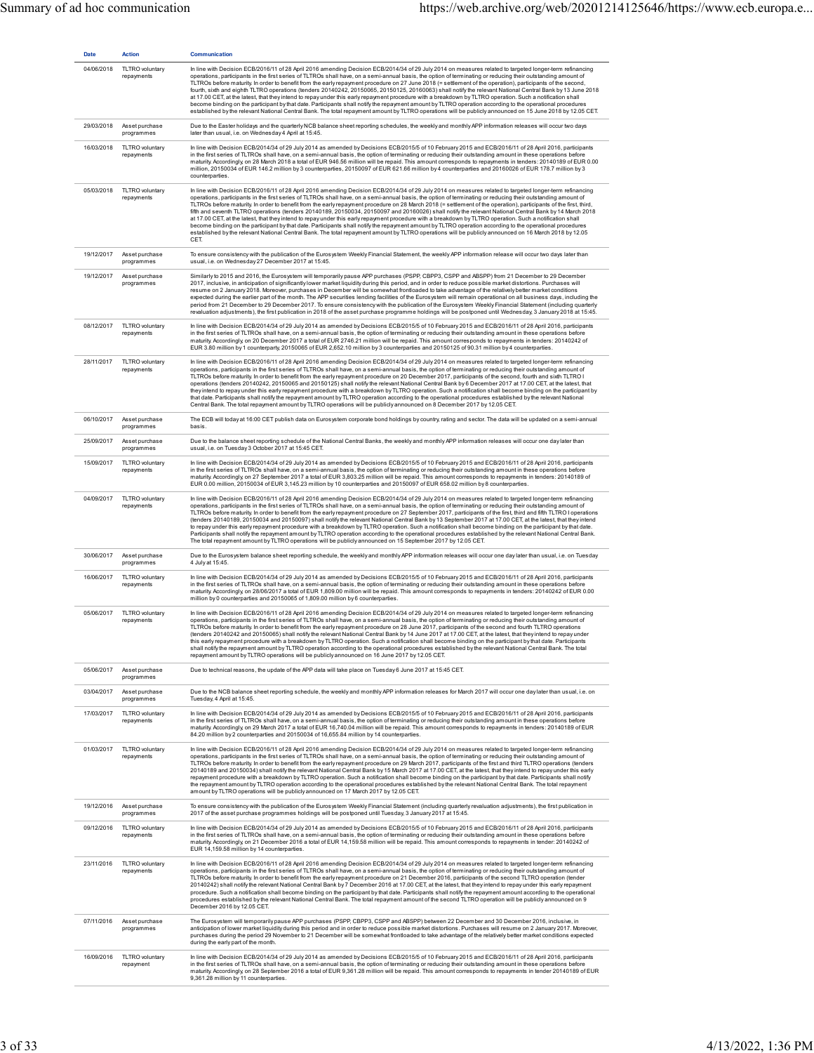| Date | Action | Communication |
| --- | --- | --- |
| 04/06/2018 | TLTRO voluntary repayments | In line with Decision ECB/2016/11 of 28 April 2016 amending Decision ECB/2014/34 of 29 July 2014 on measures related to targeted longer-term refinancing operations, participants in the first series of TLTROs shall have, on a semi-annual basis, the option of terminating or reducing their outstanding amount of TLTROs before maturity. In order to benefit from the early repayment procedure on 27 June 2018 (= settlement of the operation), participants of the second, fourth, sixth and eighth TLTRO operations (tenders 20140242, 20150065, 20150125, 20160063) shall notify the relevant National Central Bank by 13 June 2018 at 17.00 CET, at the latest, that they intend to repay under this early repayment procedure with a breakdown by TLTRO operation. Such a notification shall become binding on the participant by that date. Participants shall notify the repayment amount by TLTRO operation according to the operational procedures established by the relevant National Central Bank. The total repayment amount by TLTRO operations will be publicly announced on 15 June 2018 by 12.05 CET. |
| 29/03/2018 | Asset purchase programmes | Due to the Easter holidays and the quarterly NCB balance sheet reporting schedules, the weekly and monthly APP information releases will occur two days later than usual, i.e. on Wednesday 4 April at 15:45. |
| 16/03/2018 | TLTRO voluntary repayments | In line with Decision ECB/2014/34 of 29 July 2014 as amended by Decisions ECB/2015/5 of 10 February 2015 and ECB/2016/11 of 28 April 2016, participants in the first series of TLTROs shall have, on a semi-annual basis, the option of terminating or reducing their outstanding amount in these operations before maturity. Accordingly, on 28 March 2018 a total of EUR 946.56 million will be repaid. This amount corresponds to repayments in tenders: 20140189 of EUR 0.00 million, 20150034 of EUR 146.2 million by 3 counterparties, 20150097 of EUR 621.66 million by 4 counterparties and 20160026 of EUR 178.7 million by 3 counterparties. |
| 05/03/2018 | TLTRO voluntary repayments | In line with Decision ECB/2016/11 of 28 April 2016 amending Decision ECB/2014/34 of 29 July 2014 on measures related to targeted longer-term refinancing operations, participants in the first series of TLTROs shall have, on a semi-annual basis, the option of terminating or reducing their outstanding amount of TLTROs before maturity. In order to benefit from the early repayment procedure on 28 March 2018 (= settlement of the operation), participants of the first, third, fifth and seventh TLTRO operations (tenders 20140189, 20150034, 20150097 and 20160026) shall notify the relevant National Central Bank by 14 March 2018 at 17.00 CET, at the latest, that they intend to repay under this early repayment procedure with a breakdown by TLTRO operation. Such a notification shall become binding on the participant by that date. Participants shall notify the repayment amount by TLTRO operation according to the operational procedures established by the relevant National Central Bank. The total repayment amount by TLTRO operations will be publicly announced on 16 March 2018 by 12.05 CET. |
| 19/12/2017 | Asset purchase programmes | To ensure consistency with the publication of the Eurosystem Weekly Financial Statement, the weekly APP information release will occur two days later than usual, i.e. on Wednesday 27 December 2017 at 15:45. |
| 19/12/2017 | Asset purchase programmes | Similarly to 2015 and 2016, the Eurosystem will temporarily pause APP purchases (PSPP, CBPP3, CSPP and ABSPP) from 21 December to 29 December 2017, inclusive, in anticipation of significantly lower market liquidity during this period, and in order to reduce possible market distortions. Purchases will resume on 2 January 2018. Moreover, purchases in December will be somewhat frontloaded to take advantage of the relatively better market conditions expected during the earlier part of the month. The APP securities lending facilities of the Eurosystem will remain operational on all business days, including the period from 21 December to 29 December 2017. To ensure consistency with the publication of the Eurosystem Weekly Financial Statement (including quarterly revaluation adjustments), the first publication in 2018 of the asset purchase programme holdings will be postponed until Wednesday, 3 January 2018 at 15:45. |
| 08/12/2017 | TLTRO voluntary repayments | In line with Decision ECB/2014/34 of 29 July 2014 as amended by Decisions ECB/2015/5 of 10 February 2015 and ECB/2016/11 of 28 April 2016, participants in the first series of TLTROs shall have, on a semi-annual basis, the option of terminating or reducing their outstanding amount in these operations before maturity. Accordingly, on 20 December 2017 a total of EUR 2746.21 million will be repaid. This amount corresponds to repayments in tenders: 20140242 of EUR 3.80 million by 1 counterparty, 20150065 of EUR 2,652.10 million by 3 counterparties and 20150125 of 90.31 million by 4 counterparties. |
| 28/11/2017 | TLTRO voluntary repayments | In line with Decision ECB/2016/11 of 28 April 2016 amending Decision ECB/2014/34 of 29 July 2014 on measures related to targeted longer-term refinancing operations, participants in the first series of TLTROs shall have, on a semi-annual basis, the option of terminating or reducing their outstanding amount of TLTROs before maturity. In order to benefit from the early repayment procedure on 20 December 2017, participants of the second, fourth and sixth TLTRO I operations (tenders 20140242, 20150065 and 20150125) shall notify the relevant National Central Bank by 6 December 2017 at 17.00 CET, at the latest, that they intend to repay under this early repayment procedure with a breakdown by TLTRO operation. Such a notification shall become binding on the participant by that date. Participants shall notify the repayment amount by TLTRO operation according to the operational procedures established by the relevant National Central Bank. The total repayment amount by TLTRO operations will be publicly announced on 8 December 2017 by 12.05 CET. |
| 06/10/2017 | Asset purchase programmes | The ECB will today at 16:00 CET publish data on Eurosystem corporate bond holdings by country, rating and sector. The data will be updated on a semi-annual basis. |
| 25/09/2017 | Asset purchase programmes | Due to the balance sheet reporting schedule of the National Central Banks, the weekly and monthly APP information releases will occur one day later than usual, i.e. on Tuesday 3 October 2017 at 15:45 CET. |
| 15/09/2017 | TLTRO voluntary repayments | In line with Decision ECB/2014/34 of 29 July 2014 as amended by Decisions ECB/2015/5 of 10 February 2015 and ECB/2016/11 of 28 April 2016, participants in the first series of TLTROs shall have, on a semi-annual basis, the option of terminating or reducing their outstanding amount in these operations before maturity. Accordingly, on 27 September 2017 a total of EUR 3,803.25 million will be repaid. This amount corresponds to repayments in tenders: 20140189 of EUR 0.00 million, 20150034 of EUR 3,145.23 million by 10 counterparties and 20150097 of EUR 658.02 million by 8 counterparties. |
| 04/09/2017 | TLTRO voluntary repayments | In line with Decision ECB/2016/11 of 28 April 2016 amending Decision ECB/2014/34 of 29 July 2014 on measures related to targeted longer-term refinancing operations, participants in the first series of TLTROs shall have, on a semi-annual basis, the option of terminating or reducing their outstanding amount of TLTROs before maturity. In order to benefit from the early repayment procedure on 27 September 2017, participants of the first, third and fifth TLTRO I operations (tenders 20140189, 20150034 and 20150097) shall notify the relevant National Central Bank by 13 September 2017 at 17.00 CET, at the latest, that they intend to repay under this early repayment procedure with a breakdown by TLTRO operation. Such a notification shall become binding on the participant by that date. Participants shall notify the repayment amount by TLTRO operation according to the operational procedures established by the relevant National Central Bank. The total repayment amount by TLTRO operations will be publicly announced on 15 September 2017 by 12.05 CET. |
| 30/06/2017 | Asset purchase programmes | Due to the Eurosystem balance sheet reporting schedule, the weekly and monthly APP information releases will occur one day later than usual, i.e. on Tuesday 4 July at 15:45. |
| 16/06/2017 | TLTRO voluntary repayments | In line with Decision ECB/2014/34 of 29 July 2014 as amended by Decisions ECB/2015/5 of 10 February 2015 and ECB/2016/11 of 28 April 2016, participants in the first series of TLTROs shall have, on a semi-annual basis, the option of terminating or reducing their outstanding amount in these operations before maturity. Accordingly, on 28/06/2017 a total of EUR 1,809.00 million will be repaid. This amount corresponds to repayments in tenders: 20140242 of EUR 0.00 million by 0 counterparties and 20150065 of 1,809.00 million by 6 counterparties. |
| 05/06/2017 | TLTRO voluntary repayments | In line with Decision ECB/2016/11 of 28 April 2016 amending Decision ECB/2014/34 of 29 July 2014 on measures related to targeted longer-term refinancing operations, participants in the first series of TLTROs shall have, on a semi-annual basis, the option of terminating or reducing their outstanding amount of TLTROs before maturity. In order to benefit from the early repayment procedure on 28 June 2017, participants of the second and fourth TLTRO operations (tenders 20140242 and 20150065) shall notify the relevant National Central Bank by 14 June 2017 at 17.00 CET, at the latest, that they intend to repay under this early repayment procedure with a breakdown by TLTRO operation. Such a notification shall become binding on the participant by that date. Participants shall notify the repayment amount by TLTRO operation according to the operational procedures established by the relevant National Central Bank. The total repayment amount by TLTRO operations will be publicly announced on 16 June 2017 by 12.05 CET. |
| 05/06/2017 | Asset purchase programmes | Due to technical reasons, the update of the APP data will take place on Tuesday 6 June 2017 at 15:45 CET. |
| 03/04/2017 | Asset purchase programmes | Due to the NCB balance sheet reporting schedule, the weekly and monthly APP information releases for March 2017 will occur one day later than usual, i.e. on Tuesday, 4 April at 15:45. |
| 17/03/2017 | TLTRO voluntary repayments | In line with Decision ECB/2014/34 of 29 July 2014 as amended by Decisions ECB/2015/5 of 10 February 2015 and ECB/2016/11 of 28 April 2016, participants in the first series of TLTROs shall have, on a semi-annual basis, the option of terminating or reducing their outstanding amount in these operations before maturity. Accordingly, on 29 March 2017 a total of EUR 16,740.04 million will be repaid. This amount corresponds to repayments in tenders: 20140189 of EUR 84.20 million by 2 counterparties and 20150034 of 16,655.84 million by 14 counterparties. |
| 01/03/2017 | TLTRO voluntary repayments | In line with Decision ECB/2016/11 of 28 April 2016 amending Decision ECB/2014/34 of 29 July 2014 on measures related to targeted longer-term refinancing operations, participants in the first series of TLTROs shall have, on a semi-annual basis, the option of terminating or reducing their outstanding amount of TLTROs before maturity. In order to benefit from the early repayment procedure on 29 March 2017, participants of the first and third TLTRO operations (tenders 20140189 and 20150034) shall notify the relevant National Central Bank by 15 March 2017 at 17.00 CET, at the latest, that they intend to repay under this early repayment procedure with a breakdown by TLTRO operation. Such a notification shall become binding on the participant by that date. Participants shall notify the repayment amount by TLTRO operation according to the operational procedures established by the relevant National Central Bank. The total repayment amount by TLTRO operations will be publicly announced on 17 March 2017 by 12.05 CET. |
| 19/12/2016 | Asset purchase programmes | To ensure consistency with the publication of the Eurosystem Weekly Financial Statement (including quarterly revaluation adjustments), the first publication in 2017 of the asset purchase programmes holdings will be postponed until Tuesday, 3 January 2017 at 15:45. |
| 09/12/2016 | TLTRO voluntary repayments | In line with Decision ECB/2014/34 of 29 July 2014 as amended by Decisions ECB/2015/5 of 10 February 2015 and ECB/2016/11 of 28 April 2016, participants in the first series of TLTROs shall have, on a semi-annual basis, the option of terminating or reducing their outstanding amount in these operations before maturity. Accordingly, on 21 December 2016 a total of EUR 14,159.58 million will be repaid. This amount corresponds to repayments in tender: 20140242 of EUR 14,159.58 million by 14 counterparties. |
| 23/11/2016 | TLTRO voluntary repayments | In line with Decision ECB/2016/11 of 28 April 2016 amending Decision ECB/2014/34 of 29 July 2014 on measures related to targeted longer-term refinancing operations, participants in the first series of TLTROs shall have, on a semi-annual basis, the option of terminating or reducing their outstanding amount of TLTROs before maturity. In order to benefit from the early repayment procedure on 21 December 2016, participants of the second TLTRO operation (tender 20140242) shall notify the relevant National Central Bank by 7 December 2016 at 17.00 CET, at the latest, that they intend to repay under this early repayment procedure. Such a notification shall become binding on the participant by that date. Participants shall notify the repayment amount according to the operational procedures established by the relevant National Central Bank. The total repayment amount of the second TLTRO operation will be publicly announced on 9 December 2016 by 12.05 CET. |
| 07/11/2016 | Asset purchase programmes | The Eurosystem will temporarily pause APP purchases (PSPP, CBPP3, CSPP and ABSPP) between 22 December and 30 December 2016, inclusive, in anticipation of lower market liquidity during this period and in order to reduce possible market distortions. Purchases will resume on 2 January 2017. Moreover, purchases during the period 29 November to 21 December will be somewhat frontloaded to take advantage of the relatively better market conditions expected during the early part of the month. |
| 16/09/2016 | TLTRO voluntary repayment | In line with Decision ECB/2014/34 of 29 July 2014 as amended by Decisions ECB/2015/5 of 10 February 2015 and ECB/2016/11 of 28 April 2016, participants in the first series of TLTROs shall have, on a semi-annual basis, the option of terminating or reducing their outstanding amount in these operations before maturity. Accordingly, on 28 September 2016 a total of EUR 9,361.28 million will be repaid. This amount corresponds to repayments in tender 20140189 of EUR 9,361.28 million by 11 counterparties. |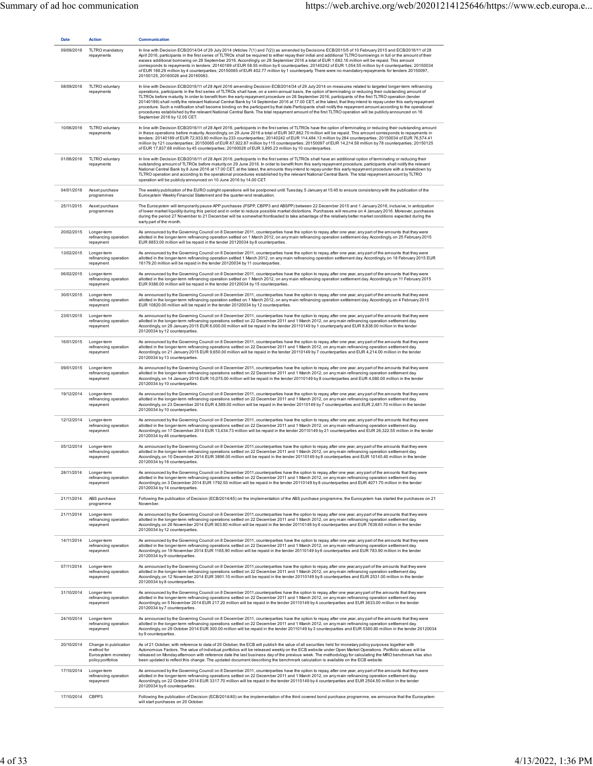| Date | Action | Communication |
|---|---|---|
| 09/09/2016 | TLTRO mandatory repayments | In line with Decision ECB/2014/34 of 29 July 2014 (Articles 7(1) and 7(2)) as amended by Decisions ECB/2015/5 of 10 February 2015 and ECB/2016/11 of 28 April 2016, participants in the first series of TLTROs shall be required to either repay their initial and additional TLTRO borrowings in full or the amount of their excess additional borrowing on 28 September 2016. Accordingly, on 28 September 2016 a total of EUR 1,682.16 million will be repaid. This amount corresponds to repayments in tenders: 20140189 of EUR 58.55 million by 6 counterparties; 20140242 of EUR 1,054.55 million by 4 counterparties; 20150034 of EUR 166.29 million by 4 counterparties; 20150065 of EUR 402.77 million by 1 counterparty. There were no mandatory repayments for tenders 20150097, 20150125, 20160026 and 20160063. |
| 08/09/2016 | TLTRO voluntary repayments | In line with Decision ECB/2016/11 of 28 April 2016 amending Decision ECB/2014/34 of 29 July 2014 on measures related to targeted longer-term refinancing operations, participants in the first series of TLTROs shall have, on a semi-annual basis, the option of terminating or reducing their outstanding amount of TLTROs before maturity. In order to benefit from the early repayment procedure on 28 September 2016, participants of the first TLTRO operation (tender 20140189) shall notify the relevant National Central Bank by 14 September 2016 at 17.00 CET, at the latest, that they intend to repay under this early repayment procedure. Such a notification shall become binding on the participant by that date.Participants shall notify the repayment amount according to the operational procedures established by the relevant National Central Bank. The total repayment amount of the first TLTRO operation will be publicly announced on 16 September 2016 by 12.05 CET. |
| 10/06/2016 | TLTRO voluntary repayments | In line with Decision ECB/2016/11 of 28 April 2016, participants in the first series of TLTROs have the option of terminating or reducing their outstanding amount in these operations before maturity. Accordingly, on 29 June 2016 a total of EUR 367,862.70 million will be repaid. This amount corresponds to repayments in tenders: 20140189 of EUR 72,933.80 million by 233 counterparties; 20140242 of EUR 114,484.13 million by 284 counterparties; 20150034 of EUR 76,574.41 million by 121 counterparties; 20150065 of EUR 67,922.87 million by 115 counterparties; 20150097 of EUR 14,214.58 million by 78 counterparties; 20150125 of EUR 17,837.68 million by 45 counterparties; 20160026 of EUR 3,895.23 million by 10 counterparties. |
| 01/06/2016 | TLTRO voluntary repayments | In line with Decision ECB/2016/11 of 28 April 2016, participants in the first series of TLTROs shall have an additional option of terminating or reducing their outstanding amount of TLTROs before maturity on 29 June 2016. In order to benefit from this early repayment procedure, participants shall notify the relevant National Central Bank by 8 June 2016 at 17.00 CET, at the latest, the amounts they intend to repay under this early repayment procedure with a breakdown by TLTRO operation and according to the operational procedures established by the relevant National Central Bank. The total repayment amount by TLTRO operation will be publicly announced on 10 June 2016 by 14.00 CET. |
| 04/01/2016 | Asset purchase programmes | The weekly publication of the EURO outright operations will be postponed until Tuesday, 5 January at 15:45 to ensure consistency with the publication of the Eurosystem Weekly Financial Statement and the quarter-end revaluation. |
| 25/11/2015 | Asset purchase programmes | The Eurosystem will temporarily pause APP purchases (PSPP, CBPP3 and ABSPP) between 22 December 2015 and 1 January 2016, inclusive, in anticipation of lower market liquidity during this period and in order to reduce possible market distortions. Purchases will resume on 4 January 2016. Moreover, purchases during the period 27 November to 21 December will be somewhat frontloaded to take advantage of the relatively better market conditions expected during the early part of the month. |
| 20/02/2015 | Longer-term refinancing operation repayment | As announced by the Governing Council on 8 December 2011, counterparties have the option to repay, after one year, any part of the amounts that they were allotted in the longer-term refinancing operation settled on 1 March 2012, on any main refinancing operation settlement day. Accordingly, on 25 February 2015 EUR 8853.00 million will be repaid in the tender 20120034 by 8 counterparties. |
| 13/02/2015 | Longer-term refinancing operation repayment | As announced by the Governing Council on 8 December 2011, counterparties have the option to repay, after one year, any part of the amounts that they were allotted in the longer-term refinancing operation settled 1 March 2012, on any main refinancing operation settlement day. Accordingly, on 18 February 2015 EUR 16179.20 million will be repaid in the tender 20120034 by 11 counterparties. |
| 06/02/2015 | Longer-term refinancing operation repayment | As announced by the Governing Council on 8 December 2011, counterparties have the option to repay, after one year, any part of the amounts that they were allotted in the longer-term refinancing operation settled on 1 March 2012, on any main refinancing operation settlement day. Accordingly, on 11 February 2015 EUR 9386.00 million will be repaid in the tender 20120034 by 15 counterparties. |
| 30/01/2015 | Longer-term refinancing operation repayment | As announced by the Governing Council on 8 December 2011, counterparties have the option to repay, after one year, any part of the amounts that they were allotted in the longer-term refinancing operation settled on 1 March 2012, on any main refinancing operation settlement day. Accordingly, on 4 February 2015 EUR 10820.00 million will be repaid in the tender 20120034 by 12 counterparties. |
| 23/01/2015 | Longer-term refinancing operation repayment | As announced by the Governing Council on 8 December 2011, counterparties have the option to repay, after one year, any part of the amounts that they were allotted in the longer-term refinancing operations settled on 22 December 2011 and 1 March 2012, on any main refinancing operation settlement day. Accordingly, on 28 January 2015 EUR 6,000.00 million will be repaid in the tender 20110149 by 1 counterparty and EUR 8,838.00 million in the tender 20120034 by 12 counterparties. |
| 16/01/2015 | Longer-term refinancing operation repayment | As announced by the Governing Council on 8 December 2011, counterparties have the option to repay, after one year, any part of the amounts that they were allotted in the longer-term refinancing operations settled on 22 December 2011 and 1 March 2012, on any main refinancing operation settlement day. Accordingly, on 21 January 2015 EUR 9,650.00 million will be repaid in the tender 20110149 by 7 counterparties and EUR 4,214.00 million in the tender 20120034 by 13 counterparties. |
| 09/01/2015 | Longer-term refinancing operation repayment | As announced by the Governing Council on 8 December 2011, counterparties have the option to repay, after one year, any part of the amounts that they were allotted in the longer-term refinancing operations settled on 22 December 2011 and 1 March 2012, on any main refinancing operation settlement day. Accordingly, on 14 January 2015 EUR 10,075.00 million will be repaid in the tender 20110149 by 8 counterparties and EUR 4,080.00 million in the tender 20120034 by 10 counterparties. |
| 19/12/2014 | Longer-term refinancing operation repayment | As announced by the Governing Council on 8 December 2011, counterparties have the option to repay, after one year, any part of the amounts that they were allotted in the longer-term refinancing operations settled on 22 December 2011 and 1 March 2012, on any main refinancing operation settlement day. Accordingly, on 23 December 2014 EUR 4,589.00 million will be repaid in the tender 20110149 by 7 counterparties and EUR 2,481.70 million in the tender 20120034 by 10 counterparties. |
| 12/12/2014 | Longer-term refinancing operation repayment | As announced by the Governing Council on 8 December 2011, counterparties have the option to repay, after one year, any part of the amounts that they were allotted in the longer-term refinancing operations settled on 22 December 2011 and 1 March 2012, on any main refinancing operation settlement day. Accordingly, on 17 December 2014 EUR 13,434.73 million will be repaid in the tender 20110149 by 21 counterparties and EUR 26,322.55 million in the tender 20120034 by 46 counterparties. |
| 05/12/2014 | Longer-term refinancing operation repayment | As announced by the Governing Council on 8 December 2011,counterparties have the option to repay, after one year, any part of the amounts that they were allotted in the longer-term refinancing operations settled on 22 December 2011 and 1 March 2012, on any main refinancing operation settlement day. Accordingly, on 10 December 2014 EUR 3896.00 million will be repaid in the tender 20110149 by 8 counterparties and EUR 10145.40 million in the tender 20120034 by 18 counterparties. |
| 28/11/2014 | Longer-term refinancing operation repayment | As announced by the Governing Council on 8 December 2011,counterparties have the option to repay, after one year, any part of the amounts that they were allotted in the longer-term refinancing operations settled on 22 December 2011 and 1 March 2012, on any main refinancing operation settlement day. Accordingly, on 3 December 2014 EUR 1792.50 million will be repaid in the tender 20110149 by 8 counterparties and EUR 4071.70 million in the tender 20120034 by 14 counterparties. |
| 21/11/2014 | ABS purchase programme | Following the publication of Decision (ECB/2014/45) on the implementation of the ABS purchase programme, the Eurosystem has started the purchases on 21 November. |
| 21/11/2014 | Longer-term refinancing operation repayment | As announced by the Governing Council on 8 December 2011,counterparties have the option to repay, after one year, any part of the amounts that they were allotted in the longer-term refinancing operations settled on 22 December 2011 and 1 March 2012, on any main refinancing operation settlement day. Accordingly, on 26 November 2014 EUR 903.80 million will be repaid in the tender 20110149 by 6 counterparties and EUR 7639.60 million in the tender 20120034 by 12 counterparties. |
| 14/11/2014 | Longer-term refinancing operation repayment | As announced by the Governing Council on 8 December 2011, counterparties have the option to repay, after one year, any part of the amounts that they were allotted in the longer-term refinancing operations settled on 22 December 2011 and 1 March 2012, on any main refinancing operation settlement day. Accordingly, on 19 November 2014 EUR 1165.90 million will be repaid in the tender 20110149 by 6 counterparties and EUR 783.90 million in the tender 20120034 by 9 counterparties. |
| 07/11/2014 | Longer-term refinancing operation repayment | As announced by the Governing Council on 8 December 2011,counterparties have the option to repay, after one year,any part of the amounts that they were allotted in the longer-term refinancing operations settled on 22 December 2011 and 1 March 2012, on any main refinancing operation settlement day. Accordingly, on 12 November 2014 EUR 3901.10 million will be repaid in the tender 20110149 by 8 counterparties and EUR 2531.00 million in the tender 20120034 by 8 counterparties. |
| 31/10/2014 | Longer-term refinancing operation repayment | As announced by the Governing Council on 8 December 2011,counterparties have the option to repay, after one year,any part of the amounts that they were allotted in the longer-term refinancing operations settled on 22 December 2011 and 1 March 2012, on any main refinancing operation settlement day. Accordingly, on 5 November 2014 EUR 217.20 million will be repaid in the tender 20110149 by 4 counterparties and EUR 3633.00 million in the tender 20120034 by 7 counterparties. |
| 24/10/2014 | Longer-term refinancing operation repayment | As announced by the Governing Council on 8 December 2011, counterparties have the option to repay, after one year, any part of the amounts that they were allotted in the longer-term refinancing operations settled on 22 December 2011 and 1 March 2012, on any main refinancing operation settlement day. Accordingly, on 29 October 2014 EUR 300.00 million will be repaid in the tender 20110149 by 3 counterparties and EUR 5360.80 million in the tender 20120034 by 9 counterparties. |
| 20/10/2014 | Change in publication method for Eurosystem monetary policy portfolios | As of 21 October, with reference to data of 20 October, the ECB will publish the value of all securities held for monetary policy purposes together with Autonomous Factors. The value of individual portfolios will be released weekly on the ECB website under Open Market Operations. Portfolio values will be released on Monday afternoon with reference date the last business day of the previous week. The methodology for calculating the MRO benchmark has also been updated to reflect this change. The updated document describing the benchmark calculation is available on the ECB website. |
| 17/10/2014 | Longer-term refinancing operation repayment | As announced by the Governing Council on 8 December 2011, counterparties have the option to repay, after one year, any part of the amounts that they were allotted in the longer-term refinancing operations settled on 22 December 2011 and 1 March 2012, on any main refinancing operation settlement day. Accordingly, on 22 October 2014 EUR 3317.70 million will be repaid in the tender 20110149 by 4 counterparties and EUR 2504.50 million in the tender 20120034 by 6 counterparties. |
| 17/10/2014 | CBPP3 | Following the publication of Decision (ECB/2014/40) on the implementation of the third covered bond purchase programme, we announce that the Eurosystem will start purchases on 20 October. |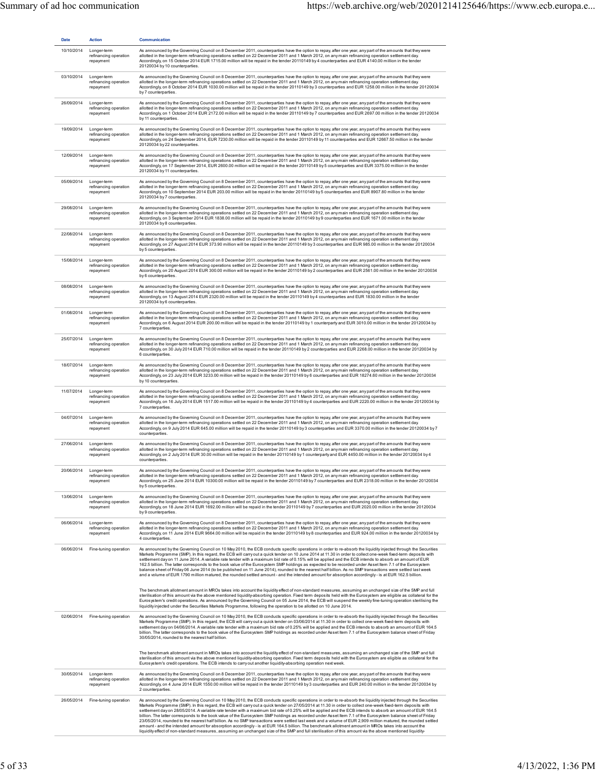| Date | Action | Communication |
|---|---|---|
| 10/10/2014 | Longer-term refinancing operation repayment | As announced by the Governing Council on 8 December 2011, counterparties have the option to repay, after one year, any part of the amounts that they were allotted in the longer-term refinancing operations settled on 22 December 2011 and 1 March 2012, on any main refinancing operation settlement day. Accordingly, on 15 October 2014 EUR 1715.00 million will be repaid in the tender 20110149 by 4 counterparties and EUR 4140.00 million in the tender 20120034 by 10 counterparties. |
| 03/10/2014 | Longer-term refinancing operation repayment | As announced by the Governing Council on 8 December 2011, counterparties have the option to repay, after one year, any part of the amounts that they were allotted in the longer-term refinancing operations settled on 22 December 2011 and 1 March 2012, on any main refinancing operation settlement day. Accordingly, on 8 October 2014 EUR 1030.00 million will be repaid in the tender 20110149 by 3 counterparties and EUR 1258.00 million in the tender 20120034 by 7 counterparties. |
| 26/09/2014 | Longer-term refinancing operation repayment | As announced by the Governing Council on 8 December 2011, counterparties have the option to repay, after one year, any part of the amounts that they were allotted in the longer-term refinancing operations settled on 22 December 2011 and 1 March 2012, on any main refinancing operation settlement day. Accordingly, on 1 October 2014 EUR 2172.00 million will be repaid in the tender 20110149 by 7 counterparties and EUR 2697.00 million in the tender 20120034 by 11 counterparties. |
| 19/09/2014 | Longer-term refinancing operation repayment | As announced by the Governing Council on 8 December 2011, counterparties have the option to repay, after one year, any part of the amounts that they were allotted in the longer-term refinancing operations settled on 22 December 2011 and 1 March 2012, on any main refinancing operation settlement day. Accordingly, on 24 September 2014, EUR 7230.00 million will be repaid in the tender 20110149 by 11 counterparties and EUR 12667.50 million in the tender 20120034 by 22 counterparties. |
| 12/09/2014 | Longer-term refinancing operation repayment | As announced by the Governing Council on 8 December 2011, counterparties have the option to repay, after one year, any part of the amounts that they were allotted in the longer-term refinancing operations settled on 22 December 2011 and 1 March 2012, on any main refinancing operation settlement day. Accordingly, on 17 September 2014, EUR 2600.00 million will be repaid in the tender 20110149 by 5 counterparties and EUR 3375.00 million in the tender 20120034 by 11 counterparties. |
| 05/09/2014 | Longer-term refinancing operation repayment | As announced by the Governing Council on 8 December 2011, counterparties have the option to repay, after one year, any part of the amounts that they were allotted in the longer-term refinancing operations settled on 22 December 2011 and 1 March 2012, on any main refinancing operation settlement day. Accordingly, on 10 September 2014 EUR 203.00 million will be repaid in the tender 20110149 by 5 counterparties and EUR 8907.80 million in the tender 20120034 by 7 counterparties. |
| 29/08/2014 | Longer-term refinancing operation repayment | As announced by the Governing Council on 8 December 2011, counterparties have the option to repay, after one year, any part of the amounts that they were allotted in the longer-term refinancing operations settled on 22 December 2011 and 1 March 2012, on any main refinancing operation settlement day. Accordingly, on 3 September 2014 EUR 1838.00 million will be repaid in the tender 20110149 by 9 counterparties and EUR 1671.00 million in the tender 20120034 by 8 counterparties. |
| 22/08/2014 | Longer-term refinancing operation repayment | As announced by the Governing Council on 8 December 2011, counterparties have the option to repay, after one year, any part of the amounts that they were allotted in the longer-term refinancing operations settled on 22 December 2011 and 1 March 2012, on any main refinancing operation settlement day. Accordingly, on 27 August 2014 EUR 373.90 million will be repaid in the tender 20110149 by 3 counterparties and EUR 985.00 million in the tender 20120034 by 5 counterparties. |
| 15/08/2014 | Longer-term refinancing operation repayment | As announced by the Governing Council on 8 December 2011, counterparties have the option to repay, after one year, any part of the amounts that they were allotted in the longer-term refinancing operations settled on 22 December 2011 and 1 March 2012, on any main refinancing operation settlement day. Accordingly, on 20 August 2014 EUR 300.00 million will be repaid in the tender 20110149 by 2 counterparties and EUR 2561.00 million in the tender 20120034 by 6 counterparties. |
| 08/08/2014 | Longer-term refinancing operation repayment | As announced by the Governing Council on 8 December 2011, counterparties have the option to repay, after one year, any part of the amounts that they were allotted in the longer-term refinancing operations settled on 22 December 2011 and 1 March 2012, on any main refinancing operation settlement day. Accordingly, on 13 August 2014 EUR 2320.00 million will be repaid in the tender 20110149 by 4 counterparties and EUR 1830.00 million in the tender 20120034 by 6 counterparties. |
| 01/08/2014 | Longer-term refinancing operation repayment | As announced by the Governing Council on 8 December 2011, counterparties have the option to repay, after one year, any part of the amounts that they were allotted in the longer-term refinancing operations settled on 22 December 2011 and 1 March 2012, on any main refinancing operation settlement day. Accordingly, on 6 August 2014 EUR 200.00 million will be repaid in the tender 20110149 by 1 counterparty and EUR 3010.00 million in the tender 20120034 by 7 counterparties. |
| 25/07/2014 | Longer-term refinancing operation repayment | As announced by the Governing Council on 8 December 2011, counterparties have the option to repay, after one year, any part of the amounts that they were allotted in the longer-term refinancing operations settled on 22 December 2011 and 1 March 2012, on any main refinancing operation settlement day. Accordingly, on 30 July 2014 EUR 710.00 million will be repaid in the tender 20110149 by 2 counterparties and EUR 2268.00 million in the tender 20120034 by 6 counterparties. |
| 18/07/2014 | Longer-term refinancing operation repayment | As announced by the Governing Council on 8 December 2011, counterparties have the option to repay, after one year, any part of the amounts that they were allotted in the longer-term refinancing operations settled on 22 December 2011 and 1 March 2012, on any main refinancing operation settlement day. Accordingly, on 23 July 2014 EUR 3233.00 million will be repaid in the tender 20110149 by 6 counterparties and EUR 18274.60 million in the tender 20120034 by 10 counterparties. |
| 11/07/2014 | Longer-term refinancing operation repayment | As announced by the Governing Council on 8 December 2011, counterparties have the option to repay, after one year, any part of the amounts that they were allotted in the longer-term refinancing operations settled on 22 December 2011 and 1 March 2012, on any main refinancing operation settlement day. Accordingly, on 16 July 2014 EUR 1517.00 million will be repaid in the tender 20110149 by 4 counterparties and EUR 2220.00 million in the tender 20120034 by 7 counterparties. |
| 04/07/2014 | Longer-term refinancing operation repayment | As announced by the Governing Council on 8 December 2011, counterparties have the option to repay, after one year, any part of the amounts that they were allotted in the longer-term refinancing operations settled on 22 December 2011 and 1 March 2012, on any main refinancing operation settlement day. Accordingly, on 9 July 2014 EUR 645.00 million will be repaid in the tender 20110149 by 3 counterparties and EUR 3370.00 million in the tender 20120034 by 7 counterparties. |
| 27/06/2014 | Longer-term refinancing operation repayment | As announced by the Governing Council on 8 December 2011, counterparties have the option to repay, after one year, any part of the amounts that they were allotted in the longer-term refinancing operations settled on 22 December 2011 and 1 March 2012, on any main refinancing operation settlement day. Accordingly, on 2 July 2014 EUR 30.00 million will be repaid in the tender 20110149 by 1 counterparty and EUR 4450.00 million in the tender 20120034 by 4 counterparties. |
| 20/06/2014 | Longer-term refinancing operation repayment | As announced by the Governing Council on 8 December 2011, counterparties have the option to repay, after one year, any part of the amounts that they were allotted in the longer-term refinancing operations settled on 22 December 2011 and 1 March 2012, on any main refinancing operation settlement day. Accordingly, on 25 June 2014 EUR 10300.00 million will be repaid in the tender 20110149 by 7 counterparties and EUR 2318.00 million in the tender 20120034 by 5 counterparties. |
| 13/06/2014 | Longer-term refinancing operation repayment | As announced by the Governing Council on 8 December 2011, counterparties have the option to repay, after one year, any part of the amounts that they were allotted in the longer-term refinancing operations settled on 22 December 2011 and 1 March 2012, on any main refinancing operation settlement day. Accordingly, on 18 June 2014 EUR 1692.00 million will be repaid in the tender 20110149 by 7 counterparties and EUR 2020.00 million in the tender 20120034 by 9 counterparties. |
| 06/06/2014 | Longer-term refinancing operation repayment | As announced by the Governing Council on 8 December 2011, counterparties have the option to repay, after one year, any part of the amounts that they were allotted in the longer-term refinancing operations settled on 22 December 2011 and 1 March 2012, on any main refinancing operation settlement day. Accordingly, on 11 June 2014 EUR 9664.00 million will be repaid in the tender 20110149 by 8 counterparties and EUR 924.00 million in the tender 20120034 by 4 counterparties. |
| 06/06/2014 | Fine-tuning operation | As announced by the Governing Council on 10 May 2010, the ECB conducts specific operations in order to re-absorb the liquidity injected through the Securities Markets Programme (SMP). In this regard, the ECB will carry out a quick tender on 10 June 2014 at 11.30 in order to collect one-week fixed-term deposits with settlement day on 11 June 2014. A variable rate tender with a maximum bid rate of 0.15% will be applied and the ECB intends to absorb an amount of EUR 162.5 billion. The latter corresponds to the book value of the Eurosystem SMP holdings as expected to be recorded under Asset Item 7.1 of the Eurosystem balance sheet of Friday 06 June 2014 (to be published on 11 June 2014), rounded to the nearest half billion. As no SMP transactions were settled last week and a volume of EUR 1790 million matured, the rounded settled amount - and the intended amount for absorption accordingly - is at EUR 162.5 billion.<br><br>The benchmark allotment amount in MROs takes into account the liquidity effect of non-standard measures, assuming an unchanged size of the SMP and full sterilisation of this amount via the above mentioned liquidity-absorbing operation. Fixed term deposits held with the Eurosystem are eligible as collateral for the Eurosystem's credit operations. As announced by the Governing Council on 05 June 2014, the ECB will suspend the weekly fine-tuning operation sterilising the liquidity injected under the Securities Markets Programme, following the operation to be allotted on 10 June 2014. |
| 02/06/2014 | Fine-tuning operation | As announced by the Governing Council on 10 May 2010, the ECB conducts specific operations in order to re-absorb the liquidity injected through the Securities Markets Programme (SMP). In this regard, the ECB will carry out a quick tender on 03/06/2014 at 11.30 in order to collect one-week fixed-term deposits with settlement day on 04/06/2014. A variable rate tender with a maximum bid rate of 0.25% will be applied and the ECB intends to absorb an amount of EUR 164.5 billion. The latter corresponds to the book value of the Eurosystem SMP holdings as recorded under Asset Item 7.1 of the Eurosystem balance sheet of Friday 30/05/2014, rounded to the nearest half billion.<br><br>The benchmark allotment amount in MROs takes into account the liquidity effect of non-standard measures, assuming an unchanged size of the SMP and full sterilisation of this amount via the above mentioned liquidity-absorbing operation. Fixed term deposits held with the Eurosystem are eligible as collateral for the Eurosystem's credit operations. The ECB intends to carry out another liquidity-absorbing operation next week. |
| 30/05/2014 | Longer-term refinancing operation repayment | As announced by the Governing Council on 8 December 2011, counterparties have the option to repay, after one year, any part of the amounts that they were allotted in the longer-term refinancing operations settled on 22 December 2011 and 1 March 2012, on any main refinancing operation settlement day. Accordingly, on 4 June 2014 EUR 1550.00 million will be repaid in the tender 20110149 by 3 counterparties and EUR 240.00 million in the tender 20120034 by 2 counterparties. |
| 26/05/2014 | Fine-tuning operation | As announced by the Governing Council on 10 May 2010, the ECB conducts specific operations in order to re-absorb the liquidity injected through the Securities Markets Programme (SMP). In this regard, the ECB will carry out a quick tender on 27/05/2014 at 11.30 in order to collect one-week fixed-term deposits with settlement day on 28/05/2014. A variable rate tender with a maximum bid rate of 0.25% will be applied and the ECB intends to absorb an amount of EUR 164.5 billion. The latter corresponds to the book value of the Eurosystem SMP holdings as recorded under Asset Item 7.1 of the Eurosystem balance sheet of Friday 23/05/2014, rounded to the nearest half billion. As no SMP transactions were settled last week and a volume of EUR 2,909 million matured, the rounded settled amount - and the intended amount for absorption accordingly - is at EUR 164.5 billion. The benchmark allotment amount in MROs takes into account the liquidity effect of non-standard measures, assuming an unchanged size of the SMP and full sterilisation of this amount via the above mentioned liquidity- |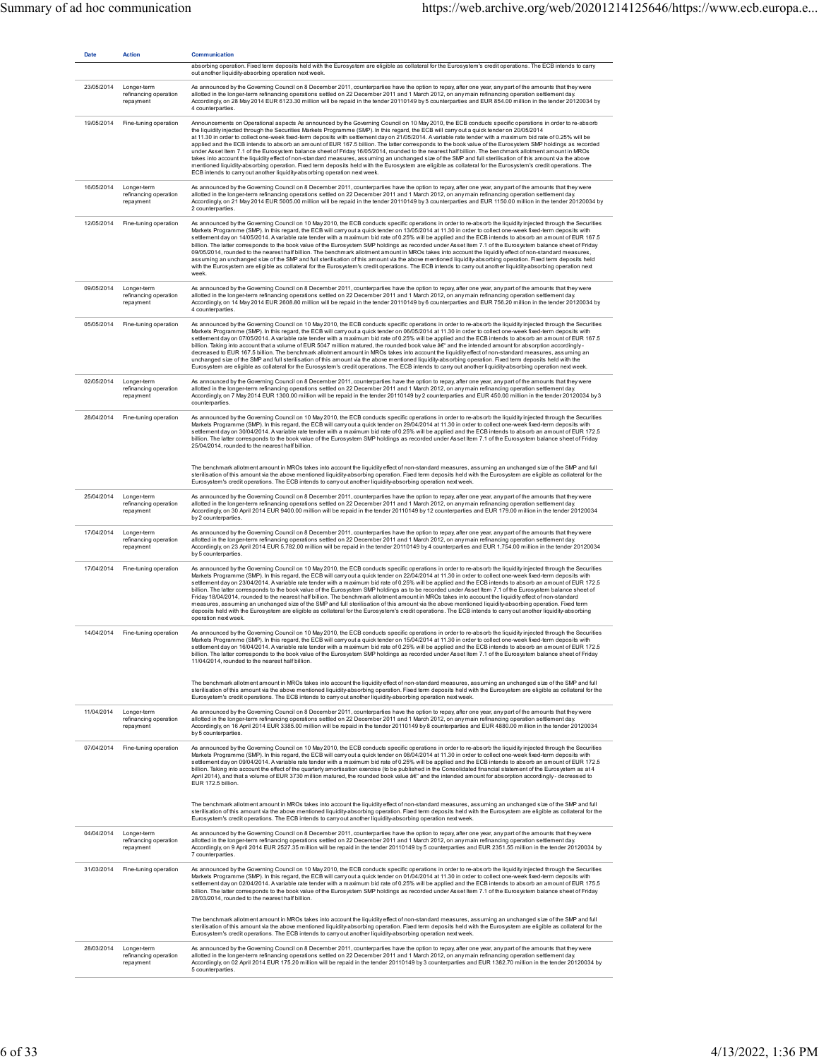| Date | Action | Communication |
|---|---|---|
| | | absorbing operation. Fixed term deposits held with the Eurosystem are eligible as collateral for the Eurosystem's credit operations. The ECB intends to carry out another liquidity-absorbing operation next week. |
| 23/05/2014 | Longer-term refinancing operation repayment | As announced by the Governing Council on 8 December 2011, counterparties have the option to repay, after one year, any part of the amounts that they were allotted in the longer-term refinancing operations settled on 22 December 2011 and 1 March 2012, on any main refinancing operation settlement day. Accordingly, on 28 May 2014 EUR 6123.30 million will be repaid in the tender 20110149 by 5 counterparties and EUR 854.00 million in the tender 20120034 by 4 counterparties. |
| 19/05/2014 | Fine-tuning operation | Announcements on Operational aspects As announced by the Governing Council on 10 May 2010, the ECB conducts specific operations in order to re-absorb the liquidity injected through the Securities Markets Programme (SMP). In this regard, the ECB will carry out a quick tender on 20/05/2014 at 11.30 in order to collect one-week fixed-term deposits with settlement day on 21/05/2014. A variable rate tender with a maximum bid rate of 0.25% will be applied and the ECB intends to absorb an amount of EUR 167.5 billion. The latter corresponds to the book value of the Eurosystem SMP holdings as recorded under Asset Item 7.1 of the Eurosystem balance sheet of Friday 16/05/2014, rounded to the nearest half billion. The benchmark allotment amount in MROs takes into account the liquidity effect of non-standard measures, assuming an unchanged size of the SMP and full sterilisation of this amount via the above mentioned liquidity-absorbing operation. Fixed term deposits held with the Eurosystem are eligible as collateral for the Eurosystem's credit operations. The ECB intends to carry out another liquidity-absorbing operation next week. |
| 16/05/2014 | Longer-term refinancing operation repayment | As announced by the Governing Council on 8 December 2011, counterparties have the option to repay, after one year, any part of the amounts that they were allotted in the longer-term refinancing operations settled on 22 December 2011 and 1 March 2012, on any main refinancing operation settlement day. Accordingly, on 21 May 2014 EUR 5005.00 million will be repaid in the tender 20110149 by 3 counterparties and EUR 1150.00 million in the tender 20120034 by 2 counterparties. |
| 12/05/2014 | Fine-tuning operation | As announced by the Governing Council on 10 May 2010, the ECB conducts specific operations in order to re-absorb the liquidity injected through the Securities Markets Programme (SMP). In this regard, the ECB will carry out a quick tender on 13/05/2014 at 11.30 in order to collect one-week fixed-term deposits with settlement day on 14/05/2014. A variable rate tender with a maximum bid rate of 0.25% will be applied and the ECB intends to absorb an amount of EUR 167.5 billion. The latter corresponds to the book value of the Eurosystem SMP holdings as recorded under Asset Item 7.1 of the Eurosystem balance sheet of Friday 09/05/2014, rounded to the nearest half billion. The benchmark allotment amount in MROs takes into account the liquidity effect of non-standard measures, assuming an unchanged size of the SMP and full sterilisation of this amount via the above mentioned liquidity-absorbing operation. Fixed term deposits held with the Eurosystem are eligible as collateral for the Eurosystem's credit operations. The ECB intends to carry out another liquidity-absorbing operation next week. |
| 09/05/2014 | Longer-term refinancing operation repayment | As announced by the Governing Council on 8 December 2011, counterparties have the option to repay, after one year, any part of the amounts that they were allotted in the longer-term refinancing operations settled on 22 December 2011 and 1 March 2012, on any main refinancing operation settlement day. Accordingly, on 14 May 2014 EUR 2608.80 million will be repaid in the tender 20110149 by 6 counterparties and EUR 756.20 million in the tender 20120034 by 4 counterparties. |
| 05/05/2014 | Fine-tuning operation | As announced by the Governing Council on 10 May 2010, the ECB conducts specific operations in order to re-absorb the liquidity injected through the Securities Markets Programme (SMP). In this regard, the ECB will carry out a quick tender on 06/05/2014 at 11.30 in order to collect one-week fixed-term deposits with settlement day on 07/05/2014. A variable rate tender with a maximum bid rate of 0.25% will be applied and the ECB intends to absorb an amount of EUR 167.5 billion. Taking into account that a volume of EUR 5047 million matured, the rounded book value â€" and the intended amount for absorption accordingly - decreased to EUR 167.5 billion. The benchmark allotment amount in MROs takes into account the liquidity effect of non-standard measures, assuming an unchanged size of the SMP and full sterilisation of this amount via the above mentioned liquidity-absorbing operation. Fixed term deposits held with the Eurosystem are eligible as collateral for the Eurosystem's credit operations. The ECB intends to carry out another liquidity-absorbing operation next week. |
| 02/05/2014 | Longer-term refinancing operation repayment | As announced by the Governing Council on 8 December 2011, counterparties have the option to repay, after one year, any part of the amounts that they were allotted in the longer-term refinancing operations settled on 22 December 2011 and 1 March 2012, on any main refinancing operation settlement day. Accordingly, on 7 May 2014 EUR 1300.00 million will be repaid in the tender 20110149 by 2 counterparties and EUR 450.00 million in the tender 20120034 by 3 counterparties. |
| 28/04/2014 | Fine-tuning operation | As announced by the Governing Council on 10 May 2010, the ECB conducts specific operations in order to re-absorb the liquidity injected through the Securities Markets Programme (SMP). In this regard, the ECB will carry out a quick tender on 29/04/2014 at 11.30 in order to collect one-week fixed-term deposits with settlement day on 30/04/2014. A variable rate tender with a maximum bid rate of 0.25% will be applied and the ECB intends to absorb an amount of EUR 172.5 billion. The latter corresponds to the book value of the Eurosystem SMP holdings as recorded under Asset Item 7.1 of the Eurosystem balance sheet of Friday 25/04/2014, rounded to the nearest half billion.<br><br>The benchmark allotment amount in MROs takes into account the liquidity effect of non-standard measures, assuming an unchanged size of the SMP and full sterilisation of this amount via the above mentioned liquidity-absorbing operation. Fixed term deposits held with the Eurosystem are eligible as collateral for the Eurosystem's credit operations. The ECB intends to carry out another liquidity-absorbing operation next week. |
| 25/04/2014 | Longer-term refinancing operation repayment | As announced by the Governing Council on 8 December 2011, counterparties have the option to repay, after one year, any part of the amounts that they were allotted in the longer-term refinancing operations settled on 22 December 2011 and 1 March 2012, on any main refinancing operation settlement day. Accordingly, on 30 April 2014 EUR 9400.00 million will be repaid in the tender 20110149 by 12 counterparties and EUR 179.00 million in the tender 20120034 by 2 counterparties. |
| 17/04/2014 | Longer-term refinancing operation repayment | As announced by the Governing Council on 8 December 2011, counterparties have the option to repay, after one year, any part of the amounts that they were allotted in the longer-term refinancing operations settled on 22 December 2011 and 1 March 2012, on any main refinancing operation settlement day. Accordingly, on 23 April 2014 EUR 5,782.00 million will be repaid in the tender 20110149 by 4 counterparties and EUR 1,754.00 million in the tender 20120034 by 5 counterparties. |
| 17/04/2014 | Fine-tuning operation | As announced by the Governing Council on 10 May 2010, the ECB conducts specific operations in order to re-absorb the liquidity injected through the Securities Markets Programme (SMP). In this regard, the ECB will carry out a quick tender on 22/04/2014 at 11.30 in order to collect one-week fixed-term deposits with settlement day on 23/04/2014. A variable rate tender with a maximum bid rate of 0.25% will be applied and the ECB intends to absorb an amount of EUR 172.5 billion. The latter corresponds to the book value of the Eurosystem SMP holdings as recorded under Asset Item 7.1 of the Eurosystem balance sheet of Friday 18/04/2014, rounded to the nearest half billion. The benchmark allotment amount in MROs takes into account the liquidity effect of non-standard measures, assuming an unchanged size of the SMP and full sterilisation of this amount via the above mentioned liquidity-absorbing operation. Fixed term deposits held with the Eurosystem are eligible as collateral for the Eurosystem's credit operations. The ECB intends to carry out another liquidity-absorbing operation next week. |
| 14/04/2014 | Fine-tuning operation | As announced by the Governing Council on 10 May 2010, the ECB conducts specific operations in order to re-absorb the liquidity injected through the Securities Markets Programme (SMP). In this regard, the ECB will carry out a quick tender on 15/04/2014 at 11.30 in order to collect one-week fixed-term deposits with settlement day on 16/04/2014. A variable rate tender with a maximum bid rate of 0.25% will be applied and the ECB intends to absorb an amount of EUR 172.5 billion. The latter corresponds to the book value of the Eurosystem SMP holdings as recorded under Asset Item 7.1 of the Eurosystem balance sheet of Friday 11/04/2014, rounded to the nearest half billion.<br><br>The benchmark allotment amount in MROs takes into account the liquidity effect of non-standard measures, assuming an unchanged size of the SMP and full sterilisation of this amount via the above mentioned liquidity-absorbing operation. Fixed term deposits held with the Eurosystem are eligible as collateral for the Eurosystem's credit operations. The ECB intends to carry out another liquidity-absorbing operation next week. |
| 11/04/2014 | Longer-term refinancing operation repayment | As announced by the Governing Council on 8 December 2011, counterparties have the option to repay, after one year, any part of the amounts that they were allotted in the longer-term refinancing operations settled on 22 December 2011 and 1 March 2012, on any main refinancing operation settlement day. Accordingly, on 16 April 2014 EUR 3385.00 million will be repaid in the tender 20110149 by 8 counterparties and EUR 4880.00 million in the tender 20120034 by 5 counterparties. |
| 07/04/2014 | Fine-tuning operation | As announced by the Governing Council on 10 May 2010, the ECB conducts specific operations in order to re-absorb the liquidity injected through the Securities Markets Programme (SMP). In this regard, the ECB will carry out a quick tender on 08/04/2014 at 11.30 in order to collect one-week fixed-term deposits with settlement day on 09/04/2014. A variable rate tender with a maximum bid rate of 0.25% will be applied and the ECB intends to absorb an amount of EUR 172.5 billion. Taking into account the effect of the quarterly amortisation exercise (to be published in the Consolidated financial statement of the Eurosystem as at 4 April 2014), and that a volume of EUR 3730 million matured, the rounded book value â€" and the intended amount for absorption accordingly - decreased to EUR 172.5 billion.<br><br>The benchmark allotment amount in MROs takes into account the liquidity effect of non-standard measures, assuming an unchanged size of the SMP and full sterilisation of this amount via the above mentioned liquidity-absorbing operation. Fixed term deposits held with the Eurosystem are eligible as collateral for the Eurosystem's credit operations. The ECB intends to carry out another liquidity-absorbing operation next week. |
| 04/04/2014 | Longer-term refinancing operation repayment | As announced by the Governing Council on 8 December 2011, counterparties have the option to repay, after one year, any part of the amounts that they were allotted in the longer-term refinancing operations settled on 22 December 2011 and 1 March 2012, on any main refinancing operation settlement day. Accordingly, on 9 April 2014 EUR 2527.35 million will be repaid in the tender 20110149 by 5 counterparties and EUR 2351.55 million in the tender 20120034 by 7 counterparties. |
| 31/03/2014 | Fine-tuning operation | As announced by the Governing Council on 10 May 2010, the ECB conducts specific operations in order to re-absorb the liquidity injected through the Securities Markets Programme (SMP). In this regard, the ECB will carry out a quick tender on 01/04/2014 at 11.30 in order to collect one-week fixed-term deposits with settlement day on 02/04/2014. A variable rate tender with a maximum bid rate of 0.25% will be applied and the ECB intends to absorb an amount of EUR 175.5 billion. The latter corresponds to the book value of the Eurosystem SMP holdings as to be recorded under Asset Item 7.1 of the Eurosystem balance sheet of Friday 28/03/2014, rounded to the nearest half billion.<br><br>The benchmark allotment amount in MROs takes into account the liquidity effect of non-standard measures, assuming an unchanged size of the SMP and full sterilisation of this amount via the above mentioned liquidity-absorbing operation. Fixed term deposits held with the Eurosystem are eligible as collateral for the Eurosystem's credit operations. The ECB intends to carry out another liquidity-absorbing operation next week. |
| 28/03/2014 | Longer-term refinancing operation repayment | As announced by the Governing Council on 8 December 2011, counterparties have the option to repay, after one year, any part of the amounts that they were allotted in the longer-term refinancing operations settled on 22 December 2011 and 1 March 2012, on any main refinancing operation settlement day. Accordingly, on 02 April 2014 EUR 175.20 million will be repaid in the tender 20110149 by 3 counterparties and EUR 1382.70 million in the tender 20120034 by 5 counterparties. |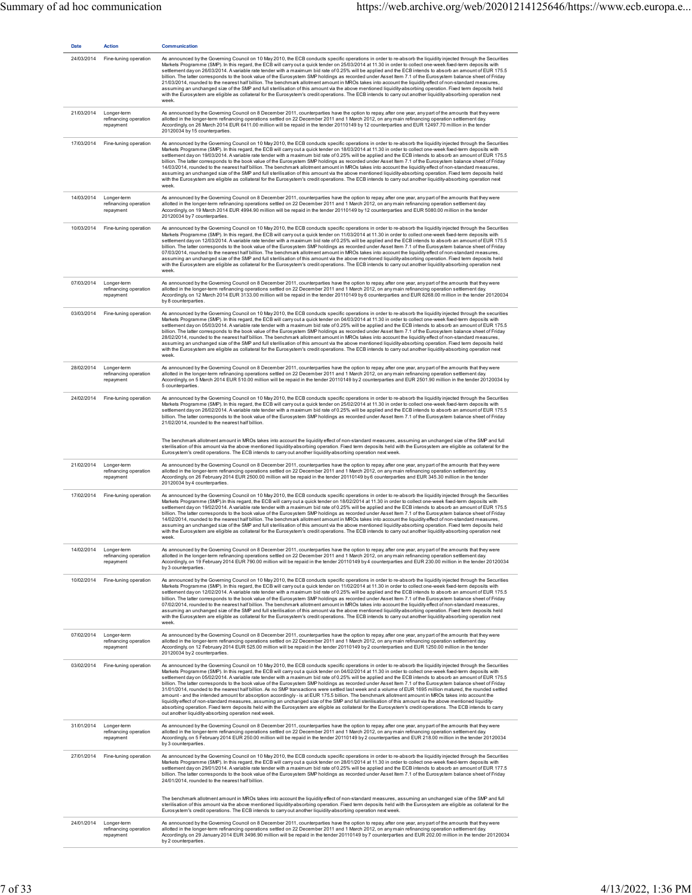| Date | Action | Communication |
|---|---|---|
| 24/03/2014 | Fine-tuning operation | As announced by the Governing Council on 10 May 2010, the ECB conducts specific operations in order to re-absorb the liquidity injected through the Securities Markets Programme (SMP). In this regard, the ECB will carry out a quick tender on 25/03/2014 at 11.30 in order to collect one-week fixed-term deposits with settlement day on 26/03/2014. A variable rate tender with a maximum bid rate of 0.25% will be applied and the ECB intends to absorb an amount of EUR 175.5 billion. The latter corresponds to the book value of the Eurosystem SMP holdings as recorded under Asset Item 7.1 of the Eurosystem balance sheet of Friday 21/03/2014, rounded to the nearest half billion. The benchmark allotment amount in MROs takes into account the liquidity effect of non-standard measures, assuming an unchanged size of the SMP and full sterilisation of this amount via the above mentioned liquidity-absorbing operation. Fixed term deposits held with the Eurosystem are eligible as collateral for the Eurosystem's credit operations. The ECB intends to carry out another liquidity-absorbing operation next week. |
| 21/03/2014 | Longer-term refinancing operation repayment | As announced by the Governing Council on 8 December 2011, counterparties have the option to repay, after one year, any part of the amounts that they were allotted in the longer-term refinancing operations settled on 22 December 2011 and 1 March 2012, on any main refinancing operation settlement day. Accordingly, on 26 March 2014 EUR 6411.00 million will be repaid in the tender 20110149 by 12 counterparties and EUR 12497.70 million in the tender 20120034 by 15 counterparties. |
| 17/03/2014 | Fine-tuning operation | As announced by the Governing Council on 10 May 2010, the ECB conducts specific operations in order to re-absorb the liquidity injected through the Securities Markets Programme (SMP). In this regard, the ECB will carry out a quick tender on 18/03/2014 at 11.30 in order to collect one-week fixed-term deposits with settlement day on 19/03/2014. A variable rate tender with a maximum bid rate of 0.25% will be applied and the ECB intends to absorb an amount of EUR 175.5 billion. The latter corresponds to the book value of the Eurosystem SMP holdings as recorded under Asset Item 7.1 of the Eurosystem balance sheet of Friday 14/03/2014, rounded to the nearest half billion. The benchmark allotment amount in MROs takes into account the liquidity effect of non-standard measures, assuming an unchanged size of the SMP and full sterilisation of this amount via the above mentioned liquidity-absorbing operation. Fixed term deposits held with the Eurosystem are eligible as collateral for the Eurosystem's credit operations. The ECB intends to carry out another liquidity-absorbing operation next week. |
| 14/03/2014 | Longer-term refinancing operation repayment | As announced by the Governing Council on 8 December 2011, counterparties have the option to repay, after one year, any part of the amounts that they were allotted in the longer-term refinancing operations settled on 22 December 2011 and 1 March 2012, on any main refinancing operation settlement day. Accordingly, on 19 March 2014 EUR 4994.90 million will be repaid in the tender 20110149 by 12 counterparties and EUR 5080.00 million in the tender 20120034 by 7 counterparties. |
| 10/03/2014 | Fine-tuning operation | As announced by the Governing Council on 10 May 2010, the ECB conducts specific operations in order to re-absorb the liquidity injected through the Securities Markets Programme (SMP). In this regard, the ECB will carry out a quick tender on 11/03/2014 at 11.30 in order to collect one-week fixed-term deposits with settlement day on 12/03/2014. A variable rate tender with a maximum bid rate of 0.25% will be applied and the ECB intends to absorb an amount of EUR 175.5 billion. The latter corresponds to the book value of the Eurosystem SMP holdings as recorded under Asset Item 7.1 of the Eurosystem balance sheet of Friday 07/03/2014, rounded to the nearest half billion. The benchmark allotment amount in MROs takes into account the liquidity effect of non-standard measures, assuming an unchanged size of the SMP and full sterilisation of this amount via the above mentioned liquidity-absorbing operation. Fixed term deposits held with the Eurosystem are eligible as collateral for the Eurosystem's credit operations. The ECB intends to carry out another liquidity-absorbing operation next week. |
| 07/03/2014 | Longer-term refinancing operation repayment | As announced by the Governing Council on 8 December 2011, counterparties have the option to repay, after one year, any part of the amounts that they were allotted in the longer-term refinancing operations settled on 22 December 2011 and 1 March 2012, on any main refinancing operation settlement day. Accordingly, on 12 March 2014 EUR 3133.00 million will be repaid in the tender 20110149 by 6 counterparties and EUR 8268.00 million in the tender 20120034 by 8 counterparties. |
| 03/03/2014 | Fine-tuning operation | As announced by the Governing Council on 10 May 2010, the ECB conducts specific operations in order to re-absorb the liquidity injected through the securities Markets Programme (SMP). In this regard, the ECB will carry out a quick tender on 04/03/2014 at 11.30 in order to collect one-week fixed-term deposits with settlement day on 05/03/2014. A variable rate tender with a maximum bid rate of 0.25% will be applied and the ECB intends to absorb an amount of EUR 175.5 billion. The latter corresponds to the book value of the Eurosystem SMP holdings as recorded under Asset Item 7.1 of the Eurosystem balance sheet of Friday 28/02/2014, rounded to the nearest half billion. The benchmark allotment amount in MROs takes into account the liquidity effect of non-standard measures, assuming an unchanged size of the SMP and full sterilisation of this amount via the above mentioned liquidity-absorbing operation. Fixed term deposits held with the Eurosystem are eligible as collateral for the Eurosystem's credit operations. The ECB intends to carry out another liquidity-absorbing operation next week. |
| 28/02/2014 | Longer-term refinancing operation repayment | As announced by the Governing Council on 8 December 2011, counterparties have the option to repay, after one year, any part of the amounts that they were allotted in the longer-term refinancing operations settled on 22 December 2011 and 1 March 2012, on any main refinancing operation settlement day. Accordingly, on 5 March 2014 EUR 510.00 million will be repaid in the tender 20110149 by 2 counterparties and EUR 2501.90 million in the tender 20120034 by 5 counterparties. |
| 24/02/2014 | Fine-tuning operation | As announced by the Governing Council on 10 May 2010, the ECB conducts specific operations in order to re-absorb the liquidity injected through the Securities Markets Programme (SMP). In this regard, the ECB will carry out a quick tender on 25/02/2014 at 11.30 in order to collect one-week fixed-term deposits with settlement day on 26/02/2014. A variable rate tender with a maximum bid rate of 0.25% will be applied and the ECB intends to absorb an amount of EUR 175.5 billion. The latter corresponds to the book value of the Eurosystem SMP holdings as recorded under Asset Item 7.1 of the Eurosystem balance sheet of Friday 21/02/2014, rounded to the nearest half billion. The benchmark allotment amount in MROs takes into account the liquidity effect of non-standard measures, assuming an unchanged size of the SMP and full sterilisation of this amount via the above mentioned liquidity-absorbing operation. Fixed term deposits held with the Eurosystem are eligible as collateral for the Eurosystem's credit operations. The ECB intends to carry out another liquidity-absorbing operation next week. |
| 21/02/2014 | Longer-term refinancing operation repayment | As announced by the Governing Council on 8 December 2011, counterparties have the option to repay, after one year, any part of the amounts that they were allotted in the longer-term refinancing operations settled on 22 December 2011 and 1 March 2012, on any main refinancing operation settlement day. Accordingly, on 26 February 2014 EUR 2500.00 million will be repaid in the tender 20110149 by 6 counterparties and EUR 345.30 million in the tender 20120034 by 4 counterparties. |
| 17/02/2014 | Fine-tuning operation | As announced by the Governing Council on 10 May 2010, the ECB conducts specific operations in order to re-absorb the liquidity injected through the Securities Markets Programme (SMP).In this regard, the ECB will carry out a quick tender on 18/02/2014 at 11.30 in order to collect one-week fixed-term deposits with settlement day on 19/02/2014. A variable rate tender with a maximum bid rate of 0.25% will be applied and the ECB intends to absorb an amount of EUR 175.5 billion. The latter corresponds to the book value of the Eurosystem SMP holdings as recorded under Asset Item 7.1 of the Eurosystem balance sheet of Friday 14/02/2014, rounded to the nearest half billion. The benchmark allotment amount in MROs takes into account the liquidity effect of non-standard measures, assuming an unchanged size of the SMP and full sterilisation of this amount via the above mentioned liquidity-absorbing operation. Fixed term deposits held with the Eurosystem are eligible as collateral for the Eurosystem's credit operations. The ECB intends to carry out another liquidity-absorbing operation next week. |
| 14/02/2014 | Longer-term refinancing operation repayment | As announced by the Governing Council on 8 December 2011, counterparties have the option to repay, after one year, any part of the amounts that they were allotted in the longer-term refinancing operations settled on 22 December 2011 and 1 March 2012, on any main refinancing operation settlement day. Accordingly, on 19 February 2014 EUR 790.00 million will be repaid in the tender 20110149 by 4 counterparties and EUR 230.00 million in the tender 20120034 by 3 counterparties. |
| 10/02/2014 | Fine-tuning operation | As announced by the Governing Council on 10 May 2010, the ECB conducts specific operations in order to re-absorb the liquidity injected through the Securities Markets Programme (SMP). In this regard, the ECB will carry out a quick tender on 11/02/2014 at 11.30 in order to collect one-week fixed-term deposits with settlement day on 12/02/2014. A variable rate tender with a maximum bid rate of 0.25% will be applied and the ECB intends to absorb an amount of EUR 175.5 billion. The latter corresponds to the book value of the Eurosystem SMP holdings as recorded under Asset Item 7.1 of the Eurosystem balance sheet of Friday 07/02/2014, rounded to the nearest half billion. The benchmark allotment amount in MROs takes into account the liquidity effect of non-standard measures, assuming an unchanged size of the SMP and full sterilisation of this amount via the above mentioned liquidity-absorbing operation. Fixed term deposits held with the Eurosystem are eligible as collateral for the Eurosystem's credit operations. The ECB intends to carry out another liquidity-absorbing operation next week. |
| 07/02/2014 | Longer-term refinancing operation repayment | As announced by the Governing Council on 8 December 2011, counterparties have the option to repay, after one year, any part of the amounts that they were allotted in the longer-term refinancing operations settled on 22 December 2011 and 1 March 2012, on any main refinancing operation settlement day. Accordingly, on 12 February 2014 EUR 525.00 million will be repaid in the tender 20110149 by 2 counterparties and EUR 1250.00 million in the tender 20120034 by 2 counterparties. |
| 03/02/2014 | Fine-tuning operation | As announced by the Governing Council on 10 May 2010, the ECB conducts specific operations in order to re-absorb the liquidity injected through the Securities Markets Programme (SMP). In this regard, the ECB will carry out a quick tender on 04/02/2014 at 11.30 in order to collect one-week fixed-term deposits with settlement day on 05/02/2014. A variable rate tender with a maximum bid rate of 0.25% will be applied and the ECB intends to absorb an amount of EUR 175.5 billion. The latter corresponds to the book value of the Eurosystem SMP holdings as recorded under Asset Item 7.1 of the Eurosystem balance sheet of Friday 31/01/2014, rounded to the nearest half billion. As no SMP transactions were settled last week and a volume of EUR 1695 million matured, the rounded settled amount - and the intended amount for absorption accordingly - is at EUR 175.5 billion. The benchmark allotment amount in MROs takes into account the liquidity effect of non-standard measures, assuming an unchanged size of the SMP and full sterilisation of this amount via the above mentioned liquidity-absorbing operation. Fixed term deposits held with the Eurosystem are eligible as collateral for the Eurosystem's credit operations. The ECB intends to carry out another liquidity-absorbing operation next week. |
| 31/01/2014 | Longer-term refinancing operation repayment | As announced by the Governing Council on 8 December 2011, counterparties have the option to repay, after one year, any part of the amounts that they were allotted in the longer-term refinancing operations settled on 22 December 2011 and 1 March 2012, on any main refinancing operation settlement day. Accordingly, on 5 February 2014 EUR 250.00 million will be repaid in the tender 20110149 by 2 counterparties and EUR 218.00 million in the tender 20120034 by 3 counterparties. |
| 27/01/2014 | Fine-tuning operation | As announced by the Governing Council on 10 May 2010, the ECB conducts specific operations in order to re-absorb the liquidity injected through the Securities Markets Programme (SMP). In this regard, the ECB will carry out a quick tender on 28/01/2014 at 11.30 in order to collect one-week fixed-term deposits with settlement day on 29/01/2014. A variable rate tender with a maximum bid rate of 0.25% will be applied and the ECB intends to absorb an amount of EUR 177.5 billion. The latter corresponds to the book value of the Eurosystem SMP holdings as recorded under Asset Item 7.1 of the Eurosystem balance sheet of Friday 24/01/2014, rounded to the nearest half billion. The benchmark allotment amount in MROs takes into account the liquidity effect of non-standard measures, assuming an unchanged size of the SMP and full sterilisation of this amount via the above mentioned liquidity-absorbing operation. Fixed term deposits held with the Eurosystem are eligible as collateral for the Eurosystem's credit operations. The ECB intends to carry out another liquidity-absorbing operation next week. |
| 24/01/2014 | Longer-term refinancing operation repayment | As announced by the Governing Council on 8 December 2011, counterparties have the option to repay, after one year, any part of the amounts that they were allotted in the longer-term refinancing operations settled on 22 December 2011 and 1 March 2012, on any main refinancing operation settlement day. Accordingly, on 29 January 2014 EUR 3496.90 million will be repaid in the tender 20110149 by 7 counterparties and EUR 202.00 million in the tender 20120034 by 2 counterparties. |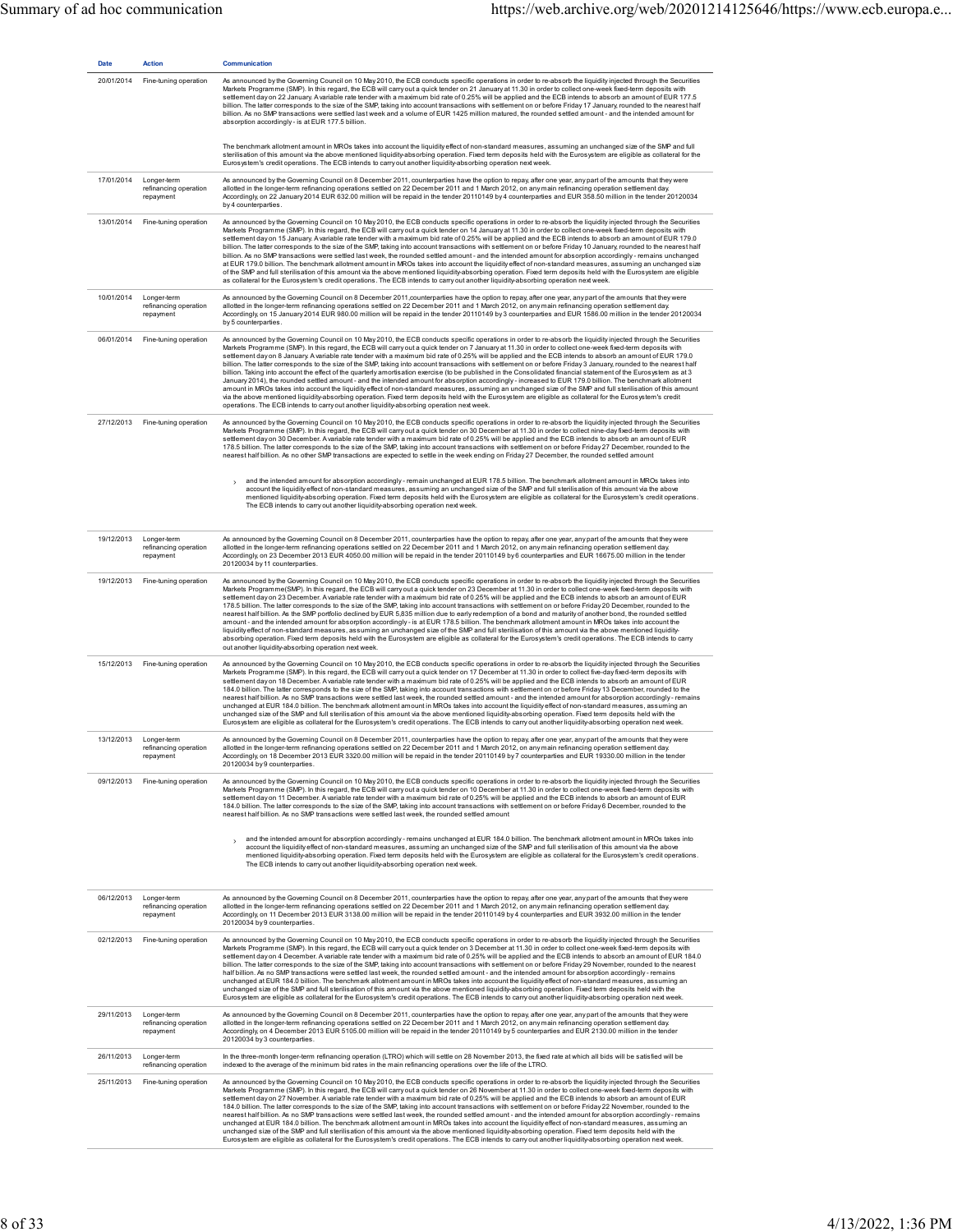| Date | Action | Communication |
|---|---|---|
| 20/01/2014 | Fine-tuning operation | As announced by the Governing Council on 10 May 2010, the ECB conducts specific operations in order to re-absorb the liquidity injected through the Securities Markets Programme (SMP). In this regard, the ECB will carry out a quick tender on 21 January at 11.30 in order to collect one-week fixed-term deposits with settlement day on 22 January. A variable rate tender with a maximum bid rate of 0.25% will be applied and the ECB intends to absorb an amount of EUR 177.5 billion. The latter corresponds to the size of the SMP, taking into account transactions with settlement on or before Friday 17 January, rounded to the nearest half billion. As no SMP transactions were settled last week and a volume of EUR 1425 million matured, the rounded settled amount - and the intended amount for absorption accordingly - is at EUR 177.5 billion.<br><br>The benchmark allotment amount in MROs takes into account the liquidity effect of non-standard measures, assuming an unchanged size of the SMP and full sterilisation of this amount via the above mentioned liquidity-absorbing operation. Fixed term deposits held with the Eurosystem are eligible as collateral for the Eurosystem's credit operations. The ECB intends to carry out another liquidity-absorbing operation next week. |
| 17/01/2014 | Longer-term refinancing operation repayment | As announced by the Governing Council on 8 December 2011, counterparties have the option to repay, after one year, any part of the amounts that they were allotted in the longer-term refinancing operations settled on 22 December 2011 and 1 March 2012, on any main refinancing operation settlement day. Accordingly, on 22 January 2014 EUR 632.00 million will be repaid in the tender 20110149 by 4 counterparties and EUR 358.50 million in the tender 20120034 by 4 counterparties. |
| 13/01/2014 | Fine-tuning operation | As announced by the Governing Council on 10 May 2010, the ECB conducts specific operations in order to re-absorb the liquidity injected through the Securities Markets Programme (SMP). In this regard, the ECB will carry out a quick tender on 14 January at 11.30 in order to collect one-week fixed-term deposits with settlement day on 15 January. A variable rate tender with a maximum bid rate of 0.25% will be applied and the ECB intends to absorb an amount of EUR 179.0 billion. The latter corresponds to the size of the SMP, taking into account transactions with settlement on or before Friday 10 January, rounded to the nearest half billion. As no SMP transactions were settled last week, the rounded settled amount - and the intended amount for absorption accordingly - remains unchanged at EUR 179.0 billion. The benchmark allotment amount in MROs takes into account the liquidity effect of non-standard measures, assuming an unchanged size of the SMP and full sterilisation of this amount via the above mentioned liquidity-absorbing operation. Fixed term deposits held with the Eurosystem are eligible as collateral for the Eurosystem's credit operations. The ECB intends to carry out another liquidity-absorbing operation next week. |
| 10/01/2014 | Longer-term refinancing operation repayment | As announced by the Governing Council on 8 December 2011,counterparties have the option to repay, after one year, any part of the amounts that they were allotted in the longer-term refinancing operations settled on 22 December 2011 and 1 March 2012, on any main refinancing operation settlement day. Accordingly, on 15 January 2014 EUR 980.00 million will be repaid in the tender 20110149 by 3 counterparties and EUR 1586.00 million in the tender 20120034 by 5 counterparties. |
| 06/01/2014 | Fine-tuning operation | As announced by the Governing Council on 10 May 2010, the ECB conducts specific operations in order to re-absorb the liquidity injected through the Securities Markets Programme (SMP). In this regard, the ECB will carry out a quick tender on 7 January at 11.30 in order to collect one-week fixed-term deposits with settlement day on 8 January. A variable rate tender with a maximum bid rate of 0.25% will be applied and the ECB intends to absorb an amount of EUR 179.0 billion. The latter corresponds to the size of the SMP, taking into account transactions with settlement on or before Friday 3 January, rounded to the nearest half billion. Taking into account the effect of the quarterly amortisation exercise (to be published in the Consolidated financial statement of the Eurosystem as at 3 January 2014), the rounded settled amount - and the intended amount for absorption accordingly - increased to EUR 179.0 billion. The benchmark allotment amount in MROs takes into account the liquidity effect of non-standard measures, assuming an unchanged size of the SMP and full sterilisation of this amount via the above mentioned liquidity-absorbing operation. Fixed term deposits held with the Eurosystem are eligible as collateral for the Eurosystem's credit operations. The ECB intends to carry out another liquidity-absorbing operation next week. |
| 27/12/2013 | Fine-tuning operation | As announced by the Governing Council on 10 May 2010, the ECB conducts specific operations in order to re-absorb the liquidity injected through the Securities Markets Programme (SMP). In this regard, the ECB will carry out a quick tender on 30 December at 11.30 in order to collect nine-day fixed-term deposits with settlement day on 30 December. A variable rate tender with a maximum bid rate of 0.25% will be applied and the ECB intends to absorb an amount of EUR 178.5 billion. The latter corresponds to the size of the SMP, taking into account transactions with settlement on or before Friday 27 December, rounded to the nearest half billion. As no other SMP transactions are expected to settle in the week ending on Friday 27 December, the rounded settled amount<br><br>› and the intended amount for absorption accordingly - remain unchanged at EUR 178.5 billion. The benchmark allotment amount in MROs takes into account the liquidity effect of non-standard measures, assuming an unchanged size of the SMP and full sterilisation of this amount via the above mentioned liquidity-absorbing operation. Fixed term deposits held with the Eurosystem are eligible as collateral for the Eurosystem's credit operations. The ECB intends to carry out another liquidity-absorbing operation next week. |
| 19/12/2013 | Longer-term refinancing operation repayment | As announced by the Governing Council on 8 December 2011, counterparties have the option to repay, after one year, any part of the amounts that they were allotted in the longer-term refinancing operations settled on 22 December 2011 and 1 March 2012, on any main refinancing operation settlement day. Accordingly, on 23 December 2013 EUR 4050.00 million will be repaid in the tender 20110149 by 6 counterparties and EUR 16675.00 million in the tender 20120034 by 11 counterparties. |
| 19/12/2013 | Fine-tuning operation | As announced by the Governing Council on 10 May 2010, the ECB conducts specific operations in order to re-absorb the liquidity injected through the Securities Markets Programme(SMP). In this regard, the ECB will carry out a quick tender on 23 December at 11.30 in order to collect one-week fixed-term deposits with settlement day on 23 December. A variable rate tender with a maximum bid rate of 0.25% will be applied and the ECB intends to absorb an amount of EUR 178.5 billion. The latter corresponds to the size of the SMP, taking into account transactions with settlement on or before Friday 20 December, rounded to the nearest half billion. As the SMP portfolio declined by EUR 5,835 million due to early redemption of a bond and maturity of another bond, the rounded settled amount - and the intended amount for absorption accordingly - is at EUR 178.5 billion. The benchmark allotment amount in MROs takes into account the liquidity effect of non-standard measures, assuming an unchanged size of the SMP and full sterilisation of this amount via the above mentioned liquidity-absorbing operation. Fixed term deposits held with the Eurosystem are eligible as collateral for the Eurosystem's credit operations. The ECB intends to carry out another liquidity-absorbing operation next week. |
| 15/12/2013 | Fine-tuning operation | As announced by the Governing Council on 10 May 2010, the ECB conducts specific operations in order to re-absorb the liquidity injected through the Securities Markets Programme (SMP). In this regard, the ECB will carry out a quick tender on 17 December at 11.30 in order to collect five-day fixed-term deposits with settlement day on 18 December. A variable rate tender with a maximum bid rate of 0.25% will be applied and the ECB intends to absorb an amount of EUR 184.0 billion. The latter corresponds to the size of the SMP, taking into account transactions with settlement on or before Friday 13 December, rounded to the nearest half billion. As no SMP transactions were settled last week, the rounded settled amount - and the intended amount for absorption accordingly - remains unchanged at EUR 184.0 billion. The benchmark allotment amount in MROs takes into account the liquidity effect of non-standard measures, assuming an unchanged size of the SMP and full sterilisation of this amount via the above mentioned liquidity-absorbing operation. Fixed term deposits held with the Eurosystem are eligible as collateral for the Eurosystem's credit operations. The ECB intends to carry out another liquidity-absorbing operation next week. |
| 13/12/2013 | Longer-term refinancing operation repayment | As announced by the Governing Council on 8 December 2011, counterparties have the option to repay, after one year, any part of the amounts that they were allotted in the longer-term refinancing operations settled on 22 December 2011 and 1 March 2012, on any main refinancing operation settlement day. Accordingly, on 18 December 2013 EUR 3320.00 million will be repaid in the tender 20110149 by 7 counterparties and EUR 19330.00 million in the tender 20120034 by 9 counterparties. |
| 09/12/2013 | Fine-tuning operation | As announced by the Governing Council on 10 May 2010, the ECB conducts specific operations in order to re-absorb the liquidity injected through the Securities Markets Programme (SMP). In this regard, the ECB will carry out a quick tender on 10 December at 11.30 in order to collect one-week fixed-term deposits with settlement day on 11 December. A variable rate tender with a maximum bid rate of 0.25% will be applied and the ECB intends to absorb an amount of EUR 184.0 billion. The latter corresponds to the size of the SMP, taking into account transactions with settlement on or before Friday 6 December, rounded to the nearest half billion. As no SMP transactions were settled last week, the rounded settled amount<br><br>› and the intended amount for absorption accordingly - remains unchanged at EUR 184.0 billion. The benchmark allotment amount in MROs takes into account the liquidity effect of non-standard measures, assuming an unchanged size of the SMP and full sterilisation of this amount via the above mentioned liquidity-absorbing operation. Fixed term deposits held with the Eurosystem are eligible as collateral for the Eurosystem's credit operations. The ECB intends to carry out another liquidity-absorbing operation next week. |
| 06/12/2013 | Longer-term refinancing operation repayment | As announced by the Governing Council on 8 December 2011, counterparties have the option to repay, after one year, any part of the amounts that they were allotted in the longer-term refinancing operations settled on 22 December 2011 and 1 March 2012, on any main refinancing operation settlement day. Accordingly, on 11 December 2013 EUR 3138.00 million will be repaid in the tender 20110149 by 4 counterparties and EUR 3932.00 million in the tender 20120034 by 9 counterparties. |
| 02/12/2013 | Fine-tuning operation | As announced by the Governing Council on 10 May 2010, the ECB conducts specific operations in order to re-absorb the liquidity injected through the Securities Markets Programme (SMP). In this regard, the ECB will carry out a quick tender on 3 December at 11.30 in order to collect one-week fixed-term deposits with settlement day on 4 December. A variable rate tender with a maximum bid rate of 0.25% will be applied and the ECB intends to absorb an amount of EUR 184.0 billion. The latter corresponds to the size of the SMP, taking into account transactions with settlement on or before Friday 29 November, rounded to the nearest half billion. As no SMP transactions were settled last week, the rounded settled amount - and the intended amount for absorption accordingly - remains unchanged at EUR 184.0 billion. The benchmark allotment amount in MROs takes into account the liquidity effect of non-standard measures, assuming an unchanged size of the SMP and full sterilisation of this amount via the above mentioned liquidity-absorbing operation. Fixed term deposits held with the Eurosystem are eligible as collateral for the Eurosystem's credit operations. The ECB intends to carry out another liquidity-absorbing operation next week. |
| 29/11/2013 | Longer-term refinancing operation repayment | As announced by the Governing Council on 8 December 2011, counterparties have the option to repay, after one year, any part of the amounts that they were allotted in the longer-term refinancing operations settled on 22 December 2011 and 1 March 2012, on any main refinancing operation settlement day. Accordingly, on 4 December 2013 EUR 5105.00 million will be repaid in the tender 20110149 by 5 counterparties and EUR 2130.00 million in the tender 20120034 by 3 counterparties. |
| 26/11/2013 | Longer-term refinancing operation | In the three-month longer-term refinancing operation (LTRO) which will settle on 28 November 2013, the fixed rate at which all bids will be satisfied will be indexed to the average of the minimum bid rates in the main refinancing operations over the life of the LTRO. |
| 25/11/2013 | Fine-tuning operation | As announced by the Governing Council on 10 May 2010, the ECB conducts specific operations in order to re-absorb the liquidity injected through the Securities Markets Programme (SMP). In this regard, the ECB will carry out a quick tender on 26 November at 11.30 in order to collect one-week fixed-term deposits with settlement day on 27 November. A variable rate tender with a maximum bid rate of 0.25% will be applied and the ECB intends to absorb an amount of EUR 184.0 billion. The latter corresponds to the size of the SMP, taking into account transactions with settlement on or before Friday 22 November, rounded to the nearest half billion. As no SMP transactions were settled last week, the rounded settled amount - and the intended amount for absorption accordingly - remains unchanged at EUR 184.0 billion. The benchmark allotment amount in MROs takes into account the liquidity effect of non-standard measures, assuming an unchanged size of the SMP and full sterilisation of this amount via the above mentioned liquidity-absorbing operation. Fixed term deposits held with the Eurosystem are eligible as collateral for the Eurosystem's credit operations. The ECB intends to carry out another liquidity-absorbing operation next week. |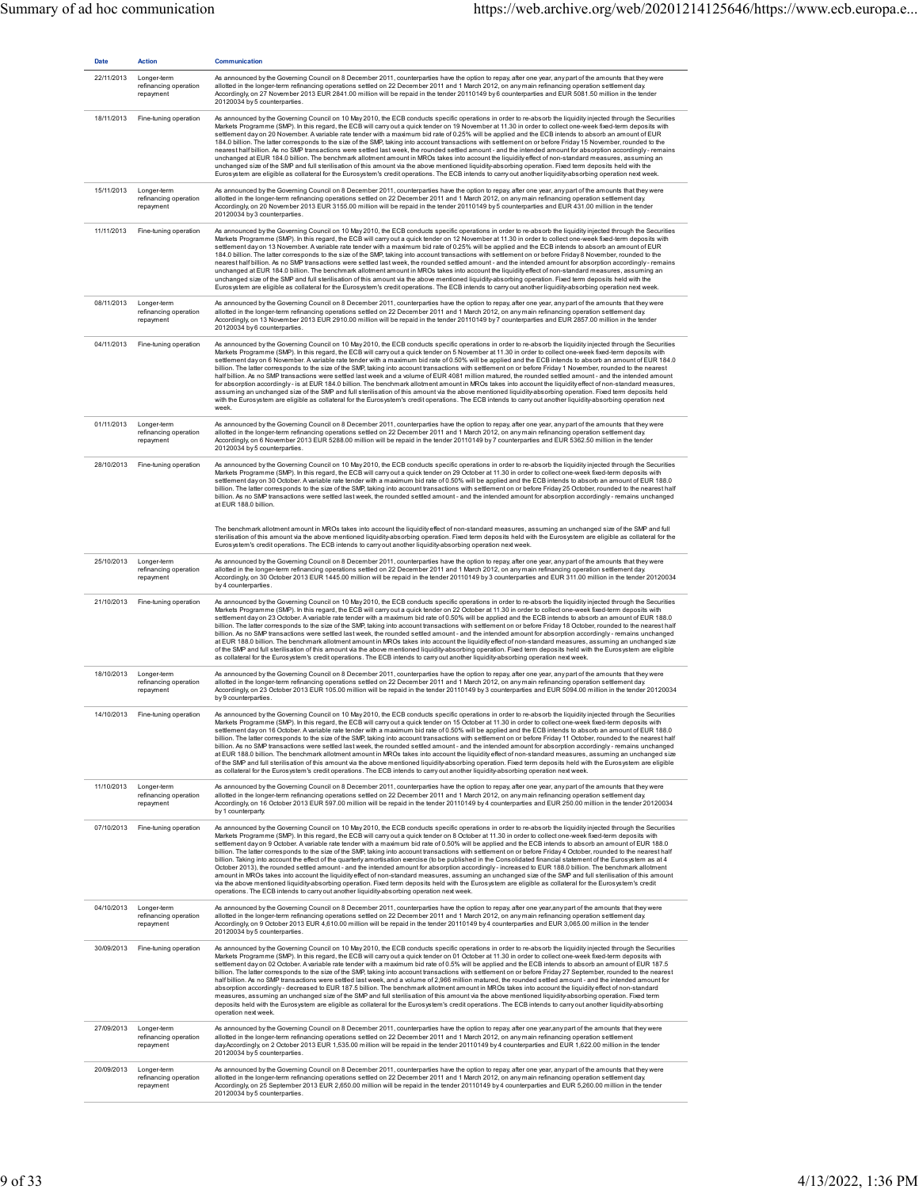| Date | Action | Communication |
|---|---|---|
| 22/11/2013 | Longer-term refinancing operation repayment | As announced by the Governing Council on 8 December 2011, counterparties have the option to repay, after one year, any part of the amounts that they were allotted in the longer-term refinancing operations settled on 22 December 2011 and 1 March 2012, on any main refinancing operation settlement day. Accordingly, on 27 November 2013 EUR 2841.00 million will be repaid in the tender 20110149 by 6 counterparties and EUR 5081.50 million in the tender 20120034 by 5 counterparties. |
| 18/11/2013 | Fine-tuning operation | As announced by the Governing Council on 10 May 2010, the ECB conducts specific operations in order to re-absorb the liquidity injected through the Securities Markets Programme (SMP). In this regard, the ECB will carry out a quick tender on 19 November at 11.30 in order to collect one-week fixed-term deposits with settlement day on 20 November. A variable rate tender with a maximum bid rate of 0.25% will be applied and the ECB intends to absorb an amount of EUR 184.0 billion. The latter corresponds to the size of the SMP, taking into account transactions with settlement on or before Friday 15 November, rounded to the nearest half billion. As no SMP transactions were settled last week, the rounded settled amount - and the intended amount for absorption accordingly - remains unchanged at EUR 184.0 billion. The benchmark allotment amount in MROs takes into account the liquidity effect of non-standard measures, assuming an unchanged size of the SMP and full sterilisation of this amount via the above mentioned liquidity-absorbing operation. Fixed term deposits held with the Eurosystem are eligible as collateral for the Eurosystem's credit operations. The ECB intends to carry out another liquidity-absorbing operation next week. |
| 15/11/2013 | Longer-term refinancing operation repayment | As announced by the Governing Council on 8 December 2011, counterparties have the option to repay, after one year, any part of the amounts that they were allotted in the longer-term refinancing operations settled on 22 December 2011 and 1 March 2012, on any main refinancing operation settlement day. Accordingly, on 20 November 2013 EUR 3155.00 million will be repaid in the tender 20110149 by 5 counterparties and EUR 431.00 million in the tender 20120034 by 3 counterparties. |
| 11/11/2013 | Fine-tuning operation | As announced by the Governing Council on 10 May 2010, the ECB conducts specific operations in order to re-absorb the liquidity injected through the Securities Markets Programme (SMP). In this regard, the ECB will carry out a quick tender on 12 November at 11.30 in order to collect one-week fixed-term deposits with settlement day on 13 November. A variable rate tender with a maximum bid rate of 0.25% will be applied and the ECB intends to absorb an amount of EUR 184.0 billion. The latter corresponds to the size of the SMP, taking into account transactions with settlement on or before Friday 8 November, rounded to the nearest half billion. As no SMP transactions were settled last week, the rounded settled amount - and the intended amount for absorption accordingly - remains unchanged at EUR 184.0 billion. The benchmark allotment amount in MROs takes into account the liquidity effect of non-standard measures, assuming an unchanged size of the SMP and full sterilisation of this amount via the above mentioned liquidity-absorbing operation. Fixed term deposits held with the Eurosystem are eligible as collateral for the Eurosystem's credit operations. The ECB intends to carry out another liquidity-absorbing operation next week. |
| 08/11/2013 | Longer-term refinancing operation repayment | As announced by the Governing Council on 8 December 2011, counterparties have the option to repay, after one year, any part of the amounts that they were allotted in the longer-term refinancing operations settled on 22 December 2011 and 1 March 2012, on any main refinancing operation settlement day. Accordingly, on 13 November 2013 EUR 2910.00 million will be repaid in the tender 20110149 by 7 counterparties and EUR 2857.00 million in the tender 20120034 by 6 counterparties. |
| 04/11/2013 | Fine-tuning operation | As announced by the Governing Council on 10 May 2010, the ECB conducts specific operations in order to re-absorb the liquidity injected through the Securities Markets Programme (SMP). In this regard, the ECB will carry out a quick tender on 5 November at 11.30 in order to collect one-week fixed-term deposits with settlement day on 6 November. A variable rate tender with a maximum bid rate of 0.50% will be applied and the ECB intends to absorb an amount of EUR 184.0 billion. The latter corresponds to the size of the SMP, taking into account transactions with settlement on or before Friday 1 November, rounded to the nearest half billion. As no SMP transactions were settled last week and a volume of EUR 4081 million matured, the rounded settled amount - and the intended amount for absorption accordingly - is at EUR 184.0 billion. The benchmark allotment amount in MROs takes into account the liquidity effect of non-standard measures, assuming an unchanged size of the SMP and full sterilisation of this amount via the above mentioned liquidity-absorbing operation. Fixed term deposits held with the Eurosystem are eligible as collateral for the Eurosystem's credit operations. The ECB intends to carry out another liquidity-absorbing operation next week. |
| 01/11/2013 | Longer-term refinancing operation repayment | As announced by the Governing Council on 8 December 2011, counterparties have the option to repay, after one year, any part of the amounts that they were allotted in the longer-term refinancing operations settled on 22 December 2011 and 1 March 2012, on any main refinancing operation settlement day. Accordingly, on 6 November 2013 EUR 5288.00 million will be repaid in the tender 20110149 by 7 counterparties and EUR 5362.50 million in the tender 20120034 by 5 counterparties. |
| 28/10/2013 | Fine-tuning operation | As announced by the Governing Council on 10 May 2010, the ECB conducts specific operations in order to re-absorb the liquidity injected through the Securities Markets Programme (SMP). In this regard, the ECB will carry out a quick tender on 29 October at 11.30 in order to collect one-week fixed-term deposits with settlement day on 30 October. A variable rate tender with a maximum bid rate of 0.50% will be applied and the ECB intends to absorb an amount of EUR 188.0 billion. The latter corresponds to the size of the SMP, taking into account transactions with settlement on or before Friday 25 October, rounded to the nearest half billion. As no SMP transactions were settled last week, the rounded settled amount - and the intended amount for absorption accordingly - remains unchanged at EUR 188.0 billion.<br><br>The benchmark allotment amount in MROs takes into account the liquidity effect of non-standard measures, assuming an unchanged size of the SMP and full sterilisation of this amount via the above mentioned liquidity-absorbing operation. Fixed term deposits held with the Eurosystem are eligible as collateral for the Eurosystem's credit operations. The ECB intends to carry out another liquidity-absorbing operation next week. |
| 25/10/2013 | Longer-term refinancing operation repayment | As announced by the Governing Council on 8 December 2011, counterparties have the option to repay, after one year, any part of the amounts that they were allotted in the longer-term refinancing operations settled on 22 December 2011 and 1 March 2012, on any main refinancing operation settlement day. Accordingly, on 30 October 2013 EUR 1445.00 million will be repaid in the tender 20110149 by 3 counterparties and EUR 311.00 million in the tender 20120034 by 4 counterparties. |
| 21/10/2013 | Fine-tuning operation | As announced by the Governing Council on 10 May 2010, the ECB conducts specific operations in order to re-absorb the liquidity injected through the Securities Markets Programme (SMP). In this regard, the ECB will carry out a quick tender on 22 October at 11.30 in order to collect one-week fixed-term deposits with settlement day on 23 October. A variable rate tender with a maximum bid rate of 0.50% will be applied and the ECB intends to absorb an amount of EUR 188.0 billion. The latter corresponds to the size of the SMP, taking into account transactions with settlement on or before Friday 18 October, rounded to the nearest half billion. As no SMP transactions were settled last week, the rounded settled amount - and the intended amount for absorption accordingly - remains unchanged at EUR 188.0 billion. The benchmark allotment amount in MROs takes into account the liquidity effect of non-standard measures, assuming an unchanged size of the SMP and full sterilisation of this amount via the above mentioned liquidity-absorbing operation. Fixed term deposits held with the Eurosystem are eligible as collateral for the Eurosystem's credit operations. The ECB intends to carry out another liquidity-absorbing operation next week. |
| 18/10/2013 | Longer-term refinancing operation repayment | As announced by the Governing Council on 8 December 2011, counterparties have the option to repay, after one year, any part of the amounts that they were allotted in the longer-term refinancing operations settled on 22 December 2011 and 1 March 2012, on any main refinancing operation settlement day. Accordingly, on 23 October 2013 EUR 105.00 million will be repaid in the tender 20110149 by 3 counterparties and EUR 5094.00 million in the tender 20120034 by 9 counterparties. |
| 14/10/2013 | Fine-tuning operation | As announced by the Governing Council on 10 May 2010, the ECB conducts specific operations in order to re-absorb the liquidity injected through the Securities Markets Programme (SMP). In this regard, the ECB will carry out a quick tender on 15 October at 11.30 in order to collect one-week fixed-term deposits with settlement day on 16 October. A variable rate tender with a maximum bid rate of 0.50% will be applied and the ECB intends to absorb an amount of EUR 188.0 billion. The latter corresponds to the size of the SMP, taking into account transactions with settlement on or before Friday 11 October, rounded to the nearest half billion. As no SMP transactions were settled last week, the rounded settled amount - and the intended amount for absorption accordingly - remains unchanged at EUR 188.0 billion. The benchmark allotment amount in MROs takes into account the liquidity effect of non-standard measures, assuming an unchanged size of the SMP and full sterilisation of this amount via the above mentioned liquidity-absorbing operation. Fixed term deposits held with the Eurosystem are eligible as collateral for the Eurosystem's credit operations. The ECB intends to carry out another liquidity-absorbing operation next week. |
| 11/10/2013 | Longer-term refinancing operation repayment | As announced by the Governing Council on 8 December 2011, counterparties have the option to repay, after one year, any part of the amounts that they were allotted in the longer-term refinancing operations settled on 22 December 2011 and 1 March 2012, on any main refinancing operation settlement day. Accordingly, on 16 October 2013 EUR 597.00 million will be repaid in the tender 20110149 by 4 counterparties and EUR 250.00 million in the tender 20120034 by 1 counterparty. |
| 07/10/2013 | Fine-tuning operation | As announced by the Governing Council on 10 May 2010, the ECB conducts specific operations in order to re-absorb the liquidity injected through the Securities Markets Programme (SMP). In this regard, the ECB will carry out a quick tender on 8 October at 11.30 in order to collect one-week fixed-term deposits with settlement day on 9 October. A variable rate tender with a maximum bid rate of 0.50% will be applied and the ECB intends to absorb an amount of EUR 188.0 billion. The latter corresponds to the size of the SMP, taking into account transactions with settlement on or before Friday 4 October, rounded to the nearest half billion. Taking into account the effect of the quarterly amortisation exercise (to be published in the Consolidated financial statement of the Eurosystem as at 4 October 2013), the rounded settled amount - and the intended amount for absorption accordingly - increased to EUR 188.0 billion. The benchmark allotment amount in MROs takes into account the liquidity effect of non-standard measures, assuming an unchanged size of the SMP and full sterilisation of this amount via the above mentioned liquidity-absorbing operation. Fixed term deposits held with the Eurosystem are eligible as collateral for the Eurosystem's credit operations. The ECB intends to carry out another liquidity-absorbing operation next week. |
| 04/10/2013 | Longer-term refinancing operation repayment | As announced by the Governing Council on 8 December 2011, counterparties have the option to repay, after one year,any part of the amounts that they were allotted in the longer-term refinancing operations settled on 22 December 2011 and 1 March 2012, on any main refinancing operation settlement day. Accordingly, on 9 October 2013 EUR 4,610.00 million will be repaid in the tender 20110149 by 4 counterparties and EUR 3,065.00 million in the tender 20120034 by 5 counterparties. |
| 30/09/2013 | Fine-tuning operation | As announced by the Governing Council on 10 May 2010, the ECB conducts specific operations in order to re-absorb the liquidity injected through the Securities Markets Programme (SMP). In this regard, the ECB will carry out a quick tender on 01 October at 11.30 in order to collect one-week fixed-term deposits with settlement day on 02 October. A variable rate tender with a maximum bid rate of 0.5% will be applied and the ECB intends to absorb an amount of EUR 187.5 billion. The latter corresponds to the size of the SMP, taking into account transactions with settlement on or before Friday 27 September, rounded to the nearest half billion. As no SMP transactions were settled last week, and a volume of 2,966 million matured, the rounded settled amount - and the intended amount for absorption accordingly - decreased to EUR 187.5 billion. The benchmark allotment amount in MROs takes into account the liquidity effect of non-standard measures, assuming an unchanged size of the SMP and full sterilisation of this amount via the above mentioned liquidity-absorbing operation. Fixed term deposits held with the Eurosystem are eligible as collateral for the Eurosystem's credit operations. The ECB intends to carry out another liquidity-absorbing operation next week. |
| 27/09/2013 | Longer-term refinancing operation repayment | As announced by the Governing Council on 8 December 2011, counterparties have the option to repay, after one year,any part of the amounts that they were allotted in the longer-term refinancing operations settled on 22 December 2011 and 1 March 2012, on any main refinancing operation settlement day.Accordingly, on 2 October 2013 EUR 1,535.00 million will be repaid in the tender 20110149 by 4 counterparties and EUR 1,622.00 million in the tender 20120034 by 5 counterparties. |
| 20/09/2013 | Longer-term refinancing operation repayment | As announced by the Governing Council on 8 December 2011, counterparties have the option to repay, after one year, any part of the amounts that they were allotted in the longer-term refinancing operations settled on 22 December 2011 and 1 March 2012, on any main refinancing operation settlement day. Accordingly, on 25 September 2013 EUR 2,650.00 million will be repaid in the tender 20110149 by 4 counterparties and EUR 5,260.00 million in the tender 20120034 by 5 counterparties. |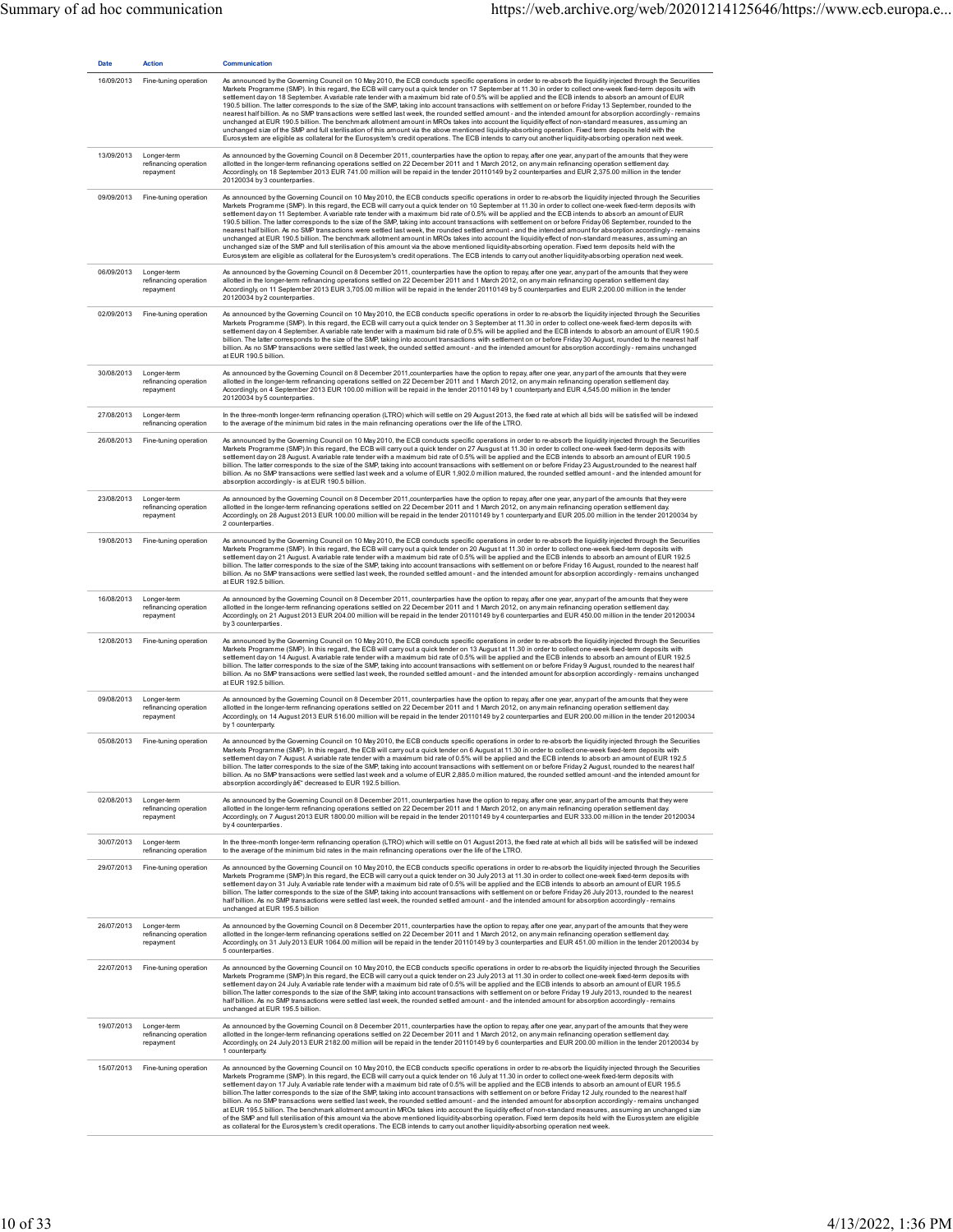| Date | Action | Communication |
|---|---|---|
| 16/09/2013 | Fine-tuning operation | As announced by the Governing Council on 10 May 2010, the ECB conducts specific operations in order to re-absorb the liquidity injected through the Securities Markets Programme (SMP). In this regard, the ECB will carry out a quick tender on 17 September at 11.30 in order to collect one-week fixed-term deposits with settlement day on 18 September. A variable rate tender with a maximum bid rate of 0.5% will be applied and the ECB intends to absorb an amount of EUR 190.5 billion. The latter corresponds to the size of the SMP, taking into account transactions with settlement on or before Friday 13 September, rounded to the nearest half billion. As no SMP transactions were settled last week, the rounded settled amount - and the intended amount for absorption accordingly - remains unchanged at EUR 190.5 billion. The benchmark allotment amount in MROs takes into account the liquidity effect of non-standard measures, assuming an unchanged size of the SMP and full sterilisation of this amount via the above mentioned liquidity-absorbing operation. Fixed term deposits held with the Eurosystem are eligible as collateral for the Eurosystem's credit operations. The ECB intends to carry out another liquidity-absorbing operation next week. |
| 13/09/2013 | Longer-term refinancing operation repayment | As announced by the Governing Council on 8 December 2011, counterparties have the option to repay, after one year, any part of the amounts that they were allotted in the longer-term refinancing operations settled on 22 December 2011 and 1 March 2012, on any main refinancing operation settlement day. Accordingly, on 18 September 2013 EUR 741.00 million will be repaid in the tender 20110149 by 2 counterparties and EUR 2,375.00 million in the tender 20120034 by 3 counterparties. |
| 09/09/2013 | Fine-tuning operation | As announced by the Governing Council on 10 May 2010, the ECB conducts specific operations in order to re-absorb the liquidity injected through the Securities Markets Programme (SMP). In this regard, the ECB will carry out a quick tender on 10 September at 11.30 in order to collect one-week fixed-term deposits with settlement day on 11 September. A variable rate tender with a maximum bid rate of 0.5% will be applied and the ECB intends to absorb an amount of EUR 190.5 billion. The latter corresponds to the size of the SMP, taking into account transactions with settlement on or before Friday 06 September, rounded to the nearest half billion. As no SMP transactions were settled last week, the rounded settled amount - and the intended amount for absorption accordingly - remains unchanged at EUR 190.5 billion. The benchmark allotment amount in MROs takes into account the liquidity effect of non-standard measures, assuming an unchanged size of the SMP and full sterilisation of this amount via the above mentioned liquidity-absorbing operation. Fixed term deposits held with the Eurosystem are eligible as collateral for the Eurosystem's credit operations. The ECB intends to carry out another liquidity-absorbing operation next week. |
| 06/09/2013 | Longer-term refinancing operation repayment | As announced by the Governing Council on 8 December 2011, counterparties have the option to repay, after one year, any part of the amounts that they were allotted in the longer-term refinancing operations settled on 22 December 2011 and 1 March 2012, on any main refinancing operation settlement day. Accordingly, on 11 September 2013 EUR 3,705.00 million will be repaid in the tender 20110149 by 5 counterparties and EUR 2,200.00 million in the tender 20120034 by 2 counterparties. |
| 02/09/2013 | Fine-tuning operation | As announced by the Governing Council on 10 May 2010, the ECB conducts specific operations in order to re-absorb the liquidity injected through the Securities Markets Programme (SMP). In this regard, the ECB will carry out a quick tender on 3 September at 11.30 in order to collect one-week fixed-term deposits with settlement day on 4 September. A variable rate tender with a maximum bid rate of 0.5% will be applied and the ECB intends to absorb an amount of EUR 190.5 billion. The latter corresponds to the size of the SMP, taking into account transactions with settlement on or before Friday 30 August, rounded to the nearest half billion. As no SMP transactions were settled last week, the ounded settled amount - and the intended amount for absorption accordingly - remains unchanged at EUR 190.5 billion. |
| 30/08/2013 | Longer-term refinancing operation repayment | As announced by the Governing Council on 8 December 2011,counterparties have the option to repay, after one year, any part of the amounts that they were allotted in the longer-term refinancing operations settled on 22 December 2011 and 1 March 2012, on any main refinancing operation settlement day. Accordingly, on 4 September 2013 EUR 100.00 million will be repaid in the tender 20110149 by 1 counterparty and EUR 4,545.00 million in the tender 20120034 by 5 counterparties. |
| 27/08/2013 | Longer-term refinancing operation | In the three-month longer-term refinancing operation (LTRO) which will settle on 29 August 2013, the fixed rate at which all bids will be satisfied will be indexed to the average of the minimum bid rates in the main refinancing operations over the life of the LTRO. |
| 26/08/2013 | Fine-tuning operation | As announced by the Governing Council on 10 May 2010, the ECB conducts specific operations in order to re-absorb the liquidity injected through the Securities Markets Programme (SMP).In this regard, the ECB will carry out a quick tender on 27 Ausgust at 11.30 in order to collect one-week fixed-term deposits with settlement day on 28 August. A variable rate tender with a maximum bid rate of 0.5% will be applied and the ECB intends to absorb an amount of EUR 190.5 billion. The latter corresponds to the size of the SMP, taking into account transactions with settlement on or before Friday 23 August,rounded to the nearest half billion. As no SMP transactions were settled last week and a volume of EUR 1,902.0 million matured, the rounded settled amount - and the intended amount for absorption accordingly - is at EUR 190.5 billion. |
| 23/08/2013 | Longer-term refinancing operation repayment | As announced by the Governing Council on 8 December 2011,counterparties have the option to repay, after one year, any part of the amounts that they were allotted in the longer-term refinancing operations settled on 22 December 2011 and 1 March 2012, on any main refinancing operation settlement day. Accordingly, on 28 August 2013 EUR 100.00 million will be repaid in the tender 20110149 by 1 counterparty and EUR 205.00 million in the tender 20120034 by 2 counterparties. |
| 19/08/2013 | Fine-tuning operation | As announced by the Governing Council on 10 May 2010, the ECB conducts specific operations in order to re-absorb the liquidity injected through the Securities Markets Programme (SMP). In this regard, the ECB will carry out a quick tender on 20 August at 11.30 in order to collect one-week fixed-term deposits with settlement day on 21 August. A variable rate tender with a maximum bid rate of 0.5% will be applied and the ECB intends to absorb an amount of EUR 192.5 billion. The latter corresponds to the size of the SMP, taking into account transactions with settlement on or before Friday 16 August, rounded to the nearest half billion. As no SMP transactions were settled last week, the rounded settled amount - and the intended amount for absorption accordingly - remains unchanged at EUR 192.5 billion. |
| 16/08/2013 | Longer-term refinancing operation repayment | As announced by the Governing Council on 8 December 2011, counterparties have the option to repay, after one year, any part of the amounts that they were allotted in the longer-term refinancing operations settled on 22 December 2011 and 1 March 2012, on any main refinancing operation settlement day. Accordingly, on 21 August 2013 EUR 204.00 million will be repaid in the tender 20110149 by 6 counterparties and EUR 450.00 million in the tender 20120034 by 3 counterparties. |
| 12/08/2013 | Fine-tuning operation | As announced by the Governing Council on 10 May 2010, the ECB conducts specific operations in order to re-absorb the liquidity injected through the Securities Markets Programme (SMP). In this regard, the ECB will carry out a quick tender on 13 August at 11.30 in order to collect one-week fixed-term deposits with settlement day on 14 August. A variable rate tender with a maximum bid rate of 0.5% will be applied and the ECB intends to absorb an amount of EUR 192.5 billion. The latter corresponds to the size of the SMP, taking into account transactions with settlement on or before Friday 9 August, rounded to the nearest half billion. As no SMP transactions were settled last week, the rounded settled amount - and the intended amount for absorption accordingly - remains unchanged at EUR 192.5 billion. |
| 09/08/2013 | Longer-term refinancing operation repayment | As announced by the Governing Council on 8 December 2011, counterparties have the option to repay, after one year, any part of the amounts that they were allotted in the longer-term refinancing operations settled on 22 December 2011 and 1 March 2012, on any main refinancing operation settlement day. Accordingly, on 14 August 2013 EUR 516.00 million will be repaid in the tender 20110149 by 2 counterparties and EUR 200.00 million in the tender 20120034 by 1 counterparty. |
| 05/08/2013 | Fine-tuning operation | As announced by the Governing Council on 10 May 2010, the ECB conducts specific operations in order to re-absorb the liquidity injected through the Securities Markets Programme (SMP). In this regard, the ECB will carry out a quick tender on 6 August at 11.30 in order to collect one-week fixed-term deposits with settlement day on 7 August. A variable rate tender with a maximum bid rate of 0.5% will be applied and the ECB intends to absorb an amount of EUR 192.5 billion. The latter corresponds to the size of the SMP, taking into account transactions with settlement on or before Friday 2 August, rounded to the nearest half billion. As no SMP transactions were settled last week and a volume of EUR 2,885.0 million matured, the rounded settled amount -and the intended amount for absorption accordingly â€" decreased to EUR 192.5 billion. |
| 02/08/2013 | Longer-term refinancing operation repayment | As announced by the Governing Council on 8 December 2011, counterparties have the option to repay, after one year, any part of the amounts that they were allotted in the longer-term refinancing operations settled on 22 December 2011 and 1 March 2012, on any main refinancing operation settlement day. Accordingly, on 7 August 2013 EUR 1800.00 million will be repaid in the tender 20110149 by 4 counterparties and EUR 333.00 million in the tender 20120034 by 4 counterparties. |
| 30/07/2013 | Longer-term refinancing operation | In the three-month longer-term refinancing operation (LTRO) which will settle on 01 August 2013, the fixed rate at which all bids will be satisfied will be indexed to the average of the minimum bid rates in the main refinancing operations over the life of the LTRO. |
| 29/07/2013 | Fine-tuning operation | As announced by the Governing Council on 10 May 2010, the ECB conducts specific operations in order to re-absorb the liquidity injected through the Securities Markets Programme (SMP).In this regard, the ECB will carry out a quick tender on 30 July 2013 at 11.30 in order to collect one-week fixed-term deposits with settlement day on 31 July. A variable rate tender with a maximum bid rate of 0.5% will be applied and the ECB intends to absorb an amount of EUR 195.5 billion. The latter corresponds to the size of the SMP, taking into account transactions with settlement on or before Friday 26 July 2013, rounded to the nearest half billion. As no SMP transactions were settled last week, the rounded settled amount - and the intended amount for absorption accordingly - remains unchanged at EUR 195.5 billion |
| 26/07/2013 | Longer-term refinancing operation repayment | As announced by the Governing Council on 8 December 2011, counterparties have the option to repay, after one year, any part of the amounts that they were allotted in the longer-term refinancing operations settled on 22 December 2011 and 1 March 2012, on any main refinancing operation settlement day. Accordingly, on 31 July 2013 EUR 1064.00 million will be repaid in the tender 20110149 by 3 counterparties and EUR 451.00 million in the tender 20120034 by 5 counterparties. |
| 22/07/2013 | Fine-tuning operation | As announced by the Governing Council on 10 May 2010, the ECB conducts specific operations in order to re-absorb the liquidity injected through the Securities Markets Programme (SMP).In this regard, the ECB will carry out a quick tender on 23 July 2013 at 11.30 in order to collect one-week fixed-term deposits with settlement day on 24 July. A variable rate tender with a maximum bid rate of 0.5% will be applied and the ECB intends to absorb an amount of EUR 195.5 billion.The latter corresponds to the size of the SMP, taking into account transactions with settlement on or before Friday 19 July 2013, rounded to the nearest half billion. As no SMP transactions were settled last week, the rounded settled amount - and the intended amount for absorption accordingly - remains unchanged at EUR 195.5 billion. |
| 19/07/2013 | Longer-term refinancing operation repayment | As announced by the Governing Council on 8 December 2011, counterparties have the option to repay, after one year, any part of the amounts that they were allotted in the longer-term refinancing operations settled on 22 December 2011 and 1 March 2012, on any main refinancing operation settlement day. Accordingly, on 24 July 2013 EUR 2182.00 million will be repaid in the tender 20110149 by 6 counterparties and EUR 200.00 million in the tender 20120034 by 1 counterparty. |
| 15/07/2013 | Fine-tuning operation | As announced by the Governing Council on 10 May 2010, the ECB conducts specific operations in order to re-absorb the liquidity injected through the Securities Markets Programme (SMP). In this regard, the ECB will carry out a quick tender on 16 July at 11.30 in order to collect one-week fixed-term deposits with settlement day on 17 July. A variable rate tender with a maximum bid rate of 0.5% will be applied and the ECB intends to absorb an amount of EUR 195.5 billion.The latter corresponds to the size of the SMP, taking into account transactions with settlement on or before Friday 12 July, rounded to the nearest half billion. As no SMP transactions were settled last week, the rounded settled amount - and the intended amount for absorption accordingly - remains unchanged at EUR 195.5 billion. The benchmark allotment amount in MROs takes into account the liquidity effect of non-standard measures, assuming an unchanged size of the SMP and full sterilisation of this amount via the above mentioned liquidity-absorbing operation. Fixed term deposits held with the Eurosystem are eligible as collateral for the Eurosystem's credit operations. The ECB intends to carry out another liquidity-absorbing operation next week. |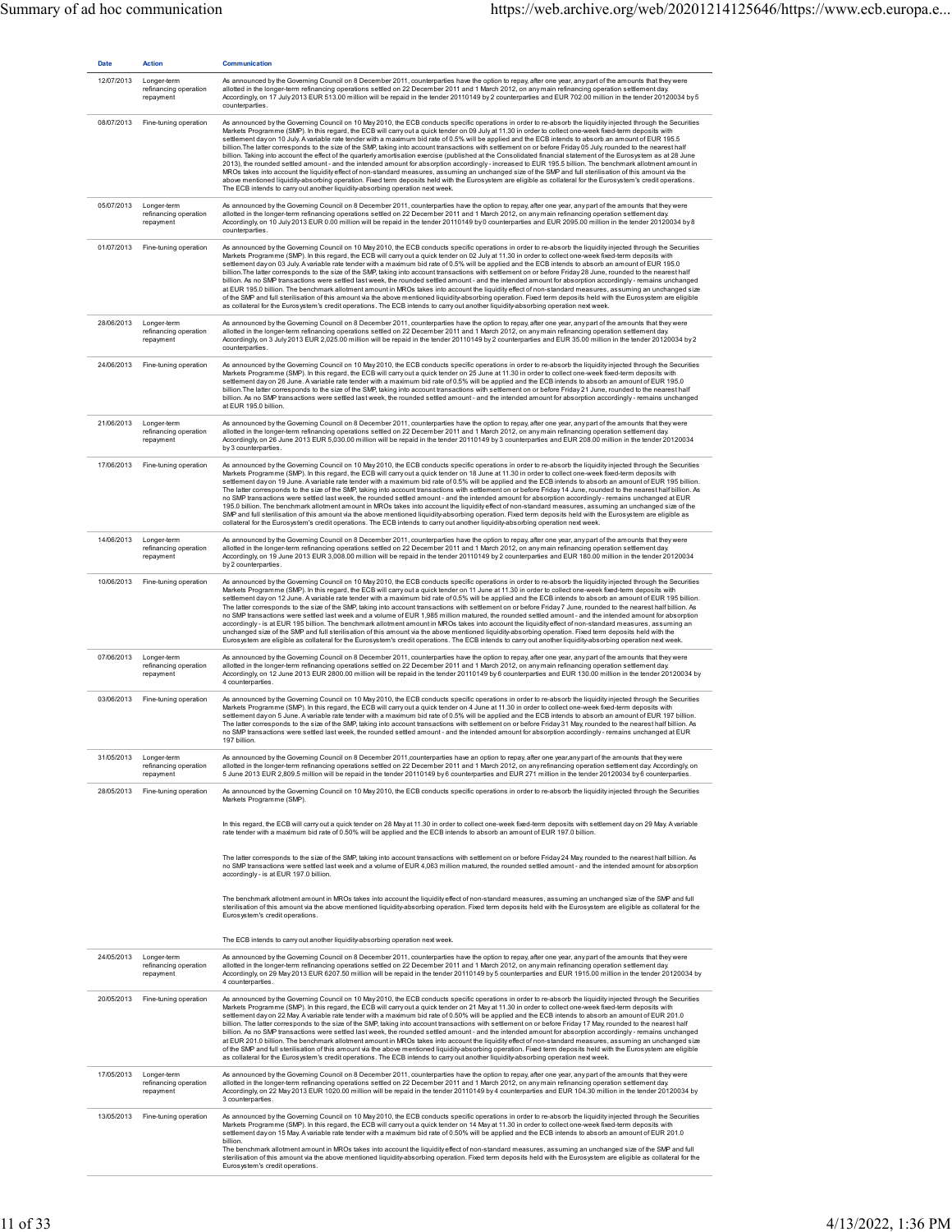| Date | Action | Communication |
|---|---|---|
| 12/07/2013 | Longer-term refinancing operation repayment | As announced by the Governing Council on 8 December 2011, counterparties have the option to repay, after one year, any part of the amounts that they were allotted in the longer-term refinancing operations settled on 22 December 2011 and 1 March 2012, on any main refinancing operation settlement day. Accordingly, on 17 July 2013 EUR 513.00 million will be repaid in the tender 20110149 by 2 counterparties and EUR 702.00 million in the tender 20120034 by 5 counterparties. |
| 08/07/2013 | Fine-tuning operation | As announced by the Governing Council on 10 May 2010, the ECB conducts specific operations in order to re-absorb the liquidity injected through the Securities Markets Programme (SMP). In this regard, the ECB will carry out a quick tender on 09 July at 11.30 in order to collect one-week fixed-term deposits with settlement day on 10 July. A variable rate tender with a maximum bid rate of 0.5% will be applied and the ECB intends to absorb an amount of EUR 195.5 billion.The latter corresponds to the size of the SMP, taking into account transactions with settlement on or before Friday 05 July, rounded to the nearest half billion. Taking into account the effect of the quarterly amortisation exercise (published at the Consolidated financial statement of the Eurosystem as at 28 June 2013), the rounded settled amount - and the intended amount for absorption accordingly - increased to EUR 195.5 billion. The benchmark allotment amount in MROs takes into account the liquidity effect of non-standard measures, assuming an unchanged size of the SMP and full sterilisation of this amount via the above mentioned liquidity-absorbing operation. Fixed term deposits held with the Eurosystem are eligible as collateral for the Eurosystem's credit operations. The ECB intends to carry out another liquidity-absorbing operation next week. |
| 05/07/2013 | Longer-term refinancing operation repayment | As announced by the Governing Council on 8 December 2011, counterparties have the option to repay, after one year, any part of the amounts that they were allotted in the longer-term refinancing operations settled on 22 December 2011 and 1 March 2012, on any main refinancing operation settlement day. Accordingly, on 10 July 2013 EUR 0.00 million will be repaid in the tender 20110149 by 0 counterparties and EUR 2095.00 million in the tender 20120034 by 8 counterparties. |
| 01/07/2013 | Fine-tuning operation | As announced by the Governing Council on 10 May 2010, the ECB conducts specific operations in order to re-absorb the liquidity injected through the Securities Markets Programme (SMP). In this regard, the ECB will carry out a quick tender on 02 July at 11.30 in order to collect one-week fixed-term deposits with settlement day on 03 July. A variable rate tender with a maximum bid rate of 0.5% will be applied and the ECB intends to absorb an amount of EUR 195.0 billion.The latter corresponds to the size of the SMP, taking into account transactions with settlement on or before Friday 28 June, rounded to the nearest half billion. As no SMP transactions were settled last week, the rounded settled amount - and the intended amount for absorption accordingly - remains unchanged at EUR 195.0 billion. The benchmark allotment amount in MROs takes into account the liquidity effect of non-standard measures, assuming an unchanged size of the SMP and full sterilisation of this amount via the above mentioned liquidity-absorbing operation. Fixed term deposits held with the Eurosystem are eligible as collateral for the Eurosystem's credit operations. The ECB intends to carry out another liquidity-absorbing operation next week. |
| 28/06/2013 | Longer-term refinancing operation repayment | As announced by the Governing Council on 8 December 2011, counterparties have the option to repay, after one year, any part of the amounts that they were allotted in the longer-term refinancing operations settled on 22 December 2011 and 1 March 2012, on any main refinancing operation settlement day. Accordingly, on 3 July 2013 EUR 2,025.00 million will be repaid in the tender 20110149 by 2 counterparties and EUR 35.00 million in the tender 20120034 by 2 counterparties. |
| 24/06/2013 | Fine-tuning operation | As announced by the Governing Council on 10 May 2010, the ECB conducts specific operations in order to re-absorb the liquidity injected through the Securities Markets Programme (SMP). In this regard, the ECB will carry out a quick tender on 25 June at 11.30 in order to collect one-week fixed-term deposits with settlement day on 26 June. A variable rate tender with a maximum bid rate of 0.5% will be applied and the ECB intends to absorb an amount of EUR 195.0 billion.The latter corresponds to the size of the SMP, taking into account transactions with settlement on or before Friday 21 June, rounded to the nearest half billion. As no SMP transactions were settled last week, the rounded settled amount - and the intended amount for absorption accordingly - remains unchanged at EUR 195.0 billion. |
| 21/06/2013 | Longer-term refinancing operation repayment | As announced by the Governing Council on 8 December 2011, counterparties have the option to repay, after one year, any part of the amounts that they were allotted in the longer-term refinancing operations settled on 22 December 2011 and 1 March 2012, on any main refinancing operation settlement day. Accordingly, on 26 June 2013 EUR 5,030.00 million will be repaid in the tender 20110149 by 3 counterparties and EUR 208.00 million in the tender 20120034 by 3 counterparties. |
| 17/06/2013 | Fine-tuning operation | As announced by the Governing Council on 10 May 2010, the ECB conducts specific operations in order to re-absorb the liquidity injected through the Securities Markets Programme (SMP). In this regard, the ECB will carry out a quick tender on 18 June at 11.30 in order to collect one-week fixed-term deposits with settlement day on 19 June. A variable rate tender with a maximum bid rate of 0.5% will be applied and the ECB intends to absorb an amount of EUR 195 billion. The latter corresponds to the size of the SMP, taking into account transactions with settlement on or before Friday 14 June, rounded to the nearest half billion. As no SMP transactions were settled last week, the rounded settled amount - and the intended amount for absorption accordingly - remains unchanged at EUR 195.0 billion. The benchmark allotment amount in MROs takes into account the liquidity effect of non-standard measures, assuming an unchanged size of the SMP and full sterilisation of this amount via the above mentioned liquidity-absorbing operation. Fixed term deposits held with the Eurosystem are eligible as collateral for the Eurosystem's credit operations. The ECB intends to carry out another liquidity-absorbing operation next week. |
| 14/06/2013 | Longer-term refinancing operation repayment | As announced by the Governing Council on 8 December 2011, counterparties have the option to repay, after one year, any part of the amounts that they were allotted in the longer-term refinancing operations settled on 22 December 2011 and 1 March 2012, on any main refinancing operation settlement day. Accordingly, on 19 June 2013 EUR 3,008.00 million will be repaid in the tender 20110149 by 2 counterparties and EUR 180.00 million in the tender 20120034 by 2 counterparties. |
| 10/06/2013 | Fine-tuning operation | As announced by the Governing Council on 10 May 2010, the ECB conducts specific operations in order to re-absorb the liquidity injected through the Securities Markets Programme (SMP). In this regard, the ECB will carry out a quick tender on 11 June at 11.30 in order to collect one-week fixed-term deposits with settlement day on 12 June. A variable rate tender with a maximum bid rate of 0.5% will be applied and the ECB intends to absorb an amount of EUR 195 billion. The latter corresponds to the size of the SMP, taking into account transactions with settlement on or before Friday 7 June, rounded to the nearest half billion. As no SMP transactions were settled last week and a volume of EUR 1,985 million matured, the rounded settled amount - and the intended amount for absorption accordingly - is at EUR 195 billion. The benchmark allotment amount in MROs takes into account the liquidity effect of non-standard measures, assuming an unchanged size of the SMP and full sterilisation of this amount via the above mentioned liquidity-absorbing operation. Fixed term deposits held with the Eurosystem are eligible as collateral for the Eurosystem's credit operations. The ECB intends to carry out another liquidity-absorbing operation next week. |
| 07/06/2013 | Longer-term refinancing operation repayment | As announced by the Governing Council on 8 December 2011, counterparties have the option to repay, after one year, any part of the amounts that they were allotted in the longer-term refinancing operations settled on 22 December 2011 and 1 March 2012, on any main refinancing operation settlement day. Accordingly, on 12 June 2013 EUR 2800.00 million will be repaid in the tender 20110149 by 6 counterparties and EUR 130.00 million in the tender 20120034 by 4 counterparties. |
| 03/06/2013 | Fine-tuning operation | As announced by the Governing Council on 10 May 2010, the ECB conducts specific operations in order to re-absorb the liquidity injected through the Securities Markets Programme (SMP). In this regard, the ECB will carry out a quick tender on 4 June at 11.30 in order to collect one-week fixed-term deposits with settlement day on 5 June. A variable rate tender with a maximum bid rate of 0.5% will be applied and the ECB intends to absorb an amount of EUR 197 billion. The latter corresponds to the size of the SMP, taking into account transactions with settlement on or before Friday 31 May, rounded to the nearest half billion. As no SMP transactions were settled last week, the rounded settled amount - and the intended amount for absorption accordingly - remains unchanged at EUR 197 billion. |
| 31/05/2013 | Longer-term refinancing operation repayment | As announced by the Governing Council on 8 December 2011,counterparties have an option to repay, after one year,any part of the amounts that they were allotted in the longer-term refinancing operations settled on 22 December 2011 and 1 March 2012, on any refinancing operation settlement day. Accordingly, on 5 June 2013 EUR 2,809.5 million will be repaid in the tender 20110149 by 6 counterparties and EUR 271 million in the tender 20120034 by 6 counterparties. |
| 28/05/2013 | Fine-tuning operation | As announced by the Governing Council on 10 May 2010, the ECB conducts specific operations in order to re-absorb the liquidity injected through the Securities Markets Programme (SMP).<br><br>In this regard, the ECB will carry out a quick tender on 28 May at 11.30 in order to collect one-week fixed-term deposits with settlement day on 29 May. A variable rate tender with a maximum bid rate of 0.50% will be applied and the ECB intends to absorb an amount of EUR 197.0 billion.<br><br>The latter corresponds to the size of the SMP, taking into account transactions with settlement on or before Friday 24 May, rounded to the nearest half billion. As no SMP transactions were settled last week and a volume of EUR 4,063 million matured, the rounded settled amount - and the intended amount for absorption accordingly - is at EUR 197.0 billion.<br><br>The benchmark allotment amount in MROs takes into account the liquidity effect of non-standard measures, assuming an unchanged size of the SMP and full sterilisation of this amount via the above mentioned liquidity-absorbing operation. Fixed term deposits held with the Eurosystem are eligible as collateral for the Eurosystem's credit operations.<br><br>The ECB intends to carry out another liquidity-absorbing operation next week. |
| 24/05/2013 | Longer-term refinancing operation repayment | As announced by the Governing Council on 8 December 2011, counterparties have the option to repay, after one year, any part of the amounts that they were allotted in the longer-term refinancing operations settled on 22 December 2011 and 1 March 2012, on any main refinancing operation settlement day. Accordingly, on 29 May 2013 EUR 6207.50 million will be repaid in the tender 20110149 by 5 counterparties and EUR 1915.00 million in the tender 20120034 by 4 counterparties. |
| 20/05/2013 | Fine-tuning operation | As announced by the Governing Council on 10 May 2010, the ECB conducts specific operations in order to re-absorb the liquidity injected through the Securities Markets Programme (SMP). In this regard, the ECB will carry out a quick tender on 21 May at 11.30 in order to collect one-week fixed-term deposits with settlement day on 22 May. A variable rate tender with a maximum bid rate of 0.50% will be applied and the ECB intends to absorb an amount of EUR 201.0 billion. The latter corresponds to the size of the SMP, taking into account transactions with settlement on or before Friday 17 May, rounded to the nearest half billion. As no SMP transactions were settled last week, the rounded settled amount - and the intended amount for absorption accordingly - remains unchanged at EUR 201.0 billion. The benchmark allotment amount in MROs takes into account the liquidity effect of non-standard measures, assuming an unchanged size of the SMP and full sterilisation of this amount via the above mentioned liquidity-absorbing operation. Fixed term deposits held with the Eurosystem are eligible as collateral for the Eurosystem's credit operations. The ECB intends to carry out another liquidity-absorbing operation next week. |
| 17/05/2013 | Longer-term refinancing operation repayment | As announced by the Governing Council on 8 December 2011, counterparties have the option to repay, after one year, any part of the amounts that they were allotted in the longer-term refinancing operations settled on 22 December 2011 and 1 March 2012, on any main refinancing operation settlement day. Accordingly, on 22 May 2013 EUR 1020.00 million will be repaid in the tender 20110149 by 4 counterparties and EUR 104.30 million in the tender 20120034 by 3 counterparties. |
| 13/05/2013 | Fine-tuning operation | As announced by the Governing Council on 10 May 2010, the ECB conducts specific operations in order to re-absorb the liquidity injected through the Securities Markets Programme (SMP). In this regard, the ECB will carry out a quick tender on 14 May at 11.30 in order to collect one-week fixed-term deposits with settlement day on 15 May. A variable rate tender with a maximum bid rate of 0.50% will be applied and the ECB intends to absorb an amount of EUR 201.0 billion.<br>The benchmark allotment amount in MROs takes into account the liquidity effect of non-standard measures, assuming an unchanged size of the SMP and full sterilisation of this amount via the above mentioned liquidity-absorbing operation. Fixed term deposits held with the Eurosystem are eligible as collateral for the Eurosystem's credit operations. |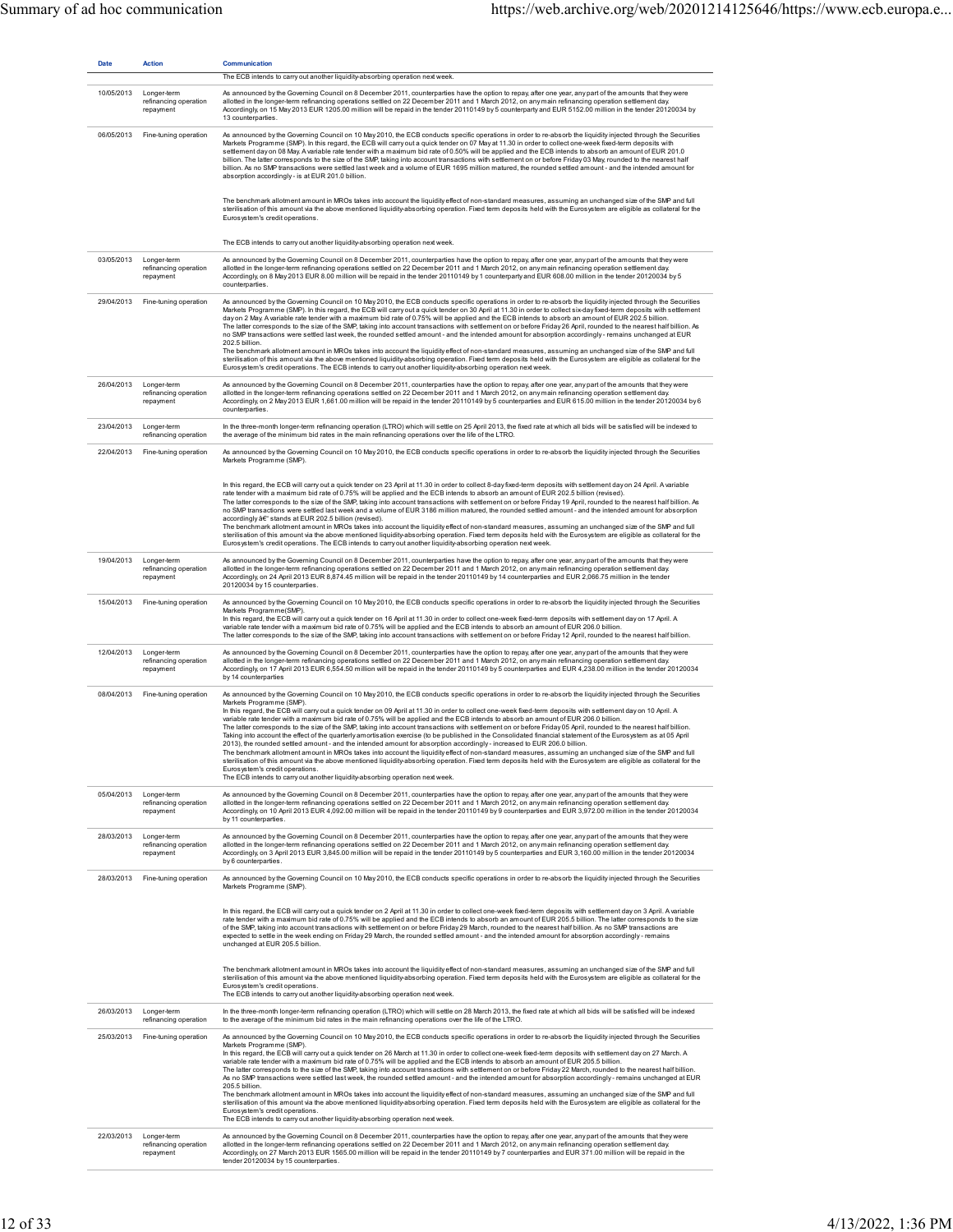| Date | Action | Communication |
|---|---|---|
| | | The ECB intends to carry out another liquidity-absorbing operation next week. |
| 10/05/2013 | Longer-term refinancing operation repayment | As announced by the Governing Council on 8 December 2011, counterparties have the option to repay, after one year, any part of the amounts that they were allotted in the longer-term refinancing operations settled on 22 December 2011 and 1 March 2012, on any main refinancing operation settlement day. Accordingly, on 15 May 2013 EUR 1205.00 million will be repaid in the tender 20110149 by 5 counterparty and EUR 5152.00 million in the tender 20120034 by 13 counterparties. |
| 06/05/2013 | Fine-tuning operation | As announced by the Governing Council on 10 May 2010, the ECB conducts specific operations in order to re-absorb the liquidity injected through the Securities Markets Programme (SMP). In this regard, the ECB will carry out a quick tender on 07 May at 11.30 in order to collect one-week fixed-term deposits with settlement day on 08 May. A variable rate tender with a maximum bid rate of 0.50% will be applied and the ECB intends to absorb an amount of EUR 201.0 billion. The latter corresponds to the size of the SMP, taking into account transactions with settlement on or before Friday 03 May, rounded to the nearest half billion. As no SMP transactions were settled last week and a volume of EUR 1695 million matured, the rounded settled amount - and the intended amount for absorption accordingly - is at EUR 201.0 billion.<br><br>The benchmark allotment amount in MROs takes into account the liquidity effect of non-standard measures, assuming an unchanged size of the SMP and full sterilisation of this amount via the above mentioned liquidity-absorbing operation. Fixed term deposits held with the Eurosystem are eligible as collateral for the Eurosystem's credit operations.<br><br>The ECB intends to carry out another liquidity-absorbing operation next week. |
| 03/05/2013 | Longer-term refinancing operation repayment | As announced by the Governing Council on 8 December 2011, counterparties have the option to repay, after one year, any part of the amounts that they were allotted in the longer-term refinancing operations settled on 22 December 2011 and 1 March 2012, on any main refinancing operation settlement day. Accordingly, on 8 May 2013 EUR 8.00 million will be repaid in the tender 20110149 by 1 counterparty and EUR 608.00 million in the tender 20120034 by 5 counterparties. |
| 29/04/2013 | Fine-tuning operation | As announced by the Governing Council on 10 May 2010, the ECB conducts specific operations in order to re-absorb the liquidity injected through the Securities Markets Programme (SMP). In this regard, the ECB will carry out a quick tender on 30 April at 11.30 in order to collect six-day fixed-term deposits with settlement day on 2 May. A variable rate tender with a maximum bid rate of 0.75% will be applied and the ECB intends to absorb an amount of EUR 202.5 billion. The latter corresponds to the size of the SMP, taking into account transactions with settlement on or before Friday 26 April, rounded to the nearest half billion. As no SMP transactions were settled last week, the rounded settled amount - and the intended amount for absorption accordingly - remains unchanged at EUR 202.5 billion.<br>The benchmark allotment amount in MROs takes into account the liquidity effect of non-standard measures, assuming an unchanged size of the SMP and full sterilisation of this amount via the above mentioned liquidity-absorbing operation. Fixed term deposits held with the Eurosystem are eligible as collateral for the Eurosystem's credit operations. The ECB intends to carry out another liquidity-absorbing operation next week. |
| 26/04/2013 | Longer-term refinancing operation repayment | As announced by the Governing Council on 8 December 2011, counterparties have the option to repay, after one year, any part of the amounts that they were allotted in the longer-term refinancing operations settled on 22 December 2011 and 1 March 2012, on any main refinancing operation settlement day. Accordingly, on 2 May 2013 EUR 1,661.00 million will be repaid in the tender 20110149 by 5 counterparties and EUR 615.00 million in the tender 20120034 by 6 counterparties. |
| 23/04/2013 | Longer-term refinancing operation | In the three-month longer-term refinancing operation (LTRO) which will settle on 25 April 2013, the fixed rate at which all bids will be satisfied will be indexed to the average of the minimum bid rates in the main refinancing operations over the life of the LTRO. |
| 22/04/2013 | Fine-tuning operation | As announced by the Governing Council on 10 May 2010, the ECB conducts specific operations in order to re-absorb the liquidity injected through the Securities Markets Programme (SMP).<br><br>In this regard, the ECB will carry out a quick tender on 23 April at 11.30 in order to collect 8-day fixed-term deposits with settlement day on 24 April. A variable rate tender with a maximum bid rate of 0.75% will be applied and the ECB intends to absorb an amount of EUR 202.5 billion (revised).<br>The latter corresponds to the size of the SMP, taking into account transactions with settlement on or before Friday 19 April, rounded to the nearest half billion. As no SMP transactions were settled last week and a volume of EUR 3186 million matured, the rounded settled amount - and the intended amount for absorption accordingly â€" stands at EUR 202.5 billion (revised).<br>The benchmark allotment amount in MROs takes into account the liquidity effect of non-standard measures, assuming an unchanged size of the SMP and full sterilisation of this amount via the above mentioned liquidity-absorbing operation. Fixed term deposits held with the Eurosystem are eligible as collateral for the Eurosystem's credit operations. The ECB intends to carry out another liquidity-absorbing operation next week. |
| 19/04/2013 | Longer-term refinancing operation repayment | As announced by the Governing Council on 8 December 2011, counterparties have the option to repay, after one year, any part of the amounts that they were allotted in the longer-term refinancing operations settled on 22 December 2011 and 1 March 2012, on any main refinancing operation settlement day. Accordingly, on 24 April 2013 EUR 8,874.45 million will be repaid in the tender 20110149 by 14 counterparties and EUR 2,066.75 million in the tender 20120034 by 15 counterparties. |
| 15/04/2013 | Fine-tuning operation | As announced by the Governing Council on 10 May 2010, the ECB conducts specific operations in order to re-absorb the liquidity injected through the Securities Markets Programme(SMP).<br>In this regard, the ECB will carry out a quick tender on 16 April at 11.30 in order to collect one-week fixed-term deposits with settlement day on 17 April. A variable rate tender with a maximum bid rate of 0.75% will be applied and the ECB intends to absorb an amount of EUR 206.0 billion.<br>The latter corresponds to the size of the SMP, taking into account transactions with settlement on or before Friday 12 April, rounded to the nearest half billion. |
| 12/04/2013 | Longer-term refinancing operation repayment | As announced by the Governing Council on 8 December 2011, counterparties have the option to repay, after one year, any part of the amounts that they were allotted in the longer-term refinancing operations settled on 22 December 2011 and 1 March 2012, on any main refinancing operation settlement day. Accordingly, on 17 April 2013 EUR 6,554.50 million will be repaid in the tender 20110149 by 5 counterparties and EUR 4,238.00 million in the tender 20120034 by 14 counterparties |
| 08/04/2013 | Fine-tuning operation | As announced by the Governing Council on 10 May 2010, the ECB conducts specific operations in order to re-absorb the liquidity injected through the Securities Markets Programme (SMP).<br>In this regard, the ECB will carry out a quick tender on 09 April at 11.30 in order to collect one-week fixed-term deposits with settlement day on 10 April. A variable rate tender with a maximum bid rate of 0.75% will be applied and the ECB intends to absorb an amount of EUR 206.0 billion.<br>The latter corresponds to the size of the SMP, taking into account transactions with settlement on or before Friday 05 April, rounded to the nearest half billion. Taking into account the effect of the quarterly amortisation exercise (to be published in the Consolidated financial statement of the Eurosystem as at 05 April 2013), the rounded settled amount - and the intended amount for absorption accordingly - increased to EUR 206.0 billion.<br>The benchmark allotment amount in MROs takes into account the liquidity effect of non-standard measures, assuming an unchanged size of the SMP and full sterilisation of this amount via the above mentioned liquidity-absorbing operation. Fixed term deposits held with the Eurosystem are eligible as collateral for the Eurosystem's credit operations.<br>The ECB intends to carry out another liquidity-absorbing operation next week. |
| 05/04/2013 | Longer-term refinancing operation repayment | As announced by the Governing Council on 8 December 2011, counterparties have the option to repay, after one year, any part of the amounts that they were allotted in the longer-term refinancing operations settled on 22 December 2011 and 1 March 2012, on any main refinancing operation settlement day. Accordingly, on 10 April 2013 EUR 4,092.00 million will be repaid in the tender 20110149 by 9 counterparties and EUR 3,972.00 million in the tender 20120034 by 11 counterparties. |
| 28/03/2013 | Longer-term refinancing operation repayment | As announced by the Governing Council on 8 December 2011, counterparties have the option to repay, after one year, any part of the amounts that they were allotted in the longer-term refinancing operations settled on 22 December 2011 and 1 March 2012, on any main refinancing operation settlement day. Accordingly, on 3 April 2013 EUR 3,845.00 million will be repaid in the tender 20110149 by 5 counterparties and EUR 3,160.00 million in the tender 20120034 by 6 counterparties. |
| 28/03/2013 | Fine-tuning operation | As announced by the Governing Council on 10 May 2010, the ECB conducts specific operations in order to re-absorb the liquidity injected through the Securities Markets Programme (SMP).<br><br>In this regard, the ECB will carry out a quick tender on 2 April at 11.30 in order to collect one-week fixed-term deposits with settlement day on 3 April. A variable rate tender with a maximum bid rate of 0.75% will be applied and the ECB intends to absorb an amount of EUR 205.5 billion. The latter corresponds to the size of the SMP, taking into account transactions with settlement on or before Friday 29 March, rounded to the nearest half billion. As no SMP transactions are expected to settle in the week ending on Friday 29 March, the rounded settled amount - and the intended amount for absorption accordingly - remains unchanged at EUR 205.5 billion.<br><br>The benchmark allotment amount in MROs takes into account the liquidity effect of non-standard measures, assuming an unchanged size of the SMP and full sterilisation of this amount via the above mentioned liquidity-absorbing operation. Fixed term deposits held with the Eurosystem are eligible as collateral for the Eurosystem's credit operations.<br>The ECB intends to carry out another liquidity-absorbing operation next week. |
| 26/03/2013 | Longer-term refinancing operation | In the three-month longer-term refinancing operation (LTRO) which will settle on 28 March 2013, the fixed rate at which all bids will be satisfied will be indexed to the average of the minimum bid rates in the main refinancing operations over the life of the LTRO. |
| 25/03/2013 | Fine-tuning operation | As announced by the Governing Council on 10 May 2010, the ECB conducts specific operations in order to re-absorb the liquidity injected through the Securities Markets Programme (SMP).<br>In this regard, the ECB will carry out a quick tender on 26 March at 11.30 in order to collect one-week fixed-term deposits with settlement day on 27 March. A variable rate tender with a maximum bid rate of 0.75% will be applied and the ECB intends to absorb an amount of EUR 205.5 billion.<br>The latter corresponds to the size of the SMP, taking into account transactions with settlement on or before Friday 22 March, rounded to the nearest half billion. As no SMP transactions were settled last week, the rounded settled amount - and the intended amount for absorption accordingly - remains unchanged at EUR 205.5 billion.<br>The benchmark allotment amount in MROs takes into account the liquidity effect of non-standard measures, assuming an unchanged size of the SMP and full sterilisation of this amount via the above mentioned liquidity-absorbing operation. Fixed term deposits held with the Eurosystem are eligible as collateral for the Eurosystem's credit operations.<br>The ECB intends to carry out another liquidity-absorbing operation next week. |
| 22/03/2013 | Longer-term refinancing operation repayment | As announced by the Governing Council on 8 December 2011, counterparties have the option to repay, after one year, any part of the amounts that they were allotted in the longer-term refinancing operations settled on 22 December 2011 and 1 March 2012, on any main refinancing operation settlement day. Accordingly, on 27 March 2013 EUR 1565.00 million will be repaid in the tender 20110149 by 7 counterparties and EUR 371.00 million will be repaid in the tender 20120034 by 15 counterparties. |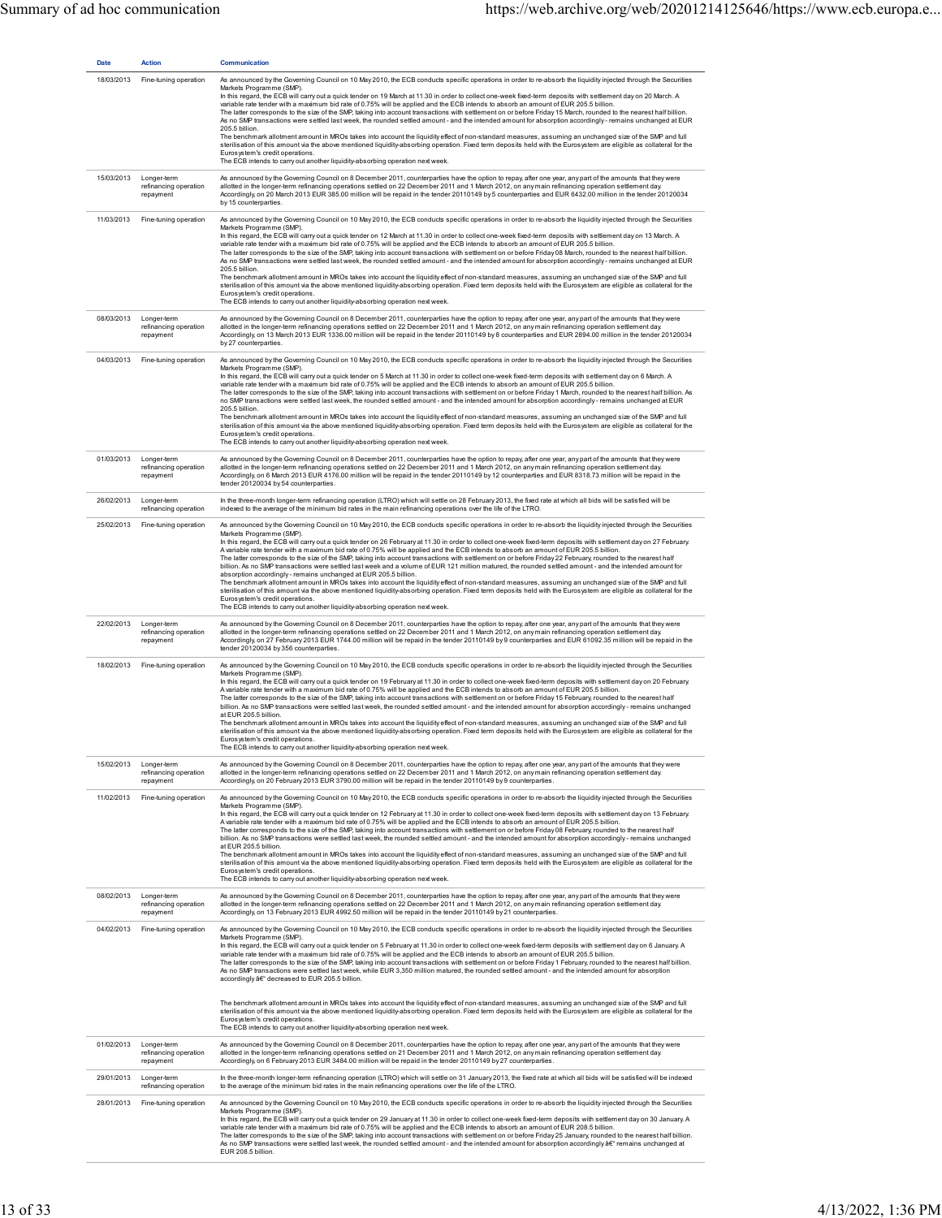| Date | Action | Communication |
|---|---|---|
| 18/03/2013 | Fine-tuning operation | As announced by the Governing Council on 10 May 2010, the ECB conducts specific operations in order to re-absorb the liquidity injected through the Securities Markets Programme (SMP).<br>In this regard, the ECB will carry out a quick tender on 19 March at 11.30 in order to collect one-week fixed-term deposits with settlement day on 20 March. A variable rate tender with a maximum bid rate of 0.75% will be applied and the ECB intends to absorb an amount of EUR 205.5 billion.<br>The latter corresponds to the size of the SMP, taking into account transactions with settlement on or before Friday 15 March, rounded to the nearest half billion. As no SMP transactions were settled last week, the rounded settled amount - and the intended amount for absorption accordingly - remains unchanged at EUR 205.5 billion.<br>The benchmark allotment amount in MROs takes into account the liquidity effect of non-standard measures, assuming an unchanged size of the SMP and full sterilisation of this amount via the above mentioned liquidity-absorbing operation. Fixed term deposits held with the Eurosystem are eligible as collateral for the Eurosystem's credit operations.<br>The ECB intends to carry out another liquidity-absorbing operation next week. |
| 15/03/2013 | Longer-term refinancing operation repayment | As announced by the Governing Council on 8 December 2011, counterparties have the option to repay, after one year, any part of the amounts that they were allotted in the longer-term refinancing operations settled on 22 December 2011 and 1 March 2012, on any main refinancing operation settlement day.<br>Accordingly, on 20 March 2013 EUR 385.00 million will be repaid in the tender 20110149 by 5 counterparties and EUR 6432.00 million in the tender 20120034 by 15 counterparties. |
| 11/03/2013 | Fine-tuning operation | As announced by the Governing Council on 10 May 2010, the ECB conducts specific operations in order to re-absorb the liquidity injected through the Securities Markets Programme (SMP).<br>In this regard, the ECB will carry out a quick tender on 12 March at 11.30 in order to collect one-week fixed-term deposits with settlement day on 13 March. A variable rate tender with a maximum bid rate of 0.75% will be applied and the ECB intends to absorb an amount of EUR 205.5 billion.<br>The latter corresponds to the size of the SMP, taking into account transactions with settlement on or before Friday 08 March, rounded to the nearest half billion. As no SMP transactions were settled last week, the rounded settled amount - and the intended amount for absorption accordingly - remains unchanged at EUR 205.5 billion.<br>The benchmark allotment amount in MROs takes into account the liquidity effect of non-standard measures, assuming an unchanged size of the SMP and full sterilisation of this amount via the above mentioned liquidity-absorbing operation. Fixed term deposits held with the Eurosystem are eligible as collateral for the Eurosystem's credit operations.<br>The ECB intends to carry out another liquidity-absorbing operation next week. |
| 08/03/2013 | Longer-term refinancing operation repayment | As announced by the Governing Council on 8 December 2011, counterparties have the option to repay, after one year, any part of the amounts that they were allotted in the longer-term refinancing operations settled on 22 December 2011 and 1 March 2012, on any main refinancing operation settlement day.<br>Accordingly, on 13 March 2013 EUR 1336.00 million will be repaid in the tender 20110149 by 8 counterparties and EUR 2894.00 million in the tender 20120034 by 27 counterparties. |
| 04/03/2013 | Fine-tuning operation | As announced by the Governing Council on 10 May 2010, the ECB conducts specific operations in order to re-absorb the liquidity injected through the Securities Markets Programme (SMP).<br>In this regard, the ECB will carry out a quick tender on 5 March at 11.30 in order to collect one-week fixed-term deposits with settlement day on 6 March. A variable rate tender with a maximum bid rate of 0.75% will be applied and the ECB intends to absorb an amount of EUR 205.5 billion.<br>The latter corresponds to the size of the SMP, taking into account transactions with settlement on or before Friday 1 March, rounded to the nearest half billion. As no SMP transactions were settled last week, the rounded settled amount - and the intended amount for absorption accordingly - remains unchanged at EUR 205.5 billion.<br>The benchmark allotment amount in MROs takes into account the liquidity effect of non-standard measures, assuming an unchanged size of the SMP and full sterilisation of this amount via the above mentioned liquidity-absorbing operation. Fixed term deposits held with the Eurosystem are eligible as collateral for the Eurosystem's credit operations.<br>The ECB intends to carry out another liquidity-absorbing operation next week. |
| 01/03/2013 | Longer-term refinancing operation repayment | As announced by the Governing Council on 8 December 2011, counterparties have the option to repay, after one year, any part of the amounts that they were allotted in the longer-term refinancing operations settled on 22 December 2011 and 1 March 2012, on any main refinancing operation settlement day.<br>Accordingly, on 6 March 2013 EUR 4176.00 million will be repaid in the tender 20110149 by 12 counterparties and EUR 8318.73 million will be repaid in the tender 20120034 by 54 counterparties. |
| 26/02/2013 | Longer-term refinancing operation | In the three-month longer-term refinancing operation (LTRO) which will settle on 28 February 2013, the fixed rate at which all bids will be satisfied will be indexed to the average of the minimum bid rates in the main refinancing operations over the life of the LTRO. |
| 25/02/2013 | Fine-tuning operation | As announced by the Governing Council on 10 May 2010, the ECB conducts specific operations in order to re-absorb the liquidity injected through the Securities Markets Programme (SMP).<br>In this regard, the ECB will carry out a quick tender on 26 February at 11.30 in order to collect one-week fixed-term deposits with settlement day on 27 February. A variable rate tender with a maximum bid rate of 0.75% will be applied and the ECB intends to absorb an amount of EUR 205.5 billion.<br>The latter corresponds to the size of the SMP, taking into account transactions with settlement on or before Friday 22 February, rounded to the nearest half billion. As no SMP transactions were settled last week and a volume of EUR 121 million matured, the rounded settled amount - and the intended amount for absorption accordingly - remains unchanged at EUR 205.5 billion.<br>The benchmark allotment amount in MROs takes into account the liquidity effect of non-standard measures, assuming an unchanged size of the SMP and full sterilisation of this amount via the above mentioned liquidity-absorbing operation. Fixed term deposits held with the Eurosystem are eligible as collateral for the Eurosystem's credit operations.<br>The ECB intends to carry out another liquidity-absorbing operation next week. |
| 22/02/2013 | Longer-term refinancing operation repayment | As announced by the Governing Council on 8 December 2011, counterparties have the option to repay, after one year, any part of the amounts that they were allotted in the longer-term refinancing operations settled on 22 December 2011 and 1 March 2012, on any main refinancing operation settlement day.<br>Accordingly, on 27 February 2013 EUR 1744.00 million will be repaid in the tender 20110149 by 9 counterparties and EUR 61092.35 million will be repaid in the tender 20120034 by 356 counterparties. |
| 18/02/2013 | Fine-tuning operation | As announced by the Governing Council on 10 May 2010, the ECB conducts specific operations in order to re-absorb the liquidity injected through the Securities Markets Programme (SMP).<br>In this regard, the ECB will carry out a quick tender on 19 February at 11.30 in order to collect one-week fixed-term deposits with settlement day on 20 February. A variable rate tender with a maximum bid rate of 0.75% will be applied and the ECB intends to absorb an amount of EUR 205.5 billion.<br>The latter corresponds to the size of the SMP, taking into account transactions with settlement on or before Friday 15 February, rounded to the nearest half billion. As no SMP transactions were settled last week, the rounded settled amount - and the intended amount for absorption accordingly - remains unchanged at EUR 205.5 billion.<br>The benchmark allotment amount in MROs takes into account the liquidity effect of non-standard measures, assuming an unchanged size of the SMP and full sterilisation of this amount via the above mentioned liquidity-absorbing operation. Fixed term deposits held with the Eurosystem are eligible as collateral for the Eurosystem's credit operations.<br>The ECB intends to carry out another liquidity-absorbing operation next week. |
| 15/02/2013 | Longer-term refinancing operation repayment | As announced by the Governing Council on 8 December 2011, counterparties have the option to repay, after one year, any part of the amounts that they were allotted in the longer-term refinancing operations settled on 22 December 2011 and 1 March 2012, on any main refinancing operation settlement day.<br>Accordingly, on 20 February 2013 EUR 3790.00 million will be repaid in the tender 20110149 by 9 counterparties. |
| 11/02/2013 | Fine-tuning operation | As announced by the Governing Council on 10 May 2010, the ECB conducts specific operations in order to re-absorb the liquidity injected through the Securities Markets Programme (SMP).<br>In this regard, the ECB will carry out a quick tender on 12 February at 11.30 in order to collect one-week fixed-term deposits with settlement day on 13 February. A variable rate tender with a maximum bid rate of 0.75% will be applied and the ECB intends to absorb an amount of EUR 205.5 billion.<br>The latter corresponds to the size of the SMP, taking into account transactions with settlement on or before Friday 08 February, rounded to the nearest half billion. As no SMP transactions were settled last week, the rounded settled amount - and the intended amount for absorption accordingly - remains unchanged at EUR 205.5 billion.<br>The benchmark allotment amount in MROs takes into account the liquidity effect of non-standard measures, assuming an unchanged size of the SMP and full sterilisation of this amount via the above mentioned liquidity-absorbing operation. Fixed term deposits held with the Eurosystem are eligible as collateral for the Eurosystem's credit operations.<br>The ECB intends to carry out another liquidity-absorbing operation next week. |
| 08/02/2013 | Longer-term refinancing operation repayment | As announced by the Governing Council on 8 December 2011, counterparties have the option to repay, after one year, any part of the amounts that they were allotted in the longer-term refinancing operations settled on 22 December 2011 and 1 March 2012, on any main refinancing operation settlement day.<br>Accordingly, on 13 February 2013 EUR 4992.50 million will be repaid in the tender 20110149 by 21 counterparties. |
| 04/02/2013 | Fine-tuning operation | As announced by the Governing Council on 10 May 2010, the ECB conducts specific operations in order to re-absorb the liquidity injected through the Securities Markets Programme (SMP).<br>In this regard, the ECB will carry out a quick tender on 5 February at 11.30 in order to collect one-week fixed-term deposits with settlement day on 6 January. A variable rate tender with a maximum bid rate of 0.75% will be applied and the ECB intends to absorb an amount of EUR 205.5 billion.<br>The latter corresponds to the size of the SMP, taking into account transactions with settlement on or before Friday 1 February, rounded to the nearest half billion. As no SMP transactions were settled last week, while EUR 3,350 million matured, the rounded settled amount - and the intended amount for absorption accordingly â€“ decreased to EUR 205.5 billion.<br><br>The benchmark allotment amount in MROs takes into account the liquidity effect of non-standard measures, assuming an unchanged size of the SMP and full sterilisation of this amount via the above mentioned liquidity-absorbing operation. Fixed term deposits held with the Eurosystem are eligible as collateral for the Eurosystem's credit operations.<br>The ECB intends to carry out another liquidity-absorbing operation next week. |
| 01/02/2013 | Longer-term refinancing operation repayment | As announced by the Governing Council on 8 December 2011, counterparties have the option to repay, after one year, any part of the amounts that they were allotted in the longer-term refinancing operations settled on 21 December 2011 and 1 March 2012, on any main refinancing operation settlement day.<br>Accordingly, on 6 February 2013 EUR 3484.00 million will be repaid in the tender 20110149 by 27 counterparties. |
| 29/01/2013 | Longer-term refinancing operation | In the three-month longer-term refinancing operation (LTRO) which will settle on 31 January 2013, the fixed rate at which all bids will be satisfied will be indexed to the average of the minimum bid rates in the main refinancing operations over the life of the LTRO. |
| 28/01/2013 | Fine-tuning operation | As announced by the Governing Council on 10 May 2010, the ECB conducts specific operations in order to re-absorb the liquidity injected through the Securities Markets Programme (SMP).<br>In this regard, the ECB will carry out a quick tender on 29 January at 11.30 in order to collect one-week fixed-term deposits with settlement day on 30 January. A variable rate tender with a maximum bid rate of 0.75% will be applied and the ECB intends to absorb an amount of EUR 208.5 billion.<br>The latter corresponds to the size of the SMP, taking into account transactions with settlement on or before Friday 25 January, rounded to the nearest half billion. As no SMP transactions were settled last week, the rounded settled amount - and the intended amount for absorption accordingly â€“ remains unchanged at EUR 208.5 billion. |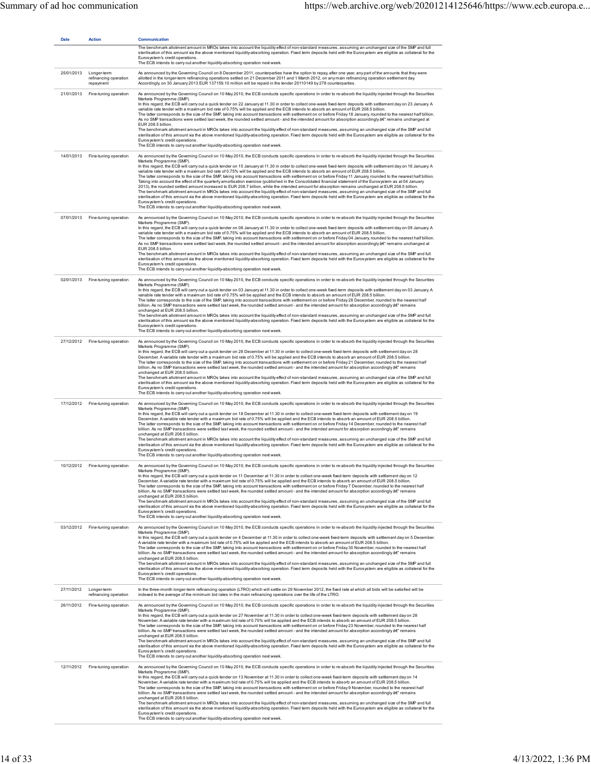| Date | Action | Communication |
|---|---|---|
| | | The benchmark allotment amount in MROs takes into account the liquidity effect of non-standard measures, assuming an unchanged size of the SMP and full sterilisation of this amount via the above mentioned liquidity-absorbing operation. Fixed term deposits held with the Eurosystem are eligible as collateral for the Eurosystem's credit operations.<br>The ECB intends to carry out another liquidity-absorbing operation next week. |
| 25/01/2013 | Longer-term refinancing operation repayment | As announced by the Governing Council on 8 December 2011, counterparties have the option to repay, after one year, any part of the amounts that they were allotted in the longer-term refinancing operations settled on 21 December 2011 and 1 March 2012, on any main refinancing operation settlement day.<br>Accordingly, on 30 January 2013 EUR 137159.10 million will be repaid in the tender 20110149 by 278 counterparties. |
| 21/01/2013 | Fine-tuning operation | As announced by the Governing Council on 10 May 2010, the ECB conducts specific operations in order to re-absorb the liquidity injected through the Securities Markets Programme (SMP).<br>In this regard, the ECB will carry out a quick tender on 22 January at 11.30 in order to collect one-week fixed-term deposits with settlement day on 23 January. A variable rate tender with a maximum bid rate of 0.75% will be applied and the ECB intends to absorb an amount of EUR 208.5 billion.<br>The latter corresponds to the size of the SMP, taking into account transactions with settlement on or before Friday 18 January, rounded to the nearest half billion. As no SMP transactions were settled last week, the rounded settled amount - and the intended amount for absorption accordingly â€" remains unchanged at EUR 208.5 billion.<br>The benchmark allotment amount in MROs takes into account the liquidity effect of non-standard measures, assuming an unchanged size of the SMP and full sterilisation of this amount via the above mentioned liquidity-absorbing operation. Fixed term deposits held with the Eurosystem are eligible as collateral for the Eurosystem's credit operations.<br>The ECB intends to carry out another liquidity-absorbing operation next week. |
| 14/01/2013 | Fine-tuning operation | As announced by the Governing Council on 10 May 2010, the ECB conducts specific operations in order to re-absorb the liquidity injected through the Securities Markets Programme (SMP).<br>In this regard, the ECB will carry out a quick tender on 15 January at 11.30 in order to collect one-week fixed-term deposits with settlement day on 16 January. A variable rate tender with a maximum bid rate of 0.75% will be applied and the ECB intends to absorb an amount of EUR 208.5 billion.<br>The latter corresponds to the size of the SMP, taking into account transactions with settlement on or before Friday 11 January, rounded to the nearest half billion. Taking into account the effect of the quarterly amortisation exercise (published in the Consolidated financial statement of the Eurosystem as at 04 January 2013), the rounded settled amount increased to EUR 208.7 billion, while the intended amount for absorption remains unchanged at EUR 208.5 billion.<br>The benchmark allotment amount in MROs takes into account the liquidity effect of non-standard measures, assuming an unchanged size of the SMP and full sterilisation of this amount via the above mentioned liquidity-absorbing operation. Fixed term deposits held with the Eurosystem are eligible as collateral for the Eurosystem's credit operations.<br>The ECB intends to carry out another liquidity-absorbing operation next week. |
| 07/01/2013 | Fine-tuning operation | As announced by the Governing Council on 10 May 2010, the ECB conducts specific operations in order to re-absorb the liquidity injected through the Securities Markets Programme (SMP).<br>In this regard, the ECB will carry out a quick tender on 08 January at 11.30 in order to collect one-week fixed-term deposits with settlement day on 09 January. A variable rate tender with a maximum bid rate of 0.75% will be applied and the ECB intends to absorb an amount of EUR 208.5 billion.<br>The latter corresponds to the size of the SMP, taking into account transactions with settlement on or before Friday 04 January, rounded to the nearest half billion. As no SMP transactions were settled last week, the rounded settled amount - and the intended amount for absorption accordingly â€" remains unchanged at EUR 208.5 billion.<br>The benchmark allotment amount in MROs takes into account the liquidity effect of non-standard measures, assuming an unchanged size of the SMP and full sterilisation of this amount via the above mentioned liquidity-absorbing operation. Fixed term deposits held with the Eurosystem are eligible as collateral for the Eurosystem's credit operations.<br>The ECB intends to carry out another liquidity-absorbing operation next week. |
| 02/01/2013 | Fine-tuning operation | As announced by the Governing Council on 10 May 2010, the ECB conducts specific operations in order to re-absorb the liquidity injected through the Securities Markets Programme (SMP).<br>In this regard, the ECB will carry out a quick tender on 03 January at 11.30 in order to collect one-week fixed-term deposits with settlement day on 03 January. A variable rate tender with a maximum bid rate of 0.75% will be applied and the ECB intends to absorb an amount of EUR 208.5 billion.<br>The latter corresponds to the size of the SMP, taking into account transactions with settlement on or before Friday 28 December, rounded to the nearest half billion. As no SMP transactions were settled last week, the rounded settled amount - and the intended amount for absorption accordingly â€" remains unchanged at EUR 208.5 billion.<br>The benchmark allotment amount in MROs takes into account the liquidity effect of non-standard measures, assuming an unchanged size of the SMP and full sterilisation of this amount via the above mentioned liquidity-absorbing operation. Fixed term deposits held with the Eurosystem are eligible as collateral for the Eurosystem's credit operations.<br>The ECB intends to carry out another liquidity-absorbing operation next week. |
| 27/12/2012 | Fine-tuning operation | As announced by the Governing Council on 10 May 2010, the ECB conducts specific operations in order to re-absorb the liquidity injected through the Securities Markets Programme (SMP).<br>In this regard, the ECB will carry out a quick tender on 28 December at 11.30 in order to collect one-week fixed-term deposits with settlement day on 28 December. A variable rate tender with a maximum bid rate of 0.75% will be applied and the ECB intends to absorb an amount of EUR 208.5 billion.<br>The latter corresponds to the size of the SMP, taking into account transactions with settlement on or before Friday 21 December, rounded to the nearest half billion. As no SMP transactions were settled last week, the rounded settled amount - and the intended amount for absorption accordingly â€" remains unchanged at EUR 208.5 billion.<br>The benchmark allotment amount in MROs takes into account the liquidity effect of non-standard measures, assuming an unchanged size of the SMP and full sterilisation of this amount via the above mentioned liquidity-absorbing operation. Fixed term deposits held with the Eurosystem are eligible as collateral for the Eurosystem's credit operations.<br>The ECB intends to carry out another liquidity-absorbing operation next week. |
| 17/12/2012 | Fine-tuning operation | As announced by the Governing Council on 10 May 2010, the ECB conducts specific operations in order to re-absorb the liquidity injected through the Securities Markets Programme (SMP).<br>In this regard, the ECB will carry out a quick tender on 18 December at 11.30 in order to collect one-week fixed-term deposits with settlement day on 19 December. A variable rate tender with a maximum bid rate of 0.75% will be applied and the ECB intends to absorb an amount of EUR 208.5 billion.<br>The latter corresponds to the size of the SMP, taking into account transactions with settlement on or before Friday 14 December, rounded to the nearest half billion. As no SMP transactions were settled last week, the rounded settled amount - and the intended amount for absorption accordingly â€" remains unchanged at EUR 208.5 billion.<br>The benchmark allotment amount in MROs takes into account the liquidity effect of non-standard measures, assuming an unchanged size of the SMP and full sterilisation of this amount via the above mentioned liquidity-absorbing operation. Fixed term deposits held with the Eurosystem are eligible as collateral for the Eurosystem's credit operations.<br>The ECB intends to carry out another liquidity-absorbing operation next week. |
| 10/12/2012 | Fine-tuning operation | As announced by the Governing Council on 10 May 2010, the ECB conducts specific operations in order to re-absorb the liquidity injected through the Securities Markets Programme (SMP).<br>In this regard, the ECB will carry out a quick tender on 11 December at 11.30 in order to collect one-week fixed-term deposits with settlement day on 12 December. A variable rate tender with a maximum bid rate of 0.75% will be applied and the ECB intends to absorb an amount of EUR 208.5 billion.<br>The latter corresponds to the size of the SMP, taking into account transactions with settlement on or before Friday 7 December, rounded to the nearest half billion. As no SMP transactions were settled last week, the rounded settled amount - and the intended amount for absorption accordingly â€" remains unchanged at EUR 208.5 billion.<br>The benchmark allotment amount in MROs takes into account the liquidity effect of non-standard measures, assuming an unchanged size of the SMP and full sterilisation of this amount via the above mentioned liquidity-absorbing operation. Fixed term deposits held with the Eurosystem are eligible as collateral for the Eurosystem's credit operations.<br>The ECB intends to carry out another liquidity-absorbing operation next week. |
| 03/12/2012 | Fine-tuning operation | As announced by the Governing Council on 10 May 2010, the ECB conducts specific operations in order to re-absorb the liquidity injected through the Securities Markets Programme (SMP).<br>In this regard, the ECB will carry out a quick tender on 4 December at 11.30 in order to collect one-week fixed-term deposits with settlement day on 5 December. A variable rate tender with a maximum bid rate of 0.75% will be applied and the ECB intends to absorb an amount of EUR 208.5 billion.<br>The latter corresponds to the size of the SMP, taking into account transactions with settlement on or before Friday 30 November, rounded to the nearest half billion. As no SMP transactions were settled last week, the rounded settled amount - and the intended amount for absorption accordingly â€" remains unchanged at EUR 208.5 billion.<br>The benchmark allotment amount in MROs takes into account the liquidity effect of non-standard measures, assuming an unchanged size of the SMP and full sterilisation of this amount via the above mentioned liquidity-absorbing operation. Fixed term deposits held with the Eurosystem are eligible as collateral for the Eurosystem's credit operations.<br>The ECB intends to carry out another liquidity-absorbing operation next week. |
| 27/11/2012 | Longer-term refinancing operation | In the three-month longer-term refinancing operation (LTRO) which will settle on 29 November 2012, the fixed rate at which all bids will be satisfied will be indexed to the average of the minimum bid rates in the main refinancing operations over the life of the LTRO. |
| 26/11/2012 | Fine-tuning operation | As announced by the Governing Council on 10 May 2010, the ECB conducts specific operations in order to re-absorb the liquidity injected through the Securities Markets Programme (SMP).<br>In this regard, the ECB will carry out a quick tender on 27 November at 11.30 in order to collect one-week fixed-term deposits with settlement day on 28 November. A variable rate tender with a maximum bid rate of 0.75% will be applied and the ECB intends to absorb an amount of EUR 208.5 billion.<br>The latter corresponds to the size of the SMP, taking into account transactions with settlement on or before Friday 23 November, rounded to the nearest half billion. As no SMP transactions were settled last week, the rounded settled amount - and the intended amount for absorption accordingly â€" remains unchanged at EUR 208.5 billion.<br>The benchmark allotment amount in MROs takes into account the liquidity effect of non-standard measures, assuming an unchanged size of the SMP and full sterilisation of this amount via the above mentioned liquidity-absorbing operation. Fixed term deposits held with the Eurosystem are eligible as collateral for the Eurosystem's credit operations.<br>The ECB intends to carry out another liquidity-absorbing operation next week. |
| 12/11/2012 | Fine-tuning operation | As announced by the Governing Council on 10 May 2010, the ECB conducts specific operations in order to re-absorb the liquidity injected through the Securities Markets Programme (SMP).<br>In this regard, the ECB will carry out a quick tender on 13 November at 11.30 in order to collect one-week fixed-term deposits with settlement day on 14 November. A variable rate tender with a maximum bid rate of 0.75% will be applied and the ECB intends to absorb an amount of EUR 208.5 billion.<br>The latter corresponds to the size of the SMP, taking into account transactions with settlement on or before Friday 9 November, rounded to the nearest half billion. As no SMP transactions were settled last week, the rounded settled amount - and the intended amount for absorption accordingly â€" remains unchanged at EUR 208.5 billion.<br>The benchmark allotment amount in MROs takes into account the liquidity effect of non-standard measures, assuming an unchanged size of the SMP and full sterilisation of this amount via the above mentioned liquidity-absorbing operation. Fixed term deposits held with the Eurosystem are eligible as collateral for the Eurosystem's credit operations.<br>The ECB intends to carry out another liquidity-absorbing operation next week. |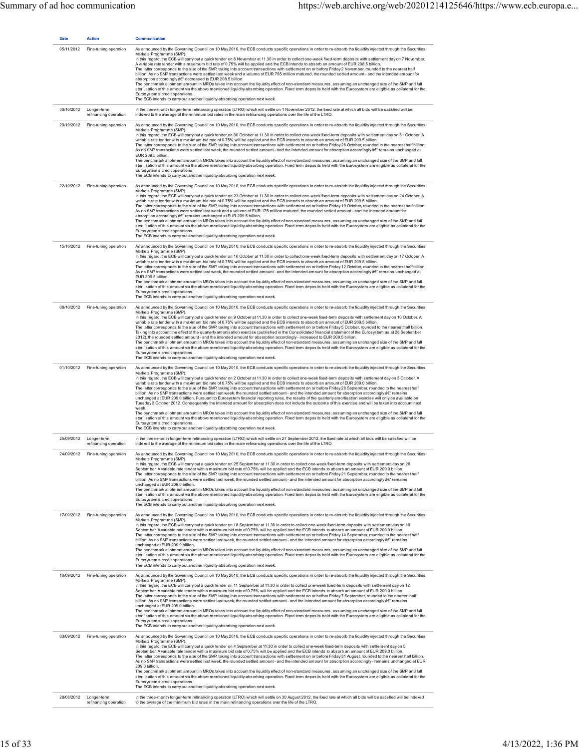| Date | Action | Communication |
|---|---|---|
| 05/11/2012 | Fine-tuning operation | As announced by the Governing Council on 10 May 2010, the ECB conducts specific operations in order to re-absorb the liquidity injected through the Securities Markets Programme (SMP).<br>In this regard, the ECB will carry out a quick tender on 6 November at 11.30 in order to collect one-week fixed-term deposits with settlement day on 7 November. A variable rate tender with a maximum bid rate of 0.75% will be applied and the ECB intends to absorb an amount of EUR 208.5 billion.<br>The latter corresponds to the size of the SMP, taking into account transactions with settlement on or before Friday 2 November, rounded to the nearest half billion. As no SMP transactions were settled last week and a volume of EUR 755 million matured, the rounded settled amount - and the intended amount for absorption accordingly â€" decreased to EUR 208.5 billion.<br>The benchmark allotment amount in MROs takes into account the liquidity effect of non-standard measures, assuming an unchanged size of the SMP and full sterilisation of this amount via the above mentioned liquidity-absorbing operation. Fixed term deposits held with the Eurosystem are eligible as collateral for the Eurosystem's credit operations.<br>The ECB intends to carry out another liquidity-absorbing operation next week. |
| 30/10/2012 | Longer-term refinancing operation | In the three-month longer-term refinancing operation (LTRO) which will settle on 1 November 2012, the fixed rate at which all bids will be satisfied will be indexed to the average of the minimum bid rates in the main refinancing operations over the life of the LTRO. |
| 29/10/2012 | Fine-tuning operation | As announced by the Governing Council on 10 May 2010, the ECB conducts specific operations in order to re-absorb the liquidity injected through the Securities Markets Programme (SMP).<br>In this regard, the ECB will carry out a quick tender on 30 October at 11.30 in order to collect one-week fixed-term deposits with settlement day on 31 October. A variable rate tender with a maximum bid rate of 0.75% will be applied and the ECB intends to absorb an amount of EUR 209.5 billion.<br>The latter corresponds to the size of the SMP, taking into account transactions with settlement on or before Friday 26 October, rounded to the nearest half billion. As no SMP transactions were settled last week, the rounded settled amount - and the intended amount for absorption accordingly â€" remains unchanged at EUR 209.5 billion.<br>The benchmark allotment amount in MROs takes into account the liquidity effect of non-standard measures, assuming an unchanged size of the SMP and full sterilisation of this amount via the above mentioned liquidity-absorbing operation. Fixed term deposits held with the Eurosystem are eligible as collateral for the Eurosystem's credit operations.<br>The ECB intends to carry out another liquidity-absorbing operation next week. |
| 22/10/2012 | Fine-tuning operation | As announced by the Governing Council on 10 May 2010, the ECB conducts specific operations in order to re-absorb the liquidity injected through the Securities Markets Programme (SMP).<br>In this regard, the ECB will carry out a quick tender on 23 October at 11.30 in order to collect one-week fixed-term deposits with settlement day on 24 October. A variable rate tender with a maximum bid rate of 0.75% will be applied and the ECB intends to absorb an amount of EUR 209.5 billion.<br>The latter corresponds to the size of the SMP, taking into account transactions with settlement on or before Friday 19 October, rounded to the nearest half billion. As no SMP transactions were settled last week and a volume of EUR 175 million matured, the rounded settled amount - and the intended amount for absorption accordingly â€" remains unchanged at EUR 209.5 billion.<br>The benchmark allotment amount in MROs takes into account the liquidity effect of non-standard measures, assuming an unchanged size of the SMP and full sterilisation of this amount via the above mentioned liquidity-absorbing operation. Fixed term deposits held with the Eurosystem are eligible as collateral for the Eurosystem's credit operations.<br>The ECB intends to carry out another liquidity-absorbing operation next week. |
| 15/10/2012 | Fine-tuning operation | As announced by the Governing Council on 10 May 2010, the ECB conducts specific operations in order to re-absorb the liquidity injected through the Securities Markets Programme (SMP).<br>In this regard, the ECB will carry out a quick tender on 16 October at 11.30 in order to collect one-week fixed-term deposits with settlement day on 17 October. A variable rate tender with a maximum bid rate of 0.75% will be applied and the ECB intends to absorb an amount of EUR 209.5 billion.<br>The latter corresponds to the size of the SMP, taking into account transactions with settlement on or before Friday 12 October, rounded to the nearest half billion. As no SMP transactions were settled last week, the rounded settled amount - and the intended amount for absorption accordingly â€" remains unchanged at EUR 209.5 billion.<br>The benchmark allotment amount in MROs takes into account the liquidity effect of non-standard measures, assuming an unchanged size of the SMP and full sterilisation of this amount via the above mentioned liquidity-absorbing operation. Fixed term deposits held with the Eurosystem are eligible as collateral for the Eurosystem's credit operations.<br>The ECB intends to carry out another liquidity-absorbing operation next week. |
| 08/10/2012 | Fine-tuning operation | As announced by the Governing Council on 10 May 2010, the ECB conducts specific operations in order to re-absorb the liquidity injected through the Securities Markets Programme (SMP).<br>In this regard, the ECB will carry out a quick tender on 9 October at 11.30 in order to collect one-week fixed-term deposits with settlement day on 10 October. A variable rate tender with a maximum bid rate of 0.75% will be applied and the ECB intends to absorb an amount of EUR 209.5 billion.<br>The latter corresponds to the size of the SMP, taking into account transactions with settlement on or before Friday 5 October, rounded to the nearest half billion. Taking into account the effect of the quarterly amortisation exercise (published in the Consolidated financial statement of the Eurosystem as at 28 September 2012), the rounded settled amount - and the intended amount for absorption accordingly - increased to EUR 209.5 billion.<br>The benchmark allotment amount in MROs takes into account the liquidity effect of non-standard measures, assuming an unchanged size of the SMP and full sterilisation of this amount via the above mentioned liquidity-absorbing operation. Fixed term deposits held with the Eurosystem are eligible as collateral for the Eurosystem's credit operations.<br>The ECB intends to carry out another liquidity-absorbing operation next week. |
| 01/10/2012 | Fine-tuning operation | As announced by the Governing Council on 10 May 2010, the ECB conducts specific operations in order to re-absorb the liquidity injected through the Securities Markets Programme (SMP).<br>In this regard, the ECB will carry out a quick tender on 2 October at 11.30 in order to collect one-week fixed-term deposits with settlement day on 3 October. A variable rate tender with a maximum bid rate of 0.75% will be applied and the ECB intends to absorb an amount of EUR 209.0 billion.<br>The latter corresponds to the size of the SMP, taking into account transactions with settlement on or before Friday 28 September, rounded to the nearest half billion. As no SMP transactions were settled last week, the rounded settled amount - and the intended amount for absorption accordingly â€" remains unchanged at EUR 209.0 billion. Pursuant to Eurosystem financial reporting rules, the results of the quarterly amortisation exercise will only be available on Tuesday 2 October 2012. Consequently, the intended amount for absorption does not include the outcome of this exercise and will be taken into account next week.<br>The benchmark allotment amount in MROs takes into account the liquidity effect of non-standard measures, assuming an unchanged size of the SMP and full sterilisation of this amount via the above mentioned liquidity-absorbing operation. Fixed term deposits held with the Eurosystem are eligible as collateral for the Eurosystem's credit operations.<br>The ECB intends to carry out another liquidity-absorbing operation next week. |
| 25/09/2012 | Longer-term refinancing operation | In the three-month longer-term refinancing operation (LTRO) which will settle on 27 September 2012, the fixed rate at which all bids will be satisfied will be indexed to the average of the minimum bid rates in the main refinancing operations over the life of the LTRO. |
| 24/09/2012 | Fine-tuning operation | As announced by the Governing Council on 10 May 2010, the ECB conducts specific operations in order to re-absorb the liquidity injected through the Securities Markets Programme (SMP).<br>In this regard, the ECB will carry out a quick tender on 25 September at 11.30 in order to collect one-week fixed-term deposits with settlement day on 26 September. A variable rate tender with a maximum bid rate of 0.75% will be applied and the ECB intends to absorb an amount of EUR 209.0 billion.<br>The latter corresponds to the size of the SMP, taking into account transactions with settlement on or before Friday 21 September, rounded to the nearest half billion. As no SMP transactions were settled last week, the rounded settled amount - and the intended amount for absorption accordingly â€" remains unchanged at EUR 209.0 billion.<br>The benchmark allotment amount in MROs takes into account the liquidity effect of non-standard measures, assuming an unchanged size of the SMP and full sterilisation of this amount via the above mentioned liquidity-absorbing operation. Fixed term deposits held with the Eurosystem are eligible as collateral for the Eurosystem's credit operations.<br>The ECB intends to carry out another liquidity-absorbing operation next week. |
| 17/09/2012 | Fine-tuning operation | As announced by the Governing Council on 10 May 2010, the ECB conducts specific operations in order to re-absorb the liquidity injected through the Securities Markets Programme (SMP).<br>In this regard, the ECB will carry out a quick tender on 18 September at 11.30 in order to collect one-week fixed-term deposits with settlement day on 19 September. A variable rate tender with a maximum bid rate of 0.75% will be applied and the ECB intends to absorb an amount of EUR 209.0 billion.<br>The latter corresponds to the size of the SMP, taking into account transactions with settlement on or before Friday 14 September, rounded to the nearest half billion. As no SMP transactions were settled last week, the rounded settled amount - and the intended amount for absorption accordingly â€" remains unchanged at EUR 209.0 billion.<br>The benchmark allotment amount in MROs takes into account the liquidity effect of non-standard measures, assuming an unchanged size of the SMP and full sterilisation of this amount via the above mentioned liquidity-absorbing operation. Fixed term deposits held with the Eurosystem are eligible as collateral for the Eurosystem's credit operations.<br>The ECB intends to carry out another liquidity-absorbing operation next week. |
| 10/09/2012 | Fine-tuning operation | As announced by the Governing Council on 10 May 2010, the ECB conducts specific operations in order to re-absorb the liquidity injected through the Securities Markets Programme (SMP).<br>In this regard, the ECB will carry out a quick tender on 11 September at 11.30 in order to collect one-week fixed-term deposits with settlement day on 12 September. A variable rate tender with a maximum bid rate of 0.75% will be applied and the ECB intends to absorb an amount of EUR 209.0 billion.<br>The latter corresponds to the size of the SMP, taking into account transactions with settlement on or before Friday 7 September, rounded to the nearest half billion. As no SMP transactions were settled last week, the rounded settled amount - and the intended amount for absorption accordingly â€" remains unchanged at EUR 209.0 billion.<br>The benchmark allotment amount in MROs takes into account the liquidity effect of non-standard measures, assuming an unchanged size of the SMP and full sterilisation of this amount via the above mentioned liquidity-absorbing operation. Fixed term deposits held with the Eurosystem are eligible as collateral for the Eurosystem's credit operations.<br>The ECB intends to carry out another liquidity-absorbing operation next week. |
| 03/09/2012 | Fine-tuning operation | As announced by the Governing Council on 10 May 2010, the ECB conducts specific operations in order to re-absorb the liquidity injected through the Securities Markets Programme (SMP).<br>In this regard, the ECB will carry out a quick tender on 4 September at 11.30 in order to collect one-week fixed-term deposits with settlement day on 5 September. A variable rate tender with a maximum bid rate of 0.75% will be applied and the ECB intends to absorb an amount of EUR 209.0 billion.<br>The latter corresponds to the size of the SMP, taking into account transactions with settlement on or before Friday 31 August, rounded to the nearest half billion. As no SMP transactions were settled last week, the rounded settled amount - and the intended amount for absorption accordingly - remains unchanged at EUR 209.0 billion.<br>The benchmark allotment amount in MROs takes into account the liquidity effect of non-standard measures, assuming an unchanged size of the SMP and full sterilisation of this amount via the above mentioned liquidity-absorbing operation. Fixed term deposits held with the Eurosystem are eligible as collateral for the Eurosystem's credit operations.<br>The ECB intends to carry out another liquidity-absorbing operation next week. |
| 28/08/2012 | Longer-term refinancing operation | In the three-month longer-term refinancing operation (LTRO) which will settle on 30 August 2012, the fixed rate at which all bids will be satisfied will be indexed to the average of the minimum bid rates in the main refinancing operations over the life of the LTRO. |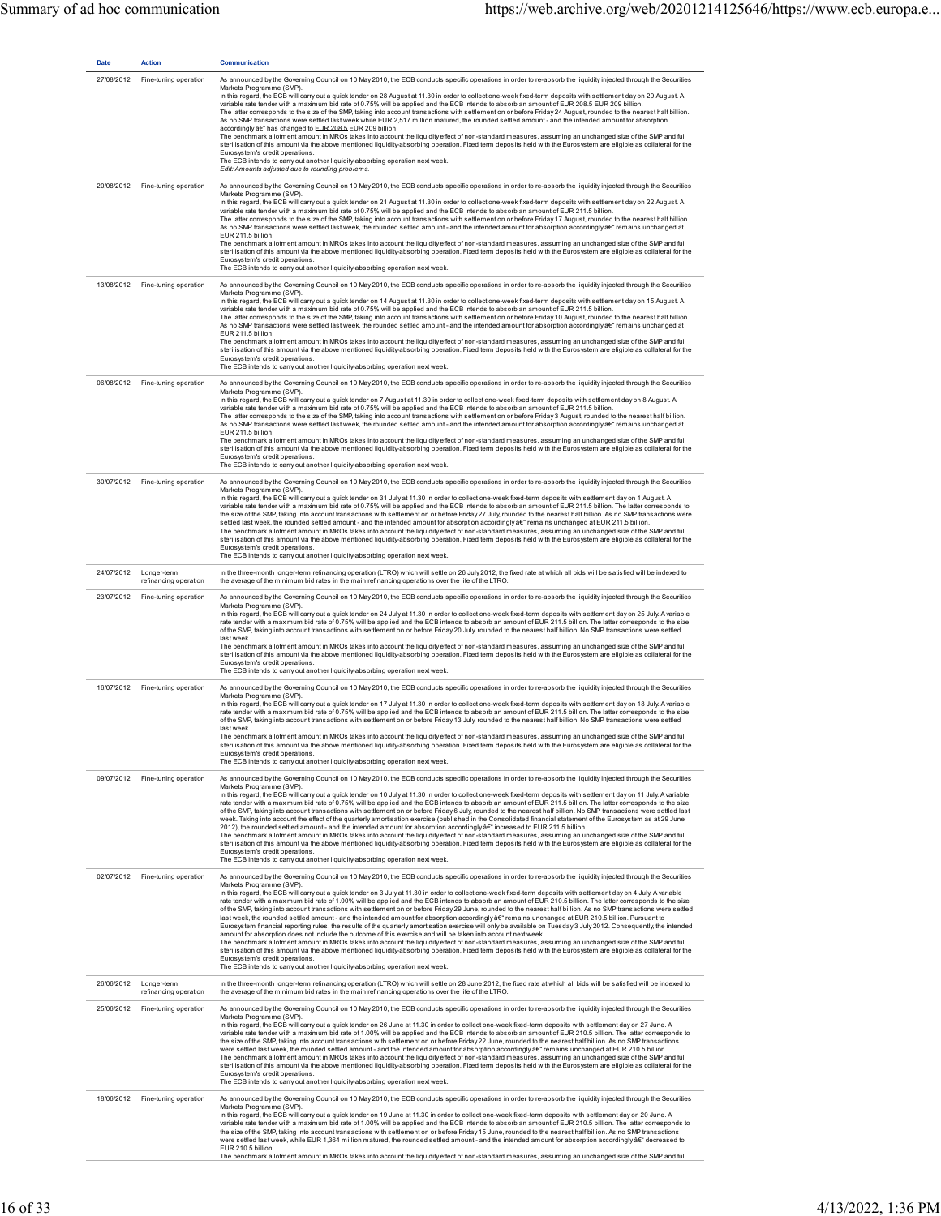| Date | Action | Communication |
| --- | --- | --- |
| 27/08/2012 | Fine-tuning operation | As announced by the Governing Council on 10 May 2010, the ECB conducts specific operations in order to re-absorb the liquidity injected through the Securities Markets Programme (SMP).<br>In this regard, the ECB will carry out a quick tender on 28 August at 11.30 in order to collect one-week fixed-term deposits with settlement day on 29 August. A variable rate tender with a maximum bid rate of 0.75% will be applied and the ECB intends to absorb an amount of ~~EUR 208.5~~ EUR 209 billion.<br>The latter corresponds to the size of the SMP, taking into account transactions with settlement on or before Friday 24 August, rounded to the nearest half billion. As no SMP transactions were settled last week while EUR 2,517 million matured, the rounded settled amount - and the intended amount for absorption accordingly â€" has changed to ~~EUR 208.5~~ EUR 209 billion.<br>The benchmark allotment amount in MROs takes into account the liquidity effect of non-standard measures, assuming an unchanged size of the SMP and full sterilisation of this amount via the above mentioned liquidity-absorbing operation. Fixed term deposits held with the Eurosystem are eligible as collateral for the Eurosystem's credit operations.<br>The ECB intends to carry out another liquidity-absorbing operation next week.<br>*Edit: Amounts adjusted due to rounding problems.* |
| 20/08/2012 | Fine-tuning operation | As announced by the Governing Council on 10 May 2010, the ECB conducts specific operations in order to re-absorb the liquidity injected through the Securities Markets Programme (SMP).<br>In this regard, the ECB will carry out a quick tender on 21 August at 11.30 in order to collect one-week fixed-term deposits with settlement day on 22 August. A variable rate tender with a maximum bid rate of 0.75% will be applied and the ECB intends to absorb an amount of EUR 211.5 billion.<br>The latter corresponds to the size of the SMP, taking into account transactions with settlement on or before Friday 17 August, rounded to the nearest half billion. As no SMP transactions were settled last week, the rounded settled amount - and the intended amount for absorption accordingly â€" remains unchanged at EUR 211.5 billion.<br>The benchmark allotment amount in MROs takes into account the liquidity effect of non-standard measures, assuming an unchanged size of the SMP and full sterilisation of this amount via the above mentioned liquidity-absorbing operation. Fixed term deposits held with the Eurosystem are eligible as collateral for the Eurosystem's credit operations.<br>The ECB intends to carry out another liquidity-absorbing operation next week. |
| 13/08/2012 | Fine-tuning operation | As announced by the Governing Council on 10 May 2010, the ECB conducts specific operations in order to re-absorb the liquidity injected through the Securities Markets Programme (SMP).<br>In this regard, the ECB will carry out a quick tender on 14 August at 11.30 in order to collect one-week fixed-term deposits with settlement day on 15 August. A variable rate tender with a maximum bid rate of 0.75% will be applied and the ECB intends to absorb an amount of EUR 211.5 billion.<br>The latter corresponds to the size of the SMP, taking into account transactions with settlement on or before Friday 10 August, rounded to the nearest half billion. As no SMP transactions were settled last week, the rounded settled amount - and the intended amount for absorption accordingly â€" remains unchanged at EUR 211.5 billion.<br>The benchmark allotment amount in MROs takes into account the liquidity effect of non-standard measures, assuming an unchanged size of the SMP and full sterilisation of this amount via the above mentioned liquidity-absorbing operation. Fixed term deposits held with the Eurosystem are eligible as collateral for the Eurosystem's credit operations.<br>The ECB intends to carry out another liquidity-absorbing operation next week. |
| 06/08/2012 | Fine-tuning operation | As announced by the Governing Council on 10 May 2010, the ECB conducts specific operations in order to re-absorb the liquidity injected through the Securities Markets Programme (SMP).<br>In this regard, the ECB will carry out a quick tender on 7 August at 11.30 in order to collect one-week fixed-term deposits with settlement day on 8 August. A variable rate tender with a maximum bid rate of 0.75% will be applied and the ECB intends to absorb an amount of EUR 211.5 billion.<br>The latter corresponds to the size of the SMP, taking into account transactions with settlement on or before Friday 3 August, rounded to the nearest half billion. As no SMP transactions were settled last week, the rounded settled amount - and the intended amount for absorption accordingly â€" remains unchanged at EUR 211.5 billion.<br>The benchmark allotment amount in MROs takes into account the liquidity effect of non-standard measures, assuming an unchanged size of the SMP and full sterilisation of this amount via the above mentioned liquidity-absorbing operation. Fixed term deposits held with the Eurosystem are eligible as collateral for the Eurosystem's credit operations.<br>The ECB intends to carry out another liquidity-absorbing operation next week. |
| 30/07/2012 | Fine-tuning operation | As announced by the Governing Council on 10 May 2010, the ECB conducts specific operations in order to re-absorb the liquidity injected through the Securities Markets Programme (SMP).<br>In this regard, the ECB will carry out a quick tender on 31 July at 11.30 in order to collect one-week fixed-term deposits with settlement day on 1 August. A variable rate tender with a maximum bid rate of 0.75% will be applied and the ECB intends to absorb an amount of EUR 211.5 billion. The latter corresponds to the size of the SMP, taking into account transactions with settlement on or before Friday 27 July, rounded to the nearest half billion. As no SMP transactions were settled last week, the rounded settled amount - and the intended amount for absorption accordingly â€" remains unchanged at EUR 211.5 billion.<br>The benchmark allotment amount in MROs takes into account the liquidity effect of non-standard measures, assuming an unchanged size of the SMP and full sterilisation of this amount via the above mentioned liquidity-absorbing operation. Fixed term deposits held with the Eurosystem are eligible as collateral for the Eurosystem's credit operations.<br>The ECB intends to carry out another liquidity-absorbing operation next week. |
| 24/07/2012 | Longer-term refinancing operation | In the three-month longer-term refinancing operation (LTRO) which will settle on 26 July 2012, the fixed rate at which all bids will be satisfied will be indexed to the average of the minimum bid rates in the main refinancing operations over the life of the LTRO. |
| 23/07/2012 | Fine-tuning operation | As announced by the Governing Council on 10 May 2010, the ECB conducts specific operations in order to re-absorb the liquidity injected through the Securities Markets Programme (SMP).<br>In this regard, the ECB will carry out a quick tender on 24 July at 11.30 in order to collect one-week fixed-term deposits with settlement day on 25 July. A variable rate tender with a maximum bid rate of 0.75% will be applied and the ECB intends to absorb an amount of EUR 211.5 billion. The latter corresponds to the size of the SMP, taking into account transactions with settlement on or before Friday 20 July, rounded to the nearest half billion. No SMP transactions were settled last week.<br>The benchmark allotment amount in MROs takes into account the liquidity effect of non-standard measures, assuming an unchanged size of the SMP and full sterilisation of this amount via the above mentioned liquidity-absorbing operation. Fixed term deposits held with the Eurosystem are eligible as collateral for the Eurosystem's credit operations.<br>The ECB intends to carry out another liquidity-absorbing operation next week. |
| 16/07/2012 | Fine-tuning operation | As announced by the Governing Council on 10 May 2010, the ECB conducts specific operations in order to re-absorb the liquidity injected through the Securities Markets Programme (SMP).<br>In this regard, the ECB will carry out a quick tender on 17 July at 11.30 in order to collect one-week fixed-term deposits with settlement day on 18 July. A variable rate tender with a maximum bid rate of 0.75% will be applied and the ECB intends to absorb an amount of EUR 211.5 billion. The latter corresponds to the size of the SMP, taking into account transactions with settlement on or before Friday 13 July, rounded to the nearest half billion. No SMP transactions were settled last week.<br>The benchmark allotment amount in MROs takes into account the liquidity effect of non-standard measures, assuming an unchanged size of the SMP and full sterilisation of this amount via the above mentioned liquidity-absorbing operation. Fixed term deposits held with the Eurosystem are eligible as collateral for the Eurosystem's credit operations.<br>The ECB intends to carry out another liquidity-absorbing operation next week. |
| 09/07/2012 | Fine-tuning operation | As announced by the Governing Council on 10 May 2010, the ECB conducts specific operations in order to re-absorb the liquidity injected through the Securities Markets Programme (SMP).<br>In this regard, the ECB will carry out a quick tender on 10 July at 11.30 in order to collect one-week fixed-term deposits with settlement day on 11 July. A variable rate tender with a maximum bid rate of 0.75% will be applied and the ECB intends to absorb an amount of EUR 211.5 billion. The latter corresponds to the size of the SMP, taking into account transactions with settlement on or before Friday 6 July, rounded to the nearest half billion. No SMP transactions were settled last week. Taking into account the effect of the quarterly amortisation exercise (published in the Consolidated financial statement of the Eurosystem as at 29 June 2012), the rounded settled amount - and the intended amount for absorption accordingly â€" increased to EUR 211.5 billion.<br>The benchmark allotment amount in MROs takes into account the liquidity effect of non-standard measures, assuming an unchanged size of the SMP and full sterilisation of this amount via the above mentioned liquidity-absorbing operation. Fixed term deposits held with the Eurosystem are eligible as collateral for the Eurosystem's credit operations.<br>The ECB intends to carry out another liquidity-absorbing operation next week. |
| 02/07/2012 | Fine-tuning operation | As announced by the Governing Council on 10 May 2010, the ECB conducts specific operations in order to re-absorb the liquidity injected through the Securities Markets Programme (SMP).<br>In this regard, the ECB will carry out a quick tender on 3 July at 11.30 in order to collect one-week fixed-term deposits with settlement day on 4 July. A variable rate tender with a maximum bid rate of 1.00% will be applied and the ECB intends to absorb an amount of EUR 210.5 billion. The latter corresponds to the size of the SMP, taking into account transactions with settlement on or before Friday 29 June, rounded to the nearest half billion. As no SMP transactions were settled last week, the rounded settled amount - and the intended amount for absorption accordingly â€" remains unchanged at EUR 210.5 billion. Pursuant to Eurosystem financial reporting rules, the results of the quarterly amortisation exercise will only be available on Tuesday 3 July 2012. Consequently, the intended amount for absorption does not include the outcome of this exercise and will be taken into account next week.<br>The benchmark allotment amount in MROs takes into account the liquidity effect of non-standard measures, assuming an unchanged size of the SMP and full sterilisation of this amount via the above mentioned liquidity-absorbing operation. Fixed term deposits held with the Eurosystem are eligible as collateral for the Eurosystem's credit operations.<br>The ECB intends to carry out another liquidity-absorbing operation next week. |
| 26/06/2012 | Longer-term refinancing operation | In the three-month longer-term refinancing operation (LTRO) which will settle on 28 June 2012, the fixed rate at which all bids will be satisfied will be indexed to the average of the minimum bid rates in the main refinancing operations over the life of the LTRO. |
| 25/06/2012 | Fine-tuning operation | As announced by the Governing Council on 10 May 2010, the ECB conducts specific operations in order to re-absorb the liquidity injected through the Securities Markets Programme (SMP).<br>In this regard, the ECB will carry out a quick tender on 26 June at 11.30 in order to collect one-week fixed-term deposits with settlement day on 27 June. A variable rate tender with a maximum bid rate of 1.00% will be applied and the ECB intends to absorb an amount of EUR 210.5 billion. The latter corresponds to the size of the SMP, taking into account transactions with settlement on or before Friday 22 June, rounded to the nearest half billion. As no SMP transactions were settled last week, the rounded settled amount - and the intended amount for absorption accordingly â€" remains unchanged at EUR 210.5 billion.<br>The benchmark allotment amount in MROs takes into account the liquidity effect of non-standard measures, assuming an unchanged size of the SMP and full sterilisation of this amount via the above mentioned liquidity-absorbing operation. Fixed term deposits held with the Eurosystem are eligible as collateral for the Eurosystem's credit operations.<br>The ECB intends to carry out another liquidity-absorbing operation next week. |
| 18/06/2012 | Fine-tuning operation | As announced by the Governing Council on 10 May 2010, the ECB conducts specific operations in order to re-absorb the liquidity injected through the Securities Markets Programme (SMP).<br>In this regard, the ECB will carry out a quick tender on 19 June at 11.30 in order to collect one-week fixed-term deposits with settlement day on 20 June. A variable rate tender with a maximum bid rate of 1.00% will be applied and the ECB intends to absorb an amount of EUR 210.5 billion. The latter corresponds to the size of the SMP, taking into account transactions with settlement on or before Friday 15 June, rounded to the nearest half billion. As no SMP transactions were settled last week, while EUR 1,364 million matured, the rounded settled amount - and the intended amount for absorption accordingly â€" decreased to EUR 210.5 billion.<br>The benchmark allotment amount in MROs takes into account the liquidity effect of non-standard measures, assuming an unchanged size of the SMP and full |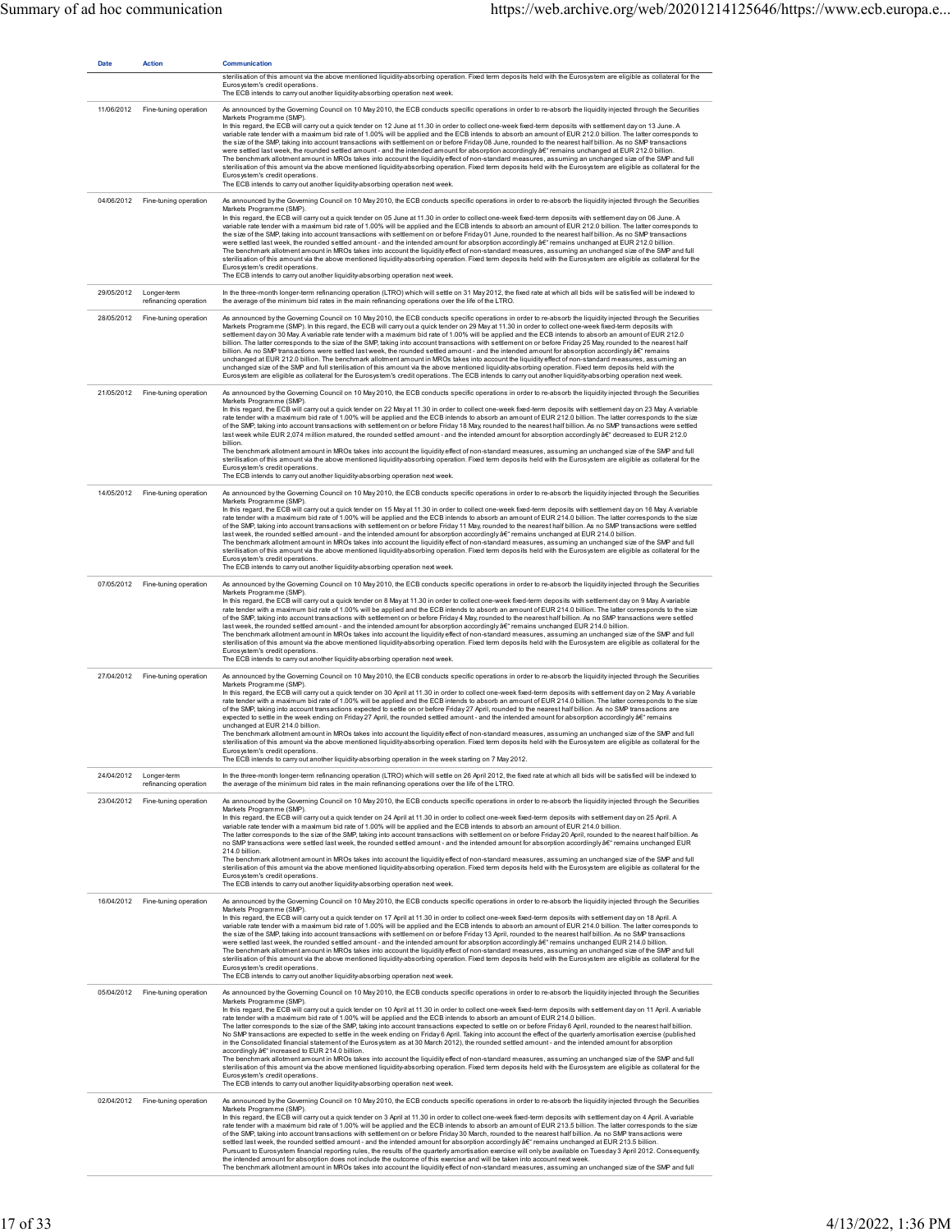| Date | Action | Communication |
|---|---|---|
| | | sterilisation of this amount via the above mentioned liquidity-absorbing operation. Fixed term deposits held with the Eurosystem are eligible as collateral for the Eurosystem's credit operations.<br>The ECB intends to carry out another liquidity-absorbing operation next week. |
| 11/06/2012 | Fine-tuning operation | As announced by the Governing Council on 10 May 2010, the ECB conducts specific operations in order to re-absorb the liquidity injected through the Securities Markets Programme (SMP).<br>In this regard, the ECB will carry out a quick tender on 12 June at 11.30 in order to collect one-week fixed-term deposits with settlement day on 13 June. A variable rate tender with a maximum bid rate of 1.00% will be applied and the ECB intends to absorb an amount of EUR 212.0 billion. The latter corresponds to the size of the SMP, taking into account transactions with settlement on or before Friday 08 June, rounded to the nearest half billion. As no SMP transactions were settled last week, the rounded settled amount - and the intended amount for absorption accordingly â€" remains unchanged at EUR 212.0 billion.<br>The benchmark allotment amount in MROs takes into account the liquidity effect of non-standard measures, assuming an unchanged size of the SMP and full sterilisation of this amount via the above mentioned liquidity-absorbing operation. Fixed term deposits held with the Eurosystem are eligible as collateral for the Eurosystem's credit operations.<br>The ECB intends to carry out another liquidity-absorbing operation next week. |
| 04/06/2012 | Fine-tuning operation | As announced by the Governing Council on 10 May 2010, the ECB conducts specific operations in order to re-absorb the liquidity injected through the Securities Markets Programme (SMP).<br>In this regard, the ECB will carry out a quick tender on 05 June at 11.30 in order to collect one-week fixed-term deposits with settlement day on 06 June. A variable rate tender with a maximum bid rate of 1.00% will be applied and the ECB intends to absorb an amount of EUR 212.0 billion. The latter corresponds to the size of the SMP, taking into account transactions with settlement on or before Friday 01 June, rounded to the nearest half billion. As no SMP transactions were settled last week, the rounded settled amount - and the intended amount for absorption accordingly â€" remains unchanged at EUR 212.0 billion.<br>The benchmark allotment amount in MROs takes into account the liquidity effect of non-standard measures, assuming an unchanged size of the SMP and full sterilisation of this amount via the above mentioned liquidity-absorbing operation. Fixed term deposits held with the Eurosystem are eligible as collateral for the Eurosystem's credit operations.<br>The ECB intends to carry out another liquidity-absorbing operation next week. |
| 29/05/2012 | Longer-term refinancing operation | In the three-month longer-term refinancing operation (LTRO) which will settle on 31 May 2012, the fixed rate at which all bids will be satisfied will be indexed to the average of the minimum bid rates in the main refinancing operations over the life of the LTRO. |
| 28/05/2012 | Fine-tuning operation | As announced by the Governing Council on 10 May 2010, the ECB conducts specific operations in order to re-absorb the liquidity injected through the Securities Markets Programme (SMP). In this regard, the ECB will carry out a quick tender on 29 May at 11.30 in order to collect one-week fixed-term deposits with settlement day on 30 May. A variable rate tender with a maximum bid rate of 1.00% will be applied and the ECB intends to absorb an amount of EUR 212.0 billion. The latter corresponds to the size of the SMP, taking into account transactions with settlement on or before Friday 25 May, rounded to the nearest half billion. As no SMP transactions were settled last week, the rounded settled amount - and the intended amount for absorption accordingly â€" remains unchanged at EUR 212.0 billion. The benchmark allotment amount in MROs takes into account the liquidity effect of non-standard measures, assuming an unchanged size of the SMP and full sterilisation of this amount via the above mentioned liquidity-absorbing operation. Fixed term deposits held with the Eurosystem are eligible as collateral for the Eurosystem's credit operations. The ECB intends to carry out another liquidity-absorbing operation next week. |
| 21/05/2012 | Fine-tuning operation | As announced by the Governing Council on 10 May 2010, the ECB conducts specific operations in order to re-absorb the liquidity injected through the Securities Markets Programme (SMP).<br>In this regard, the ECB will carry out a quick tender on 22 May at 11.30 in order to collect one-week fixed-term deposits with settlement day on 23 May. A variable rate tender with a maximum bid rate of 1.00% will be applied and the ECB intends to absorb an amount of EUR 212.0 billion. The latter corresponds to the size of the SMP, taking into account transactions with settlement on or before Friday 18 May, rounded to the nearest half billion. As no SMP transactions were settled last week while EUR 2,074 million matured, the rounded settled amount - and the intended amount for absorption accordingly â€" decreased to EUR 212.0 billion.<br>The benchmark allotment amount in MROs takes into account the liquidity effect of non-standard measures, assuming an unchanged size of the SMP and full sterilisation of this amount via the above mentioned liquidity-absorbing operation. Fixed term deposits held with the Eurosystem are eligible as collateral for the Eurosystem's credit operations.<br>The ECB intends to carry out another liquidity-absorbing operation next week. |
| 14/05/2012 | Fine-tuning operation | As announced by the Governing Council on 10 May 2010, the ECB conducts specific operations in order to re-absorb the liquidity injected through the Securities Markets Programme (SMP).<br>In this regard, the ECB will carry out a quick tender on 15 May at 11.30 in order to collect one-week fixed-term deposits with settlement day on 16 May. A variable rate tender with a maximum bid rate of 1.00% will be applied and the ECB intends to absorb an amount of EUR 214.0 billion. The latter corresponds to the size of the SMP, taking into account transactions with settlement on or before Friday 11 May, rounded to the nearest half billion. As no SMP transactions were settled last week, the rounded settled amount - and the intended amount for absorption accordingly â€" remains unchanged at EUR 214.0 billion.<br>The benchmark allotment amount in MROs takes into account the liquidity effect of non-standard measures, assuming an unchanged size of the SMP and full sterilisation of this amount via the above mentioned liquidity-absorbing operation. Fixed term deposits held with the Eurosystem are eligible as collateral for the Eurosystem's credit operations.<br>The ECB intends to carry out another liquidity-absorbing operation next week. |
| 07/05/2012 | Fine-tuning operation | As announced by the Governing Council on 10 May 2010, the ECB conducts specific operations in order to re-absorb the liquidity injected through the Securities Markets Programme (SMP).<br>In this regard, the ECB will carry out a quick tender on 8 May at 11.30 in order to collect one-week fixed-term deposits with settlement day on 9 May. A variable rate tender with a maximum bid rate of 1.00% will be applied and the ECB intends to absorb an amount of EUR 214.0 billion. The latter corresponds to the size of the SMP, taking into account transactions with settlement on or before Friday 4 May, rounded to the nearest half billion. As no SMP transactions were settled last week, the rounded settled amount - and the intended amount for absorption accordingly â€" remains unchanged EUR 214.0 billion.<br>The benchmark allotment amount in MROs takes into account the liquidity effect of non-standard measures, assuming an unchanged size of the SMP and full sterilisation of this amount via the above mentioned liquidity-absorbing operation. Fixed term deposits held with the Eurosystem are eligible as collateral for the Eurosystem's credit operations.<br>The ECB intends to carry out another liquidity-absorbing operation next week. |
| 27/04/2012 | Fine-tuning operation | As announced by the Governing Council on 10 May 2010, the ECB conducts specific operations in order to re-absorb the liquidity injected through the Securities Markets Programme (SMP).<br>In this regard, the ECB will carry out a quick tender on 30 April at 11.30 in order to collect one-week fixed-term deposits with settlement day on 2 May. A variable rate tender with a maximum bid rate of 1.00% will be applied and the ECB intends to absorb an amount of EUR 214.0 billion. The latter corresponds to the size of the SMP, taking into account transactions expected to settle on or before Friday 27 April, rounded to the nearest half billion. As no SMP transactions are expected to settle in the week ending on Friday 27 April, the rounded settled amount - and the intended amount for absorption accordingly â€" remains unchanged at EUR 214.0 billion.<br>The benchmark allotment amount in MROs takes into account the liquidity effect of non-standard measures, assuming an unchanged size of the SMP and full sterilisation of this amount via the above mentioned liquidity-absorbing operation. Fixed term deposits held with the Eurosystem are eligible as collateral for the Eurosystem's credit operations.<br>The ECB intends to carry out another liquidity-absorbing operation in the week starting on 7 May 2012. |
| 24/04/2012 | Longer-term refinancing operation | In the three-month longer-term refinancing operation (LTRO) which will settle on 26 April 2012, the fixed rate at which all bids will be satisfied will be indexed to the average of the minimum bid rates in the main refinancing operations over the life of the LTRO. |
| 23/04/2012 | Fine-tuning operation | As announced by the Governing Council on 10 May 2010, the ECB conducts specific operations in order to re-absorb the liquidity injected through the Securities Markets Programme (SMP).<br>In this regard, the ECB will carry out a quick tender on 24 April at 11.30 in order to collect one-week fixed-term deposits with settlement day on 25 April. A variable rate tender with a maximum bid rate of 1.00% will be applied and the ECB intends to absorb an amount of EUR 214.0 billion.<br>The latter corresponds to the size of the SMP, taking into account transactions with settlement on or before Friday 20 April, rounded to the nearest half billion. As no SMP transactions were settled last week, the rounded settled amount - and the intended amount for absorption accordingly â€" remains unchanged EUR 214.0 billion.<br>The benchmark allotment amount in MROs takes into account the liquidity effect of non-standard measures, assuming an unchanged size of the SMP and full sterilisation of this amount via the above mentioned liquidity-absorbing operation. Fixed term deposits held with the Eurosystem are eligible as collateral for the Eurosystem's credit operations.<br>The ECB intends to carry out another liquidity-absorbing operation next week. |
| 16/04/2012 | Fine-tuning operation | As announced by the Governing Council on 10 May 2010, the ECB conducts specific operations in order to re-absorb the liquidity injected through the Securities Markets Programme (SMP).<br>In this regard, the ECB will carry out a quick tender on 17 April at 11.30 in order to collect one-week fixed-term deposits with settlement day on 18 April. A variable rate tender with a maximum bid rate of 1.00% will be applied and the ECB intends to absorb an amount of EUR 214.0 billion. The latter corresponds to the size of the SMP, taking into account transactions with settlement on or before Friday 13 April, rounded to the nearest half billion. As no SMP transactions were settled last week, the rounded settled amount - and the intended amount for absorption accordingly â€" remains unchanged EUR 214.0 billion.<br>The benchmark allotment amount in MROs takes into account the liquidity effect of non-standard measures, assuming an unchanged size of the SMP and full sterilisation of this amount via the above mentioned liquidity-absorbing operation. Fixed term deposits held with the Eurosystem are eligible as collateral for the Eurosystem's credit operations.<br>The ECB intends to carry out another liquidity-absorbing operation next week. |
| 05/04/2012 | Fine-tuning operation | As announced by the Governing Council on 10 May 2010, the ECB conducts specific operations in order to re-absorb the liquidity injected through the Securities Markets Programme (SMP).<br>In this regard, the ECB will carry out a quick tender on 10 April at 11.30 in order to collect one-week fixed-term deposits with settlement day on 11 April. A variable rate tender with a maximum bid rate of 1.00% will be applied and the ECB intends to absorb an amount of EUR 214.0 billion.<br>The latter corresponds to the size of the SMP, taking into account transactions expected to settle on or before Friday 6 April, rounded to the nearest half billion. No SMP transactions are expected to settle in the week ending on Friday 6 April. Taking into account the effect of the quarterly amortisation exercise (published in the Consolidated financial statement of the Eurosystem as at 30 March 2012), the rounded settled amount - and the intended amount for absorption accordingly â€" increased to EUR 214.0 billion.<br>The benchmark allotment amount in MROs takes into account the liquidity effect of non-standard measures, assuming an unchanged size of the SMP and full sterilisation of this amount via the above mentioned liquidity-absorbing operation. Fixed term deposits held with the Eurosystem are eligible as collateral for the Eurosystem's credit operations.<br>The ECB intends to carry out another liquidity-absorbing operation next week. |
| 02/04/2012 | Fine-tuning operation | As announced by the Governing Council on 10 May 2010, the ECB conducts specific operations in order to re-absorb the liquidity injected through the Securities Markets Programme (SMP).<br>In this regard, the ECB will carry out a quick tender on 3 April at 11.30 in order to collect one-week fixed-term deposits with settlement day on 4 April. A variable rate tender with a maximum bid rate of 1.00% will be applied and the ECB intends to absorb an amount of EUR 213.5 billion. The latter corresponds to the size of the SMP, taking into account transactions with settlement on or before Friday 30 March, rounded to the nearest half billion. As no SMP transactions were settled last week, the rounded settled amount - and the intended amount for absorption accordingly â€" remains unchanged at EUR 213.5 billion.<br>Pursuant to Eurosystem financial reporting rules, the results of the quarterly amortisation exercise will only be available on Tuesday 3 April 2012. Consequently, the intended amount for absorption does not include the outcome of this exercise and will be taken into account next week.<br>The benchmark allotment amount in MROs takes into account the liquidity effect of non-standard measures, assuming an unchanged size of the SMP and full |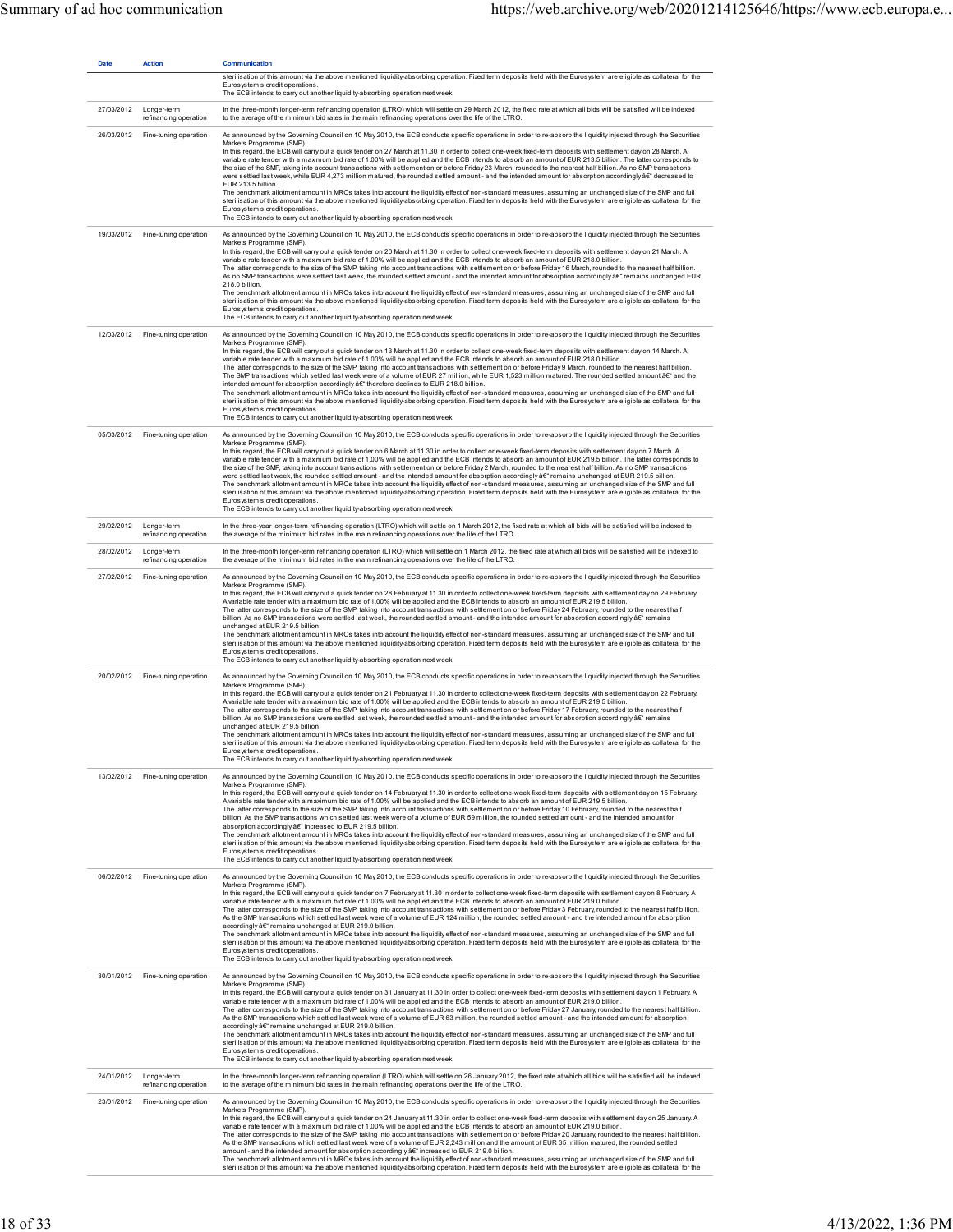| Date | Action | Communication |
|---|---|---|
| | | sterilisation of this amount via the above mentioned liquidity-absorbing operation. Fixed term deposits held with the Eurosystem are eligible as collateral for the Eurosystem's credit operations.<br>The ECB intends to carry out another liquidity-absorbing operation next week. |
| 27/03/2012 | Longer-term refinancing operation | In the three-month longer-term refinancing operation (LTRO) which will settle on 29 March 2012, the fixed rate at which all bids will be satisfied will be indexed to the average of the minimum bid rates in the main refinancing operations over the life of the LTRO. |
| 26/03/2012 | Fine-tuning operation | As announced by the Governing Council on 10 May 2010, the ECB conducts specific operations in order to re-absorb the liquidity injected through the Securities Markets Programme (SMP).<br>In this regard, the ECB will carry out a quick tender on 27 March at 11.30 in order to collect one-week fixed-term deposits with settlement day on 28 March. A variable rate tender with a maximum bid rate of 1.00% will be applied and the ECB intends to absorb an amount of EUR 213.5 billion. The latter corresponds to the size of the SMP, taking into account transactions with settlement on or before Friday 23 March, rounded to the nearest half billion. As no SMP transactions were settled last week, while EUR 4,273 million matured, the rounded settled amount - and the intended amount for absorption accordingly â€" decreased to EUR 213.5 billion.<br>The benchmark allotment amount in MROs takes into account the liquidity effect of non-standard measures, assuming an unchanged size of the SMP and full sterilisation of this amount via the above mentioned liquidity-absorbing operation. Fixed term deposits held with the Eurosystem are eligible as collateral for the Eurosystem's credit operations.<br>The ECB intends to carry out another liquidity-absorbing operation next week. |
| 19/03/2012 | Fine-tuning operation | As announced by the Governing Council on 10 May 2010, the ECB conducts specific operations in order to re-absorb the liquidity injected through the Securities Markets Programme (SMP).<br>In this regard, the ECB will carry out a quick tender on 20 March at 11.30 in order to collect one-week fixed-term deposits with settlement day on 21 March. A variable rate tender with a maximum bid rate of 1.00% will be applied and the ECB intends to absorb an amount of EUR 218.0 billion.<br>The latter corresponds to the size of the SMP, taking into account transactions with settlement on or before Friday 16 March, rounded to the nearest half billion. As no SMP transactions were settled last week, the rounded settled amount - and the intended amount for absorption accordingly â€" remains unchanged EUR 218.0 billion.<br>The benchmark allotment amount in MROs takes into account the liquidity effect of non-standard measures, assuming an unchanged size of the SMP and full sterilisation of this amount via the above mentioned liquidity-absorbing operation. Fixed term deposits held with the Eurosystem are eligible as collateral for the Eurosystem's credit operations.<br>The ECB intends to carry out another liquidity-absorbing operation next week. |
| 12/03/2012 | Fine-tuning operation | As announced by the Governing Council on 10 May 2010, the ECB conducts specific operations in order to re-absorb the liquidity injected through the Securities Markets Programme (SMP).<br>In this regard, the ECB will carry out a quick tender on 13 March at 11.30 in order to collect one-week fixed-term deposits with settlement day on 14 March. A variable rate tender with a maximum bid rate of 1.00% will be applied and the ECB intends to absorb an amount of EUR 218.0 billion.<br>The latter corresponds to the size of the SMP, taking into account transactions with settlement on or before Friday 9 March, rounded to the nearest half billion. The SMP transactions which settled last week were of a volume of EUR 27 million, while EUR 1,523 million matured. The rounded settled amount â€" and the intended amount for absorption accordingly â€" therefore declines to EUR 218.0 billion.<br>The benchmark allotment amount in MROs takes into account the liquidity effect of non-standard measures, assuming an unchanged size of the SMP and full sterilisation of this amount via the above mentioned liquidity-absorbing operation. Fixed term deposits held with the Eurosystem are eligible as collateral for the Eurosystem's credit operations.<br>The ECB intends to carry out another liquidity-absorbing operation next week. |
| 05/03/2012 | Fine-tuning operation | As announced by the Governing Council on 10 May 2010, the ECB conducts specific operations in order to re-absorb the liquidity injected through the Securities Markets Programme (SMP).<br>In this regard, the ECB will carry out a quick tender on 6 March at 11.30 in order to collect one-week fixed-term deposits with settlement day on 7 March. A variable rate tender with a maximum bid rate of 1.00% will be applied and the ECB intends to absorb an amount of EUR 219.5 billion. The latter corresponds to the size of the SMP, taking into account transactions with settlement on or before Friday 2 March, rounded to the nearest half billion. As no SMP transactions were settled last week, the rounded settled amount - and the intended amount for absorption accordingly â€" remains unchanged at EUR 219.5 billion.<br>The benchmark allotment amount in MROs takes into account the liquidity effect of non-standard measures, assuming an unchanged size of the SMP and full sterilisation of this amount via the above mentioned liquidity-absorbing operation. Fixed term deposits held with the Eurosystem are eligible as collateral for the Eurosystem's credit operations.<br>The ECB intends to carry out another liquidity-absorbing operation next week. |
| 29/02/2012 | Longer-term refinancing operation | In the three-year longer-term refinancing operation (LTRO) which will settle on 1 March 2012, the fixed rate at which all bids will be satisfied will be indexed to the average of the minimum bid rates in the main refinancing operations over the life of the LTRO. |
| 28/02/2012 | Longer-term refinancing operation | In the three-month longer-term refinancing operation (LTRO) which will settle on 1 March 2012, the fixed rate at which all bids will be satisfied will be indexed to the average of the minimum bid rates in the main refinancing operations over the life of the LTRO. |
| 27/02/2012 | Fine-tuning operation | As announced by the Governing Council on 10 May 2010, the ECB conducts specific operations in order to re-absorb the liquidity injected through the Securities Markets Programme (SMP).<br>In this regard, the ECB will carry out a quick tender on 28 February at 11.30 in order to collect one-week fixed-term deposits with settlement day on 29 February. A variable rate tender with a maximum bid rate of 1.00% will be applied and the ECB intends to absorb an amount of EUR 219.5 billion.<br>The latter corresponds to the size of the SMP, taking into account transactions with settlement on or before Friday 24 February, rounded to the nearest half billion. As no SMP transactions were settled last week, the rounded settled amount - and the intended amount for absorption accordingly â€" remains unchanged at EUR 219.5 billion.<br>The benchmark allotment amount in MROs takes into account the liquidity effect of non-standard measures, assuming an unchanged size of the SMP and full sterilisation of this amount via the above mentioned liquidity-absorbing operation. Fixed term deposits held with the Eurosystem are eligible as collateral for the Eurosystem's credit operations.<br>The ECB intends to carry out another liquidity-absorbing operation next week. |
| 20/02/2012 | Fine-tuning operation | As announced by the Governing Council on 10 May 2010, the ECB conducts specific operations in order to re-absorb the liquidity injected through the Securities Markets Programme (SMP).<br>In this regard, the ECB will carry out a quick tender on 21 February at 11.30 in order to collect one-week fixed-term deposits with settlement day on 22 February. A variable rate tender with a maximum bid rate of 1.00% will be applied and the ECB intends to absorb an amount of EUR 219.5 billion.<br>The latter corresponds to the size of the SMP, taking into account transactions with settlement on or before Friday 17 February, rounded to the nearest half billion. As no SMP transactions were settled last week, the rounded settled amount - and the intended amount for absorption accordingly â€" remains unchanged at EUR 219.5 billion.<br>The benchmark allotment amount in MROs takes into account the liquidity effect of non-standard measures, assuming an unchanged size of the SMP and full sterilisation of this amount via the above mentioned liquidity-absorbing operation. Fixed term deposits held with the Eurosystem are eligible as collateral for the Eurosystem's credit operations.<br>The ECB intends to carry out another liquidity-absorbing operation next week. |
| 13/02/2012 | Fine-tuning operation | As announced by the Governing Council on 10 May 2010, the ECB conducts specific operations in order to re-absorb the liquidity injected through the Securities Markets Programme (SMP).<br>In this regard, the ECB will carry out a quick tender on 14 February at 11.30 in order to collect one-week fixed-term deposits with settlement day on 15 February. A variable rate tender with a maximum bid rate of 1.00% will be applied and the ECB intends to absorb an amount of EUR 219.5 billion.<br>The latter corresponds to the size of the SMP, taking into account transactions with settlement on or before Friday 10 February, rounded to the nearest half billion. As the SMP transactions which settled last week were of a volume of EUR 59 million, the rounded settled amount - and the intended amount for absorption accordingly â€" increased to EUR 219.5 billion.<br>The benchmark allotment amount in MROs takes into account the liquidity effect of non-standard measures, assuming an unchanged size of the SMP and full sterilisation of this amount via the above mentioned liquidity-absorbing operation. Fixed term deposits held with the Eurosystem are eligible as collateral for the Eurosystem's credit operations.<br>The ECB intends to carry out another liquidity-absorbing operation next week. |
| 06/02/2012 | Fine-tuning operation | As announced by the Governing Council on 10 May 2010, the ECB conducts specific operations in order to re-absorb the liquidity injected through the Securities Markets Programme (SMP).<br>In this regard, the ECB will carry out a quick tender on 7 February at 11.30 in order to collect one-week fixed-term deposits with settlement day on 8 February. A variable rate tender with a maximum bid rate of 1.00% will be applied and the ECB intends to absorb an amount of EUR 219.0 billion.<br>The latter corresponds to the size of the SMP, taking into account transactions with settlement on or before Friday 3 February, rounded to the nearest half billion. As the SMP transactions which settled last week were of a volume of EUR 124 million, the rounded settled amount - and the intended amount for absorption accordingly â€" remains unchanged at EUR 219.0 billion.<br>The benchmark allotment amount in MROs takes into account the liquidity effect of non-standard measures, assuming an unchanged size of the SMP and full sterilisation of this amount via the above mentioned liquidity-absorbing operation. Fixed term deposits held with the Eurosystem are eligible as collateral for the Eurosystem's credit operations.<br>The ECB intends to carry out another liquidity-absorbing operation next week. |
| 30/01/2012 | Fine-tuning operation | As announced by the Governing Council on 10 May 2010, the ECB conducts specific operations in order to re-absorb the liquidity injected through the Securities Markets Programme (SMP).<br>In this regard, the ECB will carry out a quick tender on 31 January at 11.30 in order to collect one-week fixed-term deposits with settlement day on 1 February. A variable rate tender with a maximum bid rate of 1.00% will be applied and the ECB intends to absorb an amount of EUR 219.0 billion.<br>The latter corresponds to the size of the SMP, taking into account transactions with settlement on or before Friday 27 January, rounded to the nearest half billion. As the SMP transactions which settled last week were of a volume of EUR 63 million, the rounded settled amount - and the intended amount for absorption accordingly â€" remains unchanged at EUR 219.0 billion.<br>The benchmark allotment amount in MROs takes into account the liquidity effect of non-standard measures, assuming an unchanged size of the SMP and full sterilisation of this amount via the above mentioned liquidity-absorbing operation. Fixed term deposits held with the Eurosystem are eligible as collateral for the Eurosystem's credit operations.<br>The ECB intends to carry out another liquidity-absorbing operation next week. |
| 24/01/2012 | Longer-term refinancing operation | In the three-month longer-term refinancing operation (LTRO) which will settle on 26 January 2012, the fixed rate at which all bids will be satisfied will be indexed to the average of the minimum bid rates in the main refinancing operations over the life of the LTRO. |
| 23/01/2012 | Fine-tuning operation | As announced by the Governing Council on 10 May 2010, the ECB conducts specific operations in order to re-absorb the liquidity injected through the Securities Markets Programme (SMP).<br>In this regard, the ECB will carry out a quick tender on 24 January at 11.30 in order to collect one-week fixed-term deposits with settlement day on 25 January. A variable rate tender with a maximum bid rate of 1.00% will be applied and the ECB intends to absorb an amount of EUR 219.0 billion.<br>The latter corresponds to the size of the SMP, taking into account transactions with settlement on or before Friday 20 January, rounded to the nearest half billion. As the SMP transactions which settled last week were of a volume of EUR 2,243 million and the amount of EUR 35 million matured, the rounded settled amount - and the intended amount for absorption accordingly â€" increased to EUR 219.0 billion.<br>The benchmark allotment amount in MROs takes into account the liquidity effect of non-standard measures, assuming an unchanged size of the SMP and full sterilisation of this amount via the above mentioned liquidity-absorbing operation. Fixed term deposits held with the Eurosystem are eligible as collateral for the |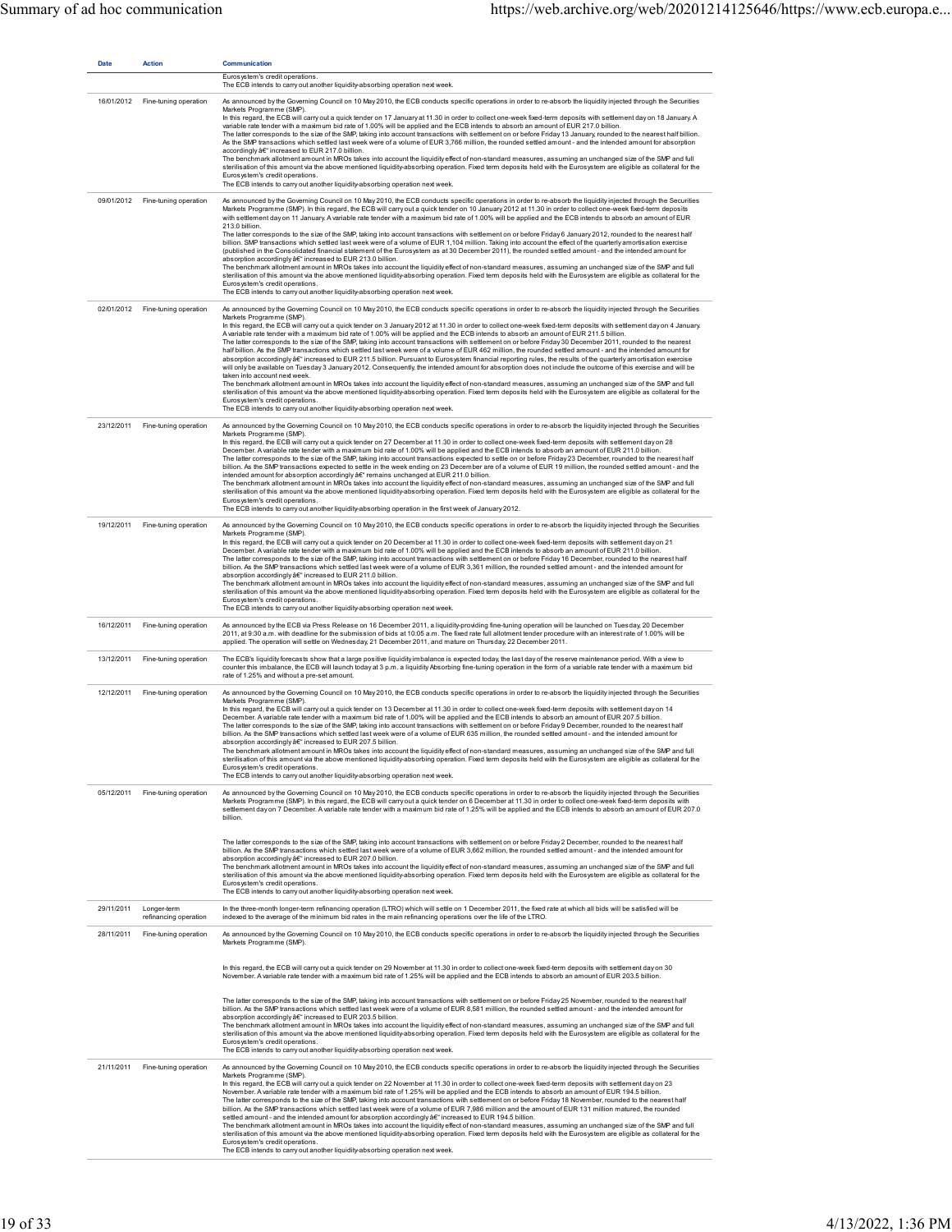| Date | Action | Communication |
|---|---|---|
| | | Eurosystem's credit operations.<br>The ECB intends to carry out another liquidity-absorbing operation next week. |
| 16/01/2012 | Fine-tuning operation | As announced by the Governing Council on 10 May 2010, the ECB conducts specific operations in order to re-absorb the liquidity injected through the Securities Markets Programme (SMP).<br>In this regard, the ECB will carry out a quick tender on 17 January at 11.30 in order to collect one-week fixed-term deposits with settlement day on 18 January. A variable rate tender with a maximum bid rate of 1.00% will be applied and the ECB intends to absorb an amount of EUR 217.0 billion.<br>The latter corresponds to the size of the SMP, taking into account transactions with settlement on or before Friday 13 January, rounded to the nearest half billion. As the SMP transactions which settled last week were of a volume of EUR 3,766 million, the rounded settled amount - and the intended amount for absorption accordingly â€" increased to EUR 217.0 billion.<br>The benchmark allotment amount in MROs takes into account the liquidity effect of non-standard measures, assuming an unchanged size of the SMP and full sterilisation of this amount via the above mentioned liquidity-absorbing operation. Fixed term deposits held with the Eurosystem are eligible as collateral for the Eurosystem's credit operations.<br>The ECB intends to carry out another liquidity-absorbing operation next week. |
| 09/01/2012 | Fine-tuning operation | As announced by the Governing Council on 10 May 2010, the ECB conducts specific operations in order to re-absorb the liquidity injected through the Securities Markets Programme (SMP). In this regard, the ECB will carry out a quick tender on 10 January 2012 at 11.30 in order to collect one-week fixed-term deposits with settlement day on 11 January. A variable rate tender with a maximum bid rate of 1.00% will be applied and the ECB intends to absorb an amount of EUR 213.0 billion.<br>The latter corresponds to the size of the SMP, taking into account transactions with settlement on or before Friday 6 January 2012, rounded to the nearest half billion. SMP transactions which settled last week were of a volume of EUR 1,104 million. Taking into account the effect of the quarterly amortisation exercise (published in the Consolidated financial statement of the Eurosystem as at 30 December 2011), the rounded settled amount - and the intended amount for absorption accordingly â€" increased to EUR 213.0 billion.<br>The benchmark allotment amount in MROs takes into account the liquidity effect of non-standard measures, assuming an unchanged size of the SMP and full sterilisation of this amount via the above mentioned liquidity-absorbing operation. Fixed term deposits held with the Eurosystem are eligible as collateral for the Eurosystem's credit operations.<br>The ECB intends to carry out another liquidity-absorbing operation next week. |
| 02/01/2012 | Fine-tuning operation | As announced by the Governing Council on 10 May 2010, the ECB conducts specific operations in order to re-absorb the liquidity injected through the Securities Markets Programme (SMP).<br>In this regard, the ECB will carry out a quick tender on 3 January 2012 at 11.30 in order to collect one-week fixed-term deposits with settlement day on 4 January. A variable rate tender with a maximum bid rate of 1.00% will be applied and the ECB intends to absorb an amount of EUR 211.5 billion.<br>The latter corresponds to the size of the SMP, taking into account transactions with settlement on or before Friday 30 December 2011, rounded to the nearest half billion. As the SMP transactions which settled last week were of a volume of EUR 462 million, the rounded settled amount - and the intended amount for absorption accordingly â€" increased to EUR 211.5 billion. Pursuant to Eurosystem financial reporting rules, the results of the quarterly amortisation exercise will only be available on Tuesday 3 January 2012. Consequently, the intended amount for absorption does not include the outcome of this exercise and will be taken into account next week.<br>The benchmark allotment amount in MROs takes into account the liquidity effect of non-standard measures, assuming an unchanged size of the SMP and full sterilisation of this amount via the above mentioned liquidity-absorbing operation. Fixed term deposits held with the Eurosystem are eligible as collateral for the Eurosystem's credit operations.<br>The ECB intends to carry out another liquidity-absorbing operation next week. |
| 23/12/2011 | Fine-tuning operation | As announced by the Governing Council on 10 May 2010, the ECB conducts specific operations in order to re-absorb the liquidity injected through the Securities Markets Programme (SMP).<br>In this regard, the ECB will carry out a quick tender on 27 December at 11.30 in order to collect one-week fixed-term deposits with settlement day on 28 December. A variable rate tender with a maximum bid rate of 1.00% will be applied and the ECB intends to absorb an amount of EUR 211.0 billion.<br>The latter corresponds to the size of the SMP, taking into account transactions expected to settle on or before Friday 23 December, rounded to the nearest half billion. As the SMP transactions expected to settle in the week ending on 23 December are of a volume of EUR 19 million, the rounded settled amount - and the intended amount for absorption accordingly â€" remains unchanged at EUR 211.0 billion.<br>The benchmark allotment amount in MROs takes into account the liquidity effect of non-standard measures, assuming an unchanged size of the SMP and full sterilisation of this amount via the above mentioned liquidity-absorbing operation. Fixed term deposits held with the Eurosystem are eligible as collateral for the Eurosystem's credit operations.<br>The ECB intends to carry out another liquidity-absorbing operation in the first week of January 2012. |
| 19/12/2011 | Fine-tuning operation | As announced by the Governing Council on 10 May 2010, the ECB conducts specific operations in order to re-absorb the liquidity injected through the Securities Markets Programme (SMP).<br>In this regard, the ECB will carry out a quick tender on 20 December at 11.30 in order to collect one-week fixed-term deposits with settlement day on 21 December. A variable rate tender with a maximum bid rate of 1.00% will be applied and the ECB intends to absorb an amount of EUR 211.0 billion.<br>The latter corresponds to the size of the SMP, taking into account transactions with settlement on or before Friday 16 December, rounded to the nearest half billion. As the SMP transactions which settled last week were of a volume of EUR 3,361 million, the rounded settled amount - and the intended amount for absorption accordingly â€" increased to EUR 211.0 billion.<br>The benchmark allotment amount in MROs takes into account the liquidity effect of non-standard measures, assuming an unchanged size of the SMP and full sterilisation of this amount via the above mentioned liquidity-absorbing operation. Fixed term deposits held with the Eurosystem are eligible as collateral for the Eurosystem's credit operations.<br>The ECB intends to carry out another liquidity-absorbing operation next week. |
| 16/12/2011 | Fine-tuning operation | As announced by the ECB via Press Release on 16 December 2011, a liquidity-providing fine-tuning operation will be launched on Tuesday, 20 December 2011, at 9:30 a.m. with deadline for the submission of bids at 10:05 a.m. The fixed rate full allotment tender procedure with an interest rate of 1.00% will be applied. The operation will settle on Wednesday, 21 December 2011, and mature on Thursday, 22 December 2011. |
| 13/12/2011 | Fine-tuning operation | The ECB's liquidity forecasts show that a large positive liquidity imbalance is expected today, the last day of the reserve maintenance period. With a view to counter this imbalance, the ECB will launch today at 3 p.m. a liquidity Absorbing fine-tuning operation in the form of a variable rate tender with a maximum bid rate of 1.25% and without a pre-set amount. |
| 12/12/2011 | Fine-tuning operation | As announced by the Governing Council on 10 May 2010, the ECB conducts specific operations in order to re-absorb the liquidity injected through the Securities Markets Programme (SMP).<br>In this regard, the ECB will carry out a quick tender on 13 December at 11.30 in order to collect one-week fixed-term deposits with settlement day on 14 December. A variable rate tender with a maximum bid rate of 1.00% will be applied and the ECB intends to absorb an amount of EUR 207.5 billion.<br>The latter corresponds to the size of the SMP, taking into account transactions with settlement on or before Friday 9 December, rounded to the nearest half billion. As the SMP transactions which settled last week were of a volume of EUR 635 million, the rounded settled amount - and the intended amount for absorption accordingly â€" increased to EUR 207.5 billion.<br>The benchmark allotment amount in MROs takes into account the liquidity effect of non-standard measures, assuming an unchanged size of the SMP and full sterilisation of this amount via the above mentioned liquidity-absorbing operation. Fixed term deposits held with the Eurosystem are eligible as collateral for the Eurosystem's credit operations.<br>The ECB intends to carry out another liquidity-absorbing operation next week. |
| 05/12/2011 | Fine-tuning operation | As announced by the Governing Council on 10 May 2010, the ECB conducts specific operations in order to re-absorb the liquidity injected through the Securities Markets Programme (SMP). In this regard, the ECB will carry out a quick tender on 6 December at 11.30 in order to collect one-week fixed-term deposits with settlement day on 7 December. A variable rate tender with a maximum bid rate of 1.25% will be applied and the ECB intends to absorb an amount of EUR 207.0 billion.<br>The latter corresponds to the size of the SMP, taking into account transactions with settlement on or before Friday 2 December, rounded to the nearest half billion. As the SMP transactions which settled last week were of a volume of EUR 3,662 million, the rounded settled amount - and the intended amount for absorption accordingly â€" increased to EUR 207.0 billion.<br>The benchmark allotment amount in MROs takes into account the liquidity effect of non-standard measures, assuming an unchanged size of the SMP and full sterilisation of this amount via the above mentioned liquidity-absorbing operation. Fixed term deposits held with the Eurosystem are eligible as collateral for the Eurosystem's credit operations.<br>The ECB intends to carry out another liquidity-absorbing operation next week. |
| 29/11/2011 | Longer-term refinancing operation | In the three-month longer-term refinancing operation (LTRO) which will settle on 1 December 2011, the fixed rate at which all bids will be satisfied will be indexed to the average of the minimum bid rates in the main refinancing operations over the life of the LTRO. |
| 28/11/2011 | Fine-tuning operation | As announced by the Governing Council on 10 May 2010, the ECB conducts specific operations in order to re-absorb the liquidity injected through the Securities Markets Programme (SMP).<br>In this regard, the ECB will carry out a quick tender on 29 November at 11.30 in order to collect one-week fixed-term deposits with settlement day on 30 November. A variable rate tender with a maximum bid rate of 1.25% will be applied and the ECB intends to absorb an amount of EUR 203.5 billion.<br>The latter corresponds to the size of the SMP, taking into account transactions with settlement on or before Friday 25 November, rounded to the nearest half billion. As the SMP transactions which settled last week were of a volume of EUR 8,581 million, the rounded settled amount - and the intended amount for absorption accordingly â€" increased to EUR 203.5 billion.<br>The benchmark allotment amount in MROs takes into account the liquidity effect of non-standard measures, assuming an unchanged size of the SMP and full sterilisation of this amount via the above mentioned liquidity-absorbing operation. Fixed term deposits held with the Eurosystem are eligible as collateral for the Eurosystem's credit operations.<br>The ECB intends to carry out another liquidity-absorbing operation next week. |
| 21/11/2011 | Fine-tuning operation | As announced by the Governing Council on 10 May 2010, the ECB conducts specific operations in order to re-absorb the liquidity injected through the Securities Markets Programme (SMP).<br>In this regard, the ECB will carry out a quick tender on 22 November at 11.30 in order to collect one-week fixed-term deposits with settlement day on 23 November. A variable rate tender with a maximum bid rate of 1.25% will be applied and the ECB intends to absorb an amount of EUR 194.5 billion.<br>The latter corresponds to the size of the SMP, taking into account transactions with settlement on or before Friday 18 November, rounded to the nearest half billion. As the SMP transactions which settled last week were of a volume of EUR 7,986 million and the amount of EUR 131 million matured, the rounded settled amount - and the intended amount for absorption accordingly â€" increased to EUR 194.5 billion.<br>The benchmark allotment amount in MROs takes into account the liquidity effect of non-standard measures, assuming an unchanged size of the SMP and full sterilisation of this amount via the above mentioned liquidity-absorbing operation. Fixed term deposits held with the Eurosystem are eligible as collateral for the Eurosystem's credit operations.<br>The ECB intends to carry out another liquidity-absorbing operation next week. |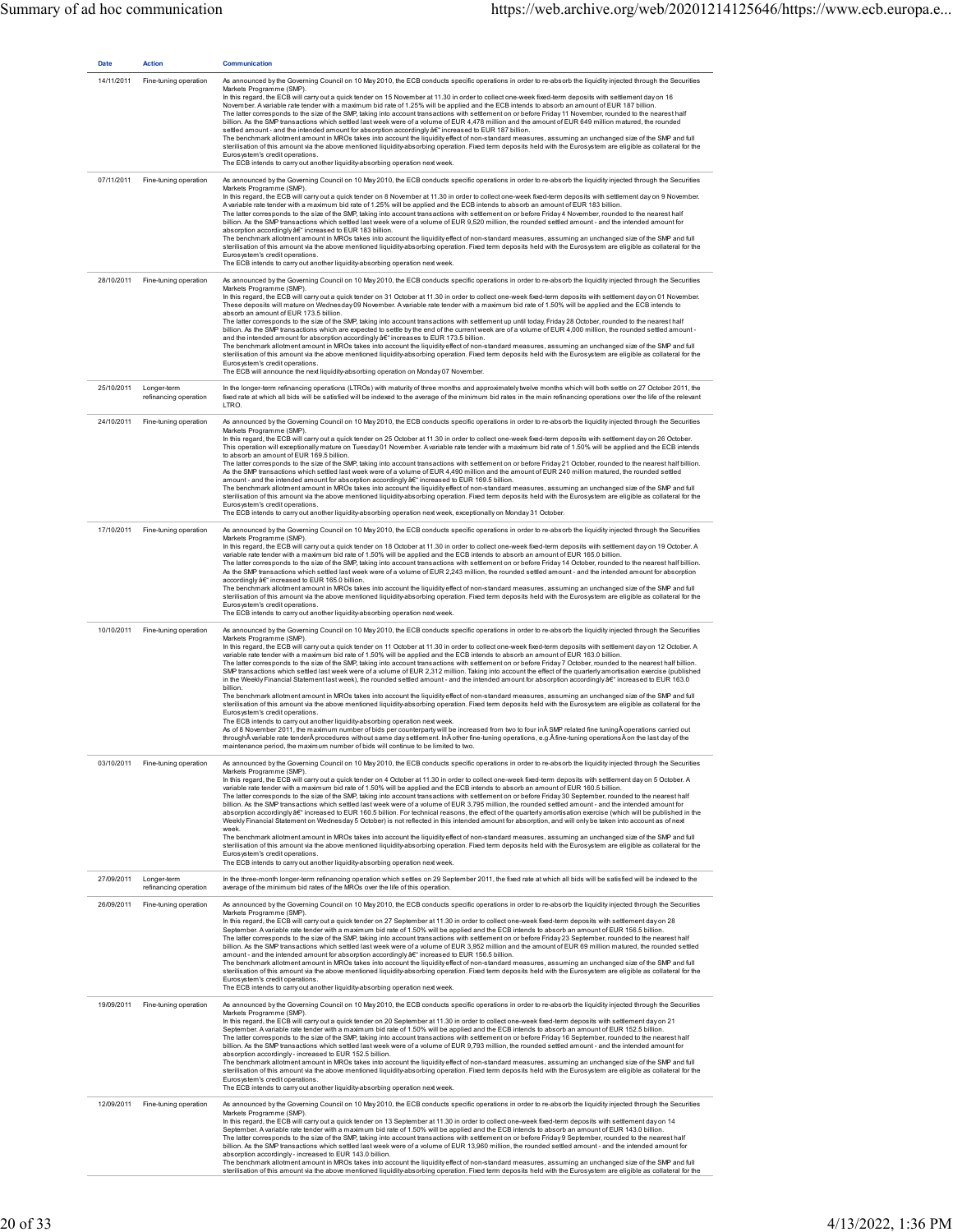| Date | Action | Communication |
|---|---|---|
| 14/11/2011 | Fine-tuning operation | As announced by the Governing Council on 10 May 2010, the ECB conducts specific operations in order to re-absorb the liquidity injected through the Securities Markets Programme (SMP).<br>In this regard, the ECB will carry out a quick tender on 15 November at 11.30 in order to collect one-week fixed-term deposits with settlement day on 16 November. A variable rate tender with a maximum bid rate of 1.25% will be applied and the ECB intends to absorb an amount of EUR 187 billion.<br>The latter corresponds to the size of the SMP, taking into account transactions with settlement on or before Friday 11 November, rounded to the nearest half billion. As the SMP transactions which settled last week were of a volume of EUR 4,478 million and the amount of EUR 649 million matured, the rounded settled amount - and the intended amount for absorption accordingly â€" increased to EUR 187 billion.<br>The benchmark allotment amount in MROs takes into account the liquidity effect of non-standard measures, assuming an unchanged size of the SMP and full sterilisation of this amount via the above mentioned liquidity-absorbing operation. Fixed term deposits held with the Eurosystem are eligible as collateral for the Eurosystem's credit operations.<br>The ECB intends to carry out another liquidity-absorbing operation next week. |
| 07/11/2011 | Fine-tuning operation | As announced by the Governing Council on 10 May 2010, the ECB conducts specific operations in order to re-absorb the liquidity injected through the Securities Markets Programme (SMP).<br>In this regard, the ECB will carry out a quick tender on 8 November at 11.30 in order to collect one-week fixed-term deposits with settlement day on 9 November. A variable rate tender with a maximum bid rate of 1.25% will be applied and the ECB intends to absorb an amount of EUR 183 billion.<br>The latter corresponds to the size of the SMP, taking into account transactions with settlement on or before Friday 4 November, rounded to the nearest half billion. As the SMP transactions which settled last week were of a volume of EUR 9,520 million, the rounded settled amount - and the intended amount for absorption accordingly â€" increased to EUR 183 billion.<br>The benchmark allotment amount in MROs takes into account the liquidity effect of non-standard measures, assuming an unchanged size of the SMP and full sterilisation of this amount via the above mentioned liquidity-absorbing operation. Fixed term deposits held with the Eurosystem are eligible as collateral for the Eurosystem's credit operations.<br>The ECB intends to carry out another liquidity-absorbing operation next week. |
| 28/10/2011 | Fine-tuning operation | As announced by the Governing Council on 10 May 2010, the ECB conducts specific operations in order to re-absorb the liquidity injected through the Securities Markets Programme (SMP).<br>In this regard, the ECB will carry out a quick tender on 31 October at 11.30 in order to collect one-week fixed-term deposits with settlement day on 01 November. These deposits will mature on Wednesday 09 November. A variable rate tender with a maximum bid rate of 1.50% will be applied and the ECB intends to absorb an amount of EUR 173.5 billion.<br>The latter corresponds to the size of the SMP, taking into account transactions with settlement up until today, Friday 28 October, rounded to the nearest half billion. As the SMP transactions which are expected to settle by the end of the current week are of a volume of EUR 4,000 million, the rounded settled amount - and the intended amount for absorption accordingly â€" increases to EUR 173.5 billion.<br>The benchmark allotment amount in MROs takes into account the liquidity effect of non-standard measures, assuming an unchanged size of the SMP and full sterilisation of this amount via the above mentioned liquidity-absorbing operation. Fixed term deposits held with the Eurosystem are eligible as collateral for the Eurosystem's credit operations.<br>The ECB will announce the next liquidity-absorbing operation on Monday 07 November. |
| 25/10/2011 | Longer-term refinancing operation | In the longer-term refinancing operations (LTROs) with maturity of three months and approximately twelve months which will both settle on 27 October 2011, the fixed rate at which all bids will be satisfied will be indexed to the average of the minimum bid rates in the main refinancing operations over the life of the relevant LTRO. |
| 24/10/2011 | Fine-tuning operation | As announced by the Governing Council on 10 May 2010, the ECB conducts specific operations in order to re-absorb the liquidity injected through the Securities Markets Programme (SMP).<br>In this regard, the ECB will carry out a quick tender on 25 October at 11.30 in order to collect one-week fixed-term deposits with settlement day on 26 October. This operation will exceptionally mature on Tuesday 01 November. A variable rate tender with a maximum bid rate of 1.50% will be applied and the ECB intends to absorb an amount of EUR 169.5 billion.<br>The latter corresponds to the size of the SMP, taking into account transactions with settlement on or before Friday 21 October, rounded to the nearest half billion. As the SMP transactions which settled last week were of a volume of EUR 4,490 million and the amount of EUR 240 million matured, the rounded settled amount - and the intended amount for absorption accordingly â€" increased to EUR 169.5 billion.<br>The benchmark allotment amount in MROs takes into account the liquidity effect of non-standard measures, assuming an unchanged size of the SMP and full sterilisation of this amount via the above mentioned liquidity-absorbing operation. Fixed term deposits held with the Eurosystem are eligible as collateral for the Eurosystem's credit operations.<br>The ECB intends to carry out another liquidity-absorbing operation next week, exceptionally on Monday 31 October. |
| 17/10/2011 | Fine-tuning operation | As announced by the Governing Council on 10 May 2010, the ECB conducts specific operations in order to re-absorb the liquidity injected through the Securities Markets Programme (SMP).<br>In this regard, the ECB will carry out a quick tender on 18 October at 11.30 in order to collect one-week fixed-term deposits with settlement day on 19 October. A variable rate tender with a maximum bid rate of 1.50% will be applied and the ECB intends to absorb an amount of EUR 165.0 billion.<br>The latter corresponds to the size of the SMP, taking into account transactions with settlement on or before Friday 14 October, rounded to the nearest half billion. As the SMP transactions which settled last week were of a volume of EUR 2,243 million, the rounded settled amount - and the intended amount for absorption accordingly â€" increased to EUR 165.0 billion.<br>The benchmark allotment amount in MROs takes into account the liquidity effect of non-standard measures, assuming an unchanged size of the SMP and full sterilisation of this amount via the above mentioned liquidity-absorbing operation. Fixed term deposits held with the Eurosystem are eligible as collateral for the Eurosystem's credit operations.<br>The ECB intends to carry out another liquidity-absorbing operation next week. |
| 10/10/2011 | Fine-tuning operation | As announced by the Governing Council on 10 May 2010, the ECB conducts specific operations in order to re-absorb the liquidity injected through the Securities Markets Programme (SMP).<br>In this regard, the ECB will carry out a quick tender on 11 October at 11.30 in order to collect one-week fixed-term deposits with settlement day on 12 October. A variable rate tender with a maximum bid rate of 1.50% will be applied and the ECB intends to absorb an amount of EUR 163.0 billion.<br>The latter corresponds to the size of the SMP, taking into account transactions with settlement on or before Friday 7 October, rounded to the nearest half billion. SMP transactions which settled last week were of a volume of EUR 2,312 million. Taking into account the effect of the quarterly amortisation exercise (published in the Weekly Financial Statement last week), the rounded settled amount - and the intended amount for absorption accordingly â€" increased to EUR 163.0 billion.<br>The benchmark allotment amount in MROs takes into account the liquidity effect of non-standard measures, assuming an unchanged size of the SMP and full sterilisation of this amount via the above mentioned liquidity-absorbing operation. Fixed term deposits held with the Eurosystem are eligible as collateral for the Eurosystem's credit operations.<br>The ECB intends to carry out another liquidity-absorbing operation next week.<br>As of 8 November 2011, the maximum number of bids per counterparty will be increased from two to four inÂ SMP related fine tuningÂ operations carried out throughÂ variable rate tenderÂ procedures without same day settlement. InÂ other fine-tuning operations, e.g.Â fine-tuning operationsÂ on the last day of the maintenance period, the maximum number of bids will continue to be limited to two. |
| 03/10/2011 | Fine-tuning operation | As announced by the Governing Council on 10 May 2010, the ECB conducts specific operations in order to re-absorb the liquidity injected through the Securities Markets Programme (SMP).<br>In this regard, the ECB will carry out a quick tender on 4 October at 11.30 in order to collect one-week fixed-term deposits with settlement day on 5 October. A variable rate tender with a maximum bid rate of 1.50% will be applied and the ECB intends to absorb an amount of EUR 160.5 billion.<br>The latter corresponds to the size of the SMP, taking into account transactions with settlement on or before Friday 30 September, rounded to the nearest half billion. As the SMP transactions which settled last week were of a volume of EUR 3,795 million, the rounded settled amount - and the intended amount for absorption accordingly â€" increased to EUR 160.5 billion. For technical reasons, the effect of the quarterly amortisation exercise (which will be published in the Weekly Financial Statement on Wednesday 5 October) is not reflected in this intended amount for absorption, and will only be taken into account as of next week.<br>The benchmark allotment amount in MROs takes into account the liquidity effect of non-standard measures, assuming an unchanged size of the SMP and full sterilisation of this amount via the above mentioned liquidity-absorbing operation. Fixed term deposits held with the Eurosystem are eligible as collateral for the Eurosystem's credit operations.<br>The ECB intends to carry out another liquidity-absorbing operation next week. |
| 27/09/2011 | Longer-term refinancing operation | In the three-month longer-term refinancing operation which settles on 29 September 2011, the fixed rate at which all bids will be satisfied will be indexed to the average of the minimum bid rates of the MROs over the life of this operation. |
| 26/09/2011 | Fine-tuning operation | As announced by the Governing Council on 10 May 2010, the ECB conducts specific operations in order to re-absorb the liquidity injected through the Securities Markets Programme (SMP).<br>In this regard, the ECB will carry out a quick tender on 27 September at 11.30 in order to collect one-week fixed-term deposits with settlement day on 28 September. A variable rate tender with a maximum bid rate of 1.50% will be applied and the ECB intends to absorb an amount of EUR 156.5 billion.<br>The latter corresponds to the size of the SMP, taking into account transactions with settlement on or before Friday 23 September, rounded to the nearest half billion. As the SMP transactions which settled last week were of a volume of EUR 3,952 million and the amount of EUR 69 million matured, the rounded settled amount - and the intended amount for absorption accordingly â€" increased to EUR 156.5 billion.<br>The benchmark allotment amount in MROs takes into account the liquidity effect of non-standard measures, assuming an unchanged size of the SMP and full sterilisation of this amount via the above mentioned liquidity-absorbing operation. Fixed term deposits held with the Eurosystem are eligible as collateral for the Eurosystem's credit operations.<br>The ECB intends to carry out another liquidity-absorbing operation next week. |
| 19/09/2011 | Fine-tuning operation | As announced by the Governing Council on 10 May 2010, the ECB conducts specific operations in order to re-absorb the liquidity injected through the Securities Markets Programme (SMP).<br>In this regard, the ECB will carry out a quick tender on 20 September at 11.30 in order to collect one-week fixed-term deposits with settlement day on 21 September. A variable rate tender with a maximum bid rate of 1.50% will be applied and the ECB intends to absorb an amount of EUR 152.5 billion.<br>The latter corresponds to the size of the SMP, taking into account transactions with settlement on or before Friday 16 September, rounded to the nearest half billion. As the SMP transactions which settled last week were of a volume of EUR 9,793 million, the rounded settled amount - and the intended amount for absorption accordingly - increased to EUR 152.5 billion.<br>The benchmark allotment amount in MROs takes into account the liquidity effect of non-standard measures, assuming an unchanged size of the SMP and full sterilisation of this amount via the above mentioned liquidity-absorbing operation. Fixed term deposits held with the Eurosystem are eligible as collateral for the Eurosystem's credit operations.<br>The ECB intends to carry out another liquidity-absorbing operation next week. |
| 12/09/2011 | Fine-tuning operation | As announced by the Governing Council on 10 May 2010, the ECB conducts specific operations in order to re-absorb the liquidity injected through the Securities Markets Programme (SMP).<br>In this regard, the ECB will carry out a quick tender on 13 September at 11.30 in order to collect one-week fixed-term deposits with settlement day on 14 September. A variable rate tender with a maximum bid rate of 1.50% will be applied and the ECB intends to absorb an amount of EUR 143.0 billion.<br>The latter corresponds to the size of the SMP, taking into account transactions with settlement on or before Friday 9 September, rounded to the nearest half billion. As the SMP transactions which settled last week were of a volume of EUR 13,960 million, the rounded settled amount - and the intended amount for absorption accordingly - increased to EUR 143.0 billion.<br>The benchmark allotment amount in MROs takes into account the liquidity effect of non-standard measures, assuming an unchanged size of the SMP and full sterilisation of this amount via the above mentioned liquidity-absorbing operation. Fixed term deposits held with the Eurosystem are eligible as collateral for the |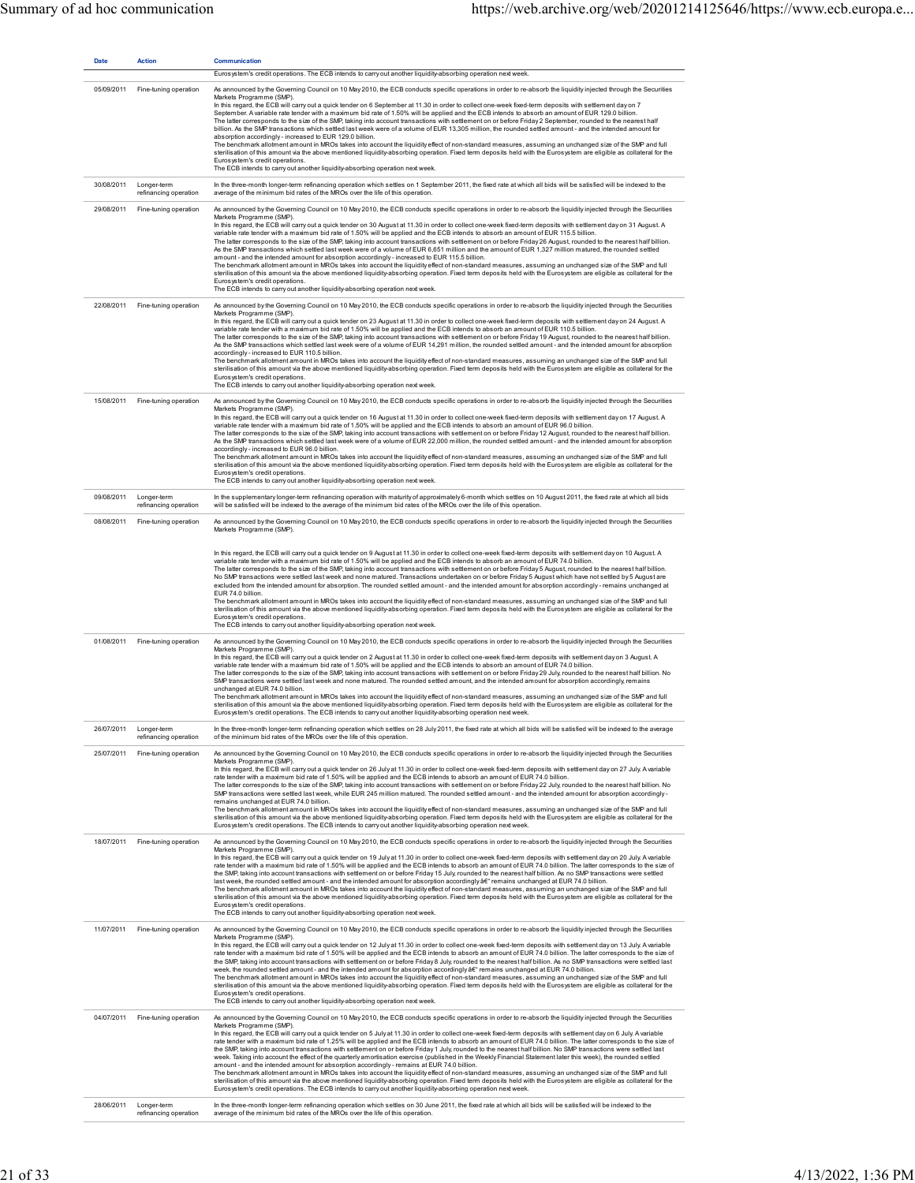| Date | Action | Communication |
|---|---|---|
| | | Eurosystem's credit operations. The ECB intends to carry out another liquidity-absorbing operation next week. |
| 05/09/2011 | Fine-tuning operation | As announced by the Governing Council on 10 May 2010, the ECB conducts specific operations in order to re-absorb the liquidity injected through the Securities Markets Programme (SMP).<br>In this regard, the ECB will carry out a quick tender on 6 September at 11.30 in order to collect one-week fixed-term deposits with settlement day on 7 September. A variable rate tender with a maximum bid rate of 1.50% will be applied and the ECB intends to absorb an amount of EUR 129.0 billion.<br>The latter corresponds to the size of the SMP, taking into account transactions with settlement on or before Friday 2 September, rounded to the nearest half billion. As the SMP transactions which settled last week were of a volume of EUR 13,305 million, the rounded settled amount - and the intended amount for absorption accordingly - increased to EUR 129.0 billion.<br>The benchmark allotment amount in MROs takes into account the liquidity effect of non-standard measures, assuming an unchanged size of the SMP and full sterilisation of this amount via the above mentioned liquidity-absorbing operation. Fixed term deposits held with the Eurosystem are eligible as collateral for the Eurosystem's credit operations.<br>The ECB intends to carry out another liquidity-absorbing operation next week. |
| 30/08/2011 | Longer-term refinancing operation | In the three-month longer-term refinancing operation which settles on 1 September 2011, the fixed rate at which all bids will be satisfied will be indexed to the average of the minimum bid rates of the MROs over the life of this operation. |
| 29/08/2011 | Fine-tuning operation | As announced by the Governing Council on 10 May 2010, the ECB conducts specific operations in order to re-absorb the liquidity injected through the Securities Markets Programme (SMP).<br>In this regard, the ECB will carry out a quick tender on 30 August at 11.30 in order to collect one-week fixed-term deposits with settlement day on 31 August. A variable rate tender with a maximum bid rate of 1.50% will be applied and the ECB intends to absorb an amount of EUR 115.5 billion.<br>The latter corresponds to the size of the SMP, taking into account transactions with settlement on or before Friday 26 August, rounded to the nearest half billion. As the SMP transactions which settled last week were of a volume of EUR 6,651 million and the amount of EUR 1,327 million matured, the rounded settled amount - and the intended amount for absorption accordingly - increased to EUR 115.5 billion.<br>The benchmark allotment amount in MROs takes into account the liquidity effect of non-standard measures, assuming an unchanged size of the SMP and full sterilisation of this amount via the above mentioned liquidity-absorbing operation. Fixed term deposits held with the Eurosystem are eligible as collateral for the Eurosystem's credit operations.<br>The ECB intends to carry out another liquidity-absorbing operation next week. |
| 22/08/2011 | Fine-tuning operation | As announced by the Governing Council on 10 May 2010, the ECB conducts specific operations in order to re-absorb the liquidity injected through the Securities Markets Programme (SMP).<br>In this regard, the ECB will carry out a quick tender on 23 August at 11.30 in order to collect one-week fixed-term deposits with settlement day on 24 August. A variable rate tender with a maximum bid rate of 1.50% will be applied and the ECB intends to absorb an amount of EUR 110.5 billion.<br>The latter corresponds to the size of the SMP, taking into account transactions with settlement on or before Friday 19 August, rounded to the nearest half billion. As the SMP transactions which settled last week were of a volume of EUR 14,291 million, the rounded settled amount - and the intended amount for absorption accordingly - increased to EUR 110.5 billion.<br>The benchmark allotment amount in MROs takes into account the liquidity effect of non-standard measures, assuming an unchanged size of the SMP and full sterilisation of this amount via the above mentioned liquidity-absorbing operation. Fixed term deposits held with the Eurosystem are eligible as collateral for the Eurosystem's credit operations.<br>The ECB intends to carry out another liquidity-absorbing operation next week. |
| 15/08/2011 | Fine-tuning operation | As announced by the Governing Council on 10 May 2010, the ECB conducts specific operations in order to re-absorb the liquidity injected through the Securities Markets Programme (SMP).<br>In this regard, the ECB will carry out a quick tender on 16 August at 11.30 in order to collect one-week fixed-term deposits with settlement day on 17 August. A variable rate tender with a maximum bid rate of 1.50% will be applied and the ECB intends to absorb an amount of EUR 96.0 billion.<br>The latter corresponds to the size of the SMP, taking into account transactions with settlement on or before Friday 12 August, rounded to the nearest half billion. As the SMP transactions which settled last week were of a volume of EUR 22,000 million, the rounded settled amount - and the intended amount for absorption accordingly - increased to EUR 96.0 billion.<br>The benchmark allotment amount in MROs takes into account the liquidity effect of non-standard measures, assuming an unchanged size of the SMP and full sterilisation of this amount via the above mentioned liquidity-absorbing operation. Fixed term deposits held with the Eurosystem are eligible as collateral for the Eurosystem's credit operations.<br>The ECB intends to carry out another liquidity-absorbing operation next week. |
| 09/08/2011 | Longer-term refinancing operation | In the supplementary longer-term refinancing operation with maturity of approximately 6-month which settles on 10 August 2011, the fixed rate at which all bids will be satisfied will be indexed to the average of the minimum bid rates of the MROs over the life of this operation. |
| 08/08/2011 | Fine-tuning operation | As announced by the Governing Council on 10 May 2010, the ECB conducts specific operations in order to re-absorb the liquidity injected through the Securities Markets Programme (SMP).<br>In this regard, the ECB will carry out a quick tender on 9 August at 11.30 in order to collect one-week fixed-term deposits with settlement day on 10 August. A variable rate tender with a maximum bid rate of 1.50% will be applied and the ECB intends to absorb an amount of EUR 74.0 billion.<br>The latter corresponds to the size of the SMP, taking into account transactions with settlement on or before Friday 5 August, rounded to the nearest half billion. No SMP transactions were settled last week and none matured. Transactions undertaken on or before Friday 5 August which have not settled by 5 August are excluded from the intended amount for absorption. The rounded settled amount - and the intended amount for absorption accordingly - remains unchanged at EUR 74.0 billion.<br>The benchmark allotment amount in MROs takes into account the liquidity effect of non-standard measures, assuming an unchanged size of the SMP and full sterilisation of this amount via the above mentioned liquidity-absorbing operation. Fixed term deposits held with the Eurosystem are eligible as collateral for the Eurosystem's credit operations.<br>The ECB intends to carry out another liquidity-absorbing operation next week. |
| 01/08/2011 | Fine-tuning operation | As announced by the Governing Council on 10 May 2010, the ECB conducts specific operations in order to re-absorb the liquidity injected through the Securities Markets Programme (SMP).<br>In this regard, the ECB will carry out a quick tender on 2 August at 11.30 in order to collect one-week fixed-term deposits with settlement day on 3 August. A variable rate tender with a maximum bid rate of 1.50% will be applied and the ECB intends to absorb an amount of EUR 74.0 billion.<br>The latter corresponds to the size of the SMP, taking into account transactions with settlement on or before Friday 29 July, rounded to the nearest half billion. No SMP transactions were settled last week and none matured. The rounded settled amount, and the intended amount for absorption accordingly, remains unchanged at EUR 74.0 billion.<br>The benchmark allotment amount in MROs takes into account the liquidity effect of non-standard measures, assuming an unchanged size of the SMP and full sterilisation of this amount via the above mentioned liquidity-absorbing operation. Fixed term deposits held with the Eurosystem are eligible as collateral for the Eurosystem's credit operations. The ECB intends to carry out another liquidity-absorbing operation next week. |
| 26/07/2011 | Longer-term refinancing operation | In the three-month longer-term refinancing operation which settles on 28 July 2011, the fixed rate at which all bids will be satisfied will be indexed to the average of the minimum bid rates of the MROs over the life of this operation. |
| 25/07/2011 | Fine-tuning operation | As announced by the Governing Council on 10 May 2010, the ECB conducts specific operations in order to re-absorb the liquidity injected through the Securities Markets Programme (SMP).<br>In this regard, the ECB will carry out a quick tender on 26 July at 11.30 in order to collect one-week fixed-term deposits with settlement day on 27 July. A variable rate tender with a maximum bid rate of 1.50% will be applied and the ECB intends to absorb an amount of EUR 74.0 billion.<br>The latter corresponds to the size of the SMP, taking into account transactions with settlement on or before Friday 22 July, rounded to the nearest half billion. No SMP transactions were settled last week, while EUR 245 million matured. The rounded settled amount - and the intended amount for absorption accordingly - remains unchanged at EUR 74.0 billion.<br>The benchmark allotment amount in MROs takes into account the liquidity effect of non-standard measures, assuming an unchanged size of the SMP and full sterilisation of this amount via the above mentioned liquidity-absorbing operation. Fixed term deposits held with the Eurosystem are eligible as collateral for the Eurosystem's credit operations. The ECB intends to carry out another liquidity-absorbing operation next week. |
| 18/07/2011 | Fine-tuning operation | As announced by the Governing Council on 10 May 2010, the ECB conducts specific operations in order to re-absorb the liquidity injected through the Securities Markets Programme (SMP).<br>In this regard, the ECB will carry out a quick tender on 19 July at 11.30 in order to collect one-week fixed-term deposits with settlement day on 20 July. A variable rate tender with a maximum bid rate of 1.50% will be applied and the ECB intends to absorb an amount of EUR 74.0 billion. The latter corresponds to the size of the SMP, taking into account transactions with settlement on or before Friday 15 July, rounded to the nearest half billion. As no SMP transactions were settled last week, the rounded settled amount - and the intended amount for absorption accordingly â€" remains unchanged at EUR 74.0 billion.<br>The benchmark allotment amount in MROs takes into account the liquidity effect of non-standard measures, assuming an unchanged size of the SMP and full sterilisation of this amount via the above mentioned liquidity-absorbing operation. Fixed term deposits held with the Eurosystem are eligible as collateral for the Eurosystem's credit operations.<br>The ECB intends to carry out another liquidity-absorbing operation next week. |
| 11/07/2011 | Fine-tuning operation | As announced by the Governing Council on 10 May 2010, the ECB conducts specific operations in order to re-absorb the liquidity injected through the Securities Markets Programme (SMP).<br>In this regard, the ECB will carry out a quick tender on 12 July at 11.30 in order to collect one-week fixed-term deposits with settlement day on 13 July. A variable rate tender with a maximum bid rate of 1.50% will be applied and the ECB intends to absorb an amount of EUR 74.0 billion. The latter corresponds to the size of the SMP, taking into account transactions with settlement on or before Friday 8 July, rounded to the nearest half billion. As no SMP transactions were settled last week, the rounded settled amount - and the intended amount for absorption accordingly â€" remains unchanged at EUR 74.0 billion.<br>The benchmark allotment amount in MROs takes into account the liquidity effect of non-standard measures, assuming an unchanged size of the SMP and full sterilisation of this amount via the above mentioned liquidity-absorbing operation. Fixed term deposits held with the Eurosystem are eligible as collateral for the Eurosystem's credit operations.<br>The ECB intends to carry out another liquidity-absorbing operation next week. |
| 04/07/2011 | Fine-tuning operation | As announced by the Governing Council on 10 May 2010, the ECB conducts specific operations in order to re-absorb the liquidity injected through the Securities Markets Programme (SMP).<br>In this regard, the ECB will carry out a quick tender on 5 July at 11.30 in order to collect one-week fixed-term deposits with settlement day on 6 July. A variable rate tender with a maximum bid rate of 1.25% will be applied and the ECB intends to absorb an amount of EUR 74.0 billion. The latter corresponds to the size of the SMP, taking into account transactions with settlement on or before Friday 1 July, rounded to the nearest half billion. No SMP transactions were settled last week. Taking into account the effect of the quarterly amortisation exercise (published in the Weekly Financial Statement later this week), the rounded settled amount - and the intended amount for absorption accordingly - remains at EUR 74.0 billion.<br>The benchmark allotment amount in MROs takes into account the liquidity effect of non-standard measures, assuming an unchanged size of the SMP and full sterilisation of this amount via the above mentioned liquidity-absorbing operation. Fixed term deposits held with the Eurosystem are eligible as collateral for the Eurosystem's credit operations. The ECB intends to carry out another liquidity-absorbing operation next week. |
| 28/06/2011 | Longer-term refinancing operation | In the three-month longer-term refinancing operation which settles on 30 June 2011, the fixed rate at which all bids will be satisfied will be indexed to the average of the minimum bid rates of the MROs over the life of this operation. |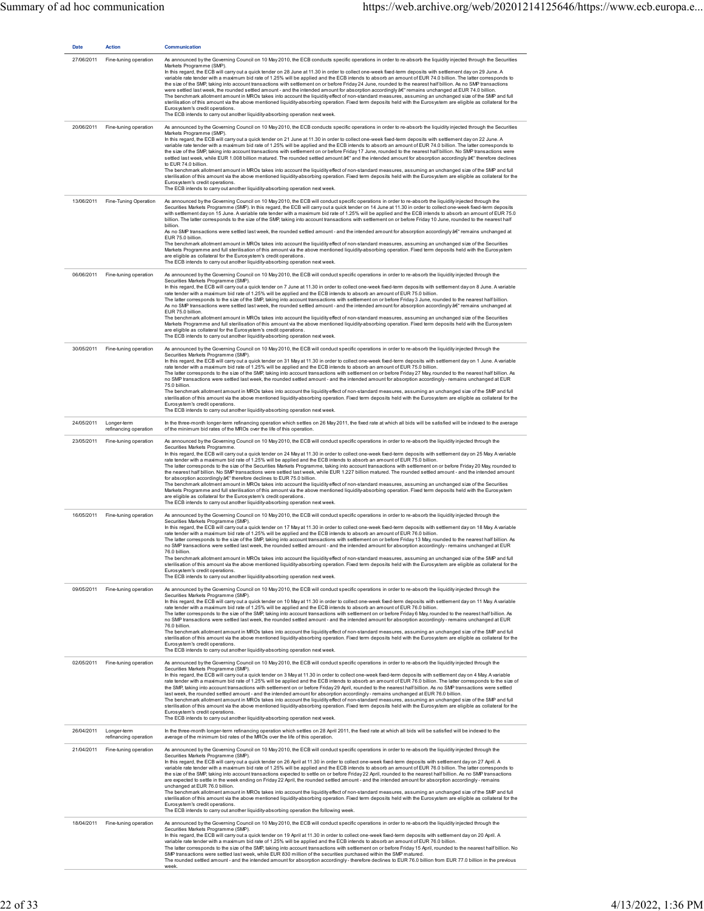| Date | Action | Communication |
| --- | --- | --- |
| 27/06/2011 | Fine-tuning operation | As announced by the Governing Council on 10 May 2010, the ECB conducts specific operations in order to re-absorb the liquidity injected through the Securities Markets Programme (SMP).<br>In this regard, the ECB will carry out a quick tender on 28 June at 11.30 in order to collect one-week fixed-term deposits with settlement day on 29 June. A variable rate tender with a maximum bid rate of 1.25% will be applied and the ECB intends to absorb an amount of EUR 74.0 billion. The latter corresponds to the size of the SMP, taking into account transactions with settlement on or before Friday 24 June, rounded to the nearest half billion. As no SMP transactions were settled last week, the rounded settled amount - and the intended amount for absorption accordingly â€" remains unchanged at EUR 74.0 billion.<br>The benchmark allotment amount in MROs takes into account the liquidity effect of non-standard measures, assuming an unchanged size of the SMP and full sterilisation of this amount via the above mentioned liquidity-absorbing operation. Fixed term deposits held with the Eurosystem are eligible as collateral for the Eurosystem's credit operations.<br>The ECB intends to carry out another liquidity-absorbing operation next week. |
| 20/06/2011 | Fine-tuning operation | As announced by the Governing Council on 10 May 2010, the ECB conducts specific operations in order to re-absorb the liquidity injected through the Securities Markets Programme (SMP).<br>In this regard, the ECB will carry out a quick tender on 21 June at 11.30 in order to collect one-week fixed-term deposits with settlement day on 22 June. A variable rate tender with a maximum bid rate of 1.25% will be applied and the ECB intends to absorb an amount of EUR 74.0 billion. The latter corresponds to the size of the SMP, taking into account transactions with settlement on or before Friday 17 June, rounded to the nearest half billion. No SMP transactions were settled last week, while EUR 1.008 billion matured. The rounded settled amount â€" and the intended amount for absorption accordingly â€" therefore declines to EUR 74.0 billion.<br>The benchmark allotment amount in MROs takes into account the liquidity effect of non-standard measures, assuming an unchanged size of the SMP and full sterilisation of this amount via the above mentioned liquidity-absorbing operation. Fixed term deposits held with the Eurosystem are eligible as collateral for the Eurosystem's credit operations.<br>The ECB intends to carry out another liquidity-absorbing operation next week. |
| 13/06/2011 | Fine-Tuning Operation | As announced by the Governing Council on 10 May 2010, the ECB will conduct specific operations in order to re-absorb the liquidity injected through the Securities Markets Programme (SMP). In this regard, the ECB will carry out a quick tender on 14 June at 11.30 in order to collect one-week fixed-term deposits with settlement day on 15 June. A variable rate tender with a maximum bid rate of 1.25% will be applied and the ECB intends to absorb an amount of EUR 75.0 billion. The latter corresponds to the size of the SMP, taking into account transactions with settlement on or before Friday 10 June, rounded to the nearest half billion.<br>As no SMP transactions were settled last week, the rounded settled amount - and the intended amount for absorption accordingly â€" remains unchanged at EUR 75.0 billion.<br>The benchmark allotment amount in MROs takes into account the liquidity effect of non-standard measures, assuming an unchanged size of the Securities Markets Programme and full sterilisation of this amount via the above mentioned liquidity-absorbing operation. Fixed term deposits held with the Eurosystem are eligible as collateral for the Eurosystem's credit operations.<br>The ECB intends to carry out another liquidity-absorbing operation next week. |
| 06/06/2011 | Fine-tuning operation | As announced by the Governing Council on 10 May 2010, the ECB will conduct specific operations in order to re-absorb the liquidity injected through the Securities Markets Programme (SMP).<br>In this regard, the ECB will carry out a quick tender on 7 June at 11.30 in order to collect one-week fixed-term deposits with settlement day on 8 June. A variable rate tender with a maximum bid rate of 1.25% will be applied and the ECB intends to absorb an amount of EUR 75.0 billion.<br>The latter corresponds to the size of the SMP, taking into account transactions with settlement on or before Friday 3 June, rounded to the nearest half billion.<br>As no SMP transactions were settled last week, the rounded settled amount - and the intended amount for absorption accordingly â€" remains unchanged at EUR 75.0 billion.<br>The benchmark allotment amount in MROs takes into account the liquidity effect of non-standard measures, assuming an unchanged size of the Securities Markets Programme and full sterilisation of this amount via the above mentioned liquidity-absorbing operation. Fixed term deposits held with the Eurosystem are eligible as collateral for the Eurosystem's credit operations.<br>The ECB intends to carry out another liquidity-absorbing operation next week. |
| 30/05/2011 | Fine-tuning operation | As announced by the Governing Council on 10 May 2010, the ECB will conduct specific operations in order to re-absorb the liquidity injected through the Securities Markets Programme (SMP).<br>In this regard, the ECB will carry out a quick tender on 31 May at 11.30 in order to collect one-week fixed-term deposits with settlement day on 1 June. A variable rate tender with a maximum bid rate of 1.25% will be applied and the ECB intends to absorb an amount of EUR 75.0 billion.<br>The latter corresponds to the size of the SMP, taking into account transactions with settlement on or before Friday 27 May, rounded to the nearest half billion. As no SMP transactions were settled last week, the rounded settled amount - and the intended amount for absorption accordingly - remains unchanged at EUR 75.0 billion.<br>The benchmark allotment amount in MROs takes into account the liquidity effect of non-standard measures, assuming an unchanged size of the SMP and full sterilisation of this amount via the above mentioned liquidity-absorbing operation. Fixed term deposits held with the Eurosystem are eligible as collateral for the Eurosystem's credit operations.<br>The ECB intends to carry out another liquidity-absorbing operation next week. |
| 24/05/2011 | Longer-term refinancing operation | In the three-month longer-term refinancing operation which settles on 26 May 2011, the fixed rate at which all bids will be satisfied will be indexed to the average of the minimum bid rates of the MROs over the life of this operation. |
| 23/05/2011 | Fine-tuning operation | As announced by the Governing Council on 10 May 2010, the ECB will conduct specific operations in order to re-absorb the liquidity injected through the Securities Markets Programme.<br>In this regard, the ECB will carry out a quick tender on 24 May at 11.30 in order to collect one-week fixed-term deposits with settlement day on 25 May. A variable rate tender with a maximum bid rate of 1.25% will be applied and the ECB intends to absorb an amount of EUR 75.0 billion.<br>The latter corresponds to the size of the Securities Markets Programme, taking into account transactions with settlement on or before Friday 20 May, rounded to the nearest half billion. No SMP transactions were settled last week, while EUR 1.227 billion matured. The rounded settled amount - and the intended amount for absorption accordingly â€" therefore declines to EUR 75.0 billion.<br>The benchmark allotment amount in MROs takes into account the liquidity effect of non-standard measures, assuming an unchanged size of the Securities Markets Programme and full sterilisation of this amount via the above mentioned liquidity-absorbing operation. Fixed term deposits held with the Eurosystem are eligible as collateral for the Eurosystem's credit operations.<br>The ECB intends to carry out another liquidity-absorbing operation next week. |
| 16/05/2011 | Fine-tuning operation | As announced by the Governing Council on 10 May 2010, the ECB will conduct specific operations in order to re-absorb the liquidity injected through the Securities Markets Programme (SMP).<br>In this regard, the ECB will carry out a quick tender on 17 May at 11.30 in order to collect one-week fixed-term deposits with settlement day on 18 May. A variable rate tender with a maximum bid rate of 1.25% will be applied and the ECB intends to absorb an amount of EUR 76.0 billion.<br>The latter corresponds to the size of the SMP, taking into account transactions with settlement on or before Friday 13 May, rounded to the nearest half billion. As no SMP transactions were settled last week, the rounded settled amount - and the intended amount for absorption accordingly - remains unchanged at EUR 76.0 billion.<br>The benchmark allotment amount in MROs takes into account the liquidity effect of non-standard measures, assuming an unchanged size of the SMP and full sterilisation of this amount via the above mentioned liquidity-absorbing operation. Fixed term deposits held with the Eurosystem are eligible as collateral for the Eurosystem's credit operations.<br>The ECB intends to carry out another liquidity-absorbing operation next week. |
| 09/05/2011 | Fine-tuning operation | As announced by the Governing Council on 10 May 2010, the ECB will conduct specific operations in order to re-absorb the liquidity injected through the Securities Markets Programme (SMP).<br>In this regard, the ECB will carry out a quick tender on 10 May at 11.30 in order to collect one-week fixed-term deposits with settlement day on 11 May. A variable rate tender with a maximum bid rate of 1.25% will be applied and the ECB intends to absorb an amount of EUR 76.0 billion.<br>The latter corresponds to the size of the SMP, taking into account transactions with settlement on or before Friday 6 May, rounded to the nearest half billion. As no SMP transactions were settled last week, the rounded settled amount - and the intended amount for absorption accordingly - remains unchanged at EUR 76.0 billion.<br>The benchmark allotment amount in MROs takes into account the liquidity effect of non-standard measures, assuming an unchanged size of the SMP and full sterilisation of this amount via the above mentioned liquidity-absorbing operation. Fixed term deposits held with the Eurosystem are eligible as collateral for the Eurosystem's credit operations.<br>The ECB intends to carry out another liquidity-absorbing operation next week. |
| 02/05/2011 | Fine-tuning operation | As announced by the Governing Council on 10 May 2010, the ECB will conduct specific operations in order to re-absorb the liquidity injected through the Securities Markets Programme (SMP).<br>In this regard, the ECB will carry out a quick tender on 3 May at 11.30 in order to collect one-week fixed-term deposits with settlement day on 4 May. A variable rate tender with a maximum bid rate of 1.25% will be applied and the ECB intends to absorb an amount of EUR 76.0 billion. The latter corresponds to the size of the SMP, taking into account transactions with settlement on or before Friday 29 April, rounded to the nearest half billion. As no SMP transactions were settled last week, the rounded settled amount - and the intended amount for absorption accordingly - remains unchanged at EUR 76.0 billion.<br>The benchmark allotment amount in MROs takes into account the liquidity effect of non-standard measures, assuming an unchanged size of the SMP and full sterilisation of this amount via the above mentioned liquidity-absorbing operation. Fixed term deposits held with the Eurosystem are eligible as collateral for the Eurosystem's credit operations.<br>The ECB intends to carry out another liquidity-absorbing operation next week. |
| 26/04/2011 | Longer-term refinancing operation | In the three-month longer-term refinancing operation which settles on 28 April 2011, the fixed rate at which all bids will be satisfied will be indexed to the average of the minimum bid rates of the MROs over the life of this operation. |
| 21/04/2011 | Fine-tuning operation | As announced by the Governing Council on 10 May 2010, the ECB will conduct specific operations in order to re-absorb the liquidity injected through the Securities Markets Programme (SMP).<br>In this regard, the ECB will carry out a quick tender on 26 April at 11.30 in order to collect one-week fixed-term deposits with settlement day on 27 April. A variable rate tender with a maximum bid rate of 1.25% will be applied and the ECB intends to absorb an amount of EUR 76.0 billion. The latter corresponds to the size of the SMP, taking into account transactions expected to settle on or before Friday 22 April, rounded to the nearest half billion. As no SMP transactions are expected to settle in the week ending on Friday 22 April, the rounded settled amount - and the intended amount for absorption accordingly - remains unchanged at EUR 76.0 billion.<br>The benchmark allotment amount in MROs takes into account the liquidity effect of non-standard measures, assuming an unchanged size of the SMP and full sterilisation of this amount via the above mentioned liquidity-absorbing operation. Fixed term deposits held with the Eurosystem are eligible as collateral for the Eurosystem's credit operations.<br>The ECB intends to carry out another liquidity-absorbing operation the following week. |
| 18/04/2011 | Fine-tuning operation | As announced by the Governing Council on 10 May 2010, the ECB will conduct specific operations in order to re-absorb the liquidity injected through the Securities Markets Programme (SMP).<br>In this regard, the ECB will carry out a quick tender on 19 April at 11.30 in order to collect one-week fixed-term deposits with settlement day on 20 April. A variable rate tender with a maximum bid rate of 1.25% will be applied and the ECB intends to absorb an amount of EUR 76.0 billion.<br>The latter corresponds to the size of the SMP, taking into account transactions with settlement on or before Friday 15 April, rounded to the nearest half billion. No SMP transactions were settled last week, while EUR 830 million of the securities purchased within the SMP matured.<br>The rounded settled amount - and the intended amount for absorption accordingly - therefore declines to EUR 76.0 billion from EUR 77.0 billion in the previous week. |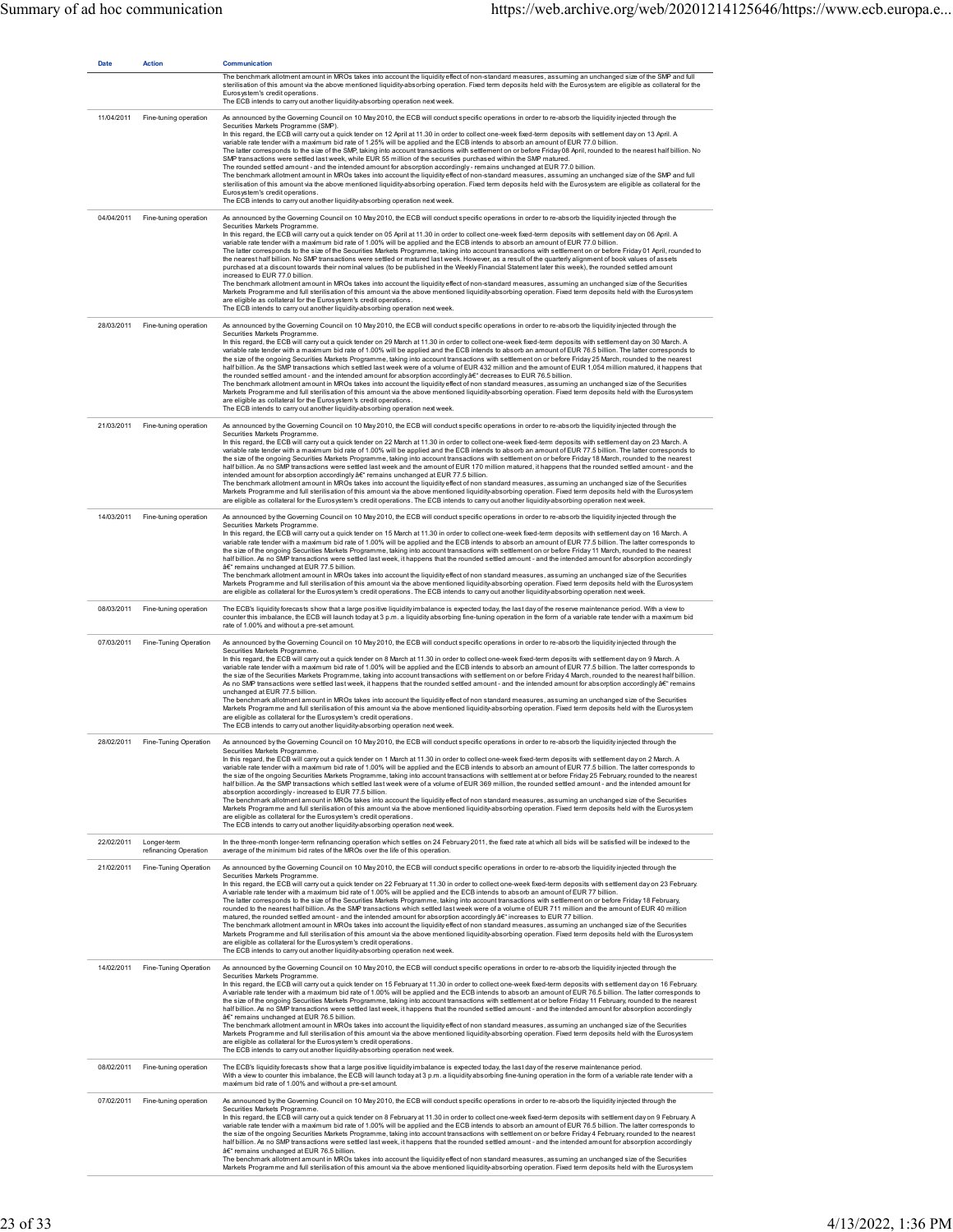| Date | Action | Communication |
|---|---|---|
| | | The benchmark allotment amount in MROs takes into account the liquidity effect of non-standard measures, assuming an unchanged size of the SMP and full sterilisation of this amount via the above mentioned liquidity-absorbing operation. Fixed term deposits held with the Eurosystem are eligible as collateral for the Eurosystem's credit operations.<br>The ECB intends to carry out another liquidity-absorbing operation next week. |
| 11/04/2011 | Fine-tuning operation | As announced by the Governing Council on 10 May 2010, the ECB will conduct specific operations in order to re-absorb the liquidity injected through the Securities Markets Programme (SMP).<br>In this regard, the ECB will carry out a quick tender on 12 April at 11.30 in order to collect one-week fixed-term deposits with settlement day on 13 April. A variable rate tender with a maximum bid rate of 1.25% will be applied and the ECB intends to absorb an amount of EUR 77.0 billion.<br>The latter corresponds to the size of the SMP, taking into account transactions with settlement on or before Friday 08 April, rounded to the nearest half billion. No SMP transactions were settled last week, while EUR 55 million of the securities purchased within the SMP matured.<br>The rounded settled amount - and the intended amount for absorption accordingly - remains unchanged at EUR 77.0 billion.<br>The benchmark allotment amount in MROs takes into account the liquidity effect of non-standard measures, assuming an unchanged size of the SMP and full sterilisation of this amount via the above mentioned liquidity-absorbing operation. Fixed term deposits held with the Eurosystem are eligible as collateral for the Eurosystem's credit operations.<br>The ECB intends to carry out another liquidity-absorbing operation next week. |
| 04/04/2011 | Fine-tuning operation | As announced by the Governing Council on 10 May 2010, the ECB will conduct specific operations in order to re-absorb the liquidity injected through the Securities Markets Programme.<br>In this regard, the ECB will carry out a quick tender on 05 April at 11.30 in order to collect one-week fixed-term deposits with settlement day on 06 April. A variable rate tender with a maximum bid rate of 1.00% will be applied and the ECB intends to absorb an amount of EUR 77.0 billion.<br>The latter corresponds to the size of the Securities Markets Programme, taking into account transactions with settlement on or before Friday 01 April, rounded to the nearest half billion. No SMP transactions were settled or matured last week. However, as a result of the quarterly alignment of book values of assets purchased at a discount towards their nominal values (to be published in the Weekly Financial Statement later this week), the rounded settled amount increased to EUR 77.0 billion.<br>The benchmark allotment amount in MROs takes into account the liquidity effect of non-standard measures, assuming an unchanged size of the Securities Markets Programme and full sterilisation of this amount via the above mentioned liquidity-absorbing operation. Fixed term deposits held with the Eurosystem are eligible as collateral for the Eurosystem's credit operations.<br>The ECB intends to carry out another liquidity-absorbing operation next week. |
| 28/03/2011 | Fine-tuning operation | As announced by the Governing Council on 10 May 2010, the ECB will conduct specific operations in order to re-absorb the liquidity injected through the Securities Markets Programme.<br>In this regard, the ECB will carry out a quick tender on 29 March at 11.30 in order to collect one-week fixed-term deposits with settlement day on 30 March. A variable rate tender with a maximum bid rate of 1.00% will be applied and the ECB intends to absorb an amount of EUR 76.5 billion. The latter corresponds to the size of the ongoing Securities Markets Programme, taking into account transactions with settlement on or before Friday 25 March, rounded to the nearest half billion. As the SMP transactions which settled last week were of a volume of EUR 432 million and the amount of EUR 1,054 million matured, it happens that the rounded settled amount - and the intended amount for absorption accordingly â€" decreases to EUR 76.5 billion.<br>The benchmark allotment amount in MROs takes into account the liquidity effect of non standard measures, assuming an unchanged size of the Securities Markets Programme and full sterilisation of this amount via the above mentioned liquidity-absorbing operation. Fixed term deposits held with the Eurosystem are eligible as collateral for the Eurosystem's credit operations.<br>The ECB intends to carry out another liquidity-absorbing operation next week. |
| 21/03/2011 | Fine-tuning operation | As announced by the Governing Council on 10 May 2010, the ECB will conduct specific operations in order to re-absorb the liquidity injected through the Securities Markets Programme.<br>In this regard, the ECB will carry out a quick tender on 22 March at 11.30 in order to collect one-week fixed-term deposits with settlement day on 23 March. A variable rate tender with a maximum bid rate of 1.00% will be applied and the ECB intends to absorb an amount of EUR 77.5 billion. The latter corresponds to the size of the ongoing Securities Markets Programme, taking into account transactions with settlement on or before Friday 18 March, rounded to the nearest half billion. As no SMP transactions were settled last week and the amount of EUR 170 million matured, it happens that the rounded settled amount - and the intended amount for absorption accordingly â€" remains unchanged at EUR 77.5 billion.<br>The benchmark allotment amount in MROs takes into account the liquidity effect of non standard measures, assuming an unchanged size of the Securities Markets Programme and full sterilisation of this amount via the above mentioned liquidity-absorbing operation. Fixed term deposits held with the Eurosystem are eligible as collateral for the Eurosystem's credit operations. The ECB intends to carry out another liquidity-absorbing operation next week. |
| 14/03/2011 | Fine-tuning operation | As announced by the Governing Council on 10 May 2010, the ECB will conduct specific operations in order to re-absorb the liquidity injected through the Securities Markets Programme.<br>In this regard, the ECB will carry out a quick tender on 15 March at 11.30 in order to collect one-week fixed-term deposits with settlement day on 16 March. A variable rate tender with a maximum bid rate of 1.00% will be applied and the ECB intends to absorb an amount of EUR 77.5 billion. The latter corresponds to the size of the ongoing Securities Markets Programme, taking into account transactions with settlement on or before Friday 11 March, rounded to the nearest half billion. As no SMP transactions were settled last week, it happens that the rounded settled amount - and the intended amount for absorption accordingly â€" remains unchanged at EUR 77.5 billion.<br>The benchmark allotment amount in MROs takes into account the liquidity effect of non standard measures, assuming an unchanged size of the Securities Markets Programme and full sterilisation of this amount via the above mentioned liquidity-absorbing operation. Fixed term deposits held with the Eurosystem are eligible as collateral for the Eurosystem's credit operations. The ECB intends to carry out another liquidity-absorbing operation next week. |
| 08/03/2011 | Fine-tuning operation | The ECB's liquidity forecasts show that a large positive liquidity imbalance is expected today, the last day of the reserve maintenance period. With a view to counter this imbalance, the ECB will launch today at 3 p.m. a liquidity absorbing fine-tuning operation in the form of a variable rate tender with a maximum bid rate of 1.00% and without a pre-set amount. |
| 07/03/2011 | Fine-Tuning Operation | As announced by the Governing Council on 10 May 2010, the ECB will conduct specific operations in order to re-absorb the liquidity injected through the Securities Markets Programme.<br>In this regard, the ECB will carry out a quick tender on 8 March at 11.30 in order to collect one-week fixed-term deposits with settlement day on 9 March. A variable rate tender with a maximum bid rate of 1.00% will be applied and the ECB intends to absorb an amount of EUR 77.5 billion. The latter corresponds to the size of the Securities Markets Programme, taking into account transactions with settlement on or before Friday 4 March, rounded to the nearest half billion. As no SMP transactions were settled last week, it happens that the rounded settled amount - and the intended amount for absorption accordingly â€" remains unchanged at EUR 77.5 billion.<br>The benchmark allotment amount in MROs takes into account the liquidity effect of non standard measures, assuming an unchanged size of the Securities Markets Programme and full sterilisation of this amount via the above mentioned liquidity-absorbing operation. Fixed term deposits held with the Eurosystem are eligible as collateral for the Eurosystem's credit operations.<br>The ECB intends to carry out another liquidity-absorbing operation next week. |
| 28/02/2011 | Fine-Tuning Operation | As announced by the Governing Council on 10 May 2010, the ECB will conduct specific operations in order to re-absorb the liquidity injected through the Securities Markets Programme.<br>In this regard, the ECB will carry out a quick tender on 1 March at 11.30 in order to collect one-week fixed-term deposits with settlement day on 2 March. A variable rate tender with a maximum bid rate of 1.00% will be applied and the ECB intends to absorb an amount of EUR 77.5 billion. The latter corresponds to the size of the ongoing Securities Markets Programme, taking into account transactions with settlement at or before Friday 25 February, rounded to the nearest half billion. As the SMP transactions which settled last week were of a volume of EUR 369 million, the rounded settled amount - and the intended amount for absorption accordingly - increased to EUR 77.5 billion.<br>The benchmark allotment amount in MROs takes into account the liquidity effect of non standard measures, assuming an unchanged size of the Securities Markets Programme and full sterilisation of this amount via the above mentioned liquidity-absorbing operation. Fixed term deposits held with the Eurosystem are eligible as collateral for the Eurosystem's credit operations.<br>The ECB intends to carry out another liquidity-absorbing operation next week. |
| 22/02/2011 | Longer-term refinancing Operation | In the three-month longer-term refinancing operation which settles on 24 February 2011, the fixed rate at which all bids will be satisfied will be indexed to the average of the minimum bid rates of the MROs over the life of this operation. |
| 21/02/2011 | Fine-Tuning Operation | As announced by the Governing Council on 10 May 2010, the ECB will conduct specific operations in order to re-absorb the liquidity injected through the Securities Markets Programme.<br>In this regard, the ECB will carry out a quick tender on 22 February at 11.30 in order to collect one-week fixed-term deposits with settlement day on 23 February. A variable rate tender with a maximum bid rate of 1.00% will be applied and the ECB intends to absorb an amount of EUR 77 billion.<br>The latter corresponds to the size of the Securities Markets Programme, taking into account transactions with settlement on or before Friday 18 February, rounded to the nearest half billion. As the SMP transactions which settled last week were of a volume of EUR 711 million and the amount of EUR 40 million matured, the rounded settled amount - and the intended amount for absorption accordingly â€" increases to EUR 77 billion.<br>The benchmark allotment amount in MROs takes into account the liquidity effect of non standard measures, assuming an unchanged size of the Securities Markets Programme and full sterilisation of this amount via the above mentioned liquidity-absorbing operation. Fixed term deposits held with the Eurosystem are eligible as collateral for the Eurosystem's credit operations.<br>The ECB intends to carry out another liquidity-absorbing operation next week. |
| 14/02/2011 | Fine-Tuning Operation | As announced by the Governing Council on 10 May 2010, the ECB will conduct specific operations in order to re-absorb the liquidity injected through the Securities Markets Programme.<br>In this regard, the ECB will carry out a quick tender on 15 February at 11.30 in order to collect one-week fixed-term deposits with settlement day on 16 February. A variable rate tender with a maximum bid rate of 1.00% will be applied and the ECB intends to absorb an amount of EUR 76.5 billion. The latter corresponds to the size of the ongoing Securities Markets Programme, taking into account transactions with settlement at or before Friday 11 February, rounded to the nearest half billion. As no SMP transactions were settled last week, it happens that the rounded settled amount - and the intended amount for absorption accordingly â€" remains unchanged at EUR 76.5 billion.<br>The benchmark allotment amount in MROs takes into account the liquidity effect of non standard measures, assuming an unchanged size of the Securities Markets Programme and full sterilisation of this amount via the above mentioned liquidity-absorbing operation. Fixed term deposits held with the Eurosystem are eligible as collateral for the Eurosystem's credit operations.<br>The ECB intends to carry out another liquidity-absorbing operation next week. |
| 08/02/2011 | Fine-tuning operation | The ECB's liquidity forecasts show that a large positive liquidity imbalance is expected today, the last day of the reserve maintenance period.<br>With a view to counter this imbalance, the ECB will launch today at 3 p.m. a liquidity absorbing fine-tuning operation in the form of a variable rate tender with a maximum bid rate of 1.00% and without a pre-set amount. |
| 07/02/2011 | Fine-tuning operation | As announced by the Governing Council on 10 May 2010, the ECB will conduct specific operations in order to re-absorb the liquidity injected through the Securities Markets Programme.<br>In this regard, the ECB will carry out a quick tender on 8 February at 11.30 in order to collect one-week fixed-term deposits with settlement day on 9 February. A variable rate tender with a maximum bid rate of 1.00% will be applied and the ECB intends to absorb an amount of EUR 76.5 billion. The latter corresponds to the size of the ongoing Securities Markets Programme, taking into account transactions with settlement on or before Friday 4 February, rounded to the nearest half billion. As no SMP transactions were settled last week, it happens that the rounded settled amount - and the intended amount for absorption accordingly â€" remains unchanged at EUR 76.5 billion.<br>The benchmark allotment amount in MROs takes into account the liquidity effect of non standard measures, assuming an unchanged size of the Securities Markets Programme and full sterilisation of this amount via the above mentioned liquidity-absorbing operation. Fixed term deposits held with the Eurosystem |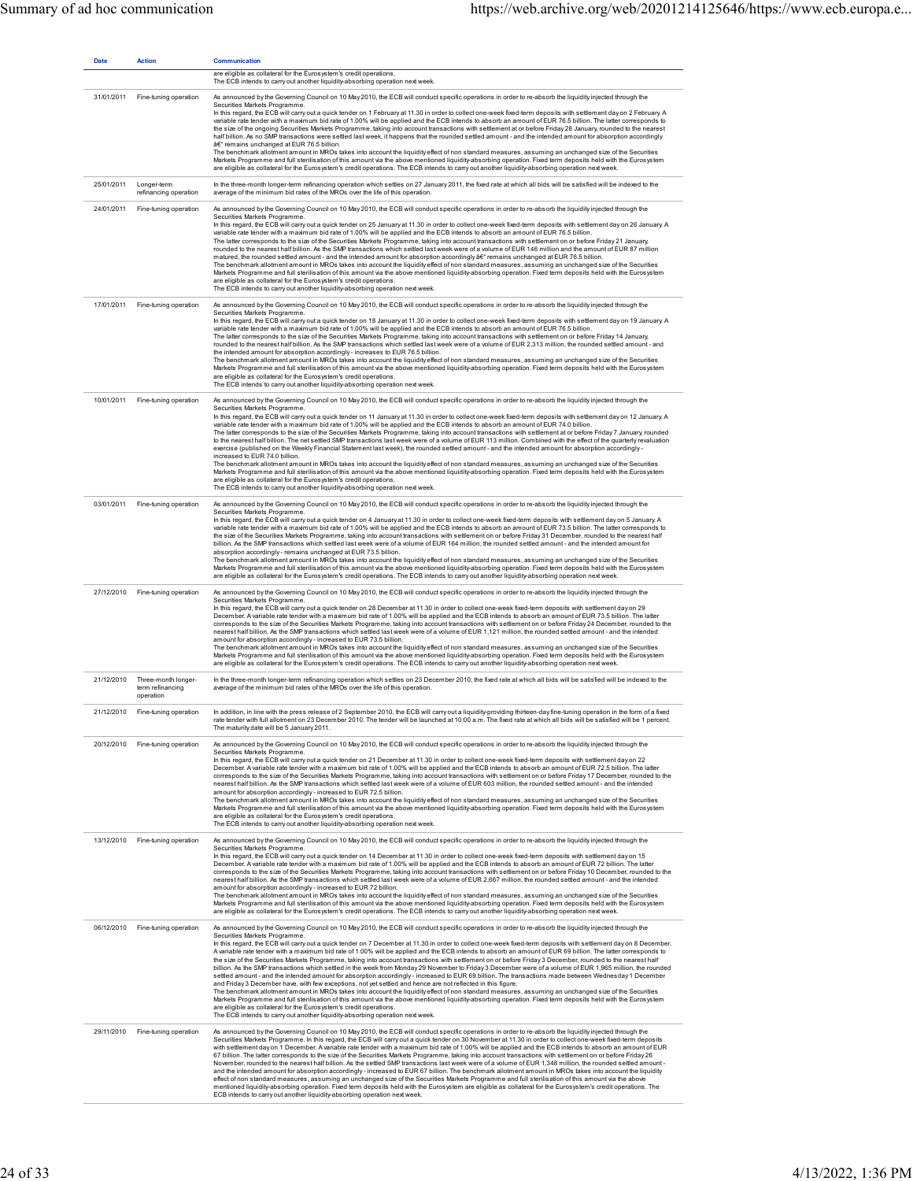| Date | Action | Communication |
|---|---|---|
| | | are eligible as collateral for the Eurosystem's credit operations. The ECB intends to carry out another liquidity-absorbing operation next week. |
| 31/01/2011 | Fine-tuning operation | As announced by the Governing Council on 10 May 2010, the ECB will conduct specific operations in order to re-absorb the liquidity injected through the Securities Markets Programme. In this regard, the ECB will carry out a quick tender on 1 February at 11.30 in order to collect one-week fixed-term deposits with settlement day on 2 February. A variable rate tender with a maximum bid rate of 1.00% will be applied and the ECB intends to absorb an amount of EUR 76.5 billion. The latter corresponds to the size of the ongoing Securities Markets Programme, taking into account transactions with settlement at or before Friday 28 January, rounded to the nearest half billion. As no SMP transactions were settled last week, it happens that the rounded settled amount - and the intended amount for absorption accordingly â€" remains unchanged at EUR 76.5 billion. The benchmark allotment amount in MROs takes into account the liquidity effect of non standard measures, assuming an unchanged size of the Securities Markets Programme and full sterilisation of this amount via the above mentioned liquidity-absorbing operation. Fixed term deposits held with the Eurosystem are eligible as collateral for the Eurosystem's credit operations. The ECB intends to carry out another liquidity-absorbing operation next week. |
| 25/01/2011 | Longer-term refinancing operation | In the three-month longer-term refinancing operation which settles on 27 January 2011, the fixed rate at which all bids will be satisfied will be indexed to the average of the minimum bid rates of the MROs over the life of this operation. |
| 24/01/2011 | Fine-tuning operation | As announced by the Governing Council on 10 May 2010, the ECB will conduct specific operations in order to re-absorb the liquidity injected through the Securities Markets Programme. In this regard, the ECB will carry out a quick tender on 25 January at 11.30 in order to collect one-week fixed-term deposits with settlement day on 26 January. A variable rate tender with a maximum bid rate of 1.00% will be applied and the ECB intends to absorb an amount of EUR 76.5 billion. The latter corresponds to the size of the Securities Markets Programme, taking into account transactions with settlement on or before Friday 21 January, rounded to the nearest half billion. As the SMP transactions which settled last week were of a volume of EUR 146 million and the amount of EUR 87 million matured, the rounded settled amount - and the intended amount for absorption accordingly â€" remains unchanged at EUR 76.5 billion. The benchmark allotment amount in MROs takes into account the liquidity effect of non standard measures, assuming an unchanged size of the Securities Markets Programme and full sterilisation of this amount via the above mentioned liquidity-absorbing operation. Fixed term deposits held with the Eurosystem are eligible as collateral for the Eurosystem's credit operations. The ECB intends to carry out another liquidity-absorbing operation next week. |
| 17/01/2011 | Fine-tuning operation | As announced by the Governing Council on 10 May 2010, the ECB will conduct specific operations in order to re-absorb the liquidity injected through the Securities Markets Programme. In this regard, the ECB will carry out a quick tender on 18 January at 11.30 in order to collect one-week fixed-term deposits with settlement day on 19 January. A variable rate tender with a maximum bid rate of 1.00% will be applied and the ECB intends to absorb an amount of EUR 76.5 billion. The latter corresponds to the size of the Securities Markets Programme, taking into account transactions with settlement on or before Friday 14 January, rounded to the nearest half billion. As the SMP transactions which settled last week were of a volume of EUR 2,313 million, the rounded settled amount - and the intended amount for absorption accordingly - increases to EUR 76.5 billion. The benchmark allotment amount in MROs takes into account the liquidity effect of non standard measures, assuming an unchanged size of the Securities Markets Programme and full sterilisation of this amount via the above mentioned liquidity-absorbing operation. Fixed term deposits held with the Eurosystem are eligible as collateral for the Eurosystem's credit operations. The ECB intends to carry out another liquidity-absorbing operation next week. |
| 10/01/2011 | Fine-tuning operation | As announced by the Governing Council on 10 May 2010, the ECB will conduct specific operations in order to re-absorb the liquidity injected through the Securities Markets Programme. In this regard, the ECB will carry out a quick tender on 11 January at 11.30 in order to collect one-week fixed-term deposits with settlement day on 12 January. A variable rate tender with a maximum bid rate of 1.00% will be applied and the ECB intends to absorb an amount of EUR 74.0 billion. The latter corresponds to the size of the Securities Markets Programme, taking into account transactions with settlement at or before Friday 7 January, rounded to the nearest half billion. The net settled SMP transactions last week were of a volume of EUR 113 million. Combined with the effect of the quarterly revaluation exercise (published on the Weekly Financial Statement last week), the rounded settled amount - and the intended amount for absorption accordingly - increased to EUR 74.0 billion. The benchmark allotment amount in MROs takes into account the liquidity effect of non standard measures, assuming an unchanged size of the Securities Markets Programme and full sterilisation of this amount via the above mentioned liquidity-absorbing operation. Fixed term deposits held with the Eurosystem are eligible as collateral for the Eurosystem's credit operations. The ECB intends to carry out another liquidity-absorbing operation next week. |
| 03/01/2011 | Fine-tuning operation | As announced by the Governing Council on 10 May 2010, the ECB will conduct specific operations in order to re-absorb the liquidity injected through the Securities Markets Programme. In this regard, the ECB will carry out a quick tender on 4 January at 11.30 in order to collect one-week fixed-term deposits with settlement day on 5 January. A variable rate tender with a maximum bid rate of 1.00% will be applied and the ECB intends to absorb an amount of EUR 73.5 billion. The latter corresponds to the size of the Securities Markets Programme, taking into account transactions with settlement on or before Friday 31 December, rounded to the nearest half billion. As the SMP transactions which settled last week were of a volume of EUR 164 million, the rounded settled amount - and the intended amount for absorption accordingly - remains unchanged at EUR 73.5 billion. The benchmark allotment amount in MROs takes into account the liquidity effect of non standard measures, assuming an unchanged size of the Securities Markets Programme and full sterilisation of this amount via the above mentioned liquidity-absorbing operation. Fixed term deposits held with the Eurosystem are eligible as collateral for the Eurosystem's credit operations. The ECB intends to carry out another liquidity-absorbing operation next week. |
| 27/12/2010 | Fine-tuning operation | As announced by the Governing Council on 10 May 2010, the ECB will conduct specific operations in order to re-absorb the liquidity injected through the Securities Markets Programme. In this regard, the ECB will carry out a quick tender on 28 December at 11.30 in order to collect one-week fixed-term deposits with settlement day on 29 December. A variable rate tender with a maximum bid rate of 1.00% will be applied and the ECB intends to absorb an amount of EUR 73.5 billion. The latter corresponds to the size of the Securities Markets Programme, taking into account transactions with settlement on or before Friday 24 December, rounded to the nearest half billion. As the SMP transactions which settled last week were of a volume of EUR 1,121 million, the rounded settled amount - and the intended amount for absorption accordingly - increased to EUR 73.5 billion. The benchmark allotment amount in MROs takes into account the liquidity effect of non standard measures, assuming an unchanged size of the Securities Markets Programme and full sterilisation of this amount via the above mentioned liquidity-absorbing operation. Fixed term deposits held with the Eurosystem are eligible as collateral for the Eurosystem's credit operations. The ECB intends to carry out another liquidity-absorbing operation next week. |
| 21/12/2010 | Three-month longer-term refinancing operation | In the three-month longer-term refinancing operation which settles on 23 December 2010, the fixed rate at which all bids will be satisfied will be indexed to the average of the minimum bid rates of the MROs over the life of this operation. |
| 21/12/2010 | Fine-tuning operation | In addition, in line with the press release of 2 September 2010, the ECB will carry out a liquidity-providing thirteen-day fine-tuning operation in the form of a fixed rate tender with full allotment on 23 December 2010. The tender will be launched at 10:00 a.m. The fixed rate at which all bids will be satisfied will be 1 percent. The maturity date will be 5 January 2011. |
| 20/12/2010 | Fine-tuning operation | As announced by the Governing Council on 10 May 2010, the ECB will conduct specific operations in order to re-absorb the liquidity injected through the Securities Markets Programme. In this regard, the ECB will carry out a quick tender on 21 December at 11.30 in order to collect one-week fixed-term deposits with settlement day on 22 December. A variable rate tender with a maximum bid rate of 1.00% will be applied and the ECB intends to absorb an amount of EUR 72.5 billion. The latter corresponds to the size of the Securities Markets Programme, taking into account transactions with settlement on or before Friday 17 December, rounded to the nearest half billion. As the SMP transactions which settled last week were of a volume of EUR 603 million, the rounded settled amount - and the intended amount for absorption accordingly - increased to EUR 72.5 billion. The benchmark allotment amount in MROs takes into account the liquidity effect of non standard measures, assuming an unchanged size of the Securities Markets Programme and full sterilisation of this amount via the above mentioned liquidity-absorbing operation. Fixed term deposits held with the Eurosystem are eligible as collateral for the Eurosystem's credit operations. The ECB intends to carry out another liquidity-absorbing operation next week. |
| 13/12/2010 | Fine-tuning operation | As announced by the Governing Council on 10 May 2010, the ECB will conduct specific operations in order to re-absorb the liquidity injected through the Securities Markets Programme. In this regard, the ECB will carry out a quick tender on 14 December at 11.30 in order to collect one-week fixed-term deposits with settlement day on 15 December. A variable rate tender with a maximum bid rate of 1.00% will be applied and the ECB intends to absorb an amount of EUR 72 billion. The latter corresponds to the size of the Securities Markets Programme, taking into account transactions with settlement on or before Friday 10 December, rounded to the nearest half billion. As the SMP transactions which settled last week were of a volume of EUR 2,667 million, the rounded settled amount - and the intended amount for absorption accordingly - increased to EUR 72 billion. The benchmark allotment amount in MROs takes into account the liquidity effect of non standard measures, assuming an unchanged size of the Securities Markets Programme and full sterilisation of this amount via the above mentioned liquidity-absorbing operation. Fixed term deposits held with the Eurosystem are eligible as collateral for the Eurosystem's credit operations. The ECB intends to carry out another liquidity-absorbing operation next week. |
| 06/12/2010 | Fine-tuning operation | As announced by the Governing Council on 10 May 2010, the ECB will conduct specific operations in order to re-absorb the liquidity injected through the Securities Markets Programme. In this regard, the ECB will carry out a quick tender on 7 December at 11.30 in order to collect one-week fixed-term deposits with settlement day on 8 December. A variable rate tender with a maximum bid rate of 1.00% will be applied and the ECB intends to absorb an amount of EUR 69 billion. The latter corresponds to the size of the Securities Markets Programme, taking into account transactions with settlement on or before Friday 3 December, rounded to the nearest half billion. As the SMP transactions which settled in the week from Monday 29 November to Friday 3 December were of a volume of EUR 1,965 million, the rounded settled amount - and the intended amount for absorption accordingly - increased to EUR 69 billion. The transactions made between Wednesday 1 December and Friday 3 December have, with few exceptions, not yet settled and hence are not reflected in this figure. The benchmark allotment amount in MROs takes into account the liquidity effect of non standard measures, assuming an unchanged size of the Securities Markets Programme and full sterilisation of this amount via the above mentioned liquidity-absorbing operation. Fixed term deposits held with the Eurosystem are eligible as collateral for the Eurosystem's credit operations. The ECB intends to carry out another liquidity-absorbing operation next week. |
| 29/11/2010 | Fine-tuning operation | As announced by the Governing Council on 10 May 2010, the ECB will conduct specific operations in order to re-absorb the liquidity injected through the Securities Markets Programme. In this regard, the ECB will carry out a quick tender on 30 November at 11.30 in order to collect one-week fixed-term deposits with settlement day on 1 December. A variable rate tender with a maximum bid rate of 1.00% will be applied and the ECB intends to absorb an amount of EUR 67 billion. The latter corresponds to the size of the Securities Markets Programme, taking into account transactions with settlement on or before Friday 26 November, rounded to the nearest half billion. As the settled SMP transactions last week were of a volume of EUR 1,348 million, the rounded settled amount - and the intended amount for absorption accordingly - increased to EUR 67 billion. The benchmark allotment amount in MROs takes into account the liquidity effect of non standard measures, assuming an unchanged size of the Securities Markets Programme and full sterilisation of this amount via the above mentioned liquidity-absorbing operation. Fixed term deposits held with the Eurosystem are eligible as collateral for the Eurosystem's credit operations. The ECB intends to carry out another liquidity-absorbing operation next week. |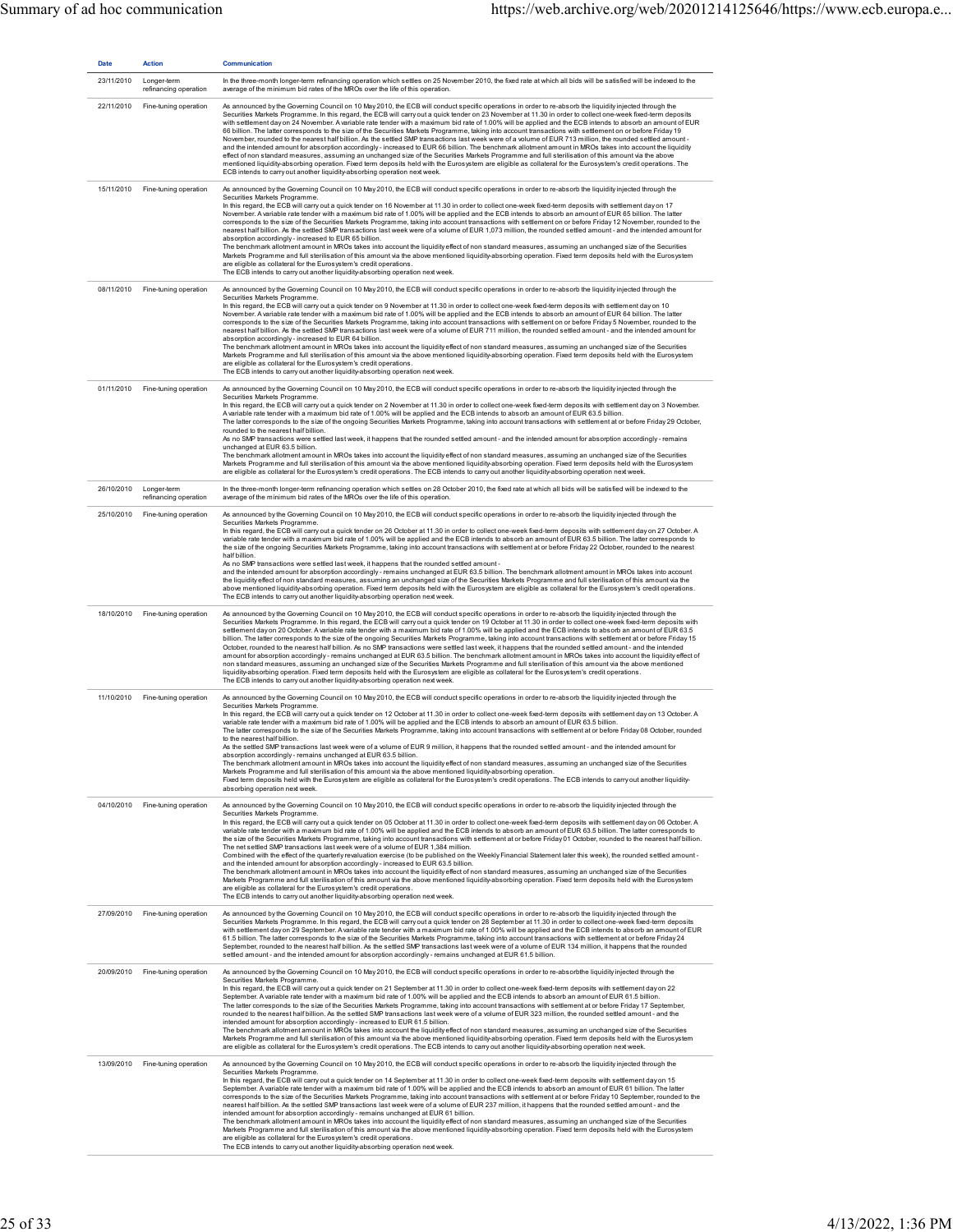| Date | Action | Communication |
|---|---|---|
| 23/11/2010 | Longer-term refinancing operation | In the three-month longer-term refinancing operation which settles on 25 November 2010, the fixed rate at which all bids will be satisfied will be indexed to the average of the minimum bid rates of the MROs over the life of this operation. |
| 22/11/2010 | Fine-tuning operation | As announced by the Governing Council on 10 May 2010, the ECB will conduct specific operations in order to re-absorb the liquidity injected through the Securities Markets Programme. In this regard, the ECB will carry out a quick tender on 23 November at 11.30 in order to collect one-week fixed-term deposits with settlement day on 24 November. A variable rate tender with a maximum bid rate of 1.00% will be applied and the ECB intends to absorb an amount of EUR 66 billion. The latter corresponds to the size of the Securities Markets Programme, taking into account transactions with settlement on or before Friday 19 November, rounded to the nearest half billion. As the settled SMP transactions last week were of a volume of EUR 713 million, the rounded settled amount - and the intended amount for absorption accordingly - increased to EUR 66 billion. The benchmark allotment amount in MROs takes into account the liquidity effect of non standard measures, assuming an unchanged size of the Securities Markets Programme and full sterilisation of this amount via the above mentioned liquidity-absorbing operation. Fixed term deposits held with the Eurosystem are eligible as collateral for the Eurosystem's credit operations. The ECB intends to carry out another liquidity-absorbing operation next week. |
| 15/11/2010 | Fine-tuning operation | As announced by the Governing Council on 10 May 2010, the ECB will conduct specific operations in order to re-absorb the liquidity injected through the Securities Markets Programme.<br>In this regard, the ECB will carry out a quick tender on 16 November at 11.30 in order to collect one-week fixed-term deposits with settlement day on 17 November. A variable rate tender with a maximum bid rate of 1.00% will be applied and the ECB intends to absorb an amount of EUR 65 billion. The latter corresponds to the size of the Securities Markets Programme, taking into account transactions with settlement on or before Friday 12 November, rounded to the nearest half billion. As the settled SMP transactions last week were of a volume of EUR 1,073 million, the rounded settled amount - and the intended amount for absorption accordingly - increased to EUR 65 billion.<br>The benchmark allotment amount in MROs takes into account the liquidity effect of non standard measures, assuming an unchanged size of the Securities Markets Programme and full sterilisation of this amount via the above mentioned liquidity-absorbing operation. Fixed term deposits held with the Eurosystem are eligible as collateral for the Eurosystem's credit operations.<br>The ECB intends to carry out another liquidity-absorbing operation next week. |
| 08/11/2010 | Fine-tuning operation | As announced by the Governing Council on 10 May 2010, the ECB will conduct specific operations in order to re-absorb the liquidity injected through the Securities Markets Programme.<br>In this regard, the ECB will carry out a quick tender on 9 November at 11.30 in order to collect one-week fixed-term deposits with settlement day on 10 November. A variable rate tender with a maximum bid rate of 1.00% will be applied and the ECB intends to absorb an amount of EUR 64 billion. The latter corresponds to the size of the Securities Markets Programme, taking into account transactions with settlement on or before Friday 5 November, rounded to the nearest half billion. As the settled SMP transactions last week were of a volume of EUR 711 million, the rounded settled amount - and the intended amount for absorption accordingly - increased to EUR 64 billion.<br>The benchmark allotment amount in MROs takes into account the liquidity effect of non standard measures, assuming an unchanged size of the Securities Markets Programme and full sterilisation of this amount via the above mentioned liquidity-absorbing operation. Fixed term deposits held with the Eurosystem are eligible as collateral for the Eurosystem's credit operations.<br>The ECB intends to carry out another liquidity-absorbing operation next week. |
| 01/11/2010 | Fine-tuning operation | As announced by the Governing Council on 10 May 2010, the ECB will conduct specific operations in order to re-absorb the liquidity injected through the Securities Markets Programme.<br>In this regard, the ECB will carry out a quick tender on 2 November at 11.30 in order to collect one-week fixed-term deposits with settlement day on 3 November. A variable rate tender with a maximum bid rate of 1.00% will be applied and the ECB intends to absorb an amount of EUR 63.5 billion.<br>The latter corresponds to the size of the ongoing Securities Markets Programme, taking into account transactions with settlement at or before Friday 29 October, rounded to the nearest half billion.<br>As no SMP transactions were settled last week, it happens that the rounded settled amount - and the intended amount for absorption accordingly - remains unchanged at EUR 63.5 billion.<br>The benchmark allotment amount in MROs takes into account the liquidity effect of non standard measures, assuming an unchanged size of the Securities Markets Programme and full sterilisation of this amount via the above mentioned liquidity-absorbing operation. Fixed term deposits held with the Eurosystem are eligible as collateral for the Eurosystem's credit operations. The ECB intends to carry out another liquidity-absorbing operation next week. |
| 26/10/2010 | Longer-term refinancing operation | In the three-month longer-term refinancing operation which settles on 28 October 2010, the fixed rate at which all bids will be satisfied will be indexed to the average of the minimum bid rates of the MROs over the life of this operation. |
| 25/10/2010 | Fine-tuning operation | As announced by the Governing Council on 10 May 2010, the ECB will conduct specific operations in order to re-absorb the liquidity injected through the Securities Markets Programme.<br>In this regard, the ECB will carry out a quick tender on 26 October at 11.30 in order to collect one-week fixed-term deposits with settlement day on 27 October. A variable rate tender with a maximum bid rate of 1.00% will be applied and the ECB intends to absorb an amount of EUR 63.5 billion. The latter corresponds to the size of the ongoing Securities Markets Programme, taking into account transactions with settlement at or before Friday 22 October, rounded to the nearest half billion.<br>As no SMP transactions were settled last week, it happens that the rounded settled amount - and the intended amount for absorption accordingly - remains unchanged at EUR 63.5 billion. The benchmark allotment amount in MROs takes into account the liquidity effect of non standard measures, assuming an unchanged size of the Securities Markets Programme and full sterilisation of this amount via the above mentioned liquidity-absorbing operation. Fixed term deposits held with the Eurosystem are eligible as collateral for the Eurosystem's credit operations. The ECB intends to carry out another liquidity-absorbing operation next week. |
| 18/10/2010 | Fine-tuning operation | As announced by the Governing Council on 10 May 2010, the ECB will conduct specific operations in order to re-absorb the liquidity injected through the Securities Markets Programme. In this regard, the ECB will carry out a quick tender on 19 October at 11.30 in order to collect one-week fixed-term deposits with settlement day on 20 October. A variable rate tender with a maximum bid rate of 1.00% will be applied and the ECB intends to absorb an amount of EUR 63.5 billion. The latter corresponds to the size of the ongoing Securities Markets Programme, taking into account transactions with settlement at or before Friday 15 October, rounded to the nearest half billion. As no SMP transactions were settled last week, it happens that the rounded settled amount - and the intended amount for absorption accordingly - remains unchanged at EUR 63.5 billion. The benchmark allotment amount in MROs takes into account the liquidity effect of non standard measures, assuming an unchanged size of the Securities Markets Programme and full sterilisation of this amount via the above mentioned liquidity-absorbing operation. Fixed term deposits held with the Eurosystem are eligible as collateral for the Eurosystem's credit operations.<br>The ECB intends to carry out another liquidity-absorbing operation next week. |
| 11/10/2010 | Fine-tuning operation | As announced by the Governing Council on 10 May 2010, the ECB will conduct specific operations in order to re-absorb the liquidity injected through the Securities Markets Programme.<br>In this regard, the ECB will carry out a quick tender on 12 October at 11.30 in order to collect one-week fixed-term deposits with settlement day on 13 October. A variable rate tender with a maximum bid rate of 1.00% will be applied and the ECB intends to absorb an amount of EUR 63.5 billion.<br>The latter corresponds to the size of the Securities Markets Programme, taking into account transactions with settlement at or before Friday 08 October, rounded to the nearest half billion.<br>As the settled SMP transactions last week were of a volume of EUR 9 million, it happens that the rounded settled amount - and the intended amount for absorption accordingly - remains unchanged at EUR 63.5 billion.<br>The benchmark allotment amount in MROs takes into account the liquidity effect of non standard measures, assuming an unchanged size of the Securities Markets Programme and full sterilisation of this amount via the above mentioned liquidity-absorbing operation.<br>Fixed term deposits held with the Eurosystem are eligible as collateral for the Eurosystem's credit operations. The ECB intends to carry out another liquidity-absorbing operation next week. |
| 04/10/2010 | Fine-tuning operation | As announced by the Governing Council on 10 May 2010, the ECB will conduct specific operations in order to re-absorb the liquidity injected through the Securities Markets Programme.<br>In this regard, the ECB will carry out a quick tender on 05 October at 11.30 in order to collect one-week fixed-term deposits with settlement day on 06 October. A variable rate tender with a maximum bid rate of 1.00% will be applied and the ECB intends to absorb an amount of EUR 63.5 billion. The latter corresponds to the size of the Securities Markets Programme, taking into account transactions with settlement at or before Friday 01 October, rounded to the nearest half billion.<br>The net settled SMP transactions last week were of a volume of EUR 1,384 million.<br>Combined with the effect of the quarterly revaluation exercise (to be published on the Weekly Financial Statement later this week), the rounded settled amount - and the intended amount for absorption accordingly - increased to EUR 63.5 billion.<br>The benchmark allotment amount in MROs takes into account the liquidity effect of non standard measures, assuming an unchanged size of the Securities Markets Programme and full sterilisation of this amount via the above mentioned liquidity-absorbing operation. Fixed term deposits held with the Eurosystem are eligible as collateral for the Eurosystem's credit operations.<br>The ECB intends to carry out another liquidity-absorbing operation next week. |
| 27/09/2010 | Fine-tuning operation | As announced by the Governing Council on 10 May 2010, the ECB will conduct specific operations in order to re-absorb the liquidity injected through the Securities Markets Programme. In this regard, the ECB will carry out a quick tender on 28 September at 11.30 in order to collect one-week fixed-term deposits with settlement day on 29 September. A variable rate tender with a maximum bid rate of 1.00% will be applied and the ECB intends to absorb an amount of EUR 61.5 billion. The latter corresponds to the size of the Securities Markets Programme, taking into account transactions with settlement at or before Friday 24 September, rounded to the nearest half billion. As the settled SMP transactions last week were of a volume of EUR 134 million, it happens that the rounded settled amount - and the intended amount for absorption accordingly - remains unchanged at EUR 61.5 billion. |
| 20/09/2010 | Fine-tuning operation | As announced by the Governing Council on 10 May 2010, the ECB will conduct specific operations in order to re-absorbthe liquidity injected through the Securities Markets Programme.<br>In this regard, the ECB will carry out a quick tender on 21 September at 11.30 in order to collect one-week fixed-term deposits with settlement day on 22 September. A variable rate tender with a maximum bid rate of 1.00% will be applied and the ECB intends to absorb an amount of EUR 61.5 billion.<br>The latter corresponds to the size of the Securities Markets Programme, taking into account transactions with settlement at or before Friday 17 September, rounded to the nearest half billion. As the settled SMP transactions last week were of a volume of EUR 323 million, the rounded settled amount - and the intended amount for absorption accordingly - increased to EUR 61.5 billion.<br>The benchmark allotment amount in MROs takes into account the liquidity effect of non standard measures, assuming an unchanged size of the Securities Markets Programme and full sterilisation of this amount via the above mentioned liquidity-absorbing operation. Fixed term deposits held with the Eurosystem are eligible as collateral for the Eurosystem's credit operations. The ECB intends to carry out another liquidity-absorbing operation next week. |
| 13/09/2010 | Fine-tuning operation | As announced by the Governing Council on 10 May 2010, the ECB will conduct specific operations in order to re-absorb the liquidity injected through the Securities Markets Programme.<br>In this regard, the ECB will carry out a quick tender on 14 September at 11.30 in order to collect one-week fixed-term deposits with settlement day on 15 September. A variable rate tender with a maximum bid rate of 1.00% will be applied and the ECB intends to absorb an amount of EUR 61 billion. The latter corresponds to the size of the Securities Markets Programme, taking into account transactions with settlement at or before Friday 10 September, rounded to the nearest half billion. As the settled SMP transactions last week were of a volume of EUR 237 million, it happens that the rounded settled amount - and the intended amount for absorption accordingly - remains unchanged at EUR 61 billion.<br>The benchmark allotment amount in MROs takes into account the liquidity effect of non standard measures, assuming an unchanged size of the Securities Markets Programme and full sterilisation of this amount via the above mentioned liquidity-absorbing operation. Fixed term deposits held with the Eurosystem are eligible as collateral for the Eurosystem's credit operations.<br>The ECB intends to carry out another liquidity-absorbing operation next week. |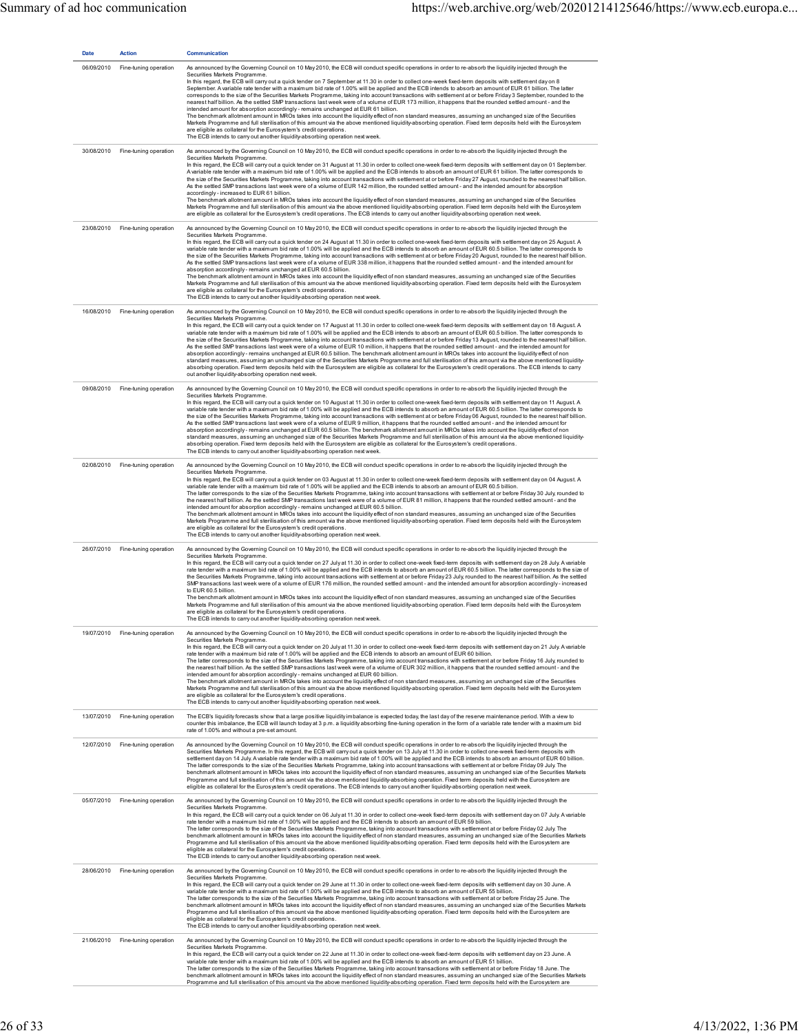| Date | Action | Communication |
| --- | --- | --- |
| 06/09/2010 | Fine-tuning operation | As announced by the Governing Council on 10 May 2010, the ECB will conduct specific operations in order to re-absorb the liquidity injected through the Securities Markets Programme.<br>In this regard, the ECB will carry out a quick tender on 7 September at 11.30 in order to collect one-week fixed-term deposits with settlement day on 8 September. A variable rate tender with a maximum bid rate of 1.00% will be applied and the ECB intends to absorb an amount of EUR 61 billion. The latter corresponds to the size of the Securities Markets Programme, taking into account transactions with settlement at or before Friday 3 September, rounded to the nearest half billion. As the settled SMP transactions last week were of a volume of EUR 173 million, it happens that the rounded settled amount - and the intended amount for absorption accordingly - remains unchanged at EUR 61 billion.<br>The benchmark allotment amount in MROs takes into account the liquidity effect of non standard measures, assuming an unchanged size of the Securities Markets Programme and full sterilisation of this amount via the above mentioned liquidity-absorbing operation. Fixed term deposits held with the Eurosystem are eligible as collateral for the Eurosystem's credit operations.<br>The ECB intends to carry out another liquidity-absorbing operation next week. |
| 30/08/2010 | Fine-tuning operation | As announced by the Governing Council on 10 May 2010, the ECB will conduct specific operations in order to re-absorb the liquidity injected through the Securities Markets Programme.<br>In this regard, the ECB will carry out a quick tender on 31 August at 11.30 in order to collect one-week fixed-term deposits with settlement day on 01 September. A variable rate tender with a maximum bid rate of 1.00% will be applied and the ECB intends to absorb an amount of EUR 61 billion. The latter corresponds to the size of the Securities Markets Programme, taking into account transactions with settlement at or before Friday 27 August, rounded to the nearest half billion. As the settled SMP transactions last week were of a volume of EUR 142 million, the rounded settled amount - and the intended amount for absorption accordingly - increased to EUR 61 billion.<br>The benchmark allotment amount in MROs takes into account the liquidity effect of non standard measures, assuming an unchanged size of the Securities Markets Programme and full sterilisation of this amount via the above mentioned liquidity-absorbing operation. Fixed term deposits held with the Eurosystem are eligible as collateral for the Eurosystem's credit operations. The ECB intends to carry out another liquidity-absorbing operation next week. |
| 23/08/2010 | Fine-tuning operation | As announced by the Governing Council on 10 May 2010, the ECB will conduct specific operations in order to re-absorb the liquidity injected through the Securities Markets Programme.<br>In this regard, the ECB will carry out a quick tender on 24 August at 11.30 in order to collect one-week fixed-term deposits with settlement day on 25 August. A variable rate tender with a maximum bid rate of 1.00% will be applied and the ECB intends to absorb an amount of EUR 60.5 billion. The latter corresponds to the size of the Securities Markets Programme, taking into account transactions with settlement at or before Friday 20 August, rounded to the nearest half billion. As the settled SMP transactions last week were of a volume of EUR 338 million, it happens that the rounded settled amount - and the intended amount for absorption accordingly - remains unchanged at EUR 60.5 billion.<br>The benchmark allotment amount in MROs takes into account the liquidity effect of non standard measures, assuming an unchanged size of the Securities Markets Programme and full sterilisation of this amount via the above mentioned liquidity-absorbing operation. Fixed term deposits held with the Eurosystem are eligible as collateral for the Eurosystem's credit operations.<br>The ECB intends to carry out another liquidity-absorbing operation next week. |
| 16/08/2010 | Fine-tuning operation | As announced by the Governing Council on 10 May 2010, the ECB will conduct specific operations in order to re-absorb the liquidity injected through the Securities Markets Programme.<br>In this regard, the ECB will carry out a quick tender on 17 August at 11.30 in order to collect one-week fixed-term deposits with settlement day on 18 August. A variable rate tender with a maximum bid rate of 1.00% will be applied and the ECB intends to absorb an amount of EUR 60.5 billion. The latter corresponds to the size of the Securities Markets Programme, taking into account transactions with settlement at or before Friday 13 August, rounded to the nearest half billion. As the settled SMP transactions last week were of a volume of EUR 10 million, it happens that the rounded settled amount - and the intended amount for absorption accordingly - remains unchanged at EUR 60.5 billion. The benchmark allotment amount in MROs takes into account the liquidity effect of non standard measures, assuming an unchanged size of the Securities Markets Programme and full sterilisation of this amount via the above mentioned liquidity-absorbing operation. Fixed term deposits held with the Eurosystem are eligible as collateral for the Eurosystem's credit operations. The ECB intends to carry out another liquidity-absorbing operation next week. |
| 09/08/2010 | Fine-tuning operation | As announced by the Governing Council on 10 May 2010, the ECB will conduct specific operations in order to re-absorb the liquidity injected through the Securities Markets Programme.<br>In this regard, the ECB will carry out a quick tender on 10 August at 11.30 in order to collect one-week fixed-term deposits with settlement day on 11 August. A variable rate tender with a maximum bid rate of 1.00% will be applied and the ECB intends to absorb an amount of EUR 60.5 billion. The latter corresponds to the size of the Securities Markets Programme, taking into account transactions with settlement at or before Friday 06 August, rounded to the nearest half billion. As the settled SMP transactions last week were of a volume of EUR 9 million, it happens that the rounded settled amount - and the intended amount for absorption accordingly - remains unchanged at EUR 60.5 billion. The benchmark allotment amount in MROs takes into account the liquidity effect of non standard measures, assuming an unchanged size of the Securities Markets Programme and full sterilisation of this amount via the above mentioned liquidity-absorbing operation. Fixed term deposits held with the Eurosystem are eligible as collateral for the Eurosystem's credit operations.<br>The ECB intends to carry out another liquidity-absorbing operation next week. |
| 02/08/2010 | Fine-tuning operation | As announced by the Governing Council on 10 May 2010, the ECB will conduct specific operations in order to re-absorb the liquidity injected through the Securities Markets Programme.<br>In this regard, the ECB will carry out a quick tender on 03 August at 11.30 in order to collect one-week fixed-term deposits with settlement day on 04 August. A variable rate tender with a maximum bid rate of 1.00% will be applied and the ECB intends to absorb an amount of EUR 60.5 billion.<br>The latter corresponds to the size of the Securities Markets Programme, taking into account transactions with settlement at or before Friday 30 July, rounded to the nearest half billion. As the settled SMP transactions last week were of a volume of EUR 81 million, it happens that the rounded settled amount - and the intended amount for absorption accordingly - remains unchanged at EUR 60.5 billion.<br>The benchmark allotment amount in MROs takes into account the liquidity effect of non standard measures, assuming an unchanged size of the Securities Markets Programme and full sterilisation of this amount via the above mentioned liquidity-absorbing operation. Fixed term deposits held with the Eurosystem are eligible as collateral for the Eurosystem's credit operations.<br>The ECB intends to carry out another liquidity-absorbing operation next week. |
| 26/07/2010 | Fine-tuning operation | As announced by the Governing Council on 10 May 2010, the ECB will conduct specific operations in order to re-absorb the liquidity injected through the Securities Markets Programme.<br>In this regard, the ECB will carry out a quick tender on 27 July at 11.30 in order to collect one-week fixed-term deposits with settlement day on 28 July. A variable rate tender with a maximum bid rate of 1.00% will be applied and the ECB intends to absorb an amount of EUR 60.5 billion. The latter corresponds to the size of the Securities Markets Programme, taking into account transactions with settlement at or before Friday 23 July, rounded to the nearest half billion. As the settled SMP transactions last week were of a volume of EUR 176 million, the rounded settled amount - and the intended amount for absorption accordingly - increased to EUR 60.5 billion.<br>The benchmark allotment amount in MROs takes into account the liquidity effect of non standard measures, assuming an unchanged size of the Securities Markets Programme and full sterilisation of this amount via the above mentioned liquidity-absorbing operation. Fixed term deposits held with the Eurosystem are eligible as collateral for the Eurosystem's credit operations.<br>The ECB intends to carry out another liquidity-absorbing operation next week. |
| 19/07/2010 | Fine-tuning operation | As announced by the Governing Council on 10 May 2010, the ECB will conduct specific operations in order to re-absorb the liquidity injected through the Securities Markets Programme.<br>In this regard, the ECB will carry out a quick tender on 20 July at 11.30 in order to collect one-week fixed-term deposits with settlement day on 21 July. A variable rate tender with a maximum bid rate of 1.00% will be applied and the ECB intends to absorb an amount of EUR 60 billion.<br>The latter corresponds to the size of the Securities Markets Programme, taking into account transactions with settlement at or before Friday 16 July, rounded to the nearest half billion. As the settled SMP transactions last week were of a volume of EUR 302 million, it happens that the rounded settled amount - and the intended amount for absorption accordingly - remains unchanged at EUR 60 billion.<br>The benchmark allotment amount in MROs takes into account the liquidity effect of non standard measures, assuming an unchanged size of the Securities Markets Programme and full sterilisation of this amount via the above mentioned liquidity-absorbing operation. Fixed term deposits held with the Eurosystem are eligible as collateral for the Eurosystem's credit operations.<br>The ECB intends to carry out another liquidity-absorbing operation next week. |
| 13/07/2010 | Fine-tuning operation | The ECB's liquidity forecasts show that a large positive liquidity imbalance is expected today, the last day of the reserve maintenance period. With a view to counter this imbalance, the ECB will launch today at 3 p.m. a liquidity absorbing fine-tuning operation in the form of a variable rate tender with a maximum bid rate of 1.00% and without a pre-set amount. |
| 12/07/2010 | Fine-tuning operation | As announced by the Governing Council on 10 May 2010, the ECB will conduct specific operations in order to re-absorb the liquidity injected through the Securities Markets Programme. In this regard, the ECB will carry out a quick tender on 13 July at 11.30 in order to collect one-week fixed-term deposits with settlement day on 14 July. A variable rate tender with a maximum bid rate of 1.00% will be applied and the ECB intends to absorb an amount of EUR 60 billion. The latter corresponds to the size of the Securities Markets Programme, taking into account transactions with settlement at or before Friday 09 July. The benchmark allotment amount in MROs takes into account the liquidity effect of non standard measures, assuming an unchanged size of the Securities Markets Programme and full sterilisation of this amount via the above mentioned liquidity-absorbing operation. Fixed term deposits held with the Eurosystem are eligible as collateral for the Eurosystem's credit operations. The ECB intends to carry out another liquidity-absorbing operation next week. |
| 05/07/2010 | Fine-tuning operation | As announced by the Governing Council on 10 May 2010, the ECB will conduct specific operations in order to re-absorb the liquidity injected through the Securities Markets Programme.<br>In this regard, the ECB will carry out a quick tender on 06 July at 11.30 in order to collect one-week fixed-term deposits with settlement day on 07 July. A variable rate tender with a maximum bid rate of 1.00% will be applied and the ECB intends to absorb an amount of EUR 59 billion.<br>The latter corresponds to the size of the Securities Markets Programme, taking into account transactions with settlement at or before Friday 02 July. The benchmark allotment amount in MROs takes into account the liquidity effect of non standard measures, assuming an unchanged size of the Securities Markets Programme and full sterilisation of this amount via the above mentioned liquidity-absorbing operation. Fixed term deposits held with the Eurosystem are eligible as collateral for the Eurosystem's credit operations.<br>The ECB intends to carry out another liquidity-absorbing operation next week. |
| 28/06/2010 | Fine-tuning operation | As announced by the Governing Council on 10 May 2010, the ECB will conduct specific operations in order to re-absorb the liquidity injected through the Securities Markets Programme.<br>In this regard, the ECB will carry out a quick tender on 29 June at 11.30 in order to collect one-week fixed-term deposits with settlement day on 30 June. A variable rate tender with a maximum bid rate of 1.00% will be applied and the ECB intends to absorb an amount of EUR 55 billion.<br>The latter corresponds to the size of the Securities Markets Programme, taking into account transactions with settlement at or before Friday 25 June. The benchmark allotment amount in MROs takes into account the liquidity effect of non standard measures, assuming an unchanged size of the Securities Markets Programme and full sterilisation of this amount via the above mentioned liquidity-absorbing operation. Fixed term deposits held with the Eurosystem are eligible as collateral for the Eurosystem's credit operations.<br>The ECB intends to carry out another liquidity-absorbing operation next week. |
| 21/06/2010 | Fine-tuning operation | As announced by the Governing Council on 10 May 2010, the ECB will conduct specific operations in order to re-absorb the liquidity injected through the Securities Markets Programme.<br>In this regard, the ECB will carry out a quick tender on 22 June at 11.30 in order to collect one-week fixed-term deposits with settlement day on 23 June. A variable rate tender with a maximum bid rate of 1.00% will be applied and the ECB intends to absorb an amount of EUR 51 billion.<br>The latter corresponds to the size of the Securities Markets Programme, taking into account transactions with settlement at or before Friday 18 June. The benchmark allotment amount in MROs takes into account the liquidity effect of non standard measures, assuming an unchanged size of the Securities Markets Programme and full sterilisation of this amount via the above mentioned liquidity-absorbing operation. Fixed term deposits held with the Eurosystem are |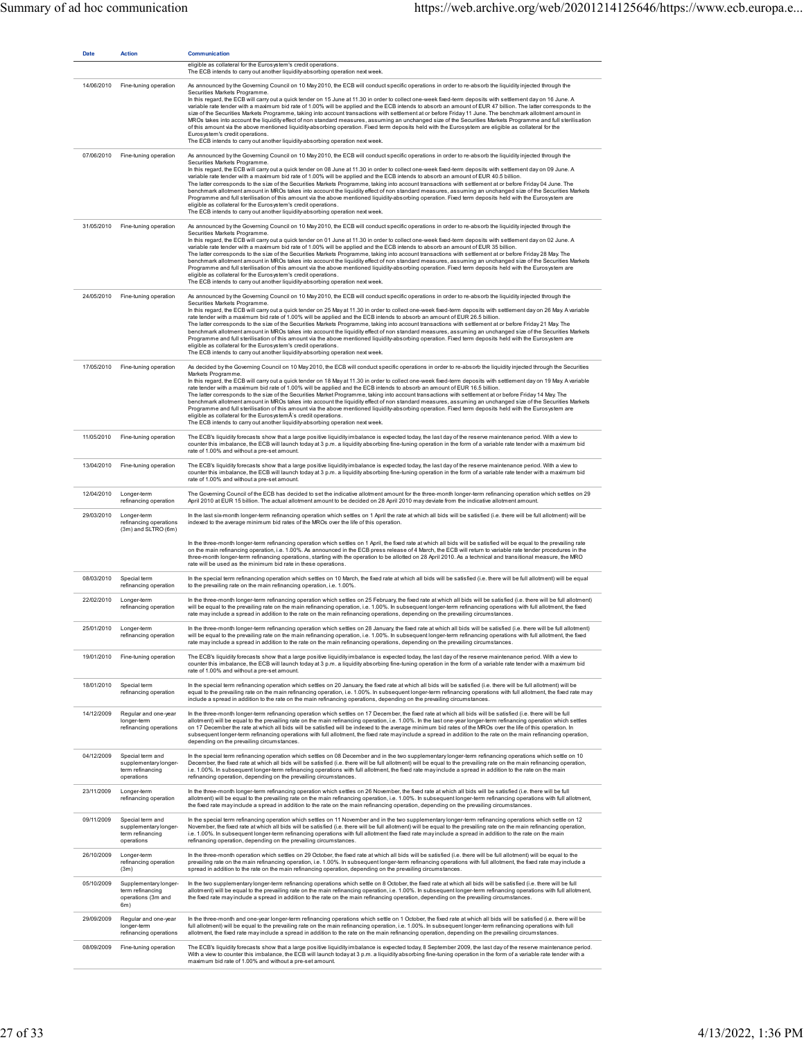| Date | Action | Communication |
|---|---|---|
| | | eligible as collateral for the Eurosystem's credit operations.<br>The ECB intends to carry out another liquidity-absorbing operation next week. |
| 14/06/2010 | Fine-tuning operation | As announced by the Governing Council on 10 May 2010, the ECB will conduct specific operations in order to re-absorb the liquidity injected through the Securities Markets Programme.<br>In this regard, the ECB will carry out a quick tender on 15 June at 11.30 in order to collect one-week fixed-term deposits with settlement day on 16 June. A variable rate tender with a maximum bid rate of 1.00% will be applied and the ECB intends to absorb an amount of EUR 47 billion. The latter corresponds to the size of the Securities Markets Programme, taking into account transactions with settlement at or before Friday 11 June. The benchmark allotment amount in MROs takes into account the liquidity effect of non standard measures, assuming an unchanged size of the Securities Markets Programme and full sterilisation of this amount via the above mentioned liquidity-absorbing operation. Fixed term deposits held with the Eurosystem are eligible as collateral for the Eurosystem's credit operations.<br>The ECB intends to carry out another liquidity-absorbing operation next week. |
| 07/06/2010 | Fine-tuning operation | As announced by the Governing Council on 10 May 2010, the ECB will conduct specific operations in order to re-absorb the liquidity injected through the Securities Markets Programme.<br>In this regard, the ECB will carry out a quick tender on 08 June at 11.30 in order to collect one-week fixed-term deposits with settlement day on 09 June. A variable rate tender with a maximum bid rate of 1.00% will be applied and the ECB intends to absorb an amount of EUR 40.5 billion.<br>The latter corresponds to the size of the Securities Markets Programme, taking into account transactions with settlement at or before Friday 04 June. The benchmark allotment amount in MROs takes into account the liquidity effect of non standard measures, assuming an unchanged size of the Securities Markets Programme and full sterilisation of this amount via the above mentioned liquidity-absorbing operation. Fixed term deposits held with the Eurosystem are eligible as collateral for the Eurosystem's credit operations.<br>The ECB intends to carry out another liquidity-absorbing operation next week. |
| 31/05/2010 | Fine-tuning operation | As announced by the Governing Council on 10 May 2010, the ECB will conduct specific operations in order to re-absorb the liquidity injected through the Securities Markets Programme.<br>In this regard, the ECB will carry out a quick tender on 01 June at 11.30 in order to collect one-week fixed-term deposits with settlement day on 02 June. A variable rate tender with a maximum bid rate of 1.00% will be applied and the ECB intends to absorb an amount of EUR 35 billion.<br>The latter corresponds to the size of the Securities Markets Programme, taking into account transactions with settlement at or before Friday 28 May. The benchmark allotment amount in MROs takes into account the liquidity effect of non standard measures, assuming an unchanged size of the Securities Markets Programme and full sterilisation of this amount via the above mentioned liquidity-absorbing operation. Fixed term deposits held with the Eurosystem are eligible as collateral for the Eurosystem's credit operations.<br>The ECB intends to carry out another liquidity-absorbing operation next week. |
| 24/05/2010 | Fine-tuning operation | As announced by the Governing Council on 10 May 2010, the ECB will conduct specific operations in order to re-absorb the liquidity injected through the Securities Markets Programme.<br>In this regard, the ECB will carry out a quick tender on 25 May at 11.30 in order to collect one-week fixed-term deposits with settlement day on 26 May. A variable rate tender with a maximum bid rate of 1.00% will be applied and the ECB intends to absorb an amount of EUR 26.5 billion.<br>The latter corresponds to the size of the Securities Markets Programme, taking into account transactions with settlement at or before Friday 21 May. The benchmark allotment amount in MROs takes into account the liquidity effect of non standard measures, assuming an unchanged size of the Securities Markets Programme and full sterilisation of this amount via the above mentioned liquidity-absorbing operation. Fixed term deposits held with the Eurosystem are eligible as collateral for the Eurosystem's credit operations.<br>The ECB intends to carry out another liquidity-absorbing operation next week. |
| 17/05/2010 | Fine-tuning operation | As decided by the Governing Council on 10 May 2010, the ECB will conduct specific operations in order to re-absorb the liquidity injected through the Securities Markets Programme.<br>In this regard, the ECB will carry out a quick tender on 18 May at 11.30 in order to collect one-week fixed-term deposits with settlement day on 19 May. A variable rate tender with a maximum bid rate of 1.00% will be applied and the ECB intends to absorb an amount of EUR 16.5 billion.<br>The latter corresponds to the size of the Securities Market Programme, taking into account transactions with settlement at or before Friday 14 May. The benchmark allotment amount in MROs takes into account the liquidity effect of non standard measures, assuming an unchanged size of the Securities Markets Programme and full sterilisation of this amount via the above mentioned liquidity-absorbing operation. Fixed term deposits held with the Eurosystem are eligible as collateral for the EurosystemÂ's credit operations.<br>The ECB intends to carry out another liquidity-absorbing operation next week. |
| 11/05/2010 | Fine-tuning operation | The ECB's liquidity forecasts show that a large positive liquidity imbalance is expected today, the last day of the reserve maintenance period. With a view to counter this imbalance, the ECB will launch today at 3 p.m. a liquidity absorbing fine-tuning operation in the form of a variable rate tender with a maximum bid rate of 1.00% and without a pre-set amount. |
| 13/04/2010 | Fine-tuning operation | The ECB's liquidity forecasts show that a large positive liquidity imbalance is expected today, the last day of the reserve maintenance period. With a view to counter this imbalance, the ECB will launch today at 3 p.m. a liquidity absorbing fine-tuning operation in the form of a variable rate tender with a maximum bid rate of 1.00% and without a pre-set amount. |
| 12/04/2010 | Longer-term refinancing operation | The Governing Council of the ECB has decided to set the indicative allotment amount for the three-month longer-term refinancing operation which settles on 29 April 2010 at EUR 15 billion. The actual allotment amount to be decided on 28 April 2010 may deviate from the indicative allotment amount. |
| 29/03/2010 | Longer-term refinancing operations (3m) and SLTRO (6m) | In the last six-month longer-term refinancing operation which settles on 1 April the rate at which all bids will be satisfied (i.e. there will be full allotment) will be indexed to the average minimum bid rates of the MROs over the life of this operation.<br><br>In the three-month longer-term refinancing operation which settles on 1 April, the fixed rate at which all bids will be satisfied will be equal to the prevailing rate on the main refinancing operation, i.e. 1.00%. As announced in the ECB press release of 4 March, the ECB will return to variable rate tender procedures in the three-month longer-term refinancing operations, starting with the operation to be allotted on 28 April 2010. As a technical and transitional measure, the MRO rate will be used as the minimum bid rate in these operations. |
| 08/03/2010 | Special term refinancing operation | In the special term refinancing operation which settles on 10 March, the fixed rate at which all bids will be satisfied (i.e. there will be full allotment) will be equal to the prevailing rate on the main refinancing operation, i.e. 1.00%. |
| 22/02/2010 | Longer-term refinancing operation | In the three-month longer-term refinancing operation which settles on 25 February, the fixed rate at which all bids will be satisfied (i.e. there will be full allotment) will be equal to the prevailing rate on the main refinancing operation, i.e. 1.00%. In subsequent longer-term refinancing operations with full allotment, the fixed rate may include a spread in addition to the rate on the main refinancing operations, depending on the prevailing circumstances. |
| 25/01/2010 | Longer-term refinancing operation | In the three-month longer-term refinancing operation which settles on 28 January, the fixed rate at which all bids will be satisfied (i.e. there will be full allotment) will be equal to the prevailing rate on the main refinancing operation, i.e. 1.00%. In subsequent longer-term refinancing operations with full allotment, the fixed rate may include a spread in addition to the rate on the main refinancing operations, depending on the prevailing circumstances. |
| 19/01/2010 | Fine-tuning operation | The ECB's liquidity forecasts show that a large positive liquidity imbalance is expected today, the last day of the reserve maintenance period. With a view to counter this imbalance, the ECB will launch today at 3 p.m. a liquidity absorbing fine-tuning operation in the form of a variable rate tender with a maximum bid rate of 1.00% and without a pre-set amount. |
| 18/01/2010 | Special term refinancing operation | In the special term refinancing operation which settles on 20 January, the fixed rate at which all bids will be satisfied (i.e. there will be full allotment) will be equal to the prevailing rate on the main refinancing operation, i.e. 1.00%. In subsequent longer-term refinancing operations with full allotment, the fixed rate may include a spread in addition to the rate on the main refinancing operations, depending on the prevailing circumstances. |
| 14/12/2009 | Regular and one-year longer-term refinancing operations | In the three-month longer-term refinancing operation which settles on 17 December, the fixed rate at which all bids will be satisfied (i.e. there will be full allotment) will be equal to the prevailing rate on the main refinancing operation, i.e. 1.00%. In the last one-year longer-term refinancing operation which settles on 17 December the rate at which all bids will be satisfied will be indexed to the average minimum bid rates of the MROs over the life of this operation. In subsequent longer-term refinancing operations with full allotment, the fixed rate may include a spread in addition to the rate on the main refinancing operation, depending on the prevailing circumstances. |
| 04/12/2009 | Special term and supplementary longer-term refinancing operations | In the special term refinancing operation which settles on 08 December and in the two supplementary longer-term refinancing operations which settle on 10 December, the fixed rate at which all bids will be satisfied (i.e. there will be full allotment) will be equal to the prevailing rate on the main refinancing operation, i.e. 1.00%. In subsequent longer-term refinancing operations with full allotment, the fixed rate may include a spread in addition to the rate on the main refinancing operation, depending on the prevailing circumstances. |
| 23/11/2009 | Longer-term refinancing operation | In the three-month longer-term refinancing operation which settles on 26 November, the fixed rate at which all bids will be satisfied (i.e. there will be full allotment) will be equal to the prevailing rate on the main refinancing operation, i.e. 1.00%. In subsequent longer-term refinancing operations with full allotment, the fixed rate may include a spread in addition to the rate on the main refinancing operation, depending on the prevailing circumstances. |
| 09/11/2009 | Special term and supplementary longer-term refinancing operations | In the special term refinancing operation which settles on 11 November and in the two supplementary longer-term refinancing operations which settle on 12 November, the fixed rate at which all bids will be satisfied (i.e. there will be full allotment) will be equal to the prevailing rate on the main refinancing operation, i.e. 1.00%. In subsequent longer-term refinancing operations with full allotment the fixed rate may include a spread in addition to the rate on the main refinancing operation, depending on the prevailing circumstances. |
| 26/10/2009 | Longer-term refinancing operation (3m) | In the three-month operation which settles on 29 October, the fixed rate at which all bids will be satisfied (i.e. there will be full allotment) will be equal to the prevailing rate on the main refinancing operation, i.e. 1.00%. In subsequent longer-term refinancing operations with full allotment, the fixed rate may include a spread in addition to the rate on the main refinancing operation, depending on the prevailing circumstances. |
| 05/10/2009 | Supplementary longer-term refinancing operations (3m and 6m) | In the two supplementary longer-term refinancing operations which settle on 8 October, the fixed rate at which all bids will be satisfied (i.e. there will be full allotment) will be equal to the prevailing rate on the main refinancing operation, i.e. 1.00%. In subsequent longer-term refinancing operations with full allotment, the fixed rate may include a spread in addition to the rate on the main refinancing operation, depending on the prevailing circumstances. |
| 29/09/2009 | Regular and one-year longer-term refinancing operations | In the three-month and one-year longer-term refinancing operations which settle on 1 October, the fixed rate at which all bids will be satisfied (i.e. there will be full allotment) will be equal to the prevailing rate on the main refinancing operation, i.e. 1.00%. In subsequent longer-term refinancing operations with full allotment, the fixed rate may include a spread in addition to the rate on the main refinancing operation, depending on the prevailing circumstances. |
| 08/09/2009 | Fine-tuning operation | The ECB's liquidity forecasts show that a large positive liquidity imbalance is expected today, 8 September 2009, the last day of the reserve maintenance period. With a view to counter this imbalance, the ECB will launch today at 3 p.m. a liquidity absorbing fine-tuning operation in the form of a variable rate tender with a maximum bid rate of 1.00% and without a pre-set amount. |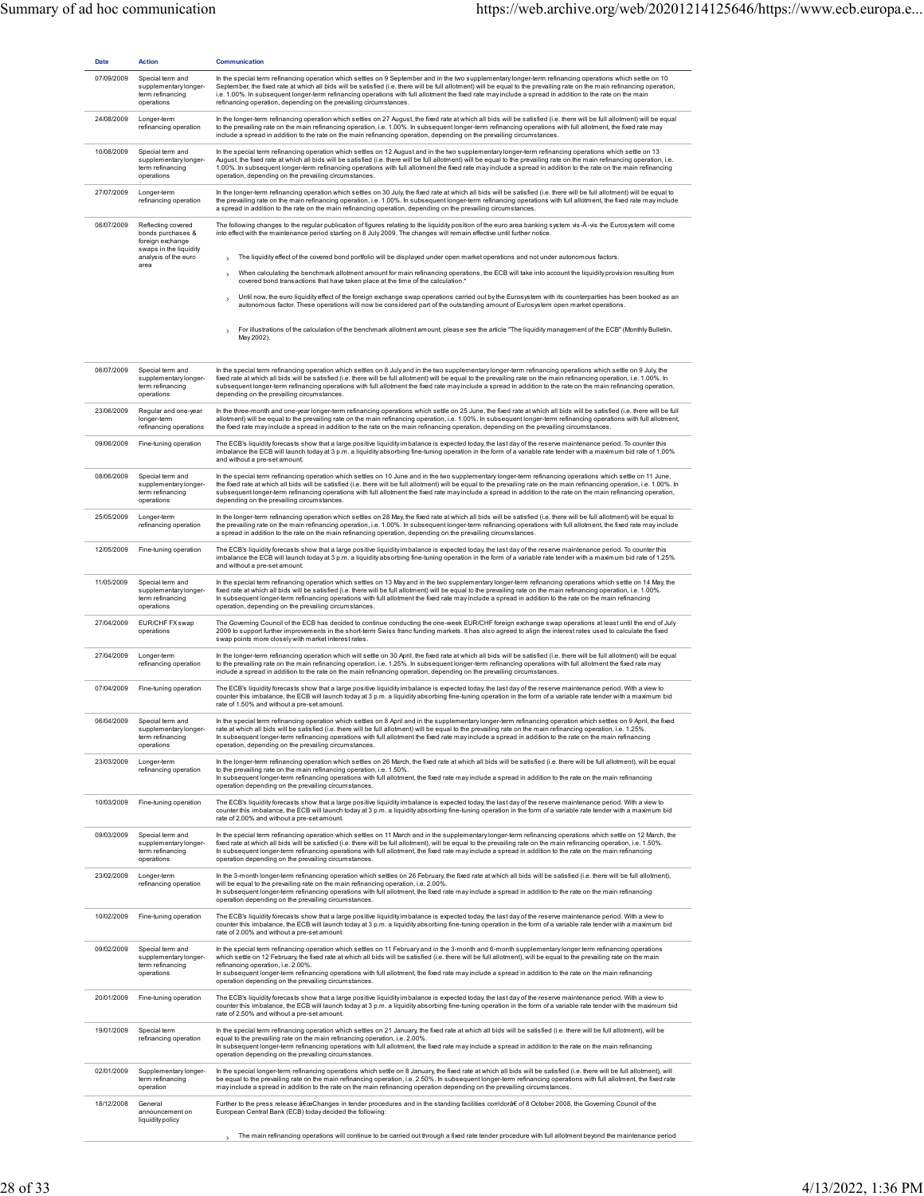| Date | Action | Communication |
|---|---|---|
| 07/09/2009 | Special term and supplementary longer-term refinancing operations | In the special term refinancing operation which settles on 9 September and in the two supplementary longer-term refinancing operations which settle on 10 September, the fixed rate at which all bids will be satisfied (i.e. there will be full allotment) will be equal to the prevailing rate on the main refinancing operation, i.e. 1.00%. In subsequent longer-term refinancing operations with full allotment the fixed rate may include a spread in addition to the rate on the main refinancing operation, depending on the prevailing circumstances. |
| 24/08/2009 | Longer-term refinancing operation | In the longer-term refinancing operation which settles on 27 August, the fixed rate at which all bids will be satisfied (i.e. there will be full allotment) will be equal to the prevailing rate on the main refinancing operation, i.e. 1.00%. In subsequent longer-term refinancing operations with full allotment, the fixed rate may include a spread in addition to the rate on the main refinancing operation, depending on the prevailing circumstances. |
| 10/08/2009 | Special term and supplementary longer-term refinancing operations | In the special term refinancing operation which settles on 12 August and in the two supplementary longer-term refinancing operations which settle on 13 August, the fixed rate at which all bids will be satisfied (i.e. there will be full allotment) will be equal to the prevailing rate on the main refinancing operation, i.e. 1.00%. In subsequent longer-term refinancing operations with full allotment the fixed rate may include a spread in addition to the rate on the main refinancing operation, depending on the prevailing circumstances. |
| 27/07/2009 | Longer-term refinancing operation | In the longer-term refinancing operation which settles on 30 July, the fixed rate at which all bids will be satisfied (i.e. there will be full allotment) will be equal to the prevailing rate on the main refinancing operation, i.e. 1.00%. In subsequent longer-term refinancing operations with full allotment, the fixed rate may include a spread in addition to the rate on the main refinancing operation, depending on the prevailing circumstances. |
| 06/07/2009 | Reflecting covered bonds purchases & foreign exchange swaps in the liquidity analysis of the euro area | The following changes to the regular publication of figures relating to the liquidity position of the euro area banking system vis-Ã -vis the Eurosystem will come into effect with the maintenance period starting on 8 July 2009. The changes will remain effective until further notice.<br>› The liquidity effect of the covered bond portfolio will be displayed under open market operations and not under autonomous factors.<br>› When calculating the benchmark allotment amount for main refinancing operations, the ECB will take into account the liquidity provision resulting from covered bond transactions that have taken place at the time of the calculation.*<br>› Until now, the euro liquidity effect of the foreign exchange swap operations carried out by the Eurosystem with its counterparties has been booked as an autonomous factor. These operations will now be considered part of the outstanding amount of Eurosystem open market operations.<br>› For illustrations of the calculation of the benchmark allotment amount, please see the article "The liquidity management of the ECB" (Monthly Bulletin, May 2002). |
| 06/07/2009 | Special term and supplementary longer-term refinancing operations | In the special term refinancing operation which settles on 8 July and in the two supplementary longer-term refinancing operations which settle on 9 July, the fixed rate at which all bids will be satisfied (i.e. there will be full allotment) will be equal to the prevailing rate on the main refinancing operation, i.e. 1.00%. In subsequent longer-term refinancing operations with full allotment the fixed rate may include a spread in addition to the rate on the main refinancing operation, depending on the prevailing circumstances. |
| 23/06/2009 | Regular and one-year longer-term refinancing operations | In the three-month and one-year longer-term refinancing operations which settle on 25 June, the fixed rate at which all bids will be satisfied (i.e. there will be full allotment) will be equal to the prevailing rate on the main refinancing operation, i.e. 1.00%. In subsequent longer-term refinancing operations with full allotment, the fixed rate may include a spread in addition to the rate on the main refinancing operation, depending on the prevailing circumstances. |
| 09/06/2009 | Fine-tuning operation | The ECB's liquidity forecasts show that a large positive liquidity imbalance is expected today, the last day of the reserve maintenance period. To counter this imbalance the ECB will launch today at 3 p.m. a liquidity absorbing fine-tuning operation in the form of a variable rate tender with a maximum bid rate of 1.00% and without a pre-set amount. |
| 08/06/2009 | Special term and supplementary longer-term refinancing operations | In the special term refinancing operation which settles on 10 June and in the two supplementary longer-term refinancing operations which settle on 11 June, the fixed rate at which all bids will be satisfied (i.e. there will be full allotment) will be equal to the prevailing rate on the main refinancing operation, i.e. 1.00%. In subsequent longer-term refinancing operations with full allotment the fixed rate may include a spread in addition to the rate on the main refinancing operation, depending on the prevailing circumstances. |
| 25/05/2009 | Longer-term refinancing operation | In the longer-term refinancing operation which settles on 28 May, the fixed rate at which all bids will be satisfied (i.e. there will be full allotment) will be equal to the prevailing rate on the main refinancing operation, i.e. 1.00%. In subsequent longer-term refinancing operations with full allotment, the fixed rate may include a spread in addition to the rate on the main refinancing operation, depending on the prevailing circumstances. |
| 12/05/2009 | Fine-tuning operation | The ECB's liquidity forecasts show that a large positive liquidity imbalance is expected today, the last day of the reserve maintenance period. To counter this imbalance the ECB will launch today at 3 p.m. a liquidity absorbing fine-tuning operation in the form of a variable rate tender with a maximum bid rate of 1.25% and without a pre-set amount. |
| 11/05/2009 | Special term and supplementary longer-term refinancing operations | In the special term refinancing operation which settles on 13 May and in the two supplementary longer-term refinancing operations which settle on 14 May, the fixed rate at which all bids will be satisfied (i.e. there will be full allotment) will be equal to the prevailing rate on the main refinancing operation, i.e. 1.00%. In subsequent longer-term refinancing operations with full allotment the fixed rate may include a spread in addition to the rate on the main refinancing operation, depending on the prevailing circumstances. |
| 27/04/2009 | EUR/CHF FX swap operations | The Governing Council of the ECB has decided to continue conducting the one-week EUR/CHF foreign exchange swap operations at least until the end of July 2009 to support further improvements in the short-term Swiss franc funding markets. It has also agreed to align the interest rates used to calculate the fixed swap points more closely with market interest rates. |
| 27/04/2009 | Longer-term refinancing operation | In the longer-term refinancing operation which will settle on 30 April, the fixed rate at which all bids will be satisfied (i.e. there will be full allotment) will be equal to the prevailing rate on the main refinancing operation, i.e. 1.25%. In subsequent longer-term refinancing operations with full allotment the fixed rate may include a spread in addition to the rate on the main refinancing operation, depending on the prevailing circumstances. |
| 07/04/2009 | Fine-tuning operation | The ECB's liquidity forecasts show that a large positive liquidity imbalance is expected today, the last day of the reserve maintenance period. With a view to counter this imbalance, the ECB will launch today at 3 p.m. a liquidity absorbing fine-tuning operation in the form of a variable rate tender with a maximum bid rate of 1.50% and without a pre-set amount. |
| 06/04/2009 | Special term and supplementary longer-term refinancing operations | In the special term refinancing operation which settles on 8 April and in the supplementary longer-term refinancing operation which settles on 9 April, the fixed rate at which all bids will be satisfied (i.e. there will be full allotment) will be equal to the prevailing rate on the main refinancing operation, i.e. 1.25%.<br>In subsequent longer-term refinancing operations with full allotment the fixed rate may include a spread in addition to the rate on the main refinancing operation, depending on the prevailing circumstances. |
| 23/03/2009 | Longer-term refinancing operation | In the longer-term refinancing operation which settles on 26 March, the fixed rate at which all bids will be satisfied (i.e. there will be full allotment), will be equal to the prevailing rate on the main refinancing operation, i.e. 1.50%.<br>In subsequent longer-term refinancing operations with full allotment, the fixed rate may include a spread in addition to the rate on the main refinancing operation depending on the prevailing circumstances. |
| 10/03/2009 | Fine-tuning operation | The ECB's liquidity forecasts show that a large positive liquidity imbalance is expected today, the last day of the reserve maintenance period. With a view to counter this imbalance, the ECB will launch today at 3 p.m. a liquidity absorbing fine-tuning operation in the form of a variable rate tender with a maximum bid rate of 2.00% and without a pre-set amount. |
| 09/03/2009 | Special term and supplementary longer-term refinancing operations | In the special term refinancing operation which settles on 11 March and in the supplementary longer-term refinancing operations which settle on 12 March, the fixed rate at which all bids will be satisfied (i.e. there will be full allotment), will be equal to the prevailing rate on the main refinancing operation, i.e. 1.50%.<br>In subsequent longer-term refinancing operations with full allotment, the fixed rate may include a spread in addition to the rate on the main refinancing operation depending on the prevailing circumstances. |
| 23/02/2009 | Longer-term refinancing operation | In the 3-month longer-term refinancing operation which settles on 26 February, the fixed rate at which all bids will be satisfied (i.e. there will be full allotment), will be equal to the prevailing rate on the main refinancing operation, i.e. 2.00%.<br>In subsequent longer-term refinancing operations with full allotment, the fixed rate may include a spread in addition to the rate on the main refinancing operation depending on the prevailing circumstances. |
| 10/02/2009 | Fine-tuning operation | The ECB's liquidity forecasts show that a large positive liquidity imbalance is expected today, the last day of the reserve maintenance period. With a view to counter this imbalance, the ECB will launch today at 3 p.m. a liquidity absorbing fine-tuning operation in the form of a variable rate tender with a maximum bid rate of 2.00% and without a pre-set amount. |
| 09/02/2009 | Special term and supplementary longer-term refinancing operations | In the special term refinancing operation which settles on 11 February and in the 3-month and 6-month supplementary longer term refinancing operations which settle on 12 February, the fixed rate at which all bids will be satisfied (i.e. there will be full allotment), will be equal to the prevailing rate on the main refinancing operation, i.e. 2.00%.<br>In subsequent longer-term refinancing operations with full allotment, the fixed rate may include a spread in addition to the rate on the main refinancing operation depending on the prevailing circumstances. |
| 20/01/2009 | Fine-tuning operation | The ECB's liquidity forecasts show that a large positive liquidity imbalance is expected today, the last day of the reserve maintenance period. With a view to counter this imbalance, the ECB will launch today at 3 p.m. a liquidity absorbing fine-tuning operation in the form of a variable rate tender with the maximum bid rate of 2.50% and without a pre-set amount. |
| 19/01/2009 | Special term refinancing operation | In the special term refinancing operation which settles on 21 January, the fixed rate at which all bids will be satisfied (i.e. there will be full allotment), will be equal to the prevailing rate on the main refinancing operation, i.e. 2.00%.<br>In subsequent longer-term refinancing operations with full allotment, the fixed rate may include a spread in addition to the rate on the main refinancing operation depending on the prevailing circumstances. |
| 02/01/2009 | Supplementary longer-term refinancing operation | In the special longer-term refinancing operations which settle on 8 January, the fixed rate at which all bids will be satisfied (i.e. there will be full allotment), will be equal to the prevailing rate on the main refinancing operation, i.e. 2.50%. In subsequent longer-term refinancing operations with full allotment, the fixed rate may include a spread in addition to the rate on the main refinancing operation depending on the prevailing circumstances. |
| 18/12/2008 | General announcement on liquidity policy | Further to the press release â€œChanges in tender procedures and in the standing facilities corridorâ€ of 8 October 2008, the Governing Council of the European Central Bank (ECB) today decided the following:<br>› The main refinancing operations will continue to be carried out through a fixed rate tender procedure with full allotment beyond the maintenance period |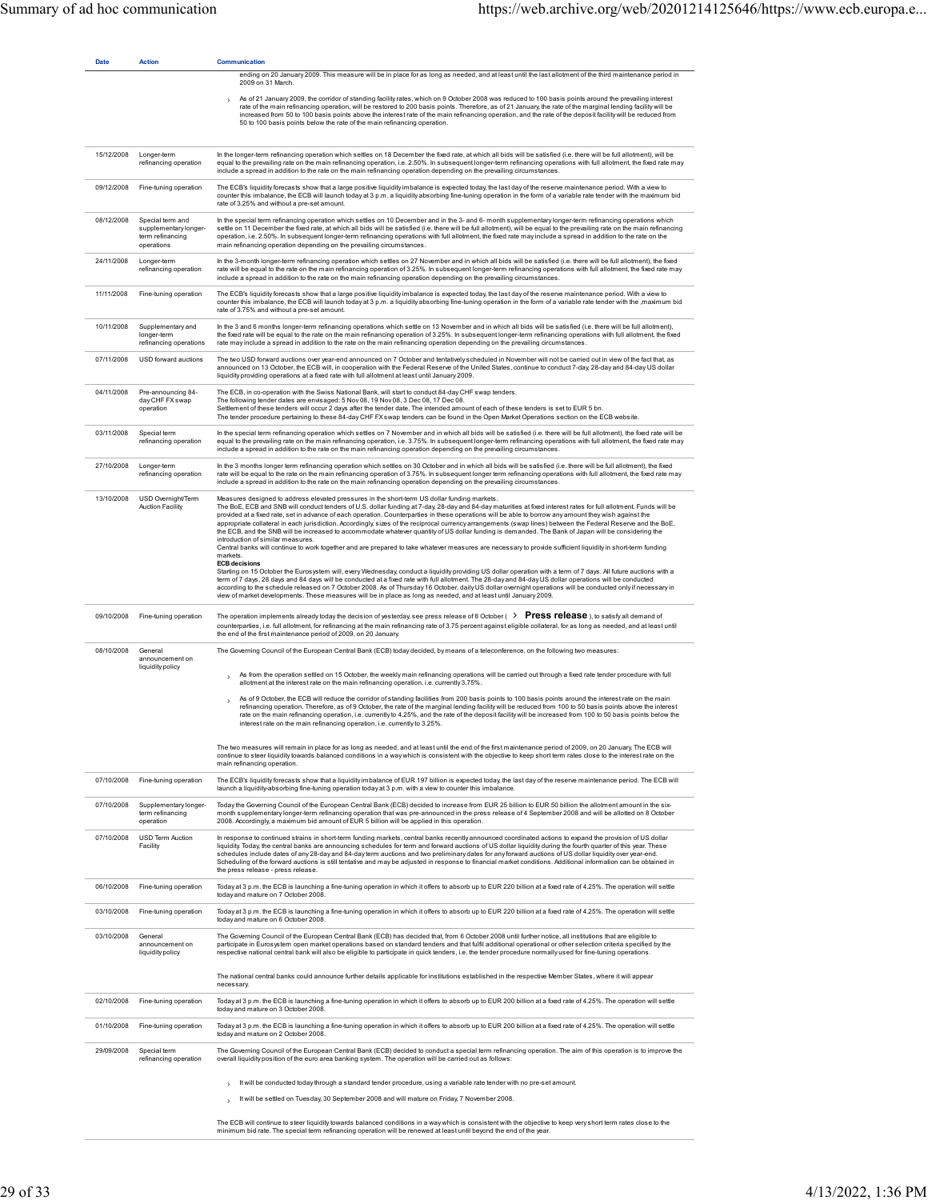| Date | Action | Communication |
| --- | --- | --- |
| | | ending on 20 January 2009. This measure will be in place for as long as needed, and at least until the last allotment of the third maintenance period in 2009 on 31 March.<br><br>› As of 21 January 2009, the corridor of standing facility rates, which on 9 October 2008 was reduced to 100 basis points around the prevailing interest rate of the main refinancing operation, will be restored to 200 basis points. Therefore, as of 21 January, the rate of the marginal lending facility will be increased from 50 to 100 basis points above the interest rate of the main refinancing operation, and the rate of the deposit facility will be reduced from 50 to 100 basis points below the rate of the main refinancing operation. |
| 15/12/2008 | Longer-term refinancing operation | In the longer-term refinancing operation which settles on 18 December the fixed rate, at which all bids will be satisfied (i.e. there will be full allotment), will be equal to the prevailing rate on the main refinancing operation, i.e. 2.50%. In subsequent longer-term refinancing operations with full allotment, the fixed rate may include a spread in addition to the rate on the main refinancing operation depending on the prevailing circumstances. |
| 09/12/2008 | Fine-tuning operation | The ECB's liquidity forecasts show that a large positive liquidity imbalance is expected today, the last day of the reserve maintenance period. With a view to counter this imbalance, the ECB will launch today at 3 p.m. a liquidity absorbing fine-tuning operation in the form of a variable rate tender with the maximum bid rate of 3.25% and without a pre-set amount. |
| 08/12/2008 | Special term and supplementary longer-term refinancing operations | In the special term refinancing operation which settles on 10 December and in the 3- and 6- month supplementary longer-term refinancing operations which settle on 11 December the fixed rate, at which all bids will be satisfied (i.e. there will be full allotment), will be equal to the prevailing rate on the main refinancing operation, i.e. 2.50%. In subsequent longer-term refinancing operations with full allotment, the fixed rate may include a spread in addition to the rate on the main refinancing operation depending on the prevailing circumstances. |
| 24/11/2008 | Longer-term refinancing operation | In the 3-month longer-term refinancing operation which settles on 27 November and in which all bids will be satisfied (i.e. there will be full allotment), the fixed rate will be equal to the rate on the main refinancing operation of 3.25%. In subsequent longer-term refinancing operations with full allotment, the fixed rate may include a spread in addition to the rate on the main refinancing operation depending on the prevailing circumstances. |
| 11/11/2008 | Fine-tuning operation | The ECB's liquidity forecasts show that a large positive liquidity imbalance is expected today, the last day of the reserve maintenance period. With a view to counter this imbalance, the ECB will launch today at 3 p.m. a liquidity absorbing fine-tuning operation in the form of a variable rate tender with the ,maximum bid rate of 3.75% and without a pre-set amount. |
| 10/11/2008 | Supplementary and longer-term refinancing operations | In the 3 and 6 months longer-term refinancing operations which settle on 13 November and in which all bids will be satisfied (i.e. there will be full allotment), the fixed rate will be equal to the rate on the main refinancing operation of 3.25%. In subsequent longer-term refinancing operations with full allotment, the fixed rate may include a spread in addition to the rate on the main refinancing operation depending on the prevailing circumstances. |
| 07/11/2008 | USD forward auctions | The two USD forward auctions over year-end announced on 7 October and tentatively scheduled in November will not be carried out in view of the fact that, as announced on 13 October, the ECB will, in cooperation with the Federal Reserve of the United States, continue to conduct 7-day, 28-day and 84-day US dollar liquidity providing operations at a fixed rate with full allotment at least until January 2009. |
| 04/11/2008 | Pre-announcing 84-day CHF FX swap operation | The ECB, in co-operation with the Swiss National Bank, will start to conduct 84-day CHF swap tenders.<br>The following tender dates are envisaged: 5 Nov 08, 19 Nov 08, 3 Dec 08, 17 Dec 08.<br>Settlement of these tenders will occur 2 days after the tender date. The intended amount of each of these tenders is set to EUR 5 bn.<br>The tender procedure pertaining to these 84-day CHF FX swap tenders can be found in the Open Market Operations section on the ECB website. |
| 03/11/2008 | Special term refinancing operation | In the special term refinancing operation which settles on 7 November and in which all bids will be satisfied (i.e. there will be full allotment), the fixed rate will be equal to the prevailing rate on the main refinancing operation, i.e. 3.75%. In subsequent longer-term refinancing operations with full allotment, the fixed rate may include a spread in addition to the rate on the main refinancing operation depending on the prevailing circumstances. |
| 27/10/2008 | Longer-term refinancing operation | In the 3 months longer term refinancing operation which settles on 30 October and in which all bids will be satisfied (i.e. there will be full allotment), the fixed rate will be equal to the rate on the main refinancing operation of 3.75%. In subsequent longer term refinancing operations with full allotment, the fixed rate may include a spread in addition to the rate on the main refinancing operation depending on the prevailing circumstances. |
| 13/10/2008 | USD Overnight/Term Auction Facility | Measures designed to address elevated pressures in the short-term US dollar funding markets.<br>The BoE, ECB and SNB will conduct tenders of U.S. dollar funding at 7-day, 28-day and 84-day maturities at fixed interest rates for full allotment. Funds will be provided at a fixed rate, set in advance of each operation. Counterparties in these operations will be able to borrow any amount they wish against the appropriate collateral in each jurisdiction. Accordingly, sizes of the reciprocal currency arrangements (swap lines) between the Federal Reserve and the BoE, the ECB, and the SNB will be increased to accommodate whatever quantity of US dollar funding is demanded. The Bank of Japan will be considering the introduction of similar measures.<br>Central banks will continue to work together and are prepared to take whatever measures are necessary to provide sufficient liquidity in short-term funding markets.<br>**ECB decisions**<br>Starting on 15 October the Eurosystem will, every Wednesday, conduct a liquidity providing US dollar operation with a term of 7 days. All future auctions with a term of 7 days, 28 days and 84 days will be conducted at a fixed rate with full allotment. The 28-day and 84-day US dollar operations will be conducted according to the schedule released on 7 October 2008. As of Thursday 16 October, daily US dollar overnight operations will be conducted only if necessary in view of market developments. These measures will be in place as long as needed, and at least until January 2009. |
| 09/10/2008 | Fine-tuning operation | The operation implements already today the decision of yesterday, see press release of 8 October ( › **Press release** ), to satisfy all demand of counterparties, i.e. full allotment, for refinancing at the main refinancing rate of 3.75 percent against eligible collateral, for as long as needed, and at least until the end of the first maintenance period of 2009, on 20 January. |
| 08/10/2008 | General announcement on liquidity policy | The Governing Council of the European Central Bank (ECB) today decided, by means of a teleconference, on the following two measures:<br><br>› As from the operation settled on 15 October, the weekly main refinancing operations will be carried out through a fixed rate tender procedure with full allotment at the interest rate on the main refinancing operation, i.e. currently 3.75%.<br><br>› As of 9 October, the ECB will reduce the corridor of standing facilities from 200 basis points to 100 basis points around the interest rate on the main refinancing operation. Therefore, as of 9 October, the rate of the marginal lending facility will be reduced from 100 to 50 basis points above the interest rate on the main refinancing operation, i.e. currently to 4.25%, and the rate of the deposit facility will be increased from 100 to 50 basis points below the interest rate on the main refinancing operation, i.e. currently to 3.25%.<br><br>The two measures will remain in place for as long as needed, and at least until the end of the first maintenance period of 2009, on 20 January. The ECB will continue to steer liquidity towards balanced conditions in a way which is consistent with the objective to keep short term rates close to the interest rate on the main refinancing operation. |
| 07/10/2008 | Fine-tuning operation | The ECB's liquidity forecasts show that a liquidity imbalance of EUR 197 billion is expected today, the last day of the reserve maintenance period. The ECB will launch a liquidity-absorbing fine-tuning operation today at 3 p.m. with a view to counter this imbalance. |
| 07/10/2008 | Supplementary longer-term refinancing operation | Today the Governing Council of the European Central Bank (ECB) decided to increase from EUR 25 billion to EUR 50 billion the allotment amount in the six-month supplementary longer-term refinancing operation that was pre-announced in the press release of 4 September 2008 and will be allotted on 8 October 2008. Accordingly, a maximum bid amount of EUR 5 billion will be applied in this operation. |
| 07/10/2008 | USD Term Auction Facility | In response to continued strains in short-term funding markets, central banks recently announced coordinated actions to expand the provision of US dollar liquidity. Today, the central banks are announcing schedules for term and forward auctions of US dollar liquidity during the fourth quarter of this year. These schedules include dates of any 28-day and 84-day term auctions and two preliminary dates for any forward auctions of US dollar liquidity over year-end. Scheduling of the forward auctions is still tentative and may be adjusted in response to financial market conditions. Additional information can be obtained in the press release - press release. |
| 06/10/2008 | Fine-tuning operation | Today at 3 p.m. the ECB is launching a fine-tuning operation in which it offers to absorb up to EUR 220 billion at a fixed rate of 4.25%. The operation will settle today and mature on 7 October 2008. |
| 03/10/2008 | Fine-tuning operation | Today at 3 p.m. the ECB is launching a fine-tuning operation in which it offers to absorb up to EUR 220 billion at a fixed rate of 4.25%. The operation will settle today and mature on 6 October 2008. |
| 03/10/2008 | General announcement on liquidity policy | The Governing Council of the European Central Bank (ECB) has decided that, from 6 October 2008 until further notice, all institutions that are eligible to participate in Eurosystem open market operations based on standard tenders and that fulfil additional operational or other selection criteria specified by the respective national central bank will also be eligible to participate in quick tenders, i.e. the tender procedure normally used for fine-tuning operations.<br><br>The national central banks could announce further details applicable for institutions established in the respective Member States, where it will appear necessary. |
| 02/10/2008 | Fine-tuning operation | Today at 3 p.m. the ECB is launching a fine-tuning operation in which it offers to absorb up to EUR 200 billion at a fixed rate of 4.25%. The operation will settle today and mature on 3 October 2008. |
| 01/10/2008 | Fine-tuning operation | Today at 3 p.m. the ECB is launching a fine-tuning operation in which it offers to absorb up to EUR 200 billion at a fixed rate of 4.25%. The operation will settle today and mature on 2 October 2008. |
| 29/09/2008 | Special term refinancing operation | The Governing Council of the European Central Bank (ECB) decided to conduct a special term refinancing operation. The aim of this operation is to improve the overall liquidity position of the euro area banking system. The operation will be carried out as follows:<br><br>› It will be conducted today through a standard tender procedure, using a variable rate tender with no pre-set amount.<br><br>› It will be settled on Tuesday, 30 September 2008 and will mature on Friday, 7 November 2008.<br><br>The ECB will continue to steer liquidity towards balanced conditions in a way which is consistent with the objective to keep very short term rates close to the minimum bid rate. The special term refinancing operation will be renewed at least until beyond the end of the year. |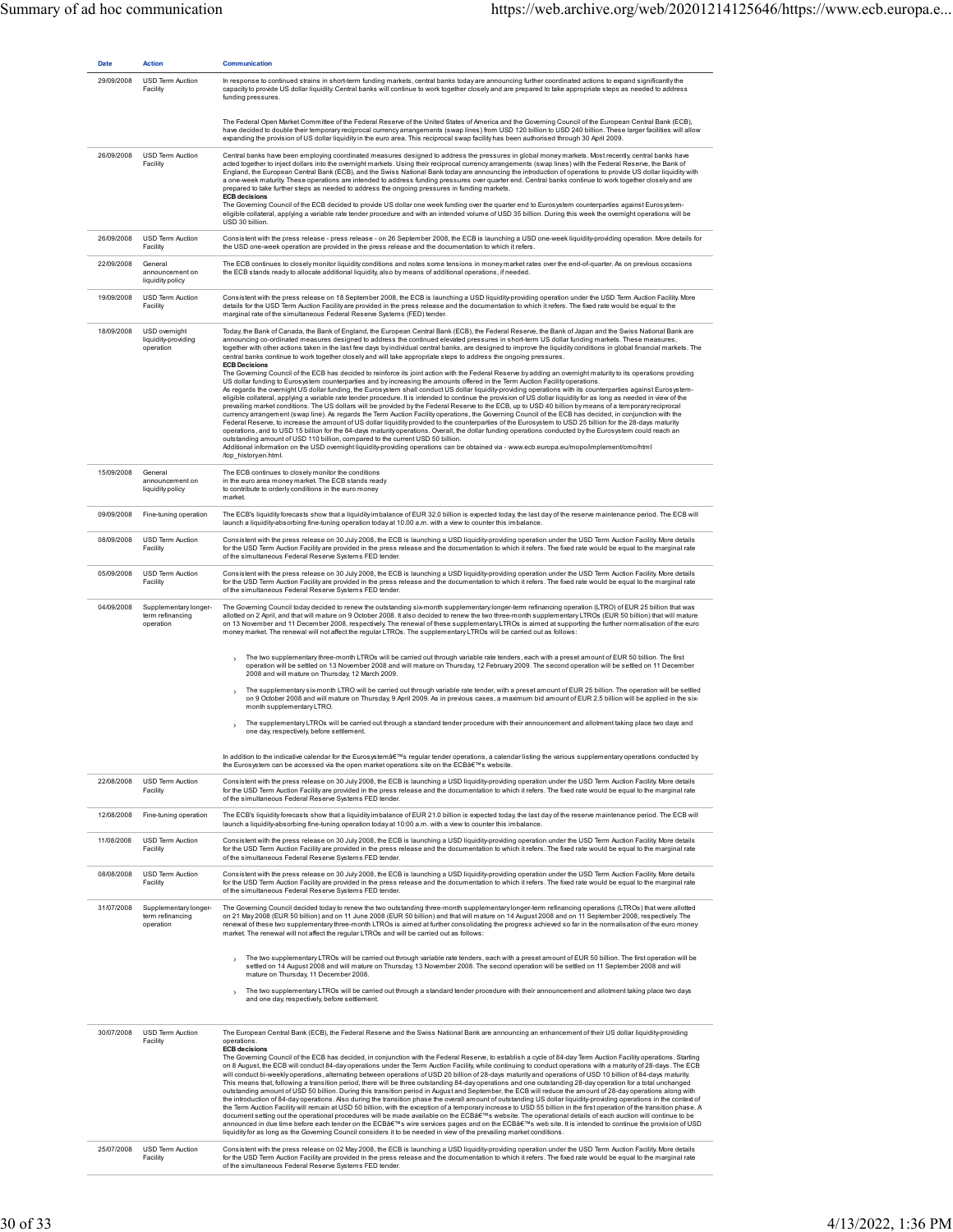| Date | Action | Communication |
| --- | --- | --- |
| 29/09/2008 | USD Term Auction Facility | In response to continued strains in short-term funding markets, central banks today are announcing further coordinated actions to expand significantly the capacity to provide US dollar liquidity. Central banks will continue to work together closely and are prepared to take appropriate steps as needed to address funding pressures.<br><br>The Federal Open Market Committee of the Federal Reserve of the United States of America and the Governing Council of the European Central Bank (ECB), have decided to double their temporary reciprocal currency arrangements (swap lines) from USD 120 billion to USD 240 billion. These larger facilities will allow expanding the provision of US dollar liquidity in the euro area. This reciprocal swap facility has been authorised through 30 April 2009. |
| 26/09/2008 | USD Term Auction Facility | Central banks have been employing coordinated measures designed to address the pressures in global money markets. Most recently, central banks have acted together to inject dollars into the overnight markets. Using their reciprocal currency arrangements (swap lines) with the Federal Reserve, the Bank of England, the European Central Bank (ECB), and the Swiss National Bank today are announcing the introduction of operations to provide US dollar liquidity with a one-week maturity. These operations are intended to address funding pressures over quarter end. Central banks continue to work together closely and are prepared to take further steps as needed to address the ongoing pressures in funding markets.<br>**ECB decisions**<br>The Governing Council of the ECB decided to provide US dollar one week funding over the quarter end to Eurosystem counterparties against Eurosystem-eligible collateral, applying a variable rate tender procedure and with an intended volume of USD 35 billion. During this week the overnight operations will be USD 30 billion. |
| 26/09/2008 | USD Term Auction Facility | Consistent with the press release - press release - on 26 September 2008, the ECB is launching a USD one-week liquidity-providing operation. More details for the USD one-week operation are provided in the press release and the documentation to which it refers. |
| 22/09/2008 | General announcement on liquidity policy | The ECB continues to closely monitor liquidity conditions and notes some tensions in money market rates over the end-of-quarter. As on previous occasions the ECB stands ready to allocate additional liquidity, also by means of additional operations, if needed. |
| 19/09/2008 | USD Term Auction Facility | Consistent with the press release on 18 September 2008, the ECB is launching a USD liquidity-providing operation under the USD Term Auction Facility. More details for the USD Term Auction Facility are provided in the press release and the documentation to which it refers. The fixed rate would be equal to the marginal rate of the simultaneous Federal Reserve Systems (FED) tender. |
| 18/09/2008 | USD overnight liquidity-providing operation | Today, the Bank of Canada, the Bank of England, the European Central Bank (ECB), the Federal Reserve, the Bank of Japan and the Swiss National Bank are announcing co-ordinated measures designed to address the continued elevated pressures in short-term US dollar funding markets. These measures, together with other actions taken in the last few days by individual central banks, are designed to improve the liquidity conditions in global financial markets. The central banks continue to work together closely and will take appropriate steps to address the ongoing pressures.<br>**ECB Decisions**<br>The Governing Council of the ECB has decided to reinforce its joint action with the Federal Reserve by adding an overnight maturity to its operations providing US dollar funding to Eurosystem counterparties and by increasing the amounts offered in the Term Auction Facility operations.<br>As regards the overnight US dollar funding, the Eurosystem shall conduct US dollar liquidity-providing operations with its counterparties against Eurosystem-eligible collateral, applying a variable rate tender procedure. It is intended to continue the provision of US dollar liquidity for as long as needed in view of the prevailing market conditions. The US dollars will be provided by the Federal Reserve to the ECB, up to USD 40 billion by means of a temporary reciprocal currency arrangement (swap line). As regards the Term Auction Facility operations, the Governing Council of the ECB has decided, in conjunction with the Federal Reserve, to increase the amount of US dollar liquidity provided to the counterparties of the Eurosystem to USD 25 billion for the 28-days maturity operations, and to USD 15 billion for the 84-days maturity operations. Overall, the dollar funding operations conducted by the Eurosystem could reach an outstanding amount of USD 110 billion, compared to the current USD 50 billion.<br>Additional information on the USD overnight liquidity-providing operations can be obtained via - www.ecb.europa.eu/mopo/implement/omo/html/top_historyen.html. |
| 15/09/2008 | General announcement on liquidity policy | The ECB continues to closely monitor the conditions in the euro area money market. The ECB stands ready to contribute to orderly conditions in the euro money market. |
| 09/09/2008 | Fine-tuning operation | The ECB's liquidity forecasts show that a liquidity imbalance of EUR 32.0 billion is expected today, the last day of the reserve maintenance period. The ECB will launch a liquidity-absorbing fine-tuning operation today at 10.00 a.m. with a view to counter this imbalance. |
| 08/09/2008 | USD Term Auction Facility | Consistent with the press release on 30 July 2008, the ECB is launching a USD liquidity-providing operation under the USD Term Auction Facility. More details for the USD Term Auction Facility are provided in the press release and the documentation to which it refers. The fixed rate would be equal to the marginal rate of the simultaneous Federal Reserve Systems FED tender. |
| 05/09/2008 | USD Term Auction Facility | Consistent with the press release on 30 July 2008, the ECB is launching a USD liquidity-providing operation under the USD Term Auction Facility. More details for the USD Term Auction Facility are provided in the press release and the documentation to which it refers. The fixed rate would be equal to the marginal rate of the simultaneous Federal Reserve Systems FED tender. |
| 04/09/2008 | Supplementary longer-term refinancing operation | The Governing Council today decided to renew the outstanding six-month supplementary longer-term refinancing operation (LTRO) of EUR 25 billion that was allotted on 2 April, and that will mature on 9 October 2008. It also decided to renew the two three-month supplementary LTROs (EUR 50 billion) that will mature on 13 November and 11 December 2008, respectively. The renewal of these supplementary LTROs is aimed at supporting the further normalisation of the euro money market. The renewal will not affect the regular LTROs. The supplementary LTROs will be carried out as follows:<br><br>› The two supplementary three-month LTROs will be carried out through variable rate tenders, each with a preset amount of EUR 50 billion. The first operation will be settled on 13 November 2008 and will mature on Thursday, 12 February 2009. The second operation will be settled on 11 December 2008 and will mature on Thursday, 12 March 2009.<br><br>› The supplementary six-month LTRO will be carried out through variable rate tender, with a preset amount of EUR 25 billion. The operation will be settled on 9 October 2008 and will mature on Thursday, 9 April 2009. As in previous cases, a maximum bid amount of EUR 2.5 billion will be applied in the six-month supplementary LTRO.<br><br>› The supplementary LTROs will be carried out through a standard tender procedure with their announcement and allotment taking place two days and one day, respectively, before settlement.<br><br>In addition to the indicative calendar for the Eurosystemâ€™s regular tender operations, a calendar listing the various supplementary operations conducted by the Eurosystem can be accessed via the open market operations site on the ECBâ€™s website. |
| 22/08/2008 | USD Term Auction Facility | Consistent with the press release on 30 July 2008, the ECB is launching a USD liquidity-providing operation under the USD Term Auction Facility. More details for the USD Term Auction Facility are provided in the press release and the documentation to which it refers. The fixed rate would be equal to the marginal rate of the simultaneous Federal Reserve Systems FED tender. |
| 12/08/2008 | Fine-tuning operation | The ECB's liquidity forecasts show that a liquidity imbalance of EUR 21.0 billion is expected today, the last day of the reserve maintenance period. The ECB will launch a liquidity-absorbing fine-tuning operation today at 10:00 a.m. with a view to counter this imbalance. |
| 11/08/2008 | USD Term Auction Facility | Consistent with the press release on 30 July 2008, the ECB is launching a USD liquidity-providing operation under the USD Term Auction Facility. More details for the USD Term Auction Facility are provided in the press release and the documentation to which it refers. The fixed rate would be equal to the marginal rate of the simultaneous Federal Reserve Systems FED tender. |
| 08/08/2008 | USD Term Auction Facility | Consistent with the press release on 30 July 2008, the ECB is launching a USD liquidity-providing operation under the USD Term Auction Facility. More details for the USD Term Auction Facility are provided in the press release and the documentation to which it refers. The fixed rate would be equal to the marginal rate of the simultaneous Federal Reserve Systems FED tender. |
| 31/07/2008 | Supplementary longer-term refinancing operation | The Governing Council decided today to renew the two outstanding three-month supplementary longer-term refinancing operations (LTROs) that were allotted on 21 May 2008 (EUR 50 billion) and on 11 June 2008 (EUR 50 billion) and that will mature on 14 August 2008 and on 11 September 2008, respectively. The renewal of these two supplementary three-month LTROs is aimed at further consolidating the progress achieved so far in the normalisation of the euro money market. The renewal will not affect the regular LTROs and will be carried out as follows:<br><br>› The two supplementary LTROs will be carried out through variable rate tenders, each with a preset amount of EUR 50 billion. The first operation will be settled on 14 August 2008 and will mature on Thursday, 13 November 2008. The second operation will be settled on 11 September 2008 and will mature on Thursday, 11 December 2008.<br><br>› The two supplementary LTROs will be carried out through a standard tender procedure with their announcement and allotment taking place two days and one day, respectively, before settlement. |
| 30/07/2008 | USD Term Auction Facility | The European Central Bank (ECB), the Federal Reserve and the Swiss National Bank are announcing an enhancement of their US dollar liquidity-providing operations.<br>**ECB decisions**<br>The Governing Council of the ECB has decided, in conjunction with the Federal Reserve, to establish a cycle of 84-day Term Auction Facility operations. Starting on 8 August, the ECB will conduct 84-day operations under the Term Auction Facility, while continuing to conduct operations with a maturity of 28-days. The ECB will conduct bi-weekly operations, alternating between operations of USD 20 billion of 28-days maturity and operations of USD 10 billion of 84-days maturity. This means that, following a transition period, there will be three outstanding 84-day operations and one outstanding 28-day operation for a total unchanged outstanding amount of USD 50 billion. During this transition period in August and September, the ECB will reduce the amount of 28-day operations along with the introduction of 84-day operations. Also during the transition phase the overall amount of outstanding US dollar liquidity-providing operations in the context of the Term Auction Facility will remain at USD 50 billion, with the exception of a temporary increase to USD 55 billion in the first operation of the transition phase. A document setting out the operational procedures will be made available on the ECBâ€™s website. The operational details of each auction will continue to be announced in due time before each tender on the ECBâ€™s wire services pages and on the ECBâ€™s web site. It is intended to continue the provision of USD liquidity for as long as the Governing Council considers it to be needed in view of the prevailing market conditions. |
| 25/07/2008 | USD Term Auction Facility | Consistent with the press release on 02 May 2008, the ECB is launching a USD liquidity-providing operation under the USD Term Auction Facility. More details for the USD Term Auction Facility are provided in the press release and the documentation to which it refers. The fixed rate would be equal to the marginal rate of the simultaneous Federal Reserve Systems FED tender. |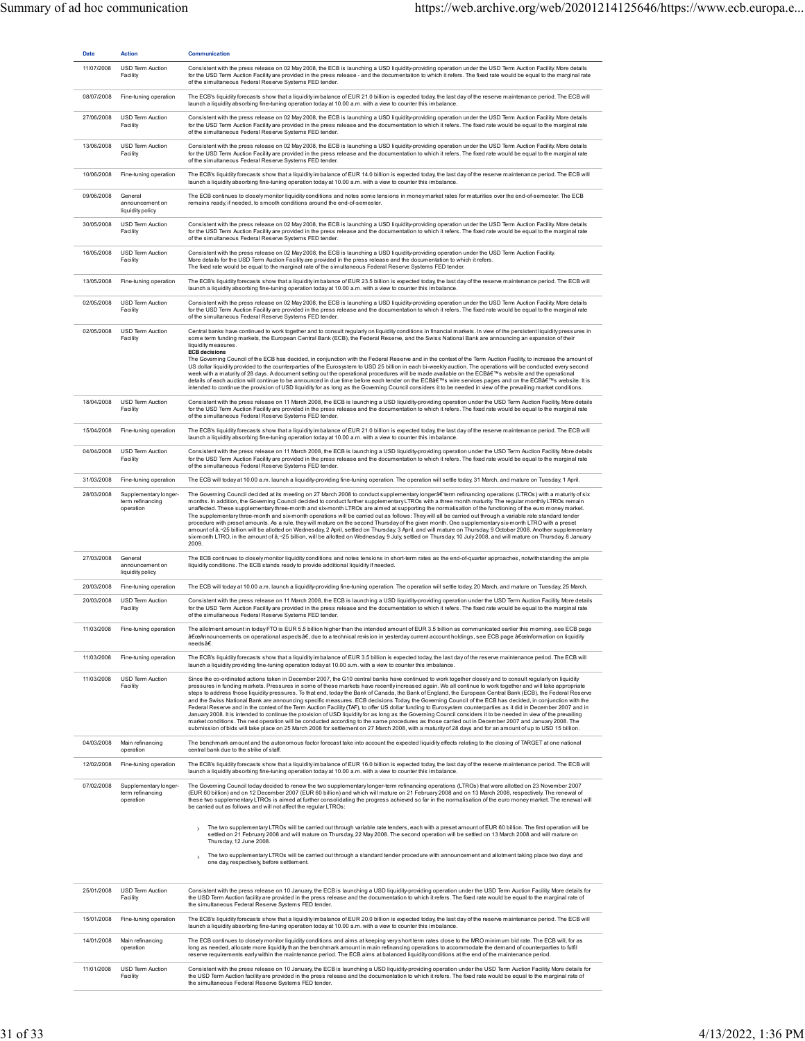| Date | Action | Communication |
|---|---|---|
| 11/07/2008 | USD Term Auction Facility | Consistent with the press release on 02 May 2008, the ECB is launching a USD liquidity-providing operation under the USD Term Auction Facility. More details for the USD Term Auction Facility are provided in the press release - and the documentation to which it refers. The fixed rate would be equal to the marginal rate of the simultaneous Federal Reserve Systems FED tender. |
| 08/07/2008 | Fine-tuning operation | The ECB's liquidity forecasts show that a liquidity imbalance of EUR 21.0 billion is expected today, the last day of the reserve maintenance period. The ECB will launch a liquidity absorbing fine-tuning operation today at 10.00 a.m. with a view to counter this imbalance. |
| 27/06/2008 | USD Term Auction Facility | Consistent with the press release on 02 May 2008, the ECB is launching a USD liquidity-providing operation under the USD Term Auction Facility. More details for the USD Term Auction Facility are provided in the press release and the documentation to which it refers. The fixed rate would be equal to the marginal rate of the simultaneous Federal Reserve Systems FED tender. |
| 13/06/2008 | USD Term Auction Facility | Consistent with the press release on 02 May 2008, the ECB is launching a USD liquidity-providing operation under the USD Term Auction Facility. More details for the USD Term Auction Facility are provided in the press release and the documentation to which it refers. The fixed rate would be equal to the marginal rate of the simultaneous Federal Reserve Systems FED tender. |
| 10/06/2008 | Fine-tuning operation | The ECB's liquidity forecasts show that a liquidity imbalance of EUR 14.0 billion is expected today, the last day of the reserve maintenance period. The ECB will launch a liquidity absorbing fine-tuning operation today at 10.00 a.m. with a view to counter this imbalance. |
| 09/06/2008 | General announcement on liquidity policy | The ECB continues to closely monitor liquidity conditions and notes some tensions in money market rates for maturities over the end-of-semester. The ECB remains ready, if needed, to smooth conditions around the end-of-semester. |
| 30/05/2008 | USD Term Auction Facility | Consistent with the press release on 02 May 2008, the ECB is launching a USD liquidity-providing operation under the USD Term Auction Facility. More details for the USD Term Auction Facility are provided in the press release and the documentation to which it refers. The fixed rate would be equal to the marginal rate of the simultaneous Federal Reserve Systems FED tender. |
| 16/05/2008 | USD Term Auction Facility | Consistent with the press release on 02 May 2008, the ECB is launching a USD liquidity-providing operation under the USD Term Auction Facility. More details for the USD Term Auction Facility are provided in the press release and the documentation to which it refers. The fixed rate would be equal to the marginal rate of the simultaneous Federal Reserve Systems FED tender. |
| 13/05/2008 | Fine-tuning operation | The ECB's liquidity forecasts show that a liquidity imbalance of EUR 23.5 billion is expected today, the last day of the reserve maintenance period. The ECB will launch a liquidity absorbing fine-tuning operation today at 10.00 a.m. with a view to counter this imbalance. |
| 02/05/2008 | USD Term Auction Facility | Consistent with the press release on 02 May 2008, the ECB is launching a USD liquidity-providing operation under the USD Term Auction Facility. More details for the USD Term Auction Facility are provided in the press release and the documentation to which it refers. The fixed rate would be equal to the marginal rate of the simultaneous Federal Reserve Systems FED tender. |
| 02/05/2008 | USD Term Auction Facility | Central banks have continued to work together and to consult regularly on liquidity conditions in financial markets. In view of the persistent liquidity pressures in some term funding markets, the European Central Bank (ECB), the Federal Reserve, and the Swiss National Bank are announcing an expansion of their liquidity measures. **ECB decisions** The Governing Council of the ECB has decided, in conjunction with the Federal Reserve and in the context of the Term Auction Facility, to increase the amount of US dollar liquidity provided to the counterparties of the Eurosystem to USD 25 billion in each bi-weekly auction. The operations will be conducted every second week with a maturity of 28 days. A document setting out the operational procedures will be made available on the ECBâ€™s website and the operational details of each auction will continue to be announced in due time before each tender on the ECBâ€™s wire services pages and on the ECBâ€™s website. It is intended to continue the provision of USD liquidity for as long as the Governing Council considers it to be needed in view of the prevailing market conditions. |
| 18/04/2008 | USD Term Auction Facility | Consistent with the press release on 11 March 2008, the ECB is launching a USD liquidity-providing operation under the USD Term Auction Facility. More details for the USD Term Auction Facility are provided in the press release and the documentation to which it refers. The fixed rate would be equal to the marginal rate of the simultaneous Federal Reserve Systems FED tender. |
| 15/04/2008 | Fine-tuning operation | The ECB's liquidity forecasts show that a liquidity imbalance of EUR 21.0 billion is expected today, the last day of the reserve maintenance period. The ECB will launch a liquidity absorbing fine-tuning operation today at 10.00 a.m. with a view to counter this imbalance. |
| 04/04/2008 | USD Term Auction Facility | Consistent with the press release on 11 March 2008, the ECB is launching a USD liquidity-providing operation under the USD Term Auction Facility. More details for the USD Term Auction Facility are provided in the press release and the documentation to which it refers. The fixed rate would be equal to the marginal rate of the simultaneous Federal Reserve Systems FED tender. |
| 31/03/2008 | Fine-tuning operation | The ECB will today at 10.00 a.m. launch a liquidity-providing fine-tuning operation. The operation will settle today, 31 March, and mature on Tuesday, 1 April. |
| 28/03/2008 | Supplementary longer-term refinancing operation | The Governing Council decided at its meeting on 27 March 2008 to conduct supplementary longerâ€'term refinancing operations (LTROs) with a maturity of six months. In addition, the Governing Council decided to conduct further supplementary LTROs with a three month maturity. The regular monthly LTROs remain unaffected. These supplementary three-month and six-month LTROs are aimed at supporting the normalisation of the functioning of the euro money market. The supplementary three-month and six-month operations will be carried out as follows: They will all be carried out through a variable rate standard tender procedure with preset amounts. As a rule, they will mature on the second Thursday of the given month. One supplementary six-month LTRO with a preset amount of â‚¬25 billion will be allotted on Wednesday, 2 April, settled on Thursday, 3 April, and will mature on Thursday, 9 October 2008. Another supplementary six-month LTRO, in the amount of â‚¬25 billion, will be allotted on Wednesday, 9 July, settled on Thursday, 10 July 2008, and will mature on Thursday, 8 January 2009. |
| 27/03/2008 | General announcement on liquidity policy | The ECB continues to closely monitor liquidity conditions and notes tensions in short-term rates as the end-of-quarter approaches, notwithstanding the ample liquidity conditions. The ECB stands ready to provide additional liquidity if needed. |
| 20/03/2008 | Fine-tuning operation | The ECB will today at 10.00 a.m. launch a liquidity-providing fine-tuning operation. The operation will settle today, 20 March, and mature on Tuesday, 25 March. |
| 20/03/2008 | USD Term Auction Facility | Consistent with the press release on 11 March 2008, the ECB is launching a USD liquidity-providing operation under the USD Term Auction Facility. More details for the USD Term Auction Facility are provided in the press release and the documentation to which it refers. The fixed rate would be equal to the marginal rate of the simultaneous Federal Reserve Systems FED tender. |
| 11/03/2008 | Fine-tuning operation | The allotment amount in today FTO is EUR 5.5 billion higher than the intended amount of EUR 3.5 billion as communicated earlier this morning, see ECB page â€œAnnouncements on operational aspectsâ€, due to a technical revision in yesterday current account holdings, see ECB page â€œInformation on liquidity needsâ€. |
| 11/03/2008 | Fine-tuning operation | The ECB's liquidity forecasts show that a liquidity imbalance of EUR 3.5 billion is expected today, the last day of the reserve maintenance period. The ECB will launch a liquidity providing fine-tuning operation today at 10.00 a.m. with a view to counter this imbalance. |
| 11/03/2008 | USD Term Auction Facility | Since the co-ordinated actions taken in December 2007, the G10 central banks have continued to work together closely and to consult regularly on liquidity pressures in funding markets. Pressures in some of these markets have recently increased again. We all continue to work together and will take appropriate steps to address those liquidity pressures. To that end, today the Bank of Canada, the Bank of England, the European Central Bank (ECB), the Federal Reserve and the Swiss National Bank are announcing specific measures. ECB decisions Today, the Governing Council of the ECB has decided, in conjunction with the Federal Reserve and in the context of the Term Auction Facility (TAF), to offer US dollar funding to Eurosystem counterparties as it did in December 2007 and in January 2008. It is intended to continue the provision of USD liquidity for as long as the Governing Council considers it to be needed in view of the prevailing market conditions. The next operation will be conducted according to the same procedures as those carried out in December 2007 and January 2008. The submission of bids will take place on 25 March 2008 for settlement on 27 March 2008, with a maturity of 28 days and for an amount of up to USD 15 billion. |
| 04/03/2008 | Main refinancing operation | The benchmark amount and the autonomous factor forecast take into account the expected liquidity effects relating to the closing of TARGET at one national central bank due to the strike of staff. |
| 12/02/2008 | Fine-tuning operation | The ECB's liquidity forecasts show that a liquidity imbalance of EUR 16.0 billion is expected today, the last day of the reserve maintenance period. The ECB will launch a liquidity absorbing fine-tuning operation today at 10.00 a.m. with a view to counter this imbalance. |
| 07/02/2008 | Supplementary longer-term refinancing operation | The Governing Council today decided to renew the two supplementary longer-term refinancing operations (LTROs) that were allotted on 23 November 2007 (EUR 60 billion) and on 12 December 2007 (EUR 60 billion) and which will mature on 21 February 2008 and on 13 March 2008, respectively. The renewal of these two supplementary LTROs is aimed at further consolidating the progress achieved so far in the normalisation of the euro money market. The renewal will be carried out as follows and will not affect the regular LTROs: › The two supplementary LTROs will be carried out through variable rate tenders, each with a preset amount of EUR 60 billion. The first operation will be settled on 21 February 2008 and will mature on Thursday, 22 May 2008. The second operation will be settled on 13 March 2008 and will mature on Thursday, 12 June 2008. › The two supplementary LTROs will be carried out through a standard tender procedure with announcement and allotment taking place two days and one day, respectively, before settlement. |
| 25/01/2008 | USD Term Auction Facility | Consistent with the press release on 10 January, the ECB is launching a USD liquidity-providing operation under the USD Term Auction Facility. More details for the USD Term Auction facility are provided in the press release and the documentation to which it refers. The fixed rate would be equal to the marginal rate of the simultaneous Federal Reserve Systems FED tender. |
| 15/01/2008 | Fine-tuning operation | The ECB's liquidity forecasts show that a liquidity imbalance of EUR 20.0 billion is expected today, the last day of the reserve maintenance period. The ECB will launch a liquidity absorbing fine-tuning operation today at 10.00 a.m. with a view to counter this imbalance. |
| 14/01/2008 | Main refinancing operation | The ECB continues to closely monitor liquidity conditions and aims at keeping very short term rates close to the MRO minimum bid rate. The ECB will, for as long as needed, allocate more liquidity than the benchmark amount in main refinancing operations to accommodate the demand of counterparties to fulfil reserve requirements early within the maintenance period. The ECB aims at balanced liquidity conditions at the end of the maintenance period. |
| 11/01/2008 | USD Term Auction Facility | Consistent with the press release on 10 January, the ECB is launching a USD liquidity-providing operation under the USD Term Auction Facility. More details for the USD Term Auction facility are provided in the press release and the documentation to which it refers. The fixed rate would be equal to the marginal rate of the simultaneous Federal Reserve Systems FED tender. |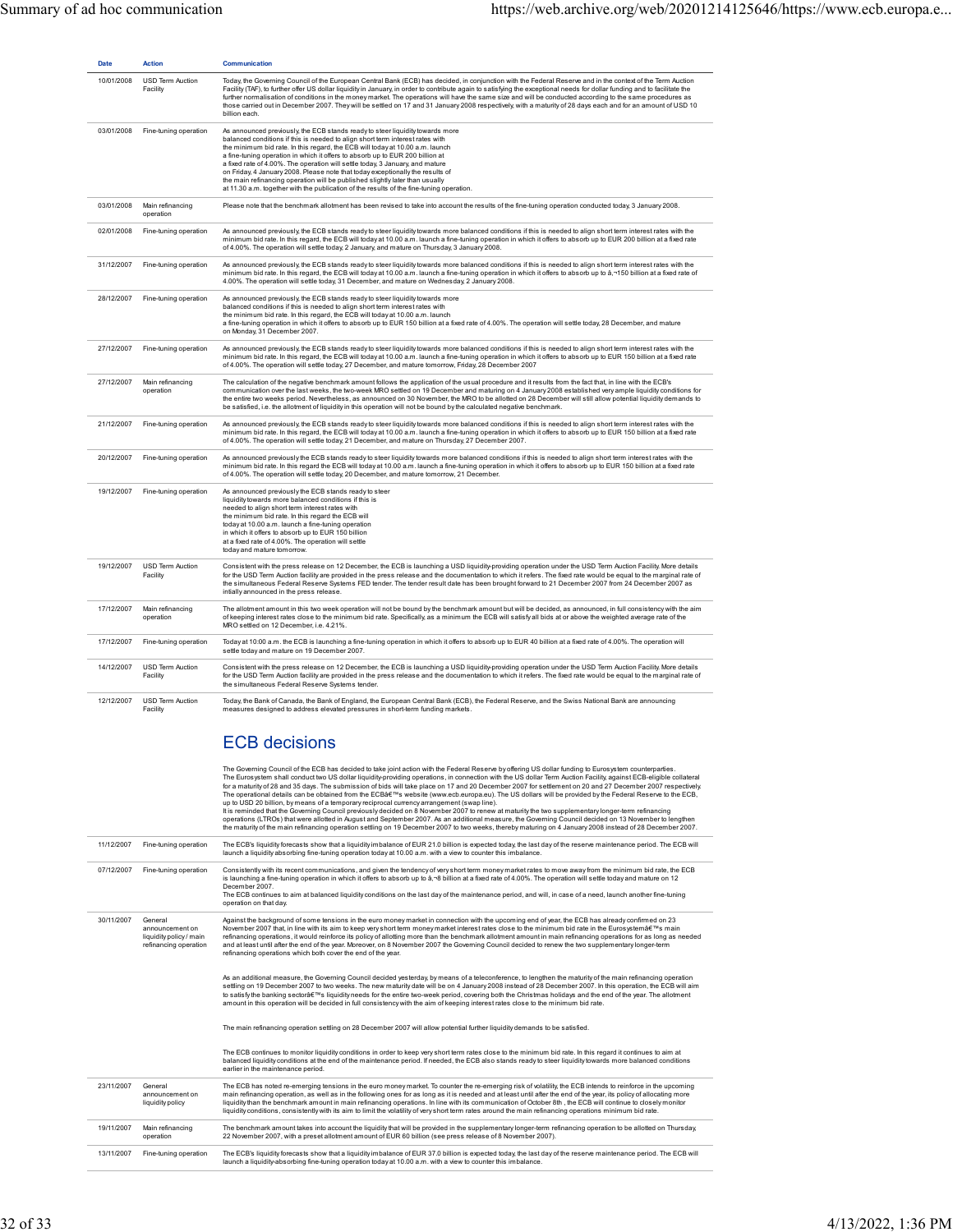| Date | Action | Communication |
|---|---|---|
| 10/01/2008 | USD Term Auction Facility | Today, the Governing Council of the European Central Bank (ECB) has decided, in conjunction with the Federal Reserve and in the context of the Term Auction Facility (TAF), to further offer US dollar liquidity in January, in order to contribute again to satisfying the exceptional needs for dollar funding and to facilitate the further normalisation of conditions in the money market. The operations will have the same size and will be conducted according to the same procedures as those carried out in December 2007. They will be settled on 17 and 31 January 2008 respectively, with a maturity of 28 days each and for an amount of USD 10 billion each. |
| 03/01/2008 | Fine-tuning operation | As announced previously, the ECB stands ready to steer liquidity towards more balanced conditions if this is needed to align short term interest rates with the minimum bid rate. In this regard, the ECB will today at 10.00 a.m. launch a fine-tuning operation in which it offers to absorb up to EUR 200 billion at a fixed rate of 4.00%. The operation will settle today, 3 January, and mature on Friday, 4 January 2008. Please note that today exceptionally the results of the main refinancing operation will be published slightly later than usually at 11.30 a.m. together with the publication of the results of the fine-tuning operation. |
| 03/01/2008 | Main refinancing operation | Please note that the benchmark allotment has been revised to take into account the results of the fine-tuning operation conducted today, 3 January 2008. |
| 02/01/2008 | Fine-tuning operation | As announced previously, the ECB stands ready to steer liquidity towards more balanced conditions if this is needed to align short term interest rates with the minimum bid rate. In this regard, the ECB will today at 10.00 a.m. launch a fine-tuning operation in which it offers to absorb up to EUR 200 billion at a fixed rate of 4.00%. The operation will settle today, 2 January, and mature on Thursday, 3 January 2008. |
| 31/12/2007 | Fine-tuning operation | As announced previously, the ECB stands ready to steer liquidity towards more balanced conditions if this is needed to align short term interest rates with the minimum bid rate. In this regard, the ECB will today at 10.00 a.m. launch a fine-tuning operation in which it offers to absorb up to â‚¬150 billion at a fixed rate of 4.00%. The operation will settle today, 31 December, and mature on Wednesday, 2 January 2008. |
| 28/12/2007 | Fine-tuning operation | As announced previously, the ECB stands ready to steer liquidity towards more balanced conditions if this is needed to align short term interest rates with the minimum bid rate. In this regard, the ECB will today at 10.00 a.m. launch a fine-tuning operation in which it offers to absorb up to EUR 150 billion at a fixed rate of 4.00%. The operation will settle today, 28 December, and mature on Monday, 31 December 2007. |
| 27/12/2007 | Fine-tuning operation | As announced previously, the ECB stands ready to steer liquidity towards more balanced conditions if this is needed to align short term interest rates with the minimum bid rate. In this regard, the ECB will today at 10.00 a.m. launch a fine-tuning operation in which it offers to absorb up to EUR 150 billion at a fixed rate of 4.00%. The operation will settle today, 27 December, and mature tomorrow, Friday, 28 December 2007 |
| 27/12/2007 | Main refinancing operation | The calculation of the negative benchmark amount follows the application of the usual procedure and it results from the fact that, in line with the ECB's communication over the last weeks, the two-week MRO settled on 19 December and maturing on 4 January 2008 established very ample liquidity conditions for the entire two weeks period. Nevertheless, as announced on 30 November, the MRO to be allotted on 28 December will still allow potential liquidity demands to be satisfied, i.e. the allotment of liquidity in this operation will not be bound by the calculated negative benchmark. |
| 21/12/2007 | Fine-tuning operation | As announced previously, the ECB stands ready to steer liquidity towards more balanced conditions if this is needed to align short term interest rates with the minimum bid rate. In this regard, the ECB will today at 10.00 a.m. launch a fine-tuning operation in which it offers to absorb up to EUR 150 billion at a fixed rate of 4.00%. The operation will settle today, 21 December, and mature on Thursday, 27 December 2007. |
| 20/12/2007 | Fine-tuning operation | As announced previously the ECB stands ready to steer liquidity towards more balanced conditions if this is needed to align short term interest rates with the minimum bid rate. In this regard the ECB will today at 10.00 a.m. launch a fine-tuning operation in which it offers to absorb up to EUR 150 billion at a fixed rate of 4.00%. The operation will settle today, 20 December, and mature tomorrow, 21 December. |
| 19/12/2007 | Fine-tuning operation | As announced previously the ECB stands ready to steer liquidity towards more balanced conditions if this is needed to align short term interest rates with the minimum bid rate. In this regard the ECB will today at 10.00 a.m. launch a fine-tuning operation in which it offers to absorb up to EUR 150 billion at a fixed rate of 4.00%. The operation will settle today and mature tomorrow. |
| 19/12/2007 | USD Term Auction Facility | Consistent with the press release on 12 December, the ECB is launching a USD liquidity-providing operation under the USD Term Auction Facility. More details for the USD Term Auction facility are provided in the press release and the documentation to which it refers. The fixed rate would be equal to the marginal rate of the simultaneous Federal Reserve Systems FED tender. The tender result date has been brought forward to 21 December 2007 from 24 December 2007 as initially announced in the press release. |
| 17/12/2007 | Main refinancing operation | The allotment amount in this two week operation will not be bound by the benchmark amount but will be decided, as announced, in full consistency with the aim of keeping interest rates close to the minimum bid rate. Specifically, as a minimum the ECB will satisfy all bids at or above the weighted average rate of the MRO settled on 12 December, i.e. 4.21%. |
| 17/12/2007 | Fine-tuning operation | Today at 10:00 a.m. the ECB is launching a fine-tuning operation in which it offers to absorb up to EUR 40 billion at a fixed rate of 4.00%. The operation will settle today and mature on 19 December 2007. |
| 14/12/2007 | USD Term Auction Facility | Consistent with the press release on 12 December, the ECB is launching a USD liquidity-providing operation under the USD Term Auction Facility. More details for the USD Term Auction facility are provided in the press release and the documentation to which it refers. The fixed rate would be equal to the marginal rate of the simultaneous Federal Reserve Systems tender. |
| 12/12/2007 | USD Term Auction Facility | Today, the Bank of Canada, the Bank of England, the European Central Bank (ECB), the Federal Reserve, and the Swiss National Bank are announcing measures designed to address elevated pressures in short-term funding markets.<br><br>**ECB decisions**<br><br>The Governing Council of the ECB has decided to take joint action with the Federal Reserve by offering US dollar funding to Eurosystem counterparties. The Eurosystem shall conduct two US dollar liquidity-providing operations, in connection with the US dollar Term Auction Facility, against ECB-eligible collateral for a maturity of 28 and 35 days. The submission of bids will take place on 17 and 20 December 2007 for settlement on 20 and 27 December 2007 respectively. The operational details can be obtained from the ECBâ€™s website (www.ecb.europa.eu). The US dollars will be provided by the Federal Reserve to the ECB, up to USD 20 billion, by means of a temporary reciprocal currency arrangement (swap line).<br>It is reminded that the Governing Council previously decided on 8 November 2007 to renew at maturity the two supplementary longer-term refinancing operations (LTROs) that were allotted in August and September 2007. As an additional measure, the Governing Council decided on 13 November to lengthen the maturity of the main refinancing operation settling on 19 December 2007 to two weeks, thereby maturing on 4 January 2008 instead of 28 December 2007. |
| 11/12/2007 | Fine-tuning operation | The ECB's liquidity forecasts show that a liquidity imbalance of EUR 21.0 billion is expected today, the last day of the reserve maintenance period. The ECB will launch a liquidity absorbing fine-tuning operation today at 10.00 a.m. with a view to counter this imbalance. |
| 07/12/2007 | Fine-tuning operation | Consistently with its recent communications, and given the tendency of very short term money market rates to move away from the minimum bid rate, the ECB is launching a fine-tuning operation in which it offers to absorb up to â‚¬8 billion at a fixed rate of 4.00%. The operation will settle today and mature on 12 December 2007.<br>The ECB continues to aim at balanced liquidity conditions on the last day of the maintenance period, and will, in case of a need, launch another fine-tuning operation on that day. |
| 30/11/2007 | General announcement on liquidity policy / main refinancing operation | Against the background of some tensions in the euro money market in connection with the upcoming end of year, the ECB has already confirmed on 23 November 2007 that, in line with its aim to keep very short term money market interest rates close to the minimum bid rate in the Eurosystemâ€™s main refinancing operations, it would reinforce its policy of allotting more than the benchmark allotment amount in main refinancing operations for as long as needed and at least until after the end of the year. Moreover, on 8 November 2007 the Governing Council decided to renew the two supplementary longer-term refinancing operations which both cover the end of the year.<br><br>As an additional measure, the Governing Council decided yesterday, by means of a teleconference, to lengthen the maturity of the main refinancing operation settling on 19 December 2007 to two weeks. The new maturity date will be on 4 January 2008 instead of 28 December 2007. In this operation, the ECB will aim to satisfy the banking sectorâ€™s liquidity needs for the entire two-week period, covering both the Christmas holidays and the end of the year. The allotment amount in this operation will be decided in full consistency with the aim of keeping interest rates close to the minimum bid rate.<br><br>The main refinancing operation settling on 28 December 2007 will allow potential further liquidity demands to be satisfied.<br><br>The ECB continues to monitor liquidity conditions in order to keep very short term rates close to the minimum bid rate. In this regard it continues to aim at balanced liquidity conditions at the end of the maintenance period. If needed, the ECB also stands ready to steer liquidity towards more balanced conditions earlier in the maintenance period. |
| 23/11/2007 | General announcement on liquidity policy | The ECB has noted re-emerging tensions in the euro money market. To counter the re-emerging risk of volatility, the ECB intends to reinforce in the upcoming main refinancing operation, as well as in the following ones for as long as it is needed and at least until after the end of the year, its policy of allocating more liquidity than the benchmark amount in main refinancing operations. In line with its communication of October 8th , the ECB will continue to closely monitor liquidity conditions, consistently with its aim to limit the volatility of very short term rates around the main refinancing operations minimum bid rate. |
| 19/11/2007 | Main refinancing operation | The benchmark amount takes into account the liquidity that will be provided in the supplementary longer-term refinancing operation to be allotted on Thursday, 22 November 2007, with a preset allotment amount of EUR 60 billion (see press release of 8 November 2007). |
| 13/11/2007 | Fine-tuning operation | The ECB's liquidity forecasts show that a liquidity imbalance of EUR 37.0 billion is expected today, the last day of the reserve maintenance period. The ECB will launch a liquidity-absorbing fine-tuning operation today at 10.00 a.m. with a view to counter this imbalance. |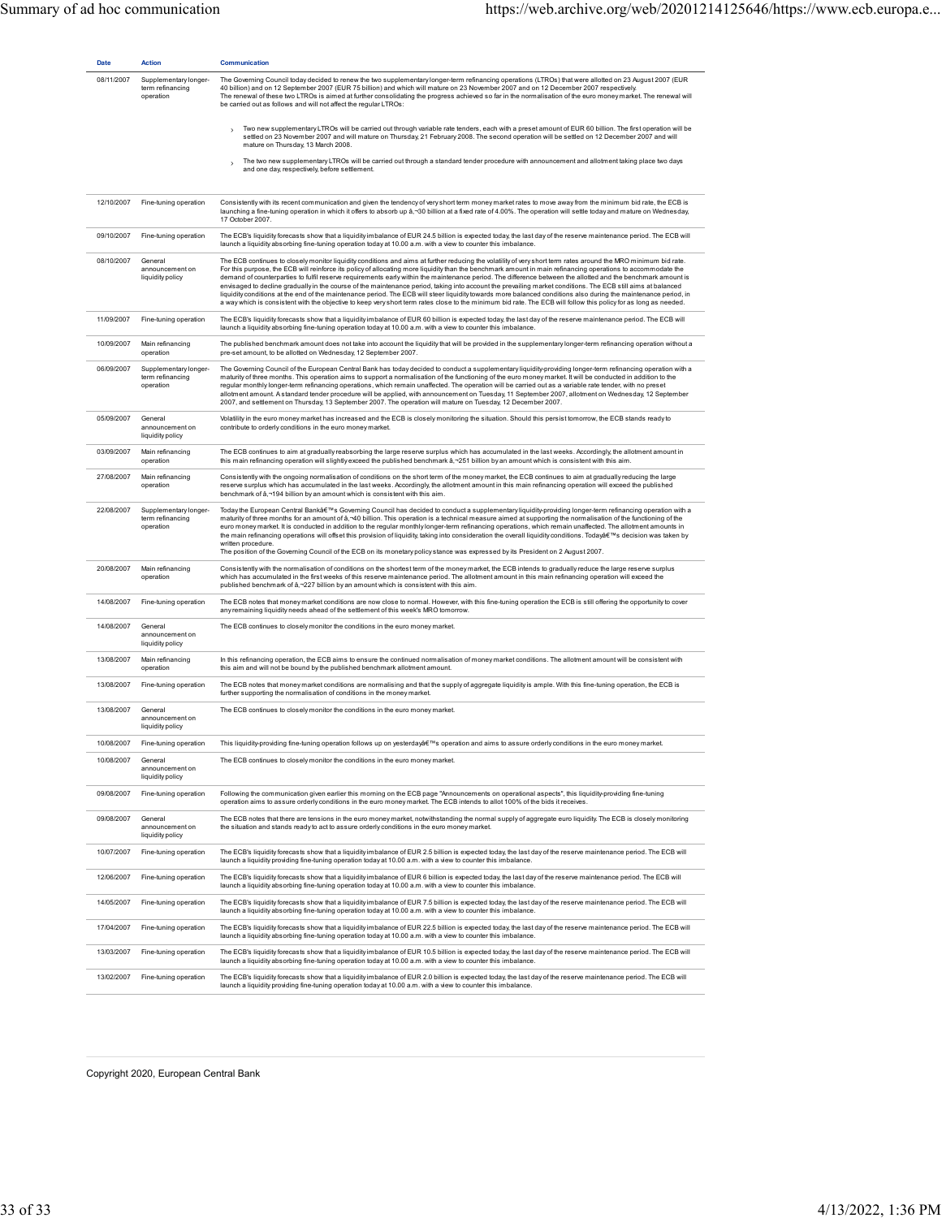| Date | Action | Communication |
|---|---|---|
| 08/11/2007 | Supplementary longer-term refinancing operation | The Governing Council today decided to renew the two supplementary longer-term refinancing operations (LTROs) that were allotted on 23 August 2007 (EUR 40 billion) and on 12 September 2007 (EUR 75 billion) and which will mature on 23 November 2007 and on 12 December 2007 respectively. The renewal of these two LTROs is aimed at further consolidating the progress achieved so far in the normalisation of the euro money market. The renewal will be carried out as follows and will not affect the regular LTROs: › Two new supplementary LTROs will be carried out through variable rate tenders, each with a preset amount of EUR 60 billion. The first operation will be settled on 23 November 2007 and will mature on Thursday, 21 February 2008. The second operation will be settled on 12 December 2007 and will mature on Thursday, 13 March 2008. › The two new supplementary LTROs will be carried out through a standard tender procedure with announcement and allotment taking place two days and one day, respectively, before settlement. |
| 12/10/2007 | Fine-tuning operation | Consistently with its recent communication and given the tendency of very short term money market rates to move away from the minimum bid rate, the ECB is launching a fine-tuning operation in which it offers to absorb up â‚¬30 billion at a fixed rate of 4.00%. The operation will settle today and mature on Wednesday, 17 October 2007. |
| 09/10/2007 | Fine-tuning operation | The ECB's liquidity forecasts show that a liquidity imbalance of EUR 24.5 billion is expected today, the last day of the reserve maintenance period. The ECB will launch a liquidity absorbing fine-tuning operation today at 10.00 a.m. with a view to counter this imbalance. |
| 08/10/2007 | General announcement on liquidity policy | The ECB continues to closely monitor liquidity conditions and aims at further reducing the volatility of very short term rates around the MRO minimum bid rate. For this purpose, the ECB will reinforce its policy of allocating more liquidity than the benchmark amount in main refinancing operations to accommodate the demand of counterparties to fulfil reserve requirements early within the maintenance period. The difference between the allotted and the benchmark amount is envisaged to decline gradually in the course of the maintenance period, taking into account the prevailing market conditions. The ECB still aims at balanced liquidity conditions at the end of the maintenance period. The ECB will steer liquidity towards more balanced conditions also during the maintenance period, in a way which is consistent with the objective to keep very short term rates close to the minimum bid rate. The ECB will follow this policy for as long as needed. |
| 11/09/2007 | Fine-tuning operation | The ECB's liquidity forecasts show that a liquidity imbalance of EUR 60 billion is expected today, the last day of the reserve maintenance period. The ECB will launch a liquidity absorbing fine-tuning operation today at 10.00 a.m. with a view to counter this imbalance. |
| 10/09/2007 | Main refinancing operation | The published benchmark amount does not take into account the liquidity that will be provided in the supplementary longer-term refinancing operation without a pre-set amount, to be allotted on Wednesday, 12 September 2007. |
| 06/09/2007 | Supplementary longer-term refinancing operation | The Governing Council of the European Central Bank has today decided to conduct a supplementary liquidity-providing longer-term refinancing operation with a maturity of three months. This operation aims to support a normalisation of the functioning of the euro money market. It will be conducted in addition to the regular monthly longer-term refinancing operations, which remain unaffected. The operation will be carried out as a variable rate tender, with no preset allotment amount. A standard tender procedure will be applied, with announcement on Tuesday, 11 September 2007, allotment on Wednesday, 12 September 2007, and settlement on Thursday, 13 September 2007. The operation will mature on Tuesday, 12 December 2007. |
| 05/09/2007 | General announcement on liquidity policy | Volatility in the euro money market has increased and the ECB is closely monitoring the situation. Should this persist tomorrow, the ECB stands ready to contribute to orderly conditions in the euro money market. |
| 03/09/2007 | Main refinancing operation | The ECB continues to aim at gradually reabsorbing the large reserve surplus which has accumulated in the last weeks. Accordingly, the allotment amount in this main refinancing operation will slightly exceed the published benchmark â‚¬251 billion by an amount which is consistent with this aim. |
| 27/08/2007 | Main refinancing operation | Consistently with the ongoing normalisation of conditions on the short term of the money market, the ECB continues to aim at gradually reducing the large reserve surplus which has accumulated in the last weeks. Accordingly, the allotment amount in this main refinancing operation will exceed the published benchmark of â‚¬194 billion by an amount which is consistent with this aim. |
| 22/08/2007 | Supplementary longer-term refinancing operation | Today the European Central Bankâ€™s Governing Council has decided to conduct a supplementary liquidity-providing longer-term refinancing operation with a maturity of three months for an amount of â‚¬40 billion. This operation is a technical measure aimed at supporting the normalisation of the functioning of the euro money market. It is conducted in addition to the regular monthly longer-term refinancing operations, which remain unaffected. The allotment amounts in the main refinancing operations will offset this provision of liquidity, taking into consideration the overall liquidity conditions. Todayâ€™s decision was taken by written procedure. The position of the Governing Council of the ECB on its monetary policy stance was expressed by its President on 2 August 2007. |
| 20/08/2007 | Main refinancing operation | Consistently with the normalisation of conditions on the shortest term of the money market, the ECB intends to gradually reduce the large reserve surplus which has accumulated in the first weeks of this reserve maintenance period. The allotment amount in this main refinancing operation will exceed the published benchmark of â‚¬227 billion by an amount which is consistent with this aim. |
| 14/08/2007 | Fine-tuning operation | The ECB notes that money market conditions are now close to normal. However, with this fine-tuning operation the ECB is still offering the opportunity to cover any remaining liquidity needs ahead of the settlement of this week's MRO tomorrow. |
| 14/08/2007 | General announcement on liquidity policy | The ECB continues to closely monitor the conditions in the euro money market. |
| 13/08/2007 | Main refinancing operation | In this refinancing operation, the ECB aims to ensure the continued normalisation of money market conditions. The allotment amount will be consistent with this aim and will not be bound by the published benchmark allotment amount. |
| 13/08/2007 | Fine-tuning operation | The ECB notes that money market conditions are normalising and that the supply of aggregate liquidity is ample. With this fine-tuning operation, the ECB is further supporting the normalisation of conditions in the money market. |
| 13/08/2007 | General announcement on liquidity policy | The ECB continues to closely monitor the conditions in the euro money market. |
| 10/08/2007 | Fine-tuning operation | This liquidity-providing fine-tuning operation follows up on yesterdayâ€™s operation and aims to assure orderly conditions in the euro money market. |
| 10/08/2007 | General announcement on liquidity policy | The ECB continues to closely monitor the conditions in the euro money market. |
| 09/08/2007 | Fine-tuning operation | Following the communication given earlier this morning on the ECB page "Announcements on operational aspects", this liquidity-providing fine-tuning operation aims to assure orderly conditions in the euro money market. The ECB intends to allot 100% of the bids it receives. |
| 09/08/2007 | General announcement on liquidity policy | The ECB notes that there are tensions in the euro money market, notwithstanding the normal supply of aggregate euro liquidity. The ECB is closely monitoring the situation and stands ready to act to assure orderly conditions in the euro money market. |
| 10/07/2007 | Fine-tuning operation | The ECB's liquidity forecasts show that a liquidity imbalance of EUR 2.5 billion is expected today, the last day of the reserve maintenance period. The ECB will launch a liquidity providing fine-tuning operation today at 10.00 a.m. with a view to counter this imbalance. |
| 12/06/2007 | Fine-tuning operation | The ECB's liquidity forecasts show that a liquidity imbalance of EUR 6 billion is expected today, the last day of the reserve maintenance period. The ECB will launch a liquidity absorbing fine-tuning operation today at 10.00 a.m. with a view to counter this imbalance. |
| 14/05/2007 | Fine-tuning operation | The ECB's liquidity forecasts show that a liquidity imbalance of EUR 7.5 billion is expected today, the last day of the reserve maintenance period. The ECB will launch a liquidity absorbing fine-tuning operation today at 10.00 a.m. with a view to counter this imbalance. |
| 17/04/2007 | Fine-tuning operation | The ECB's liquidity forecasts show that a liquidity imbalance of EUR 22.5 billion is expected today, the last day of the reserve maintenance period. The ECB will launch a liquidity absorbing fine-tuning operation today at 10.00 a.m. with a view to counter this imbalance. |
| 13/03/2007 | Fine-tuning operation | The ECB's liquidity forecasts show that a liquidity imbalance of EUR 10.5 billion is expected today, the last day of the reserve maintenance period. The ECB will launch a liquidity absorbing fine-tuning operation today at 10.00 a.m. with a view to counter this imbalance. |
| 13/02/2007 | Fine-tuning operation | The ECB's liquidity forecasts show that a liquidity imbalance of EUR 2.0 billion is expected today, the last day of the reserve maintenance period. The ECB will launch a liquidity providing fine-tuning operation today at 10.00 a.m. with a view to counter this imbalance. |

Copyright 2020, European Central Bank